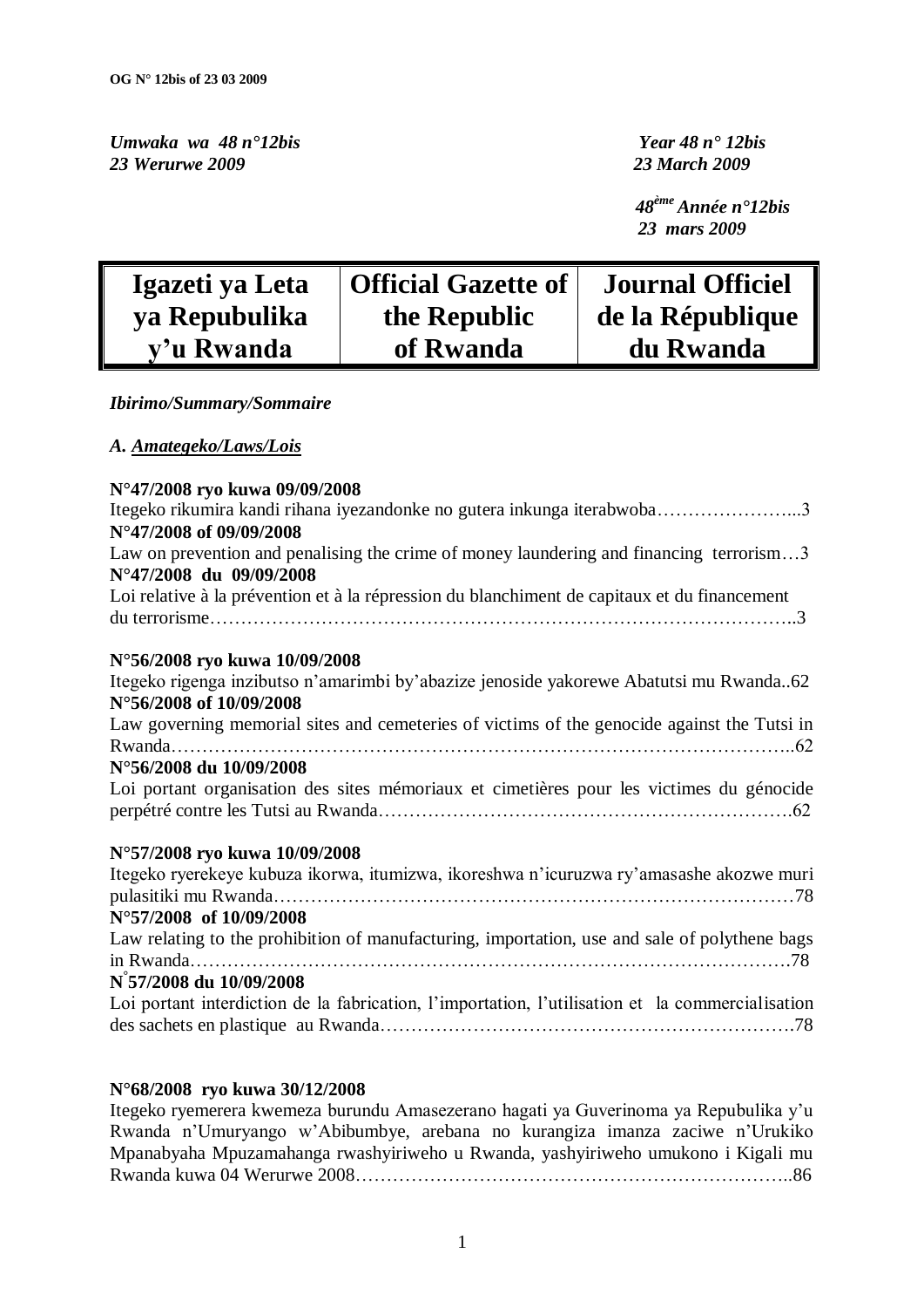*Umwaka wa 48 n°12bis*
*23 Werurwe 2009*

*Year 48 n° 12bis*
*23 March 2009*

*48ème Année n°12bis*
*23 mars 2009*

| Igazeti ya Leta ya Repubulika y'u Rwanda | Official Gazette of the Republic of Rwanda | Journal Officiel de la République du Rwanda |
|---|---|---|

*Ibirimo/Summary/Sommaire*

*A. Amategeko/Laws/Lois*

**N°47/2008 ryo kuwa 09/09/2008**
Itegeko rikumira kandi rihana iyezandonke no gutera inkunga iterabwoba…………………...3
**N°47/2008 of 09/09/2008**
Law on prevention and penalising the crime of money laundering and financing terrorism…3
**N°47/2008 du 09/09/2008**
Loi relative à la prévention et à la répression du blanchiment de capitaux et du financement du terrorisme………………………………………………………………………………..3

**N°56/2008 ryo kuwa 10/09/2008**
Itegeko rigenga inzibutso n'amarimbi by'abazize jenoside yakorewe Abatutsi mu Rwanda..62
**N°56/2008 of 10/09/2008**
Law governing memorial sites and cemeteries of victims of the genocide against the Tutsi in Rwanda……………………………………………………………………………………..62
**N°56/2008 du 10/09/2008**
Loi portant organisation des sites mémoriaux et cimetières pour les victimes du génocide perpétré contre les Tutsi au Rwanda………………………………………………………….62

**N°57/2008 ryo kuwa 10/09/2008**
Itegeko ryerekeye kubuza ikorwa, itumizwa, ikoreshwa n'icuruzwa ry'amasashe akozwe muri pulasitiki mu Rwanda…………………………………………………………………………78
**N°57/2008 of 10/09/2008**
Law relating to the prohibition of manufacturing, importation, use and sale of polythene bags in Rwanda…………………………………………………………………………………….78
**N°57/2008 du 10/09/2008**
Loi portant interdiction de la fabrication, l'importation, l'utilisation et la commercialisation des sachets en plastique au Rwanda………………………………………………………….78

**N°68/2008 ryo kuwa 30/12/2008**
Itegeko ryemerera kwemeza burundu Amasezerano hagati ya Guverinoma ya Repubulika y'u Rwanda n'Umuryango w'Abibumbye, arebana no kurangiza imanza zaciwe n'Urukiko Mpanabyaha Mpuzamahanga rwashyiriweho u Rwanda, yashyiriweho umukono i Kigali mu Rwanda kuwa 04 Werurwe 2008……………………………………………………………..86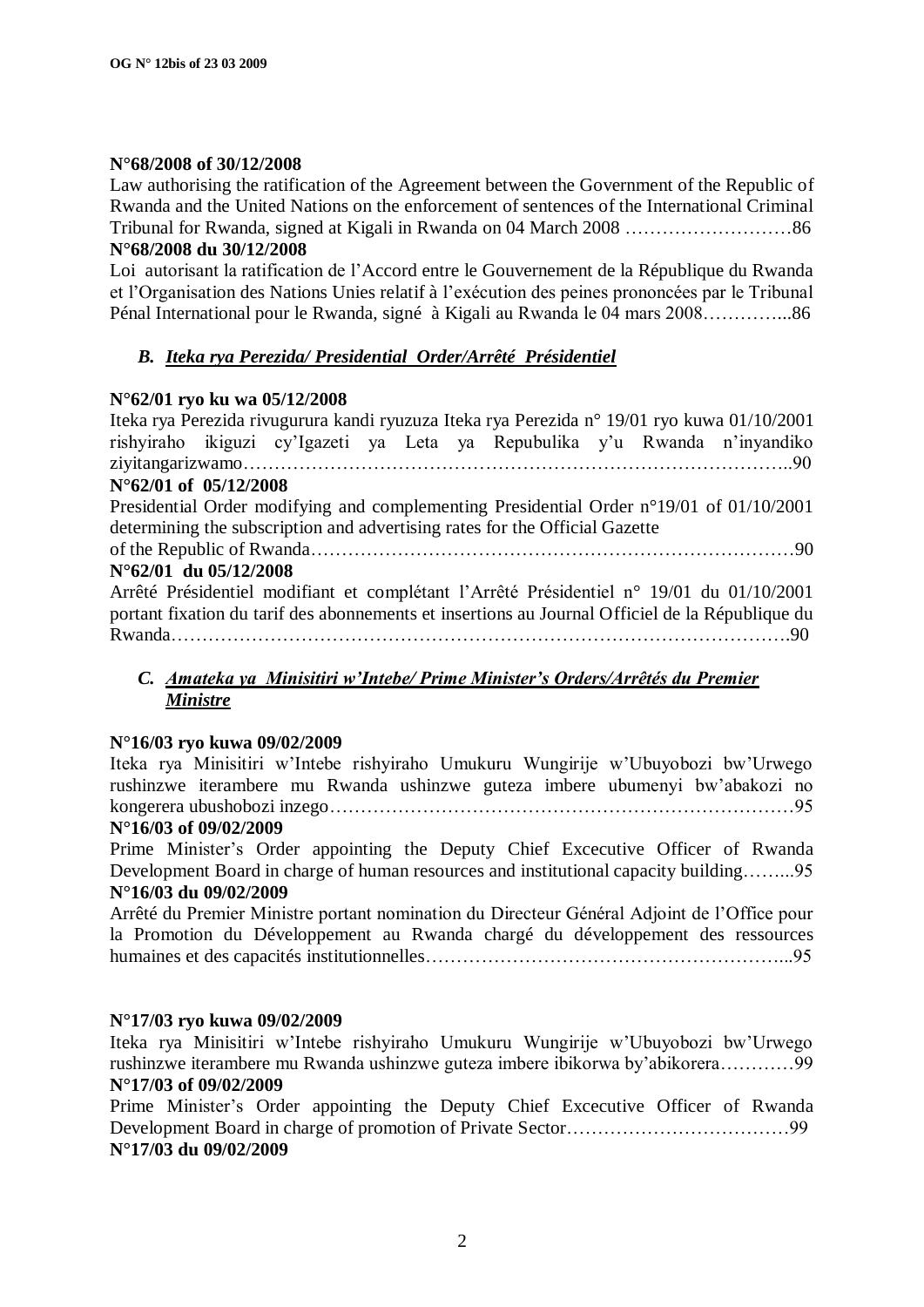**N°68/2008 of 30/12/2008**

Law authorising the ratification of the Agreement between the Government of the Republic of Rwanda and the United Nations on the enforcement of sentences of the International Criminal Tribunal for Rwanda, signed at Kigali in Rwanda on 04 March 2008 ………………………86

**N°68/2008 du 30/12/2008**

Loi autorisant la ratification de l'Accord entre le Gouvernement de la République du Rwanda et l'Organisation des Nations Unies relatif à l'exécution des peines prononcées par le Tribunal Pénal International pour le Rwanda, signé à Kigali au Rwanda le 04 mars 2008…………...86

### *B. Iteka rya Perezida/ Presidential Order/Arrêté Présidentiel*

**N°62/01 ryo ku wa 05/12/2008**

Iteka rya Perezida rivugurura kandi ryuzuza Iteka rya Perezida n° 19/01 ryo kuwa 01/10/2001 rishyiraho ikiguzi cy'Igazeti ya Leta ya Repubulika y'u Rwanda n'inyandiko ziyitangarizwamo……………………………………………………………………………..90

**N°62/01 of 05/12/2008**

Presidential Order modifying and complementing Presidential Order n°19/01 of 01/10/2001 determining the subscription and advertising rates for the Official Gazette of the Republic of Rwanda……………………………………………………………………90

**N°62/01 du 05/12/2008**

Arrêté Présidentiel modifiant et complétant l'Arrêté Présidentiel n° 19/01 du 01/10/2001 portant fixation du tarif des abonnements et insertions au Journal Officiel de la République du Rwanda……………………………………………………………………………………….90

### *C. Amateka ya Minisitiri w'Intebe/ Prime Minister's Orders/Arrêtés du Premier Ministre*

**N°16/03 ryo kuwa 09/02/2009**

Iteka rya Minisitiri w'Intebe rishyiraho Umukuru Wungirije w'Ubuyobozi bw'Urwego rushinzwe iterambere mu Rwanda ushinzwe guteza imbere ubumenyi bw'abakozi no kongerera ubushobozi inzego…………………………………………………………………95

**N°16/03 of 09/02/2009**

Prime Minister's Order appointing the Deputy Chief Excecutive Officer of Rwanda Development Board in charge of human resources and institutional capacity building……...95

**N°16/03 du 09/02/2009**

Arrêté du Premier Ministre portant nomination du Directeur Général Adjoint de l'Office pour la Promotion du Développement au Rwanda chargé du développement des ressources humaines et des capacités institutionnelles…………………………………………………...95

**N°17/03 ryo kuwa 09/02/2009**

Iteka rya Minisitiri w'Intebe rishyiraho Umukuru Wungirije w'Ubuyobozi bw'Urwego rushinzwe iterambere mu Rwanda ushinzwe guteza imbere ibikorwa by'abikorera…………99

**N°17/03 of 09/02/2009**

Prime Minister's Order appointing the Deputy Chief Excecutive Officer of Rwanda Development Board in charge of promotion of Private Sector………………………………99

**N°17/03 du 09/02/2009**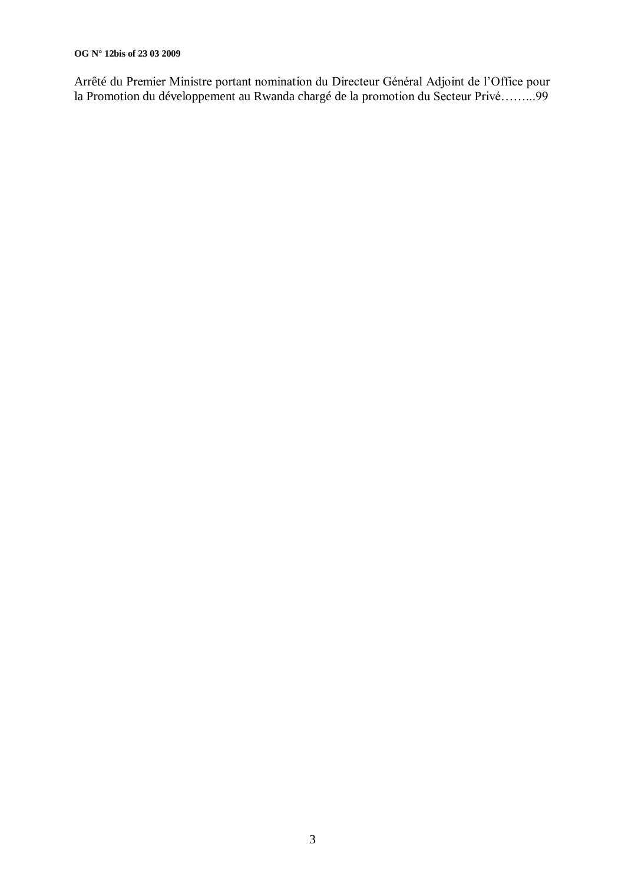Arrêté du Premier Ministre portant nomination du Directeur Général Adjoint de l'Office pour la Promotion du développement au Rwanda chargé de la promotion du Secteur Privé……...99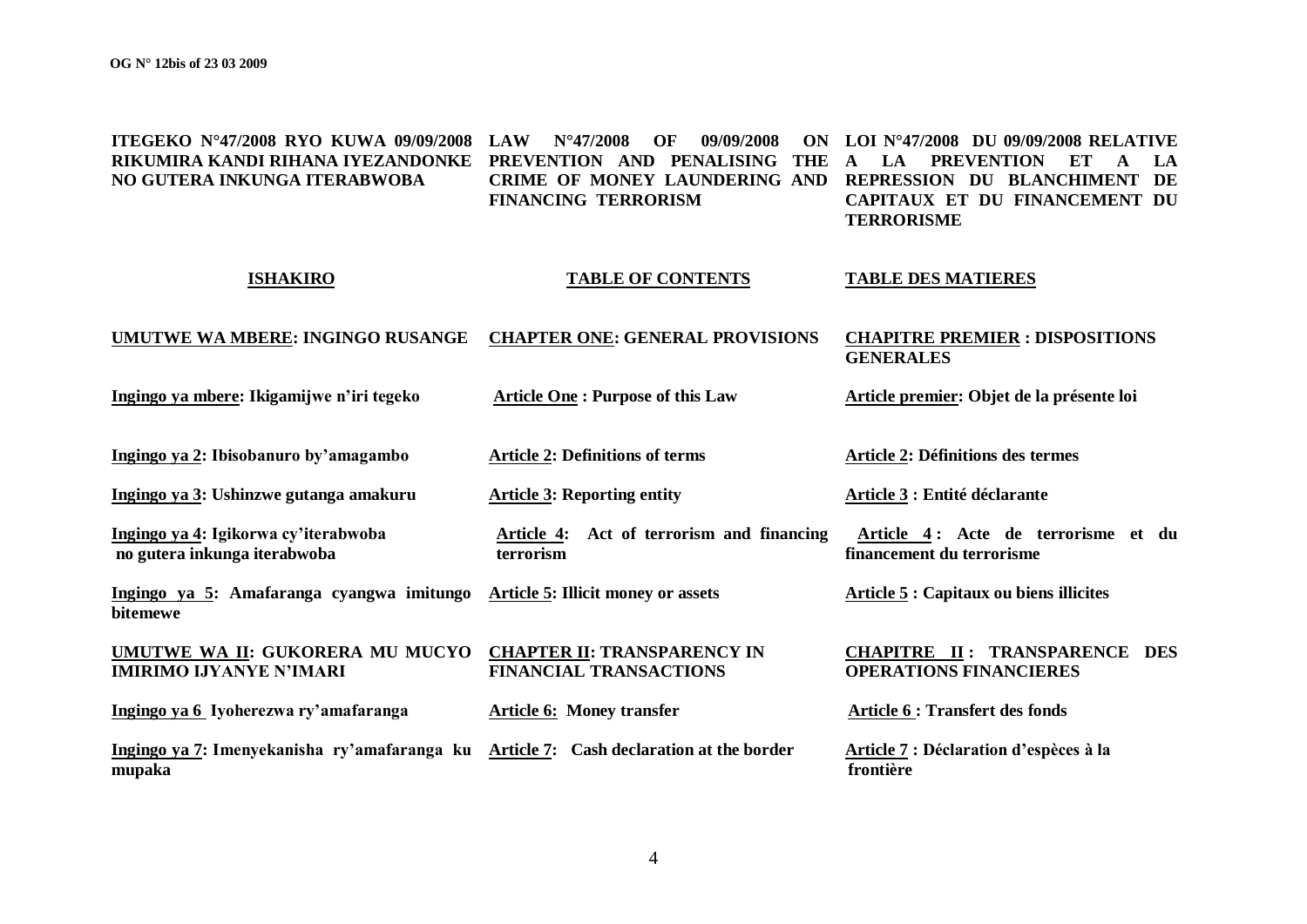| ITEGEKO N°47/2008 RYO KUWA 09/09/2008 RIKUMIRA KANDI RIHANA IYEZANDONKE NO GUTERA INKUNGA ITERABWOBA | LAW N°47/2008 OF 09/09/2008 ON PREVENTION AND PENALISING THE CRIME OF MONEY LAUNDERING AND FINANCING TERRORISM | LOI N°47/2008 DU 09/09/2008 RELATIVE A LA PREVENTION ET A LA REPRESSION DU BLANCHIMENT DE CAPITAUX ET DU FINANCEMENT DU TERRORISME |
|---|---|---|
| **ISHAKIRO** | **TABLE OF CONTENTS** | **TABLE DES MATIERES** |
| **UMUTWE WA MBERE: INGINGO RUSANGE** | **CHAPTER ONE: GENERAL PROVISIONS** | **CHAPITRE PREMIER : DISPOSITIONS GENERALES** |
| **Ingingo ya mbere: Ikigamijwe n'iri tegeko** | **Article One : Purpose of this Law** | **Article premier: Objet de la présente loi** |
| **Ingingo ya 2: Ibisobanuro by'amagambo** | **Article 2: Definitions of terms** | **Article 2: Définitions des termes** |
| **Ingingo ya 3: Ushinzwe gutanga amakuru** | **Article 3: Reporting entity** | **Article 3 : Entité déclarante** |
| **Ingingo ya 4: Igikorwa cy'iterabwoba no gutera inkunga iterabwoba** | **Article 4: Act of terrorism and financing terrorism** | **Article 4 : Acte de terrorisme et du financement du terrorisme** |
| **Ingingo ya 5: Amafaranga cyangwa imitungo bitemewe** | **Article 5: Illicit money or assets** | **Article 5 : Capitaux ou biens illicites** |
| **UMUTWE WA II: GUKORERA MU MUCYO IMIRIMO IJYANYE N'IMARI** | **CHAPTER II: TRANSPARENCY IN FINANCIAL TRANSACTIONS** | **CHAPITRE II : TRANSPARENCE DES OPERATIONS FINANCIERES** |
| **Ingingo ya 6 Iyoherezwa ry'amafaranga** | **Article 6: Money transfer** | **Article 6 : Transfert des fonds** |
| **Ingingo ya 7: Imenyekanisha ry'amafaranga ku mupaka** | **Article 7: Cash declaration at the border** | **Article 7 : Déclaration d'espèces à la frontière** |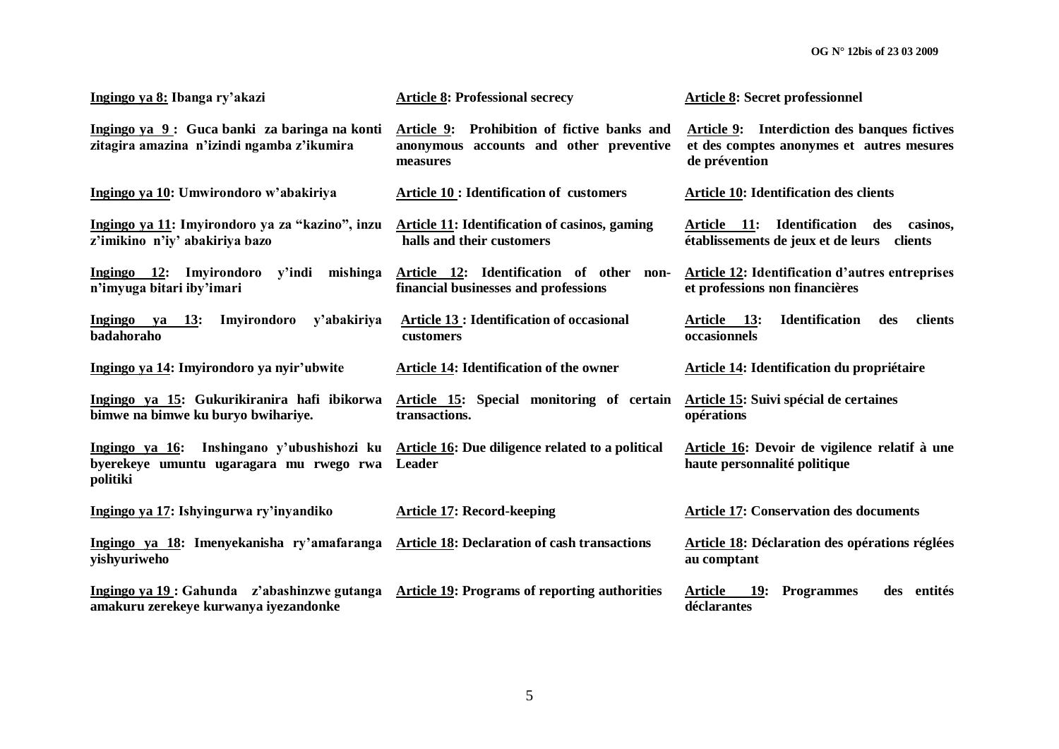| | | |
|---|---|---|
| **Ingingo ya 8: Ibanga ry'akazi** | **Article 8: Professional secrecy** | **Article 8: Secret professionnel** |
| **Ingingo ya 9 : Guca banki za baringa na konti zitagira amazina n'izindi ngamba z'ikumira** | **Article 9: Prohibition of fictive banks and anonymous accounts and other preventive measures** | **Article 9: Interdiction des banques fictives et des comptes anonymes et autres mesures de prévention** |
| **Ingingo ya 10: Umwirondoro w'abakiriya** | **Article 10 : Identification of customers** | **Article 10: Identification des clients** |
| **Ingingo ya 11: Imyirondoro ya za "kazino", inzu z'imikino n'iy' abakiriya bazo** | **Article 11: Identification of casinos, gaming halls and their customers** | **Article 11: Identification des casinos, établissements de jeux et de leurs clients** |
| **Ingingo 12: Imyirondoro y'indi mishinga n'imyuga bitari iby'imari** | **Article 12: Identification of other non-financial businesses and professions** | **Article 12: Identification d'autres entreprises et professions non financières** |
| **Ingingo ya 13: Imyirondoro y'abakiriya badahoraho** | **Article 13 : Identification of occasional customers** | **Article 13: Identification des clients occasionnels** |
| **Ingingo ya 14: Imyirondoro ya nyir'ubwite** | **Article 14: Identification of the owner** | **Article 14: Identification du propriétaire** |
| **Ingingo ya 15: Gukurikiranira hafi ibikorwa bimwe na bimwe ku buryo bwihariye.** | **Article 15: Special monitoring of certain transactions.** | **Article 15: Suivi spécial de certaines opérations** |
| **Ingingo ya 16: Inshingano y'ubushishozi ku byerekeye umuntu ugaragara mu rwego rwa politiki** | **Article 16: Due diligence related to a political Leader** | **Article 16: Devoir de vigilence relatif à une haute personnalité politique** |
| **Ingingo ya 17: Ishyingurwa ry'inyandiko** | **Article 17: Record-keeping** | **Article 17: Conservation des documents** |
| **Ingingo ya 18: Imenyekanisha ry'amafaranga yishyuriweho** | **Article 18: Declaration of cash transactions** | **Article 18: Déclaration des opérations réglées au comptant** |
| **Ingingo ya 19 : Gahunda z'abashinzwe gutanga amakuru zerekeye kurwanya iyezandonke** | **Article 19: Programs of reporting authorities** | **Article 19: Programmes des entités déclarantes** |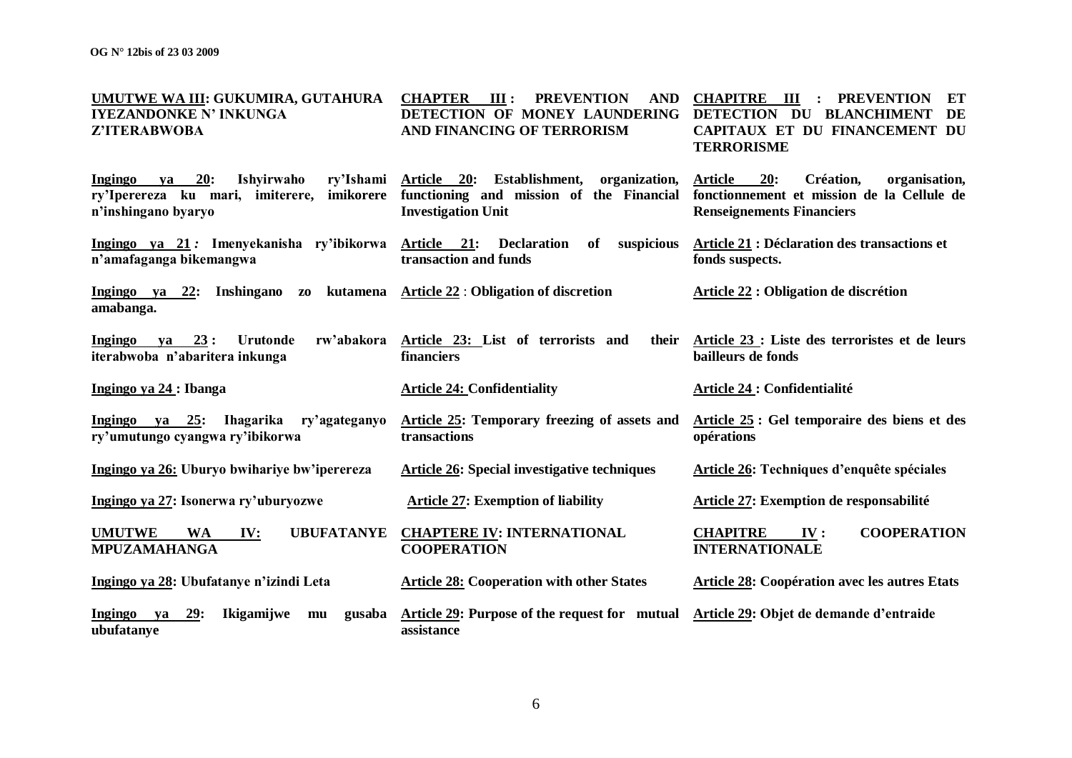| | | |
|---|---|---|
| **UMUTWE WA III: GUKUMIRA, GUTAHURA IYEZANDONKE N' INKUNGA Z'ITERABWOBA** | **CHAPTER III : PREVENTION AND DETECTION OF MONEY LAUNDERING AND FINANCING OF TERRORISM** | **CHAPITRE III : PREVENTION ET DETECTION DU BLANCHIMENT DE CAPITAUX ET DU FINANCEMENT DU TERRORISME** |
| **Ingingo ya 20: Ishyirwaho ry'Ishami ry'Iperereza ku mari, imiterere, imikorere n'inshingano byaryo** | **Article 20: Establishment, organization, functioning and mission of the Financial Investigation Unit** | **Article 20: Création, organisation, fonctionnement et mission de la Cellule de Renseignements Financiers** |
| **Ingingo ya 21 : Imenyekanisha ry'ibikorwa n'amafaganga bikemangwa** | **Article 21: Declaration of suspicious transaction and funds** | **Article 21 : Déclaration des transactions et fonds suspects.** |
| **Ingingo ya 22: Inshingano zo kutamena amabanga.** | **Article 22 : Obligation of discretion** | **Article 22 : Obligation de discrétion** |
| **Ingingo ya 23 : Urutonde rw'abakora iterabwoba n'abaritera inkunga** | **Article 23: List of terrorists and their financiers** | **Article 23 : Liste des terroristes et de leurs bailleurs de fonds** |
| **Ingingo ya 24 : Ibanga** | **Article 24: Confidentiality** | **Article 24 : Confidentialité** |
| **Ingingo ya 25: Ihagarika ry'agateganyo ry'umutungo cyangwa ry'ibikorwa** | **Article 25: Temporary freezing of assets and transactions** | **Article 25 : Gel temporaire des biens et des opérations** |
| **Ingingo ya 26: Uburyo bwihariye bw'iperereza** | **Article 26: Special investigative techniques** | **Article 26: Techniques d'enquête spéciales** |
| **Ingingo ya 27: Isonerwa ry'uburyozwe** | **Article 27: Exemption of liability** | **Article 27: Exemption de responsabilité** |
| **UMUTWE WA IV: UBUFATANYE MPUZAMAHANGA** | **CHAPTERE IV: INTERNATIONAL COOPERATION** | **CHAPITRE IV : COOPERATION INTERNATIONALE** |
| **Ingingo ya 28: Ubufatanye n'izindi Leta** | **Article 28: Cooperation with other States** | **Article 28: Coopération avec les autres Etats** |
| **Ingingo ya 29: Ikigamijwe mu gusaba ubufatanye** | **Article 29: Purpose of the request for mutual assistance** | **Article 29: Objet de demande d'entraide** |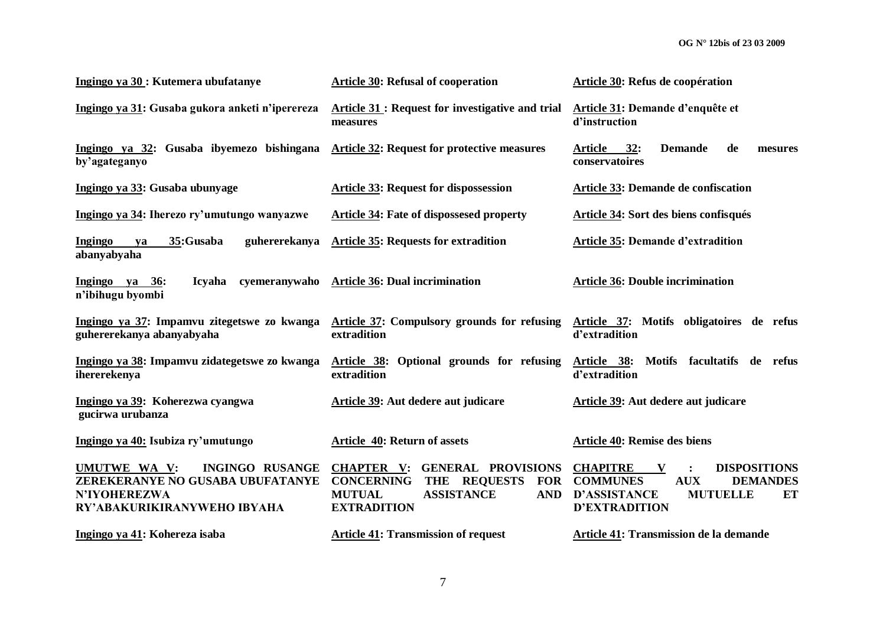| Ingingo ya 30 : Kutemera ubufatanye | Article 30: Refusal of cooperation | Article 30: Refus de coopération |
|---|---|---|
| Ingingo ya 31: Gusaba gukora anketi n'iperereza | Article 31 : Request for investigative and trial measures | Article 31: Demande d'enquête et d'instruction |
| Ingingo ya 32: Gusaba ibyemezo bishingana by'agateganyo | Article 32: Request for protective measures | Article 32: Demande de mesures conservatoires |
| Ingingo ya 33: Gusaba ubunyage | Article 33: Request for dispossession | Article 33: Demande de confiscation |
| Ingingo ya 34: Iherezo ry'umutungo wanyazwe | Article 34: Fate of dispossesed property | Article 34: Sort des biens confisqués |
| Ingingo ya 35:Gusaba guhererekanya abanyabyaha | Article 35: Requests for extradition | Article 35: Demande d'extradition |
| Ingingo ya 36: Icyaha cyemeranywaho n'ibihugu byombi | Article 36: Dual incrimination | Article 36: Double incrimination |
| Ingingo ya 37: Impamvu zitegetswe zo kwanga guhererekanya abanyabyaha | Article 37: Compulsory grounds for refusing extradition | Article 37: Motifs obligatoires de refus d'extradition |
| Ingingo ya 38: Impamvu zidategetswe zo kwanga ihererekenya | Article 38: Optional grounds for refusing extradition | Article 38: Motifs facultatifs de refus d'extradition |
| Ingingo ya 39: Koherezwa cyangwa gucirwa urubanza | Article 39: Aut dedere aut judicare | Article 39: Aut dedere aut judicare |
| Ingingo ya 40: Isubiza ry'umutungo | Article 40: Return of assets | Article 40: Remise des biens |
| UMUTWE WA V: INGINGO RUSANGE ZEREKERANYE NO GUSABA UBUFATANYE N'IYOHEREZWA RY'ABAKURIKIRANYWEHO IBYAHA | CHAPTER V: GENERAL PROVISIONS CONCERNING THE REQUESTS FOR MUTUAL ASSISTANCE AND EXTRADITION | CHAPITRE V : DISPOSITIONS COMMUNES AUX DEMANDES D'ASSISTANCE MUTUELLE ET D'EXTRADITION |
| Ingingo ya 41: Kohereza isaba | Article 41: Transmission of request | Article 41: Transmission de la demande |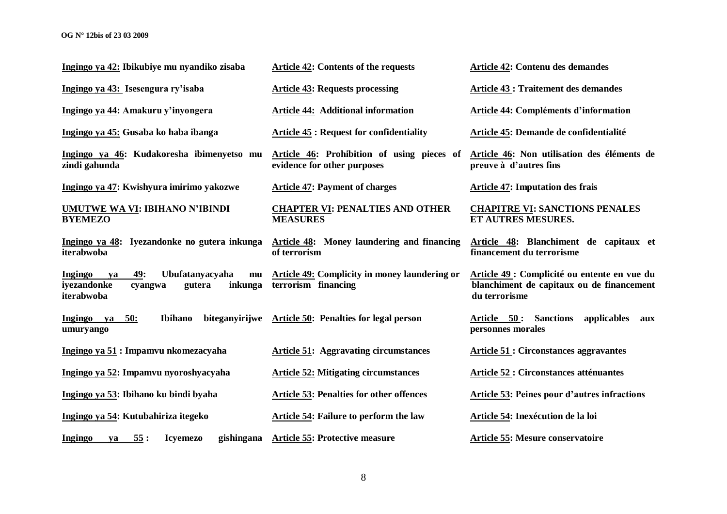| Ingingo ya 42: Ibikubiye mu nyandiko zisaba | Article 42: Contents of the requests | Article 42: Contenu des demandes |
|---|---|---|
| Ingingo ya 43: Isesengura ry'isaba | Article 43: Requests processing | Article 43 : Traitement des demandes |
| Ingingo ya 44: Amakuru y'inyongera | Article 44: Additional information | Article 44: Compléments d'information |
| Ingingo ya 45: Gusaba ko haba ibanga | Article 45 : Request for confidentiality | Article 45: Demande de confidentialité |
| Ingingo ya 46: Kudakoresha ibimenyetso mu zindi gahunda | Article 46: Prohibition of using pieces of evidence for other purposes | Article 46: Non utilisation des éléments de preuve à d'autres fins |
| Ingingo ya 47: Kwishyura imirimo yakozwe | Article 47: Payment of charges | Article 47: Imputation des frais |
| **UMUTWE WA VI: IBIHANO N'IBINDI BYEMEZO** | **CHAPTER VI: PENALTIES AND OTHER MEASURES** | **CHAPITRE VI: SANCTIONS PENALES ET AUTRES MESURES.** |
| Ingingo ya 48: Iyezandonke no gutera inkunga iterabwoba | Article 48: Money laundering and financing of terrorism | Article 48: Blanchiment de capitaux et financement du terrorisme |
| Ingingo ya 49: Ubufatanyacyaha mu iyezandonke cyangwa gutera inkunga iterabwoba | Article 49: Complicity in money laundering or terrorism financing | Article 49 : Complicité ou entente en vue du blanchiment de capitaux ou de financement du terrorisme |
| Ingingo ya 50: Ibihano biteganyirijwe umuryango | Article 50: Penalties for legal person | Article 50 : Sanctions applicables aux personnes morales |
| Ingingo ya 51 : Impamvu nkomezacyaha | Article 51: Aggravating circumstances | Article 51 : Circonstances aggravantes |
| Ingingo ya 52: Impamvu nyoroshyacyaha | Article 52: Mitigating circumstances | Article 52 : Circonstances atténuantes |
| Ingingo ya 53: Ibihano ku bindi byaha | Article 53: Penalties for other offences | Article 53: Peines pour d'autres infractions |
| Ingingo ya 54: Kutubahiriza itegeko | Article 54: Failure to perform the law | Article 54: Inexécution de la loi |
| Ingingo ya 55 : Icyemezo gishingana | Article 55: Protective measure | Article 55: Mesure conservatoire |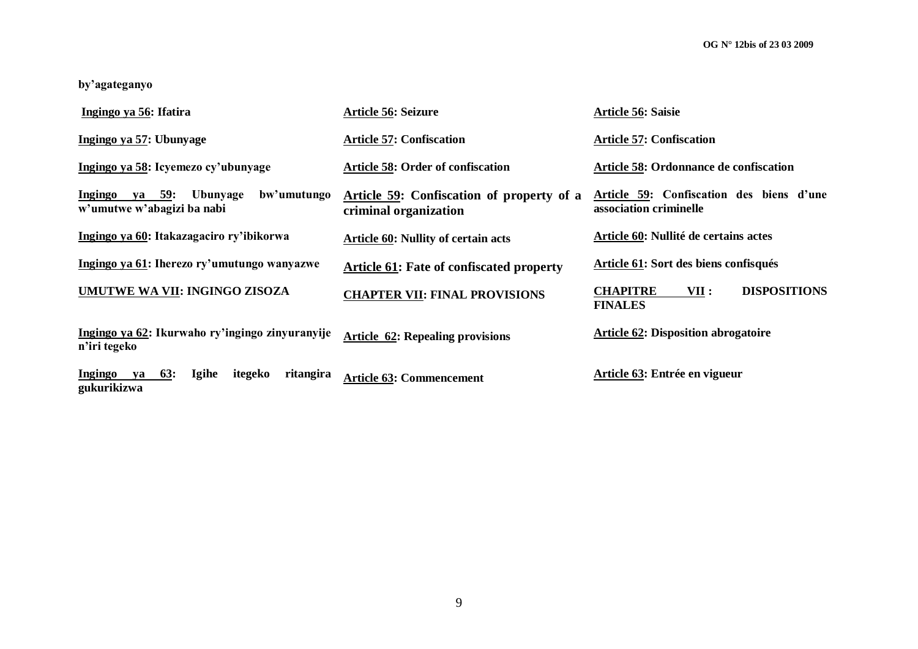**by'agateganyo**

| | | |
|---|---|---|
| **Ingingo ya 56: Ifatira** | **Article 56: Seizure** | **Article 56: Saisie** |
| **Ingingo ya 57: Ubunyage** | **Article 57: Confiscation** | **Article 57: Confiscation** |
| **Ingingo ya 58: Icyemezo cy'ubunyage** | **Article 58: Order of confiscation** | **Article 58: Ordonnance de confiscation** |
| **Ingingo ya 59: Ubunyage bw'umutungo w'umutwe w'abagizi ba nabi** | **Article 59: Confiscation of property of a criminal organization** | **Article 59: Confiscation des biens d'une association criminelle** |
| **Ingingo ya 60: Itakazagaciro ry'ibikorwa** | **Article 60: Nullity of certain acts** | **Article 60: Nullité de certains actes** |
| **Ingingo ya 61: Iherezo ry'umutungo wanyazwe** | **Article 61: Fate of confiscated property** | **Article 61: Sort des biens confisqués** |
| **UMUTWE WA VII: INGINGO ZISOZA** | **CHAPTER VII: FINAL PROVISIONS** | **CHAPITRE VII : DISPOSITIONS FINALES** |
| **Ingingo ya 62: Ikurwaho ry'ingingo zinyuranyije n'iri tegeko** | **Article 62: Repealing provisions** | **Article 62: Disposition abrogatoire** |
| **Ingingo ya 63: Igihe itegeko ritangira gukurikizwa** | **Article 63: Commencement** | **Article 63: Entrée en vigueur** |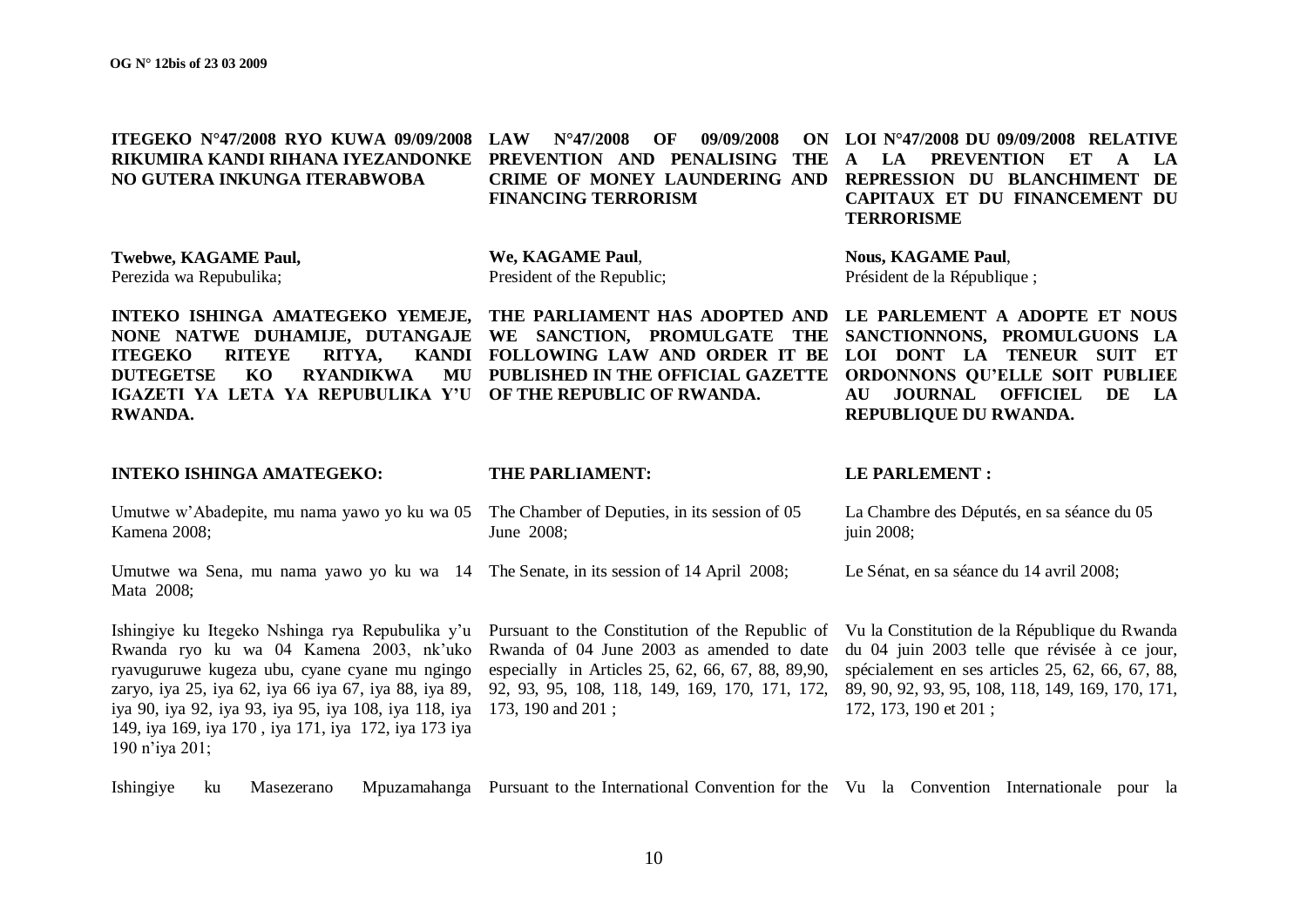**ITEGEKO N°47/2008 RYO KUWA 09/09/2008 RIKUMIRA KANDI RIHANA IYEZANDONKE NO GUTERA INKUNGA ITERABWOBA**

**Twebwe, KAGAME Paul,**
Perezida wa Repubulika;

**INTEKO ISHINGA AMATEGEKO YEMEJE, NONE NATWE DUHAMIJE, DUTANGAJE ITEGEKO RITEYE RITYA, KANDI DUTEGETSE KO RYANDIKWA MU IGAZETI YA LETA YA REPUBULIKA Y'U RWANDA.**

**INTEKO ISHINGA AMATEGEKO:**

Umutwe w'Abadepite, mu nama yawo yo ku wa 05 Kamena 2008;

Umutwe wa Sena, mu nama yawo yo ku wa 14 Mata 2008;

Ishingiye ku Itegeko Nshinga rya Repubulika y'u Rwanda ryo ku wa 04 Kamena 2003, nk'uko ryavuguruwe kugeza ubu, cyane cyane mu ngingo zaryo, iya 25, iya 62, iya 66 iya 67, iya 88, iya 89, iya 90, iya 92, iya 93, iya 95, iya 108, iya 118, iya 149, iya 169, iya 170 , iya 171, iya 172, iya 173 iya 190 n'iya 201;

Ishingiye ku Masezerano Mpuzamahanga

**LAW N°47/2008 OF 09/09/2008 ON PREVENTION AND PENALISING THE CRIME OF MONEY LAUNDERING AND FINANCING TERRORISM**

**We, KAGAME Paul**,
President of the Republic;

**THE PARLIAMENT HAS ADOPTED AND WE SANCTION, PROMULGATE THE FOLLOWING LAW AND ORDER IT BE PUBLISHED IN THE OFFICIAL GAZETTE OF THE REPUBLIC OF RWANDA.**

**THE PARLIAMENT:**

The Chamber of Deputies, in its session of 05 June 2008;

The Senate, in its session of 14 April 2008;

Pursuant to the Constitution of the Republic of Rwanda of 04 June 2003 as amended to date especially in Articles 25, 62, 66, 67, 88, 89,90, 92, 93, 95, 108, 118, 149, 169, 170, 171, 172, 173, 190 and 201 ;

Pursuant to the International Convention for the

**LOI N°47/2008 DU 09/09/2008 RELATIVE A LA PREVENTION ET A LA REPRESSION DU BLANCHIMENT DE CAPITAUX ET DU FINANCEMENT DU TERRORISME**

**Nous, KAGAME Paul**,
Président de la République ;

**LE PARLEMENT A ADOPTE ET NOUS SANCTIONNONS, PROMULGUONS LA LOI DONT LA TENEUR SUIT ET ORDONNONS QU'ELLE SOIT PUBLIEE AU JOURNAL OFFICIEL DE LA REPUBLIQUE DU RWANDA.**

**LE PARLEMENT :**

La Chambre des Députés, en sa séance du 05 juin 2008;

Le Sénat, en sa séance du 14 avril 2008;

Vu la Constitution de la République du Rwanda du 04 juin 2003 telle que révisée à ce jour, spécialement en ses articles 25, 62, 66, 67, 88, 89, 90, 92, 93, 95, 108, 118, 149, 169, 170, 171, 172, 173, 190 et 201 ;

Vu la Convention Internationale pour la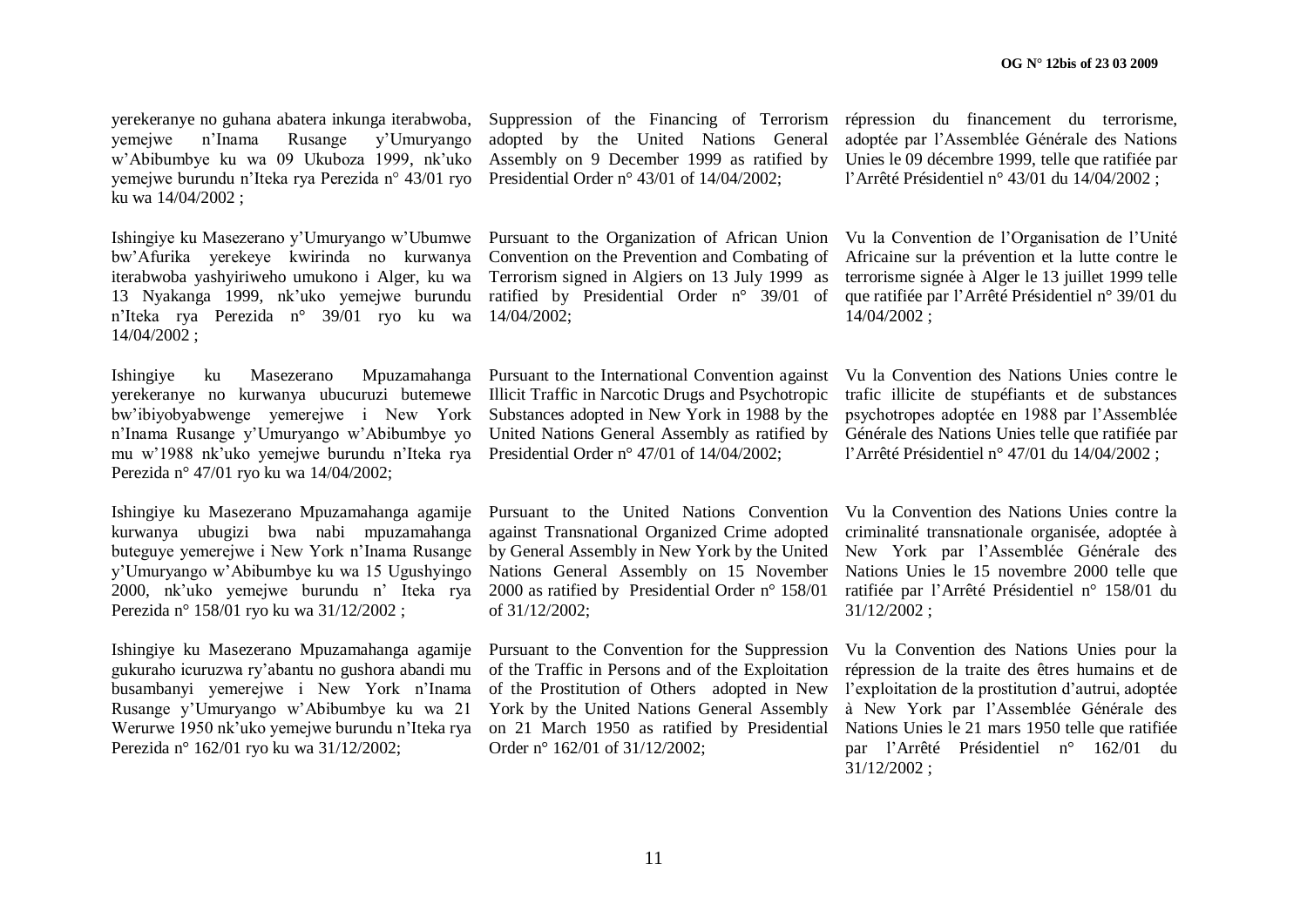yerekeranye no guhana abatera inkunga iterabwoba, yemejwe n'Inama Rusange y'Umuryango w'Abibumbye ku wa 09 Ukuboza 1999, nk'uko yemejwe burundu n'Iteka rya Perezida n° 43/01 ryo ku wa 14/04/2002 ;

Ishingiye ku Masezerano y'Umuryango w'Ubumwe bw'Afurika yerekeye kwirinda no kurwanya iterabwoba yashyiriweho umukono i Alger, ku wa 13 Nyakanga 1999, nk'uko yemejwe burundu n'Iteka rya Perezida n° 39/01 ryo ku wa 14/04/2002 ;

Ishingiye ku Masezerano Mpuzamahanga yerekeranye no kurwanya ubucuruzi butemewe bw'ibiyobyabwenge yemerejwe i New York n'Inama Rusange y'Umuryango w'Abibumbye yo mu w'1988 nk'uko yemejwe burundu n'Iteka rya Perezida n° 47/01 ryo ku wa 14/04/2002;

Ishingiye ku Masezerano Mpuzamahanga agamije kurwanya ubugizi bwa nabi mpuzamahanga buteguye yemerejwe i New York n'Inama Rusange y'Umuryango w'Abibumbye ku wa 15 Ugushyingo 2000, nk'uko yemejwe burundu n' Iteka rya Perezida n° 158/01 ryo ku wa 31/12/2002 ;

Ishingiye ku Masezerano Mpuzamahanga agamije gukuraho icuruzwa ry'abantu no gushora abandi mu busambanyi yemerejwe i New York n'Inama Rusange y'Umuryango w'Abibumbye ku wa 21 Werurwe 1950 nk'uko yemejwe burundu n'Iteka rya Perezida n° 162/01 ryo ku wa 31/12/2002;

Suppression of the Financing of Terrorism adopted by the United Nations General Assembly on 9 December 1999 as ratified by Presidential Order n° 43/01 of 14/04/2002;

Pursuant to the Organization of African Union Convention on the Prevention and Combating of Terrorism signed in Algiers on 13 July 1999 as ratified by Presidential Order n° 39/01 of 14/04/2002;

Pursuant to the International Convention against Illicit Traffic in Narcotic Drugs and Psychotropic Substances adopted in New York in 1988 by the United Nations General Assembly as ratified by Presidential Order n° 47/01 of 14/04/2002;

Pursuant to the United Nations Convention against Transnational Organized Crime adopted by General Assembly in New York by the United Nations General Assembly on 15 November 2000 as ratified by Presidential Order n° 158/01 of 31/12/2002;

Pursuant to the Convention for the Suppression of the Traffic in Persons and of the Exploitation of the Prostitution of Others adopted in New York by the United Nations General Assembly on 21 March 1950 as ratified by Presidential Order n° 162/01 of 31/12/2002;

répression du financement du terrorisme, adoptée par l'Assemblée Générale des Nations Unies le 09 décembre 1999, telle que ratifiée par l'Arrêté Présidentiel n° 43/01 du 14/04/2002 ;

Vu la Convention de l'Organisation de l'Unité Africaine sur la prévention et la lutte contre le terrorisme signée à Alger le 13 juillet 1999 telle que ratifiée par l'Arrêté Présidentiel n° 39/01 du 14/04/2002 ;

Vu la Convention des Nations Unies contre le trafic illicite de stupéfiants et de substances psychotropes adoptée en 1988 par l'Assemblée Générale des Nations Unies telle que ratifiée par l'Arrêté Présidentiel n° 47/01 du 14/04/2002 ;

Vu la Convention des Nations Unies contre la criminalité transnationale organisée, adoptée à New York par l'Assemblée Générale des Nations Unies le 15 novembre 2000 telle que ratifiée par l'Arrêté Présidentiel n° 158/01 du 31/12/2002 ;

Vu la Convention des Nations Unies pour la répression de la traite des êtres humains et de l'exploitation de la prostitution d'autrui, adoptée à New York par l'Assemblée Générale des Nations Unies le 21 mars 1950 telle que ratifiée par l'Arrêté Présidentiel n° 162/01 du 31/12/2002 ;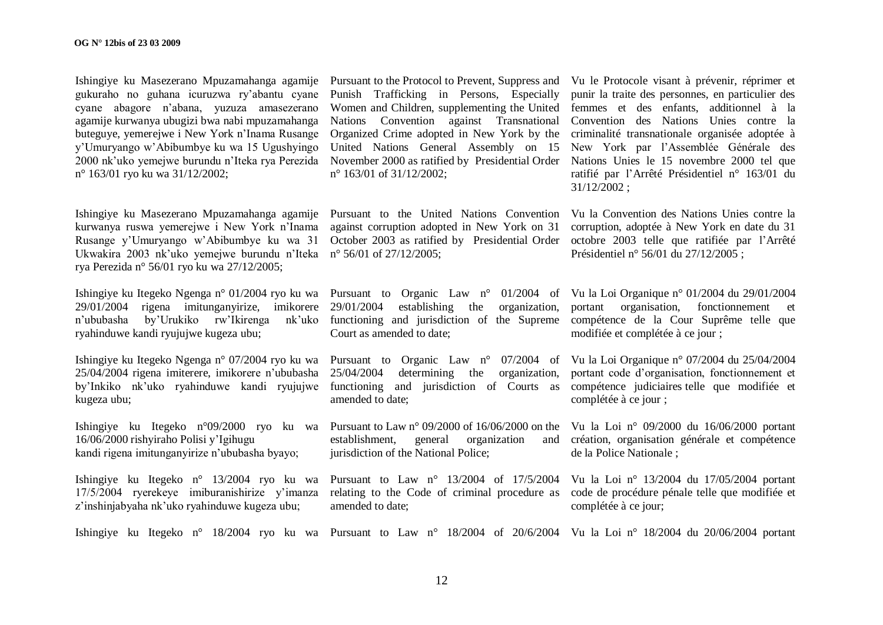Ishingiye ku Masezerano Mpuzamahanga agamije gukuraho no guhana icuruzwa ry'abantu cyane cyane abagore n'abana, yuzuza amasezerano agamije kurwanya ubugizi bwa nabi mpuzamahanga buteguye, yemerejwe i New York n'Inama Rusange y'Umuryango w'Abibumbye ku wa 15 Ugushyingo 2000 nk'uko yemejwe burundu n'Iteka rya Perezida n° 163/01 ryo ku wa 31/12/2002;

Ishingiye ku Masezerano Mpuzamahanga agamije kurwanya ruswa yemerejwe i New York n'Inama Rusange y'Umuryango w'Abibumbye ku wa 31 Ukwakira 2003 nk'uko yemejwe burundu n'Iteka rya Perezida n° 56/01 ryo ku wa 27/12/2005;

Ishingiye ku Itegeko Ngenga n° 01/2004 ryo ku wa 29/01/2004 rigena imitunganyirize, imikorere n'ububasha by'Urukiko rw'Ikirenga nk'uko ryahinduwe kandi ryujujwe kugeza ubu;

Ishingiye ku Itegeko Ngenga n° 07/2004 ryo ku wa 25/04/2004 rigena imiterere, imikorere n'ububasha by'Inkiko nk'uko ryahinduwe kandi ryujujwe kugeza ubu;

Ishingiye ku Itegeko n°09/2000 ryo ku wa 16/06/2000 rishyiraho Polisi y'Igihugu kandi rigena imitunganyirize n'ububasha byayo;

Ishingiye ku Itegeko n° 13/2004 ryo ku wa 17/5/2004 ryerekeye imiburanishirize y'imanza z'inshinjabyaha nk'uko ryahinduwe kugeza ubu;

Ishingiye ku Itegeko n° 18/2004 ryo ku wa

Pursuant to the Protocol to Prevent, Suppress and Punish Trafficking in Persons, Especially Women and Children, supplementing the United Nations Convention against Transnational Organized Crime adopted in New York by the United Nations General Assembly on 15 November 2000 as ratified by Presidential Order n° 163/01 of 31/12/2002;

Pursuant to the United Nations Convention against corruption adopted in New York on 31 October 2003 as ratified by Presidential Order n° 56/01 of 27/12/2005;

Pursuant to Organic Law n° 01/2004 of 29/01/2004 establishing the organization, functioning and jurisdiction of the Supreme Court as amended to date;

Pursuant to Organic Law n° 07/2004 of 25/04/2004 determining the organization, functioning and jurisdiction of Courts as amended to date;

Pursuant to Law n° 09/2000 of 16/06/2000 on the establishment, general organization and jurisdiction of the National Police;

Pursuant to Law n° 13/2004 of 17/5/2004 relating to the Code of criminal procedure as amended to date;

Pursuant to Law n° 18/2004 of 20/6/2004

Vu le Protocole visant à prévenir, réprimer et punir la traite des personnes, en particulier des femmes et des enfants, additionnel à la Convention des Nations Unies contre la criminalité transnationale organisée adoptée à New York par l'Assemblée Générale des Nations Unies le 15 novembre 2000 tel que ratifié par l'Arrêté Présidentiel n° 163/01 du 31/12/2002 ;

Vu la Convention des Nations Unies contre la corruption, adoptée à New York en date du 31 octobre 2003 telle que ratifiée par l'Arrêté Présidentiel n° 56/01 du 27/12/2005 ;

Vu la Loi Organique n° 01/2004 du 29/01/2004 portant organisation, fonctionnement et compétence de la Cour Suprême telle que modifiée et complétée à ce jour ;

Vu la Loi Organique n° 07/2004 du 25/04/2004 portant code d'organisation, fonctionnement et compétence judiciaires telle que modifiée et complétée à ce jour ;

Vu la Loi n° 09/2000 du 16/06/2000 portant création, organisation générale et compétence de la Police Nationale ;

Vu la Loi n° 13/2004 du 17/05/2004 portant code de procédure pénale telle que modifiée et complétée à ce jour;

Vu la Loi n° 18/2004 du 20/06/2004 portant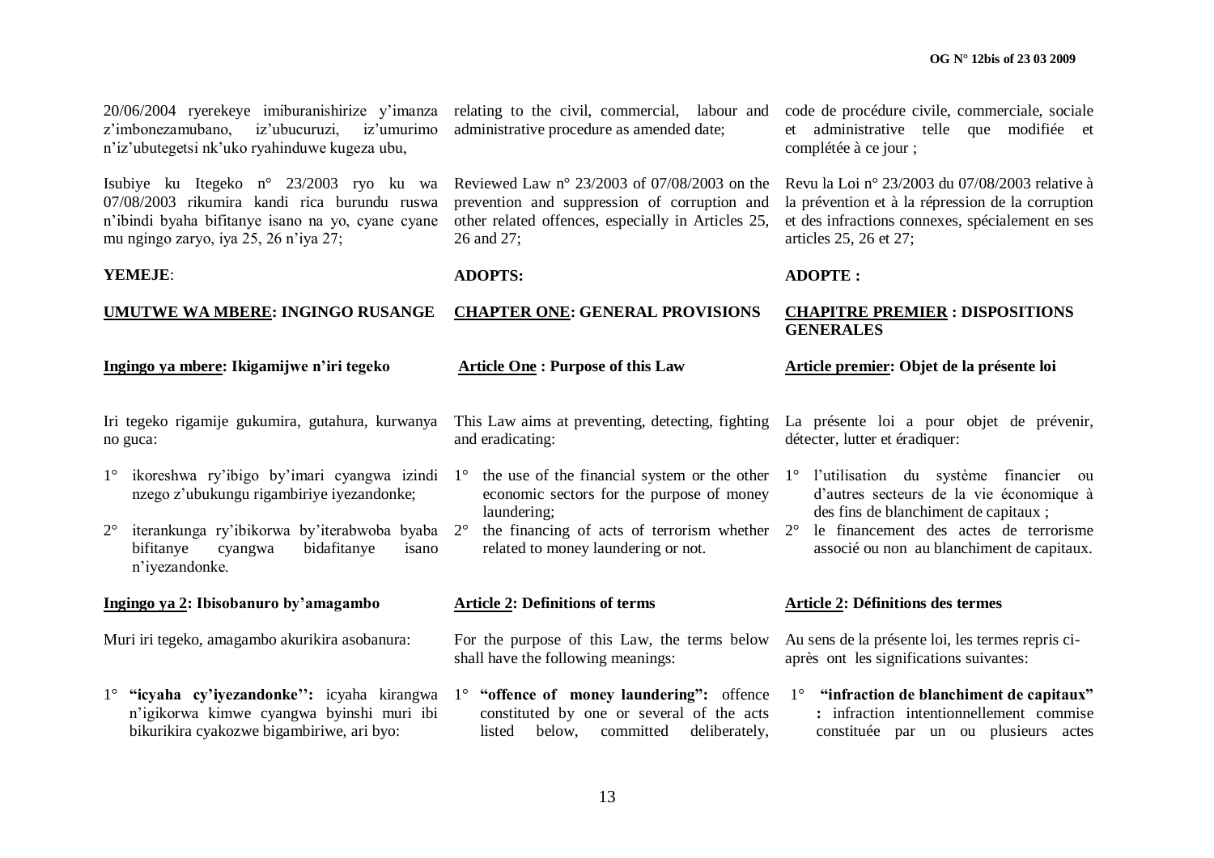20/06/2004 ryerekeye imiburanishirize y'imanza z'imbonezamubano, iz'ubucuruzi, iz'umurimo n'iz'ubutegetsi nk'uko ryahinduwe kugeza ubu,

Isubiye ku Itegeko n° 23/2003 ryo ku wa 07/08/2003 rikumira kandi rica burundu ruswa n'ibindi byaha bifitanye isano na yo, cyane cyane mu ngingo zaryo, iya 25, 26 n'iya 27;

**YEMEJE**:

## **UMUTWE WA MBERE**: INGINGO RUSANGE

### **Ingingo ya mbere**: Ikigamijwe n'iri tegeko

Iri tegeko rigamije gukumira, gutahura, kurwanya no guca:

1° ikoreshwa ry'ibigo by'imari cyangwa izindi nzego z'ubukungu rigambiriye iyezandonke;

2° iterankunga ry'ibikorwa by'iterabwoba byaba bifitanye cyangwa bidafitanye isano n'iyezandonke.

### **Ingingo ya 2**: Ibisobanuro by'amagambo

Muri iri tegeko, amagambo akurikira asobanura:

1° **"icyaha cy'iyezandonke'':** icyaha kirangwa n'igikorwa kimwe cyangwa byinshi muri ibi bikurikira cyakozwe bigambiriwe, ari byo:

relating to the civil, commercial, labour and administrative procedure as amended date;

Reviewed Law n° 23/2003 of 07/08/2003 on the prevention and suppression of corruption and other related offences, especially in Articles 25, 26 and 27;

**ADOPTS:**

## **CHAPTER ONE**: GENERAL PROVISIONS

### **Article One** : Purpose of this Law

This Law aims at preventing, detecting, fighting and eradicating:

1° the use of the financial system or the other economic sectors for the purpose of money laundering;

2° the financing of acts of terrorism whether related to money laundering or not.

### **Article 2**: Definitions of terms

For the purpose of this Law, the terms below shall have the following meanings:

1° **"offence of money laundering":** offence constituted by one or several of the acts listed below, committed deliberately,

code de procédure civile, commerciale, sociale et administrative telle que modifiée et complétée à ce jour ;

Revu la Loi n° 23/2003 du 07/08/2003 relative à la prévention et à la répression de la corruption et des infractions connexes, spécialement en ses articles 25, 26 et 27;

**ADOPTE :**

## **CHAPITRE PREMIER** : DISPOSITIONS GENERALES

### **Article premier**: Objet de la présente loi

La présente loi a pour objet de prévenir, détecter, lutter et éradiquer:

1° l'utilisation du système financier ou d'autres secteurs de la vie économique à des fins de blanchiment de capitaux ;

2° le financement des actes de terrorisme associé ou non au blanchiment de capitaux.

### **Article 2**: Définitions des termes

Au sens de la présente loi, les termes repris ci-après ont les significations suivantes:

1° **"infraction de blanchiment de capitaux" :** infraction intentionnellement commise constituée par un ou plusieurs actes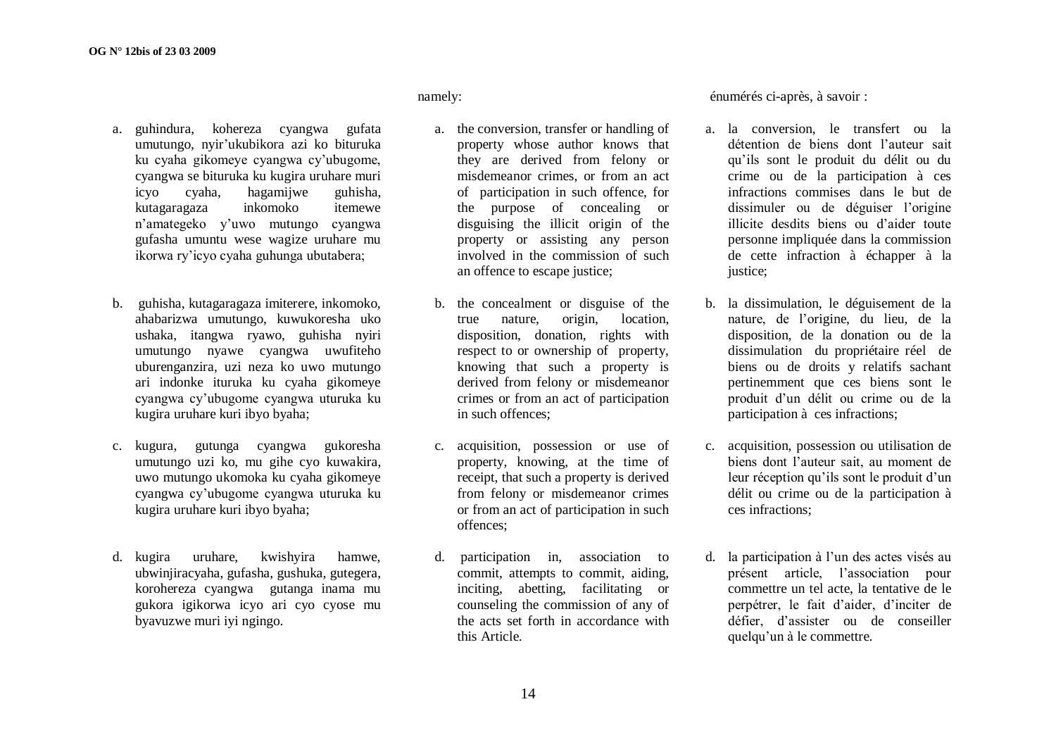a. guhindura, kohereza cyangwa gufata umutungo, nyir'ukubikora azi ko bituruka ku cyaha gikomeye cyangwa cy'ubugome, cyangwa se bituruka ku kugira uruhare muri icyo cyaha, hagamijwe guhisha, kutagaragaza inkomoko itemewe n'amategeko y'uwo mutungo cyangwa gufasha umuntu wese wagize uruhare mu ikorwa ry'icyo cyaha guhunga ubutabera;

b. guhisha, kutagaragaza imiterere, inkomoko, ahabarizwa umutungo, kuwukoresha uko ushaka, itangwa ryawo, guhisha nyiri umutungo nyawe cyangwa uwufiteho uburenganzira, uzi neza ko uwo mutungo ari indonke ituruka ku cyaha gikomeye cyangwa cy'ubugome cyangwa uturuka ku kugira uruhare kuri ibyo byaha;

c. kugura, gutunga cyangwa gukoresha umutungo uzi ko, mu gihe cyo kuwakira, uwo mutungo ukomoka ku cyaha gikomeye cyangwa cy'ubugome cyangwa uturuka ku kugira uruhare kuri ibyo byaha;

d. kugira uruhare, kwishyira hamwe, ubwinjiracyaha, gufasha, gushuka, gutegera, korohereza cyangwa gutanga inama mu gukora igikorwa icyo ari cyo cyose mu byavuzwe muri iyi ngingo.

namely:

a. the conversion, transfer or handling of property whose author knows that they are derived from felony or misdemeanor crimes, or from an act of participation in such offence, for the purpose of concealing or disguising the illicit origin of the property or assisting any person involved in the commission of such an offence to escape justice;

b. the concealment or disguise of the true nature, origin, location, disposition, donation, rights with respect to or ownership of property, knowing that such a property is derived from felony or misdemeanor crimes or from an act of participation in such offences;

c. acquisition, possession or use of property, knowing, at the time of receipt, that such a property is derived from felony or misdemeanor crimes or from an act of participation in such offences;

d. participation in, association to commit, attempts to commit, aiding, inciting, abetting, facilitating or counseling the commission of any of the acts set forth in accordance with this Article.

énumérés ci-après, à savoir :

a. la conversion, le transfert ou la détention de biens dont l'auteur sait qu'ils sont le produit du délit ou du crime ou de la participation à ces infractions commises dans le but de dissimuler ou de déguiser l'origine illicite desdits biens ou d'aider toute personne impliquée dans la commission de cette infraction à échapper à la justice;

b. la dissimulation, le déguisement de la nature, de l'origine, du lieu, de la disposition, de la donation ou de la dissimulation du propriétaire réel de biens ou de droits y relatifs sachant pertinemment que ces biens sont le produit d'un délit ou crime ou de la participation à ces infractions;

c. acquisition, possession ou utilisation de biens dont l'auteur sait, au moment de leur réception qu'ils sont le produit d'un délit ou crime ou de la participation à ces infractions;

d. la participation à l'un des actes visés au présent article, l'association pour commettre un tel acte, la tentative de le perpétrer, le fait d'aider, d'inciter de défier, d'assister ou de conseiller quelqu'un à le commettre.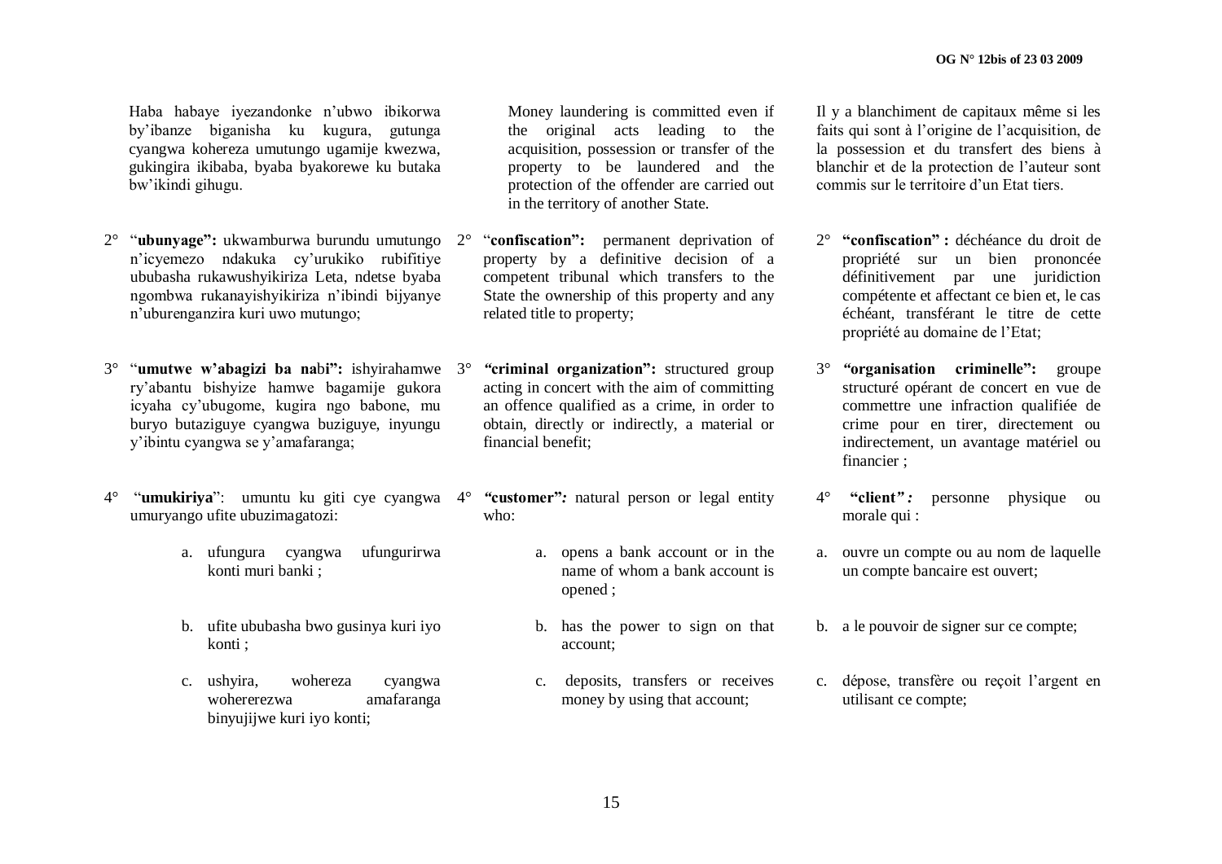Haba habaye iyezandonke n'ubwo ibikorwa by'ibanze biganisha ku kugura, gutunga cyangwa kohereza umutungo ugamije kwezwa, gukingira ikibaba, byaba byakorewe ku butaka bw'ikindi gihugu.

2° "**ubunyage":** ukwamburwa burundu umutungo n'icyemezo ndakuka cy'urukiko rubifitiye ububasha rukawushyikiriza Leta, ndetse byaba ngombwa rukanayishyikiriza n'ibindi bijyanye n'uburenganzira kuri uwo mutungo;

3° "**umutwe w'abagizi ba nabi":** ishyirahamwe ry'abantu bishyize hamwe bagamije gukora icyaha cy'ubugome, kugira ngo babone, mu buryo butaziguye cyangwa buziguye, inyungu y'ibintu cyangwa se y'amafaranga;

4° "**umukiriya**": umuntu ku giti cye cyangwa umuryango ufite ubuzimagatozi:

a. ufungura cyangwa ufungurirwa konti muri banki ;

b. ufite ububasha bwo gusinya kuri iyo konti ;

c. ushyira, wohereza cyangwa wohererezwa amafaranga binyujijwe kuri iyo konti;

Money laundering is committed even if the original acts leading to the acquisition, possession or transfer of the property to be laundered and the protection of the offender are carried out in the territory of another State.

2° "**confiscation":** permanent deprivation of property by a definitive decision of a competent tribunal which transfers to the State the ownership of this property and any related title to property;

3° ***"criminal organization":*** structured group acting in concert with the aim of committing an offence qualified as a crime, in order to obtain, directly or indirectly, a material or financial benefit;

4° ***"customer":*** natural person or legal entity who:

a. opens a bank account or in the name of whom a bank account is opened ;

b. has the power to sign on that account;

c. deposits, transfers or receives money by using that account;

Il y a blanchiment de capitaux même si les faits qui sont à l'origine de l'acquisition, de la possession et du transfert des biens à blanchir et de la protection de l'auteur sont commis sur le territoire d'un Etat tiers.

2° **"confiscation" :** déchéance du droit de propriété sur un bien prononcée définitivement par une juridiction compétente et affectant ce bien et, le cas échéant, transférant le titre de cette propriété au domaine de l'Etat;

3° ***"organisation criminelle":*** groupe structuré opérant de concert en vue de commettre une infraction qualifiée de crime pour en tirer, directement ou indirectement, un avantage matériel ou financier ;

4° ***"client" :*** personne physique ou morale qui :

a. ouvre un compte ou au nom de laquelle un compte bancaire est ouvert;

b. a le pouvoir de signer sur ce compte;

c. dépose, transfère ou reçoit l'argent en utilisant ce compte;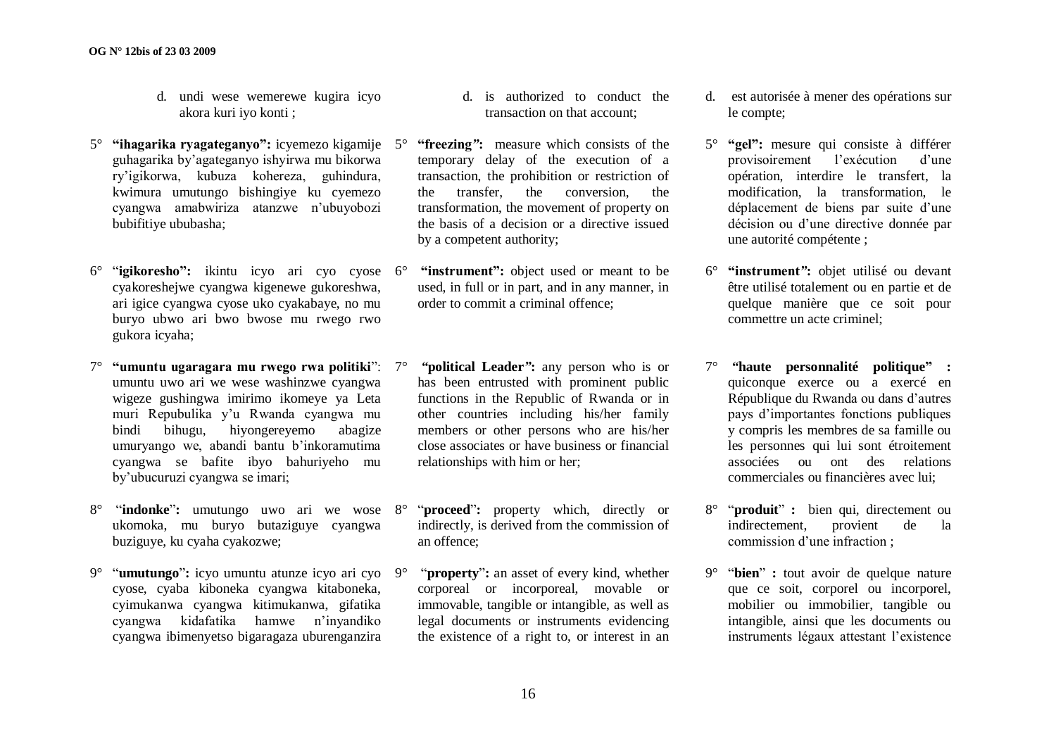d. undi wese wemerewe kugira icyo akora kuri iyo konti ;

5° **"ihagarika ryagateganyo":** icyemezo kigamije guhagarika by'agateganyo ishyirwa mu bikorwa ry'igikorwa, kubuza kohereza, guhindura, kwimura umutungo bishingiye ku cyemezo cyangwa amabwiriza atanzwe n'ubuyobozi bubifitiye ububasha;

6° "**igikoresho":** ikintu icyo ari cyo cyose cyakoreshejwe cyangwa kigenewe gukoreshwa, ari igice cyangwa cyose uko cyakabaye, no mu buryo ubwo ari bwo bwose mu rwego rwo gukora icyaha;

7° **"umuntu ugaragara mu rwego rwa politiki**": umuntu uwo ari we wese washinzwe cyangwa wigeze gushingwa imirimo ikomeye ya Leta muri Repubulika y'u Rwanda cyangwa mu bindi bihugu, hiyongereyemo abagize umuryango we, abandi bantu b'inkoramutima cyangwa se bafite ibyo bahuriyeho mu by'ubucuruzi cyangwa se imari;

8° "**indonke**"**:** umutungo uwo ari we wose ukomoka, mu buryo butaziguye cyangwa buziguye, ku cyaha cyakozwe;

9° "**umutungo**"**:** icyo umuntu atunze icyo ari cyo cyose, cyaba kiboneka cyangwa kitaboneka, cyimukanwa cyangwa kitimukanwa, gifatika cyangwa kidafatika hamwe n'inyandiko cyangwa ibimenyetso bigaragaza uburenganzira

d. is authorized to conduct the transaction on that account;

5° **"freezing":** measure which consists of the temporary delay of the execution of a transaction, the prohibition or restriction of the transfer, the conversion, the transformation, the movement of property on the basis of a decision or a directive issued by a competent authority;

6° **"instrument":** object used or meant to be used, in full or in part, and in any manner, in order to commit a criminal offence;

7° **"political Leader":** any person who is or has been entrusted with prominent public functions in the Republic of Rwanda or in other countries including his/her family members or other persons who are his/her close associates or have business or financial relationships with him or her;

8° "**proceed**"**:** property which, directly or indirectly, is derived from the commission of an offence;

9° "**property**"**:** an asset of every kind, whether corporeal or incorporeal, movable or immovable, tangible or intangible, as well as legal documents or instruments evidencing the existence of a right to, or interest in an

d. est autorisée à mener des opérations sur le compte;

5° **"gel":** mesure qui consiste à différer provisoirement l'exécution d'une opération, interdire le transfert, la modification, la transformation, le déplacement de biens par suite d'une décision ou d'une directive donnée par une autorité compétente ;

6° **"instrument":** objet utilisé ou devant être utilisé totalement ou en partie et de quelque manière que ce soit pour commettre un acte criminel;

7° **"haute personnalité politique" :** quiconque exerce ou a exercé en République du Rwanda ou dans d'autres pays d'importantes fonctions publiques y compris les membres de sa famille ou les personnes qui lui sont étroitement associées ou ont des relations commerciales ou financières avec lui;

8° "**produit**" **:** bien qui, directement ou indirectement, provient de la commission d'une infraction ;

9° "**bien**" **:** tout avoir de quelque nature que ce soit, corporel ou incorporel, mobilier ou immobilier, tangible ou intangible, ainsi que les documents ou instruments légaux attestant l'existence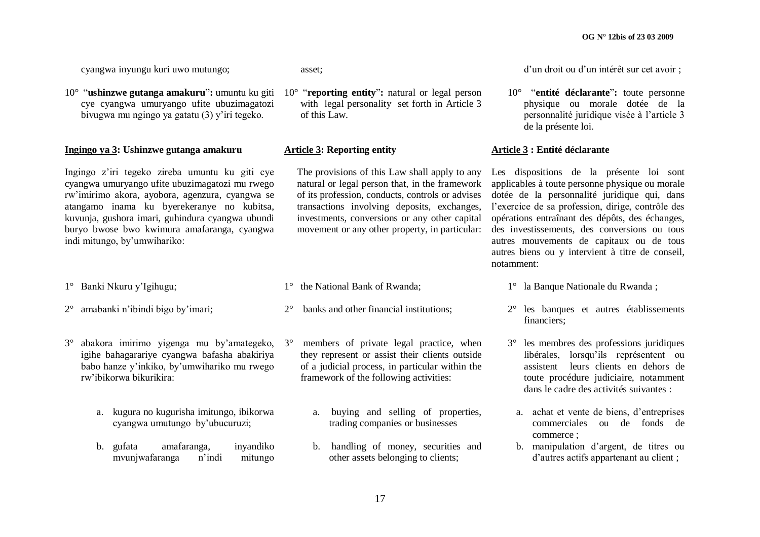cyangwa inyungu kuri uwo mutungo;

10° "**ushinzwe gutanga amakuru**"**:** umuntu ku giti cye cyangwa umuryango ufite ubuzimagatozi bivugwa mu ngingo ya gatatu (3) y'iri tegeko.

**Ingingo ya 3: Ushinzwe gutanga amakuru**

Ingingo z'iri tegeko zireba umuntu ku giti cye cyangwa umuryango ufite ubuzimagatozi mu rwego rw'imirimo akora, ayobora, agenzura, cyangwa se atangamo inama ku byerekeranye no kubitsa, kuvunja, gushora imari, guhindura cyangwa ubundi buryo bwose bwo kwimura amafaranga, cyangwa indi mitungo, by'umwihariko:

1° Banki Nkuru y'Igihugu;

2° amabanki n'ibindi bigo by'imari;

3° abakora imirimo yigenga mu by'amategeko, igihe bahagarariye cyangwa bafasha abakiriya babo hanze y'inkiko, by'umwihariko mu rwego rw'ibikorwa bikurikira:

a. kugura no kugurisha imitungo, ibikorwa cyangwa umutungo by'ubucuruzi;

b. gufata amafaranga, inyandiko mvunjwafaranga n'indi mitungo

asset;

10° "**reporting entity**"**:** natural or legal person with legal personality set forth in Article 3 of this Law.

**Article 3: Reporting entity**

The provisions of this Law shall apply to any natural or legal person that, in the framework of its profession, conducts, controls or advises transactions involving deposits, exchanges, investments, conversions or any other capital movement or any other property, in particular:

1° the National Bank of Rwanda;

2° banks and other financial institutions;

3° members of private legal practice, when they represent or assist their clients outside of a judicial process, in particular within the framework of the following activities:

a. buying and selling of properties, trading companies or businesses

b. handling of money, securities and other assets belonging to clients;

d'un droit ou d'un intérêt sur cet avoir ;

10° "**entité déclarante**"**:** toute personne physique ou morale dotée de la personnalité juridique visée à l'article 3 de la présente loi.

**Article 3 : Entité déclarante**

Les dispositions de la présente loi sont applicables à toute personne physique ou morale dotée de la personnalité juridique qui, dans l'exercice de sa profession, dirige, contrôle des opérations entraînant des dépôts, des échanges, des investissements, des conversions ou tous autres mouvements de capitaux ou de tous autres biens ou y intervient à titre de conseil, notamment:

1° la Banque Nationale du Rwanda ;

2° les banques et autres établissements financiers;

3° les membres des professions juridiques libérales, lorsqu'ils représentent ou assistent leurs clients en dehors de toute procédure judiciaire, notamment dans le cadre des activités suivantes :

a. achat et vente de biens, d'entreprises commerciales ou de fonds de commerce ;

b. manipulation d'argent, de titres ou d'autres actifs appartenant au client ;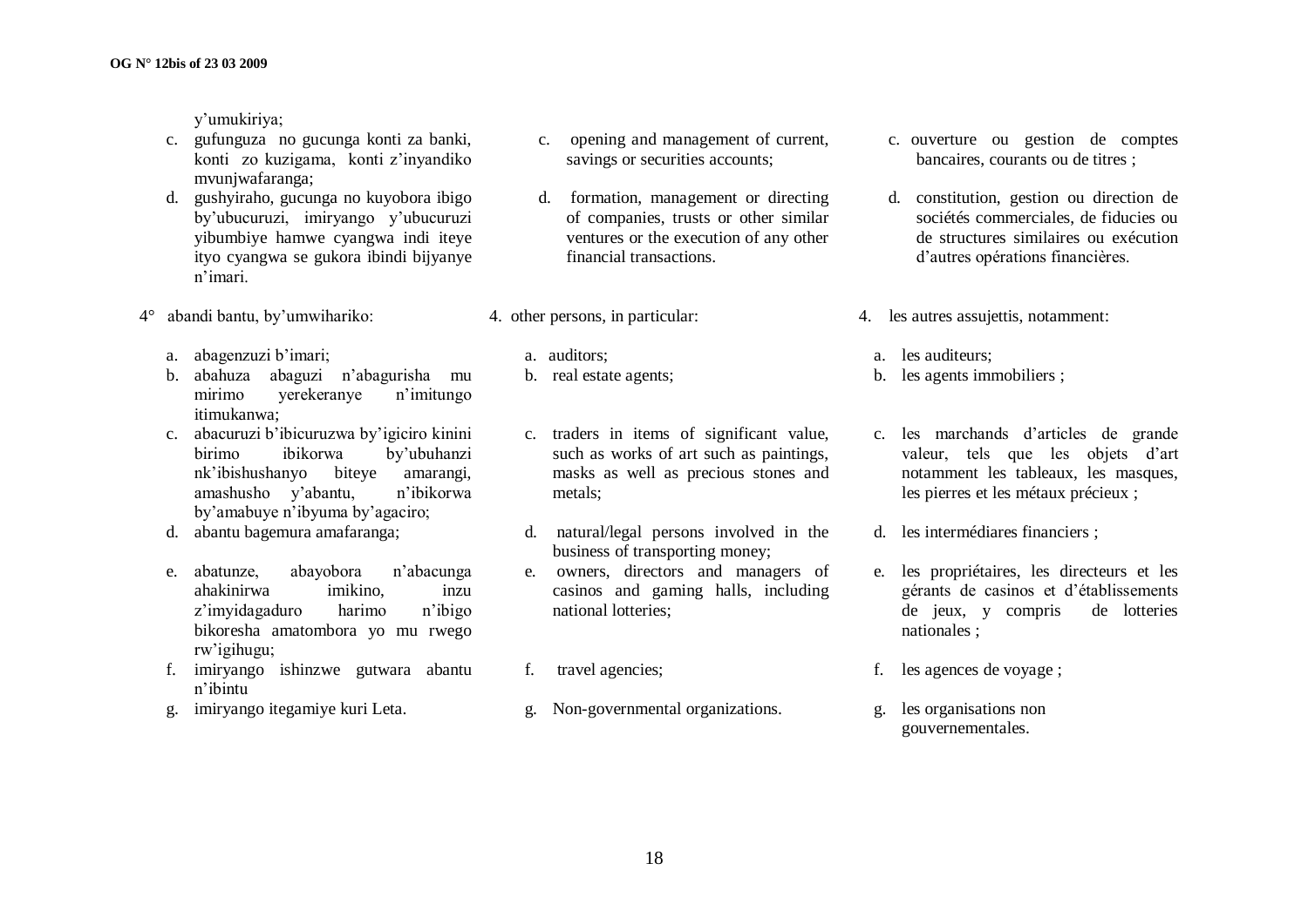y'umukiriya;

c. gufunguza no gucunga konti za banki, konti zo kuzigama, konti z'inyandiko mvunjwafaranga;

d. gushyiraho, gucunga no kuyobora ibigo by'ubucuruzi, imiryango y'ubucuruzi yibumbiye hamwe cyangwa indi iteye ityo cyangwa se gukora ibindi bijyanye n'imari.

4° abandi bantu, by'umwihariko:

a. abagenzuzi b'imari;
b. abahuza abaguzi n'abagurisha mu mirimo yerekeranye n'imitungo itimukanwa;
c. abacuruzi b'ibicuruzwa by'igiciro kinini birimo ibikorwa by'ubuhanzi nk'ibishushanyo biteye amarangi, amashusho y'abantu, n'ibikorwa by'amabuye n'ibyuma by'agaciro;
d. abantu bagemura amafaranga;
e. abatunze, abayobora n'abacunga ahakinirwa imikino, inzu z'imyidagaduro harimo n'ibigo bikoresha amatombora yo mu rwego rw'igihugu;
f. imiryango ishinzwe gutwara abantu n'ibintu
g. imiryango itegamiye kuri Leta.

c. opening and management of current, savings or securities accounts;

d. formation, management or directing of companies, trusts or other similar ventures or the execution of any other financial transactions.

4. other persons, in particular:

a. auditors;
b. real estate agents;
c. traders in items of significant value, such as works of art such as paintings, masks as well as precious stones and metals;
d. natural/legal persons involved in the business of transporting money;
e. owners, directors and managers of casinos and gaming halls, including national lotteries;
f. travel agencies;
g. Non-governmental organizations.

c. ouverture ou gestion de comptes bancaires, courants ou de titres ;

d. constitution, gestion ou direction de sociétés commerciales, de fiducies ou de structures similaires ou exécution d'autres opérations financières.

4. les autres assujettis, notamment:

a. les auditeurs;
b. les agents immobiliers ;
c. les marchands d'articles de grande valeur, tels que les objets d'art notamment les tableaux, les masques, les pierres et les métaux précieux ;
d. les intermédiares financiers ;
e. les propriétaires, les directeurs et les gérants de casinos et d'établissements de jeux, y compris de lotteries nationales ;
f. les agences de voyage ;
g. les organisations non gouvernementales.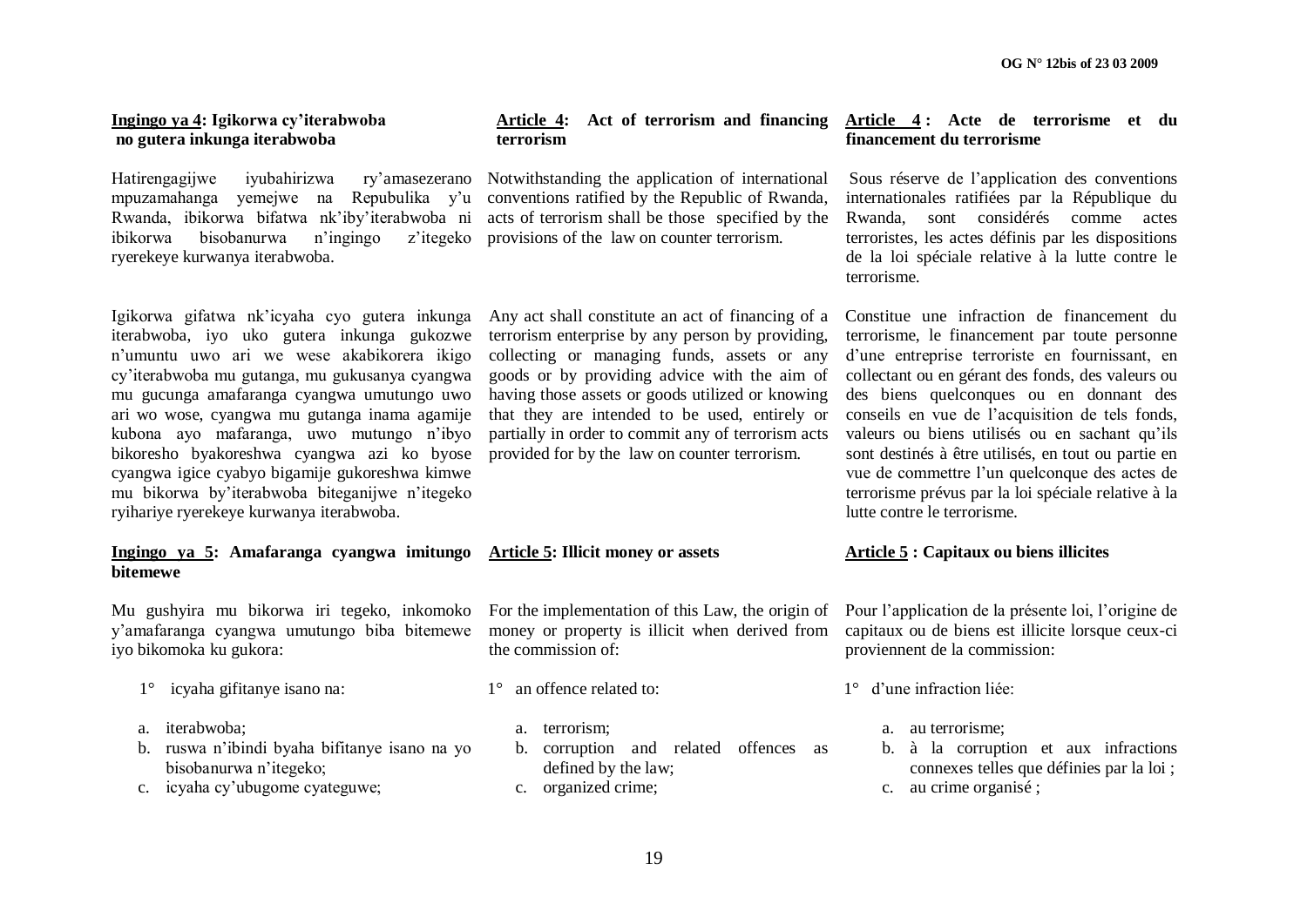**Ingingo ya 4: Igikorwa cy'iterabwoba no gutera inkunga iterabwoba**

Hatirengagijwe iyubahirizwa ry'amasezerano mpuzamahanga yemejwe na Repubulika y'u Rwanda, ibikorwa bifatwa nk'iby'iterabwoba ni ibikorwa bisobanurwa n'ingingo z'itegeko ryerekeye kurwanya iterabwoba.

Igikorwa gifatwa nk'icyaha cyo gutera inkunga iterabwoba, iyo uko gutera inkunga gukozwe n'umuntu uwo ari we wese akabikorera ikigo cy'iterabwoba mu gutanga, mu gukusanya cyangwa mu gucunga amafaranga cyangwa umutungo uwo ari wo wose, cyangwa mu gutanga inama agamije kubona ayo mafaranga, uwo mutungo n'ibyo bikoresho byakoreshwa cyangwa azi ko byose cyangwa igice cyabyo bigamije gukoreshwa kimwe mu bikorwa by'iterabwoba biteganijwe n'itegeko ryihariye ryerekeye kurwanya iterabwoba.

**Ingingo ya 5: Amafaranga cyangwa imitungo bitemewe**

Mu gushyira mu bikorwa iri tegeko, inkomoko y'amafaranga cyangwa umutungo biba bitemewe iyo bikomoka ku gukora:

1° icyaha gifitanye isano na:

a. iterabwoba;
b. ruswa n'ibindi byaha bifitanye isano na yo bisobanurwa n'itegeko;
c. icyaha cy'ubugome cyateguwe;

**Article 4: Act of terrorism and financing terrorism**

Notwithstanding the application of international conventions ratified by the Republic of Rwanda, acts of terrorism shall be those specified by the provisions of the law on counter terrorism.

Any act shall constitute an act of financing of a terrorism enterprise by any person by providing, collecting or managing funds, assets or any goods or by providing advice with the aim of having those assets or goods utilized or knowing that they are intended to be used, entirely or partially in order to commit any of terrorism acts provided for by the law on counter terrorism.

**Article 5: Illicit money or assets**

For the implementation of this Law, the origin of money or property is illicit when derived from the commission of:

1° an offence related to:

a. terrorism;
b. corruption and related offences as defined by the law;
c. organized crime;

**Article 4 : Acte de terrorisme et du financement du terrorisme**

Sous réserve de l'application des conventions internationales ratifiées par la République du Rwanda, sont considérés comme actes terroristes, les actes définis par les dispositions de la loi spéciale relative à la lutte contre le terrorisme.

Constitue une infraction de financement du terrorisme, le financement par toute personne d'une entreprise terroriste en fournissant, en collectant ou en gérant des fonds, des valeurs ou des biens quelconques ou en donnant des conseils en vue de l'acquisition de tels fonds, valeurs ou biens utilisés ou en sachant qu'ils sont destinés à être utilisés, en tout ou partie en vue de commettre l'un quelconque des actes de terrorisme prévus par la loi spéciale relative à la lutte contre le terrorisme.

**Article 5 : Capitaux ou biens illicites**

Pour l'application de la présente loi, l'origine de capitaux ou de biens est illicite lorsque ceux-ci proviennent de la commission:

1° d'une infraction liée:

a. au terrorisme;
b. à la corruption et aux infractions connexes telles que définies par la loi ;
c. au crime organisé ;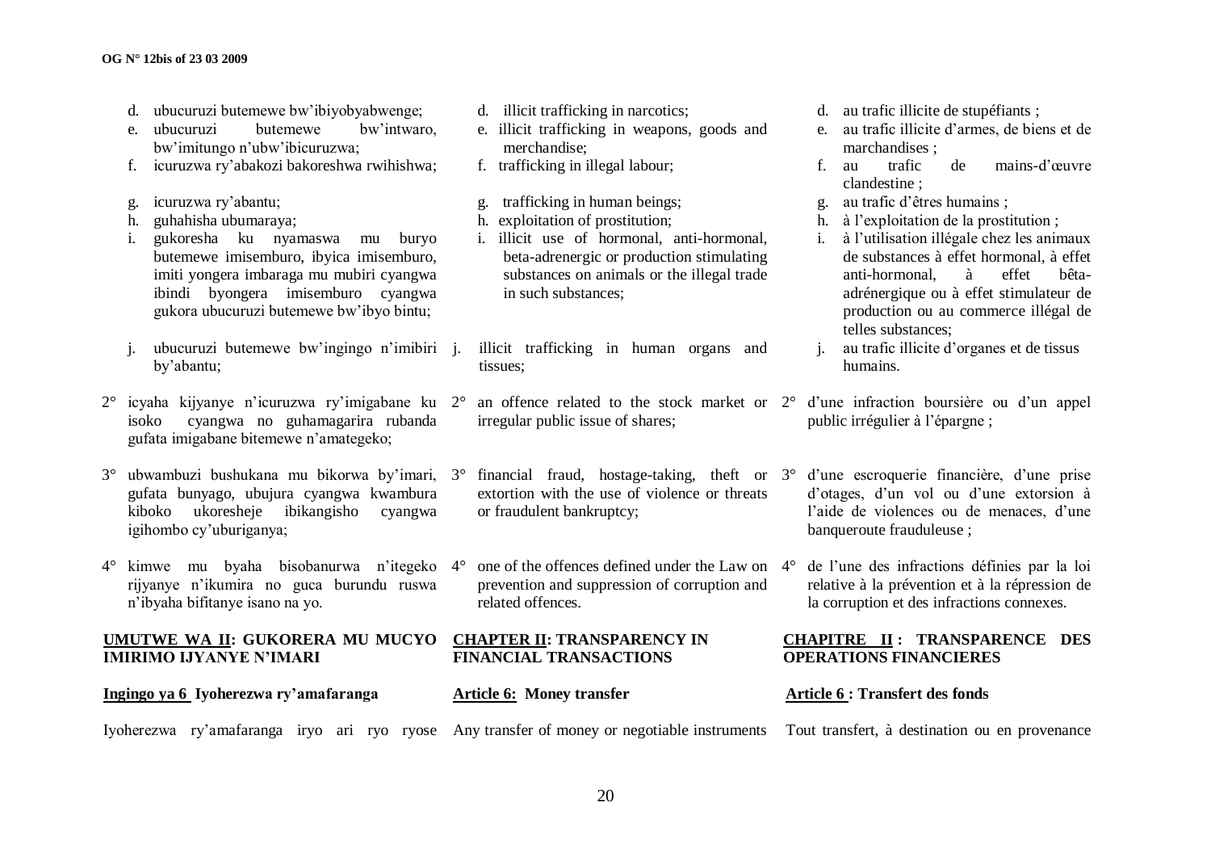d. ubucuruzi butemewe bw'ibiyobyabwenge;
e. ubucuruzi butemewe bw'intwaro, bw'imitungo n'ubw'ibicuruzwa;
f. icuruzwa ry'abakozi bakoreshwa rwihishwa;
g. icuruzwa ry'abantu;
h. guhahisha ubumaraya;
i. gukoresha ku nyamaswa mu buryo butemewe imisemburo, ibyica imisemburo, imiti yongera imbaraga mu mubiri cyangwa ibindi byongera imisemburo cyangwa gukora ubucuruzi butemewe bw'ibyo bintu;
j. ubucuruzi butemewe bw'ingingo n'imibiri by'abantu;

2° icyaha kijyanye n'icuruzwa ry'imigabane ku isoko cyangwa no guhamagarira rubanda gufata imigabane bitemewe n'amategeko;

3° ubwambuzi bushukana mu bikorwa by'imari, gufata bunyago, ubujura cyangwa kwambura kiboko ukoresheje ibikangisho cyangwa igihombo cy'uburiganya;

4° kimwe mu byaha bisobanurwa n'itegeko rijyanye n'ikumira no guca burundu ruswa n'ibyaha bifitanye isano na yo.

## UMUTWE WA II: GUKORERA MU MUCYO IMIRIMO IJYANYE N'IMARI

**Ingingo ya 6 Iyoherezwa ry'amafaranga**

Iyoherezwa ry'amafaranga iryo ari ryo ryose

d. illicit trafficking in narcotics;
e. illicit trafficking in weapons, goods and merchandise;
f. trafficking in illegal labour;
g. trafficking in human beings;
h. exploitation of prostitution;
i. illicit use of hormonal, anti-hormonal, beta-adrenergic or production stimulating substances on animals or the illegal trade in such substances;
j. illicit trafficking in human organs and tissues;

2° an offence related to the stock market or irregular public issue of shares;

3° financial fraud, hostage-taking, theft or extortion with the use of violence or threats or fraudulent bankruptcy;

4° one of the offences defined under the Law on prevention and suppression of corruption and related offences.

## CHAPTER II: TRANSPARENCY IN FINANCIAL TRANSACTIONS

**Article 6: Money transfer**

Any transfer of money or negotiable instruments

d. au trafic illicite de stupéfiants ;
e. au trafic illicite d'armes, de biens et de marchandises ;
f. au trafic de mains-d'œuvre clandestine ;
g. au trafic d'êtres humains ;
h. à l'exploitation de la prostitution ;
i. à l'utilisation illégale chez les animaux de substances à effet hormonal, à effet anti-hormonal, à effet bêta-adrénergique ou à effet stimulateur de production ou au commerce illégal de telles substances;
j. au trafic illicite d'organes et de tissus humains.

2° d'une infraction boursière ou d'un appel public irrégulier à l'épargne ;

3° d'une escroquerie financière, d'une prise d'otages, d'un vol ou d'une extorsion à l'aide de violences ou de menaces, d'une banqueroute frauduleuse ;

4° de l'une des infractions définies par la loi relative à la prévention et à la répression de la corruption et des infractions connexes.

## CHAPITRE II : TRANSPARENCE DES OPERATIONS FINANCIERES

**Article 6 : Transfert des fonds**

Tout transfert, à destination ou en provenance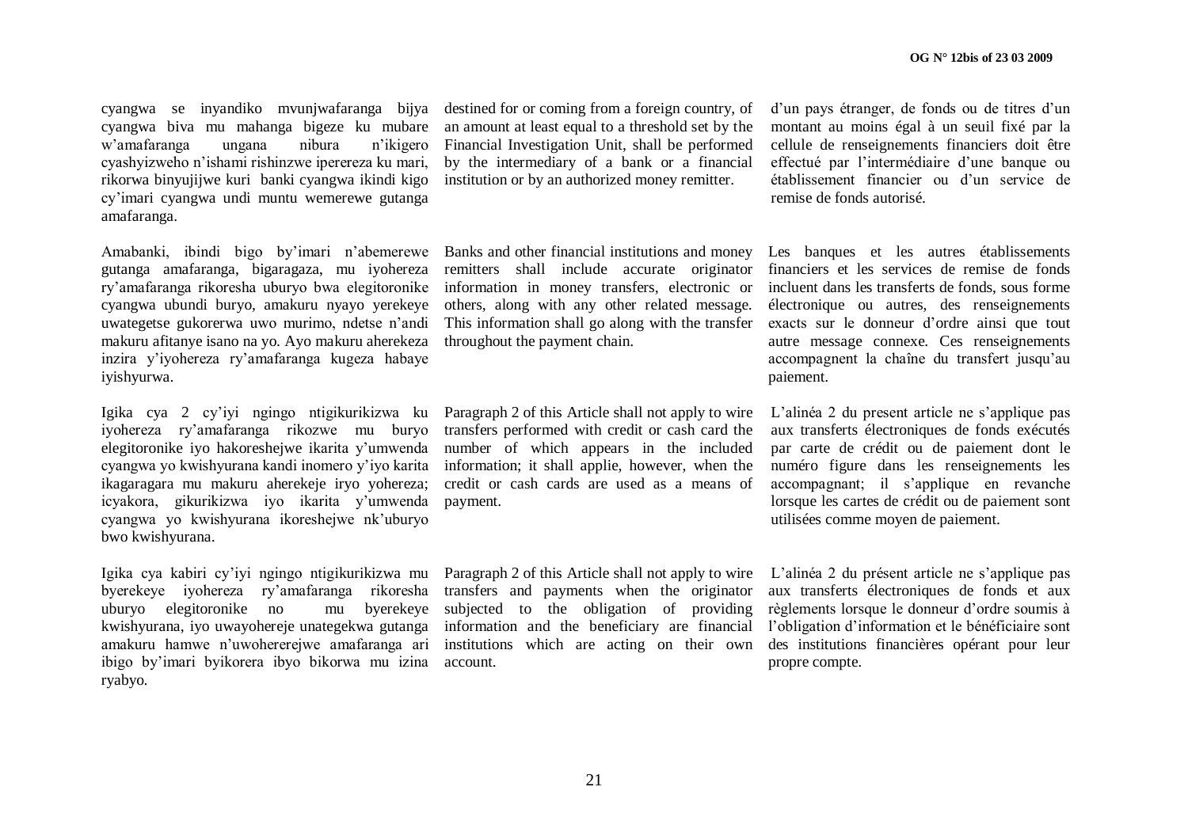cyangwa se inyandiko mvunjwafaranga bijya cyangwa biva mu mahanga bigeze ku mubare w'amafaranga ungana nibura n'ikigero cyashyizweho n'ishami rishinzwe iperereza ku mari, rikorwa binyujijwe kuri banki cyangwa ikindi kigo cy'imari cyangwa undi muntu wemerewe gutanga amafaranga.

Amabanki, ibindi bigo by'imari n'abemerewe gutanga amafaranga, bigaragaza, mu iyohereza ry'amafaranga rikoresha uburyo bwa elegitoronike cyangwa ubundi buryo, amakuru nyayo yerekeye uwategetse gukorerwa uwo murimo, ndetse n'andi makuru afitanye isano na yo. Ayo makuru aherekeza inzira y'iyohereza ry'amafaranga kugeza habaye iyishyurwa.

Igika cya 2 cy'iyi ngingo ntigikurikizwa ku iyohereza ry'amafaranga rikozwe mu buryo elegitoronike iyo hakoreshejwe ikarita y'umwenda cyangwa yo kwishyurana kandi inomero y'iyo karita ikagaragara mu makuru aherekeje iryo yohereza; icyakora, gikurikizwa iyo ikarita y'umwenda cyangwa yo kwishyurana ikoreshejwe nk'uburyo bwo kwishyurana.

Igika cya kabiri cy'iyi ngingo ntigikurikizwa mu byerekeye iyohereza ry'amafaranga rikoresha uburyo elegitoronike no mu byerekeye kwishyurana, iyo uwayohereje unategekwa gutanga amakuru hamwe n'uwohererejwe amafaranga ari ibigo by'imari byikorera ibyo bikorwa mu izina ryabyo.

destined for or coming from a foreign country, of an amount at least equal to a threshold set by the Financial Investigation Unit, shall be performed by the intermediary of a bank or a financial institution or by an authorized money remitter.

Banks and other financial institutions and money remitters shall include accurate originator information in money transfers, electronic or others, along with any other related message. This information shall go along with the transfer throughout the payment chain.

Paragraph 2 of this Article shall not apply to wire transfers performed with credit or cash card the number of which appears in the included information; it shall applie, however, when the credit or cash cards are used as a means of payment.

Paragraph 2 of this Article shall not apply to wire transfers and payments when the originator subjected to the obligation of providing information and the beneficiary are financial institutions which are acting on their own account.

d'un pays étranger, de fonds ou de titres d'un montant au moins égal à un seuil fixé par la cellule de renseignements financiers doit être effectué par l'intermédiaire d'une banque ou établissement financier ou d'un service de remise de fonds autorisé.

Les banques et les autres établissements financiers et les services de remise de fonds incluent dans les transferts de fonds, sous forme électronique ou autres, des renseignements exacts sur le donneur d'ordre ainsi que tout autre message connexe. Ces renseignements accompagnent la chaîne du transfert jusqu'au paiement.

L'alinéa 2 du present article ne s'applique pas aux transferts électroniques de fonds exécutés par carte de crédit ou de paiement dont le numéro figure dans les renseignements les accompagnant; il s'applique en revanche lorsque les cartes de crédit ou de paiement sont utilisées comme moyen de paiement.

L'alinéa 2 du présent article ne s'applique pas aux transferts électroniques de fonds et aux règlements lorsque le donneur d'ordre soumis à l'obligation d'information et le bénéficiaire sont des institutions financières opérant pour leur propre compte.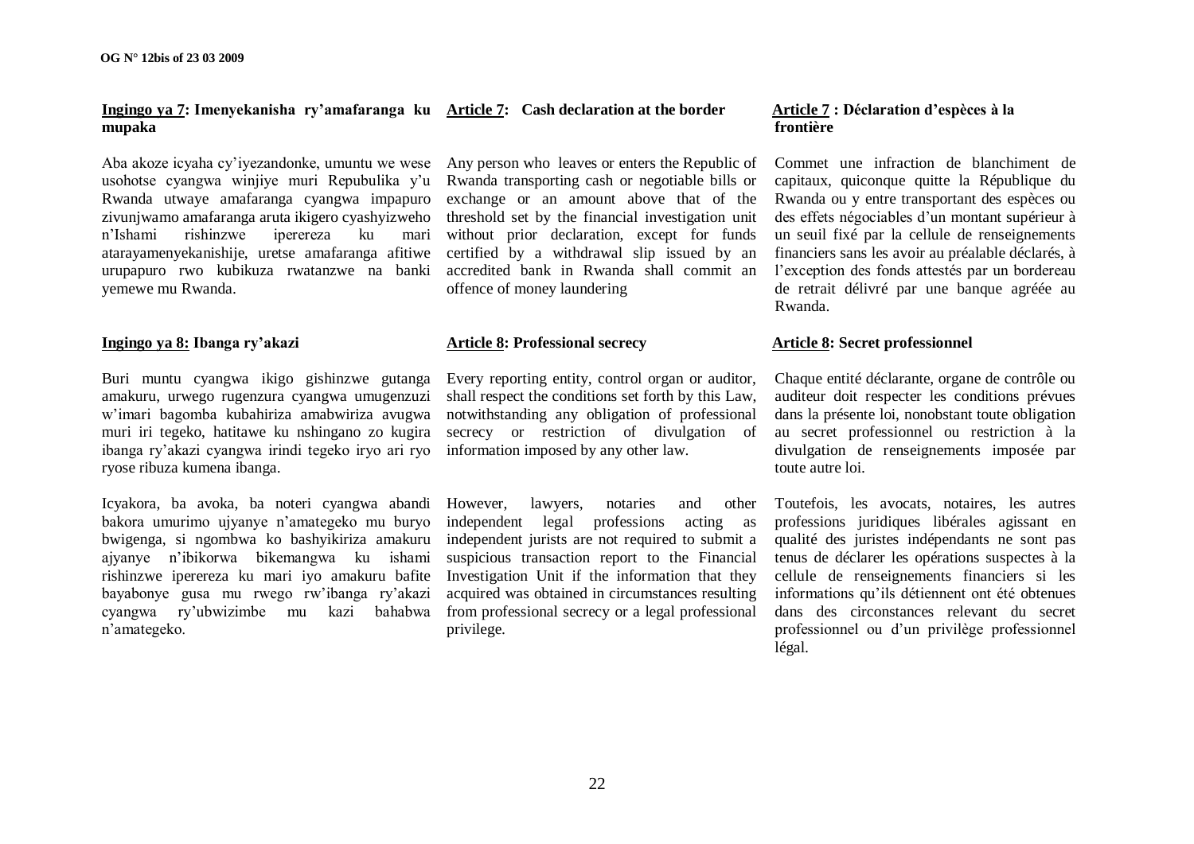**Ingingo ya 7: Imenyekanisha ry'amafaranga ku mupaka**

Aba akoze icyaha cy'iyezandonke, umuntu we wese usohotse cyangwa winjiye muri Repubulika y'u Rwanda utwaye amafaranga cyangwa impapuro zivunjwamo amafaranga aruta ikigero cyashyizweho n'Ishami rishinzwe iperereza ku mari atarayamenyekanishije, uretse amafaranga afitiwe urupapuro rwo kubikuza rwatanzwe na banki yemewe mu Rwanda.

**Ingingo ya 8: Ibanga ry'akazi**

Buri muntu cyangwa ikigo gishinzwe gutanga amakuru, urwego rugenzura cyangwa umugenzuzi w'imari bagomba kubahiriza amabwiriza avugwa muri iri tegeko, hatitawe ku nshingano zo kugira ibanga ry'akazi cyangwa irindi tegeko iryo ari ryo ryose ribuza kumena ibanga.

Icyakora, ba avoka, ba noteri cyangwa abandi bakora umurimo ujyanye n'amategeko mu buryo bwigenga, si ngombwa ko bashyikiriza amakuru ajyanye n'ibikorwa bikemangwa ku ishami rishinzwe iperereza ku mari iyo amakuru bafite bayabonye gusa mu rwego rw'ibanga ry'akazi cyangwa ry'ubwizimbe mu kazi bahabwa n'amategeko.

**Article 7: Cash declaration at the border**

Any person who leaves or enters the Republic of Rwanda transporting cash or negotiable bills or exchange or an amount above that of the threshold set by the financial investigation unit without prior declaration, except for funds certified by a withdrawal slip issued by an accredited bank in Rwanda shall commit an offence of money laundering

**Article 8: Professional secrecy**

Every reporting entity, control organ or auditor, shall respect the conditions set forth by this Law, notwithstanding any obligation of professional secrecy or restriction of divulgation of information imposed by any other law.

However, lawyers, notaries and other independent legal professions acting as independent jurists are not required to submit a suspicious transaction report to the Financial Investigation Unit if the information that they acquired was obtained in circumstances resulting from professional secrecy or a legal professional privilege.

**Article 7 : Déclaration d'espèces à la frontière**

Commet une infraction de blanchiment de capitaux, quiconque quitte la République du Rwanda ou y entre transportant des espèces ou des effets négociables d'un montant supérieur à un seuil fixé par la cellule de renseignements financiers sans les avoir au préalable déclarés, à l'exception des fonds attestés par un bordereau de retrait délivré par une banque agrééе au Rwanda.

**Article 8: Secret professionnel**

Chaque entité déclarante, organe de contrôle ou auditeur doit respecter les conditions prévues dans la présente loi, nonobstant toute obligation au secret professionnel ou restriction à la divulgation de renseignements imposée par toute autre loi.

Toutefois, les avocats, notaires, les autres professions juridiques libérales agissant en qualité des juristes indépendants ne sont pas tenus de déclarer les opérations suspectes à la cellule de renseignements financiers si les informations qu'ils détiennent ont été obtenues dans des circonstances relevant du secret professionnel ou d'un privilège professionnel légal.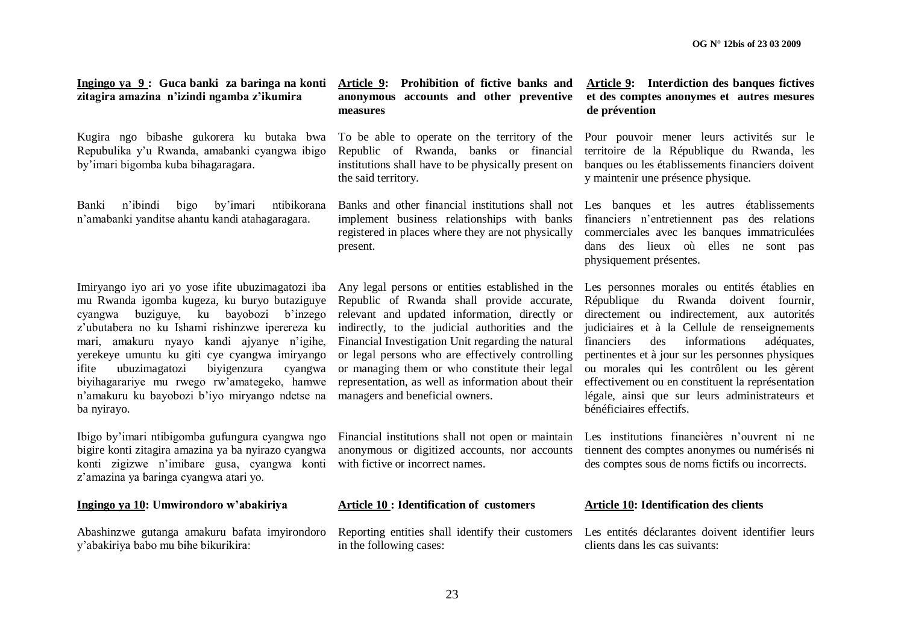**Ingingo ya 9 : Guca banki za baringa na konti zitagira amazina n'izindi ngamba z'ikumira**

Kugira ngo bibashe gukorera ku butaka bwa Repubulika y'u Rwanda, amabanki cyangwa ibigo by'imari bigomba kuba bihagaragara.

Banki n'ibindi bigo by'imari ntibikorana n'amabanki yanditse ahantu kandi atahagaragara.

Imiryango iyo ari yo yose ifite ubuzimagatozi iba mu Rwanda igomba kugeza, ku buryo butaziguye cyangwa buziguye, ku bayobozi b'inzego z'ubutabera no ku Ishami rishinzwe iperereza ku mari, amakuru nyayo kandi ajyanye n'igihe, yerekeye umuntu ku giti cye cyangwa imiryango ifite ubuzimagatozi biyigenzura cyangwa biyihagarariye mu rwego rw'amategeko, hamwe n'amakuru ku bayobozi b'iyo miryango ndetse na ba nyirayo.

Ibigo by'imari ntibigomba gufungura cyangwa ngo bigire konti zitagira amazina ya ba nyirazo cyangwa konti zigizwe n'imibare gusa, cyangwa konti z'amazina ya baringa cyangwa atari yo.

**Ingingo ya 10: Umwirondoro w'abakiriya**

Abashinzwe gutanga amakuru bafata imyirondoro y'abakiriya babo mu bihe bikurikira:

**Article 9: Prohibition of fictive banks and anonymous accounts and other preventive measures**

To be able to operate on the territory of the Republic of Rwanda, banks or financial institutions shall have to be physically present on the said territory.

Banks and other financial institutions shall not implement business relationships with banks registered in places where they are not physically present.

Any legal persons or entities established in the Republic of Rwanda shall provide accurate, relevant and updated information, directly or indirectly, to the judicial authorities and the Financial Investigation Unit regarding the natural or legal persons who are effectively controlling or managing them or who constitute their legal representation, as well as information about their managers and beneficial owners.

Financial institutions shall not open or maintain anonymous or digitized accounts, nor accounts with fictive or incorrect names.

**Article 10 : Identification of customers**

Reporting entities shall identify their customers in the following cases:

**Article 9: Interdiction des banques fictives et des comptes anonymes et autres mesures de prévention**

Pour pouvoir mener leurs activités sur le territoire de la République du Rwanda, les banques ou les établissements financiers doivent y maintenir une présence physique.

Les banques et les autres établissements financiers n'entretiennent pas des relations commerciales avec les banques immatriculées dans des lieux où elles ne sont pas physiquement présentes.

Les personnes morales ou entités établies en République du Rwanda doivent fournir, directement ou indirectement, aux autorités judiciaires et à la Cellule de renseignements financiers des informations adéquates, pertinentes et à jour sur les personnes physiques ou morales qui les contrôlent ou les gèrent effectivement ou en constituent la représentation légale, ainsi que sur leurs administrateurs et bénéficiaires effectifs.

Les institutions financières n'ouvrent ni ne tiennent des comptes anonymes ou numérisés ni des comptes sous de noms fictifs ou incorrects.

**Article 10: Identification des clients**

Les entités déclarantes doivent identifier leurs clients dans les cas suivants: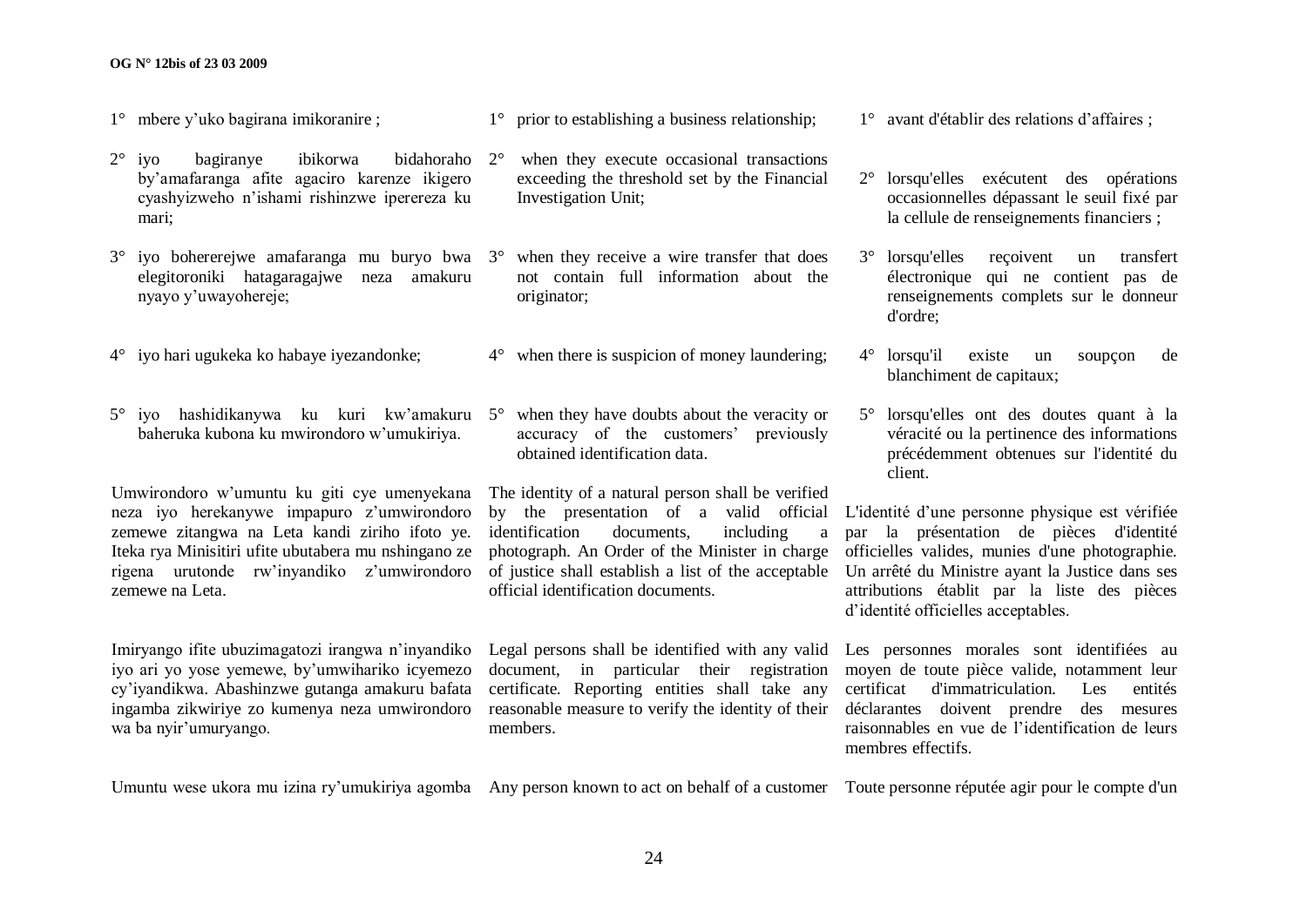1° mbere y'uko bagirana imikoranire ;

2° iyo bagiranye ibikorwa bidahoraho by'amafaranga afite agaciro karenze ikigero cyashyizweho n'ishami rishinzwe iperereza ku mari;

3° iyo bohererejwe amafaranga mu buryo bwa elegitoroniki hatagaragajwe neza amakuru nyayo y'uwayohereje;

4° iyo hari ugukeka ko habaye iyezandonke;

5° iyo hashidikanywa ku kuri kw'amakuru baheruka kubona ku mwirondoro w'umukiriya.

Umwirondoro w'umuntu ku giti cye umenyekana neza iyo herekanywe impapuro z'umwirondoro zemewe zitangwa na Leta kandi ziriho ifoto ye. Iteka rya Minisitiri ufite ubutabera mu nshingano ze rigena urutonde rw'inyandiko z'umwirondoro zemewe na Leta.

Imiryango ifite ubuzimagatozi irangwa n'inyandiko iyo ari yo yose yemewe, by'umwihariko icyemezo cy'iyandikwa. Abashinzwe gutanga amakuru bafata ingamba zikwiriye zo kumenya neza umwirondoro wa ba nyir'umuryango.

Umuntu wese ukora mu izina ry'umukiriya agomba

1° prior to establishing a business relationship;

2° when they execute occasional transactions exceeding the threshold set by the Financial Investigation Unit;

3° when they receive a wire transfer that does not contain full information about the originator;

4° when there is suspicion of money laundering;

5° when they have doubts about the veracity or accuracy of the customers' previously obtained identification data.

The identity of a natural person shall be verified by the presentation of a valid official identification documents, including a photograph. An Order of the Minister in charge of justice shall establish a list of the acceptable official identification documents.

Legal persons shall be identified with any valid document, in particular their registration certificate. Reporting entities shall take any reasonable measure to verify the identity of their members.

Any person known to act on behalf of a customer

1° avant d'établir des relations d'affaires ;

2° lorsqu'elles exécutent des opérations occasionnelles dépassant le seuil fixé par la cellule de renseignements financiers ;

3° lorsqu'elles reçoivent un transfert électronique qui ne contient pas de renseignements complets sur le donneur d'ordre;

4° lorsqu'il existe un soupçon de blanchiment de capitaux;

5° lorsqu'elles ont des doutes quant à la véracité ou la pertinence des informations précédemment obtenues sur l'identité du client.

L'identité d'une personne physique est vérifiée par la présentation de pièces d'identité officielles valides, munies d'une photographie. Un arrêté du Ministre ayant la Justice dans ses attributions établit par la liste des pièces d'identité officielles acceptables.

Les personnes morales sont identifiées au moyen de toute pièce valide, notamment leur certificat d'immatriculation. Les entités déclarantes doivent prendre des mesures raisonnables en vue de l'identification de leurs membres effectifs.

Toute personne réputée agir pour le compte d'un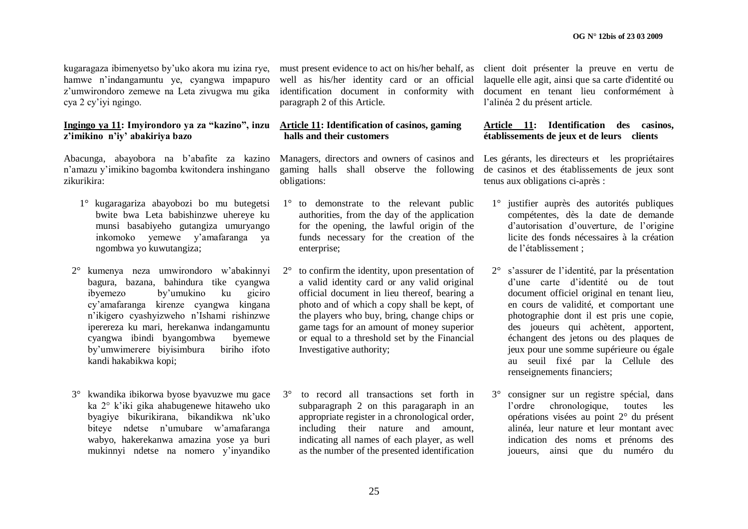kugaragaza ibimenyetso by'uko akora mu izina rye, hamwe n'indangamuntu ye, cyangwa impapuro z'umwirondoro zemewe na Leta zivugwa mu gika cya 2 cy'iyi ngingo.

**Ingingo ya 11: Imyirondoro ya za "kazino", inzu z'imikino n'iy' abakiriya bazo**

Abacunga, abayobora na b'abafite za kazino n'amazu y'imikino bagomba kwitondera inshingano zikurikira:

1° kugaragariza abayobozi bo mu butegetsi bwite bwa Leta babishinzwe uhereye ku munsi basabiyeho gutangiza umuryango inkomoko yemewe y'amafaranga ya ngombwa yo kuwutangiza;

2° kumenya neza umwirondoro w'abakinnyi bagura, bazana, bahindura tike cyangwa ibyemezo by'umukino ku giciro cy'amafaranga kirenze cyangwa kingana n'ikigero cyashyizweho n'Ishami rishinzwe iperereza ku mari, herekanwa indangamuntu cyangwa ibindi byangombwa byemewe by'umwimerere biyisimbura biriho ifoto kandi hakabikwa kopi;

3° kwandika ibikorwa byose byavuzwe mu gace ka 2° k'iki gika ahabugenewe hitaweho uko byagiye bikurikirana, bikandikwa nk'uko biteye ndetse n'umubare w'amafaranga wabyo, hakerekanwa amazina yose ya buri mukinnyi ndetse na nomero y'inyandiko

must present evidence to act on his/her behalf, as well as his/her identity card or an official identification document in conformity with paragraph 2 of this Article.

**Article 11: Identification of casinos, gaming halls and their customers**

Managers, directors and owners of casinos and gaming halls shall observe the following obligations:

1° to demonstrate to the relevant public authorities, from the day of the application for the opening, the lawful origin of the funds necessary for the creation of the enterprise;

2° to confirm the identity, upon presentation of a valid identity card or any valid original official document in lieu thereof, bearing a photo and of which a copy shall be kept, of the players who buy, bring, change chips or game tags for an amount of money superior or equal to a threshold set by the Financial Investigative authority;

3° to record all transactions set forth in subparagraph 2 on this paragaraph in an appropriate register in a chronological order, including their nature and amount, indicating all names of each player, as well as the number of the presented identification

client doit présenter la preuve en vertu de laquelle elle agit, ainsi que sa carte d'identité ou document en tenant lieu conformément à l'alinéa 2 du présent article.

**Article 11: Identification des casinos, établissements de jeux et de leurs clients**

Les gérants, les directeurs et les propriétaires de casinos et des établissements de jeux sont tenus aux obligations ci-après :

1° justifier auprès des autorités publiques compétentes, dès la date de demande d'autorisation d'ouverture, de l'origine licite des fonds nécessaires à la création de l'établissement ;

2° s'assurer de l'identité, par la présentation d'une carte d'identité ou de tout document officiel original en tenant lieu, en cours de validité, et comportant une photographie dont il est pris une copie, des joueurs qui achètent, apportent, échangent des jetons ou des plaques de jeux pour une somme supérieure ou égale au seuil fixé par la Cellule des renseignements financiers;

3° consigner sur un registre spécial, dans l'ordre chronologique, toutes les opérations visées au point 2° du présent alinéa, leur nature et leur montant avec indication des noms et prénoms des joueurs, ainsi que du numéro du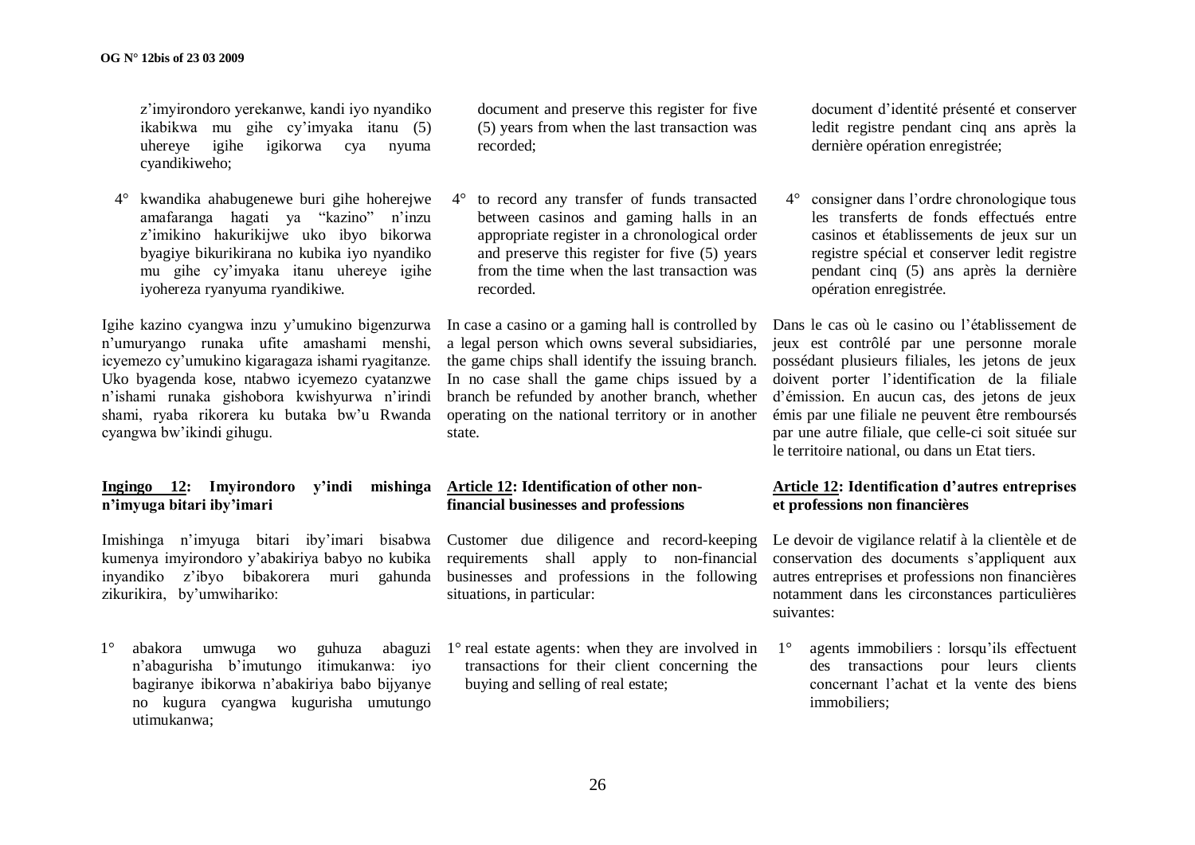z'imyirondoro yerekanwe, kandi iyo nyandiko ikabikwa mu gihe cy'imyaka itanu (5) uhereye igihe igikorwa cya nyuma cyandikiweho;

4° kwandika ahabugenewe buri gihe hoherejwe amafaranga hagati ya "kazino" n'inzu z'imikino hakurikijwe uko ibyo bikorwa byagiye bikurikirana no kubika iyo nyandiko mu gihe cy'imyaka itanu uhereye igihe iyohereza ryanyuma ryandikiwe.

Igihe kazino cyangwa inzu y'umukino bigenzurwa n'umuryango runaka ufite amashami menshi, icyemezo cy'umukino kigaragaza ishami ryagitanze. Uko byagenda kose, ntabwo icyemezo cyatanzwe n'ishami runaka gishobora kwishyurwa n'irindi shami, ryaba rikorera ku butaka bw'u Rwanda cyangwa bw'ikindi gihugu.

**Ingingo 12: Imyirondoro y'indi mishinga n'imyuga bitari iby'imari**

Imishinga n'imyuga bitari iby'imari bisabwa kumenya imyirondoro y'abakiriya babyo no kubika inyandiko z'ibyo bibakorera muri gahunda zikurikira, by'umwihariko:

1° abakora umwuga wo guhuza abaguzi n'abagurisha b'imutungo itimukanwa: iyo bagiranye ibikorwa n'abakiriya babo bijyanye no kugura cyangwa kugurisha umutungo utimukanwa;

document and preserve this register for five (5) years from when the last transaction was recorded;

4° to record any transfer of funds transacted between casinos and gaming halls in an appropriate register in a chronological order and preserve this register for five (5) years from the time when the last transaction was recorded.

In case a casino or a gaming hall is controlled by a legal person which owns several subsidiaries, the game chips shall identify the issuing branch. In no case shall the game chips issued by a branch be refunded by another branch, whether operating on the national territory or in another state.

**Article 12: Identification of other non-financial businesses and professions**

Customer due diligence and record-keeping requirements shall apply to non-financial businesses and professions in the following situations, in particular:

1° real estate agents: when they are involved in transactions for their client concerning the buying and selling of real estate;

document d'identité présenté et conserver ledit registre pendant cinq ans après la dernière opération enregistrée;

4° consigner dans l'ordre chronologique tous les transferts de fonds effectués entre casinos et établissements de jeux sur un registre spécial et conserver ledit registre pendant cinq (5) ans après la dernière opération enregistrée.

Dans le cas où le casino ou l'établissement de jeux est contrôlé par une personne morale possédant plusieurs filiales, les jetons de jeux doivent porter l'identification de la filiale d'émission. En aucun cas, des jetons de jeux émis par une filiale ne peuvent être remboursés par une autre filiale, que celle-ci soit située sur le territoire national, ou dans un Etat tiers.

**Article 12: Identification d'autres entreprises et professions non financières**

Le devoir de vigilance relatif à la clientèle et de conservation des documents s'appliquent aux autres entreprises et professions non financières notamment dans les circonstances particulières suivantes:

1° agents immobiliers : lorsqu'ils effectuent des transactions pour leurs clients concernant l'achat et la vente des biens immobiliers;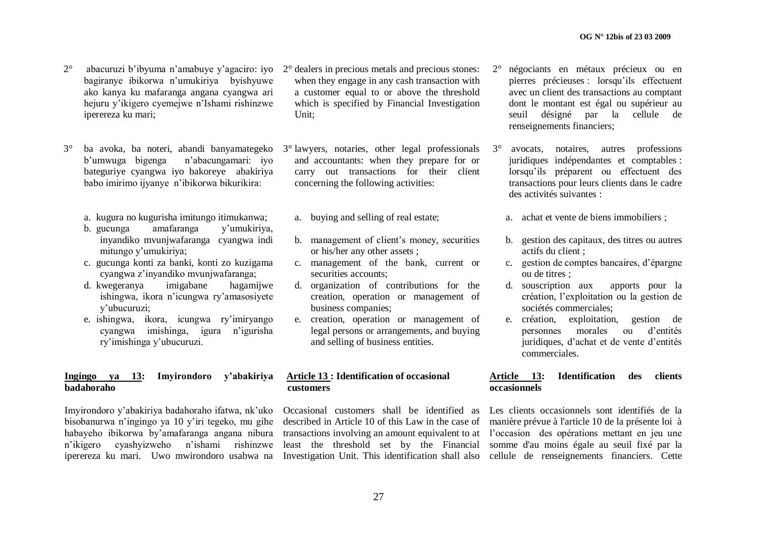2° abacuruzi b'ibyuma n'amabuye y'agaciro: iyo bagiranye ibikorwa n'umukiriya byishyuwe ako kanya ku mafaranga angana cyangwa ari hejuru y'ikigero cyemejwe n'Ishami rishinzwe iperereza ku mari;

3° ba avoka, ba noteri, abandi banyamategeko b'umwuga bigenga n'abacungamari: iyo bateguriye cyangwa iyo bakoreye abakiriya babo imirimo ijyanye n'ibikorwa bikurikira:

a. kugura no kugurisha imitungo itimukanwa;
b. gucunga amafaranga y'umukiriya, inyandiko mvunjwafaranga cyangwa indi mitungo y'umukiriya;
c. gucunga konti za banki, konti zo kuzigama cyangwa z'inyandiko mvunjwafaranga;
d. kwegeranya imigabane hagamijwe ishingwa, ikora n'icungwa ry'amasosiyete y'ubucuruzi;
e. ishingwa, ikora, icungwa ry'imiryango cyangwa imishinga, igura n'igurisha ry'imishinga y'ubucuruzi.

**<u>Ingingo ya 13</u>: Imyirondoro y'abakiriya badahoraho**

Imyirondoro y'abakiriya badahoraho ifatwa, nk'uko bisobanurwa n'ingingo ya 10 y'iri tegeko, mu gihe habayeho ibikorwa by'amafaranga angana nibura n'ikigero cyashyizweho n'ishami rishinzwe iperereza ku mari. Uwo mwirondoro usabwa na

2° dealers in precious metals and precious stones: when they engage in any cash transaction with a customer equal to or above the threshold which is specified by Financial Investigation Unit;

3° lawyers, notaries, other legal professionals and accountants: when they prepare for or carry out transactions for their client concerning the following activities:

a. buying and selling of real estate;
b. management of client's money, securities or his/her any other assets ;
c. management of the bank, current or securities accounts;
d. organization of contributions for the creation, operation or management of business companies;
e. creation, operation or management of legal persons or arrangements, and buying and selling of business entities.

**<u>Article 13</u> : Identification of occasional customers**

Occasional customers shall be identified as described in Article 10 of this Law in the case of transactions involving an amount equivalent to at least the threshold set by the Financial Investigation Unit. This identification shall also

2° négociants en métaux précieux ou en pierres précieuses : lorsqu'ils effectuent avec un client des transactions au comptant dont le montant est égal ou supérieur au seuil désigné par la cellule de renseignements financiers;

3° avocats, notaires, autres professions juridiques indépendantes et comptables : lorsqu'ils préparent ou effectuent des transactions pour leurs clients dans le cadre des activités suivantes :

a. achat et vente de biens immobiliers ;
b. gestion des capitaux, des titres ou autres actifs du client ;
c. gestion de comptes bancaires, d'épargne ou de titres ;
d. souscription aux apports pour la création, l'exploitation ou la gestion de sociétés commerciales;
e. création, exploitation, gestion de personnes morales ou d'entités juridiques, d'achat et de vente d'entités commerciales.

**<u>Article 13</u>: Identification des clients occasionnels**

Les clients occasionnels sont identifiés de la manière prévue à l'article 10 de la présente loi à l'occasion des opérations mettant en jeu une somme d'au moins égale au seuil fixé par la cellule de renseignements financiers. Cette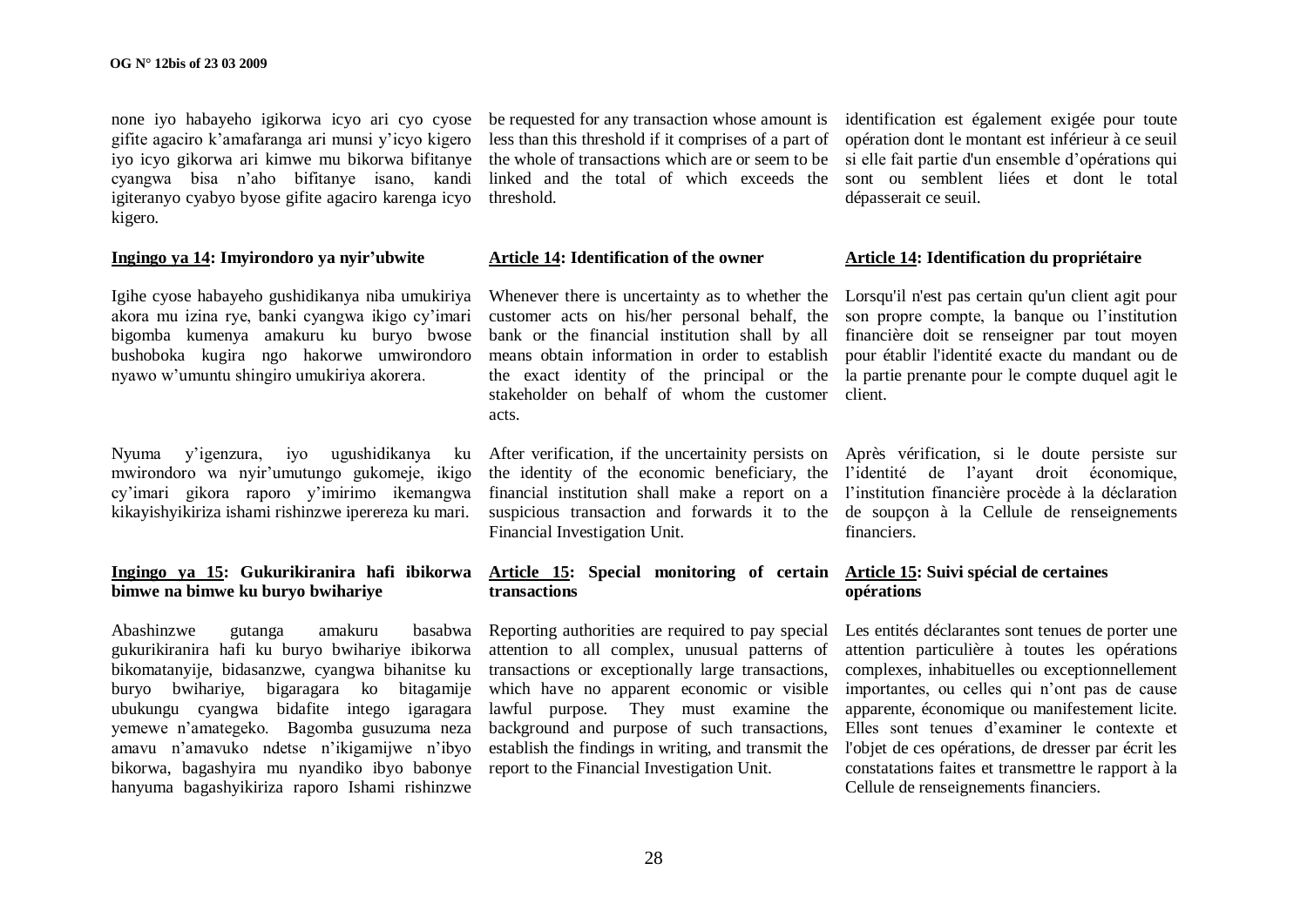none iyo habayeho igikorwa icyo ari cyo cyose gifite agaciro k'amafaranga ari munsi y'icyo kigero iyo icyo gikorwa ari kimwe mu bikorwa bifitanye cyangwa bisa n'aho bifitanye isano, kandi igiteranyo cyabyo byose gifite agaciro karenga icyo kigero.

**Ingingo ya 14: Imyirondoro ya nyir'ubwite**

Igihe cyose habayeho gushidikanya niba umukiriya akora mu izina rye, banki cyangwa ikigo cy'imari bigomba kumenya amakuru ku buryo bwose bushoboka kugira ngo hakorwe umwirondoro nyawo w'umuntu shingiro umukiriya akorera.

Nyuma y'igenzura, iyo ugushidikanya ku mwirondoro wa nyir'umutungo gukomeje, ikigo cy'imari gikora raporo y'imirimo ikemangwa kikayishyikiriza ishami rishinzwe iperereza ku mari.

**Ingingo ya 15: Gukurikiranira hafi ibikorwa bimwe na bimwe ku buryo bwihariye**

Abashinzwe gutanga amakuru basabwa gukurikiranira hafi ku buryo bwihariye ibikorwa bikomatanyije, bidasanzwe, cyangwa bihanitse ku buryo bwihariye, bigaragara ko bitagamije ubukungu cyangwa bidafite intego igaragara yemewe n'amategeko. Bagomba gusuzuma neza amavu n'amavuko ndetse n'ikigamijwe n'ibyo bikorwa, bagashyira mu nyandiko ibyo babonye hanyuma bagashyikiriza raporo Ishami rishinzwe

be requested for any transaction whose amount is less than this threshold if it comprises of a part of the whole of transactions which are or seem to be linked and the total of which exceeds the threshold.

**Article 14: Identification of the owner**

Whenever there is uncertainty as to whether the customer acts on his/her personal behalf, the bank or the financial institution shall by all means obtain information in order to establish the exact identity of the principal or the stakeholder on behalf of whom the customer acts.

After verification, if the uncertainity persists on the identity of the economic beneficiary, the financial institution shall make a report on a suspicious transaction and forwards it to the Financial Investigation Unit.

**Article 15: Special monitoring of certain transactions**

Reporting authorities are required to pay special attention to all complex, unusual patterns of transactions or exceptionally large transactions, which have no apparent economic or visible lawful purpose. They must examine the background and purpose of such transactions, establish the findings in writing, and transmit the report to the Financial Investigation Unit.

identification est également exigée pour toute opération dont le montant est inférieur à ce seuil si elle fait partie d'un ensemble d'opérations qui sont ou semblent liées et dont le total dépasserait ce seuil.

**Article 14: Identification du propriétaire**

Lorsqu'il n'est pas certain qu'un client agit pour son propre compte, la banque ou l'institution financière doit se renseigner par tout moyen pour établir l'identité exacte du mandant ou de la partie prenante pour le compte duquel agit le client.

Après vérification, si le doute persiste sur l'identité de l'ayant droit économique, l'institution financière procède à la déclaration de soupçon à la Cellule de renseignements financiers.

**Article 15: Suivi spécial de certaines opérations**

Les entités déclarantes sont tenues de porter une attention particulière à toutes les opérations complexes, inhabituelles ou exceptionnellement importantes, ou celles qui n'ont pas de cause apparente, économique ou manifestement licite. Elles sont tenues d'examiner le contexte et l'objet de ces opérations, de dresser par écrit les constatations faites et transmettre le rapport à la Cellule de renseignements financiers.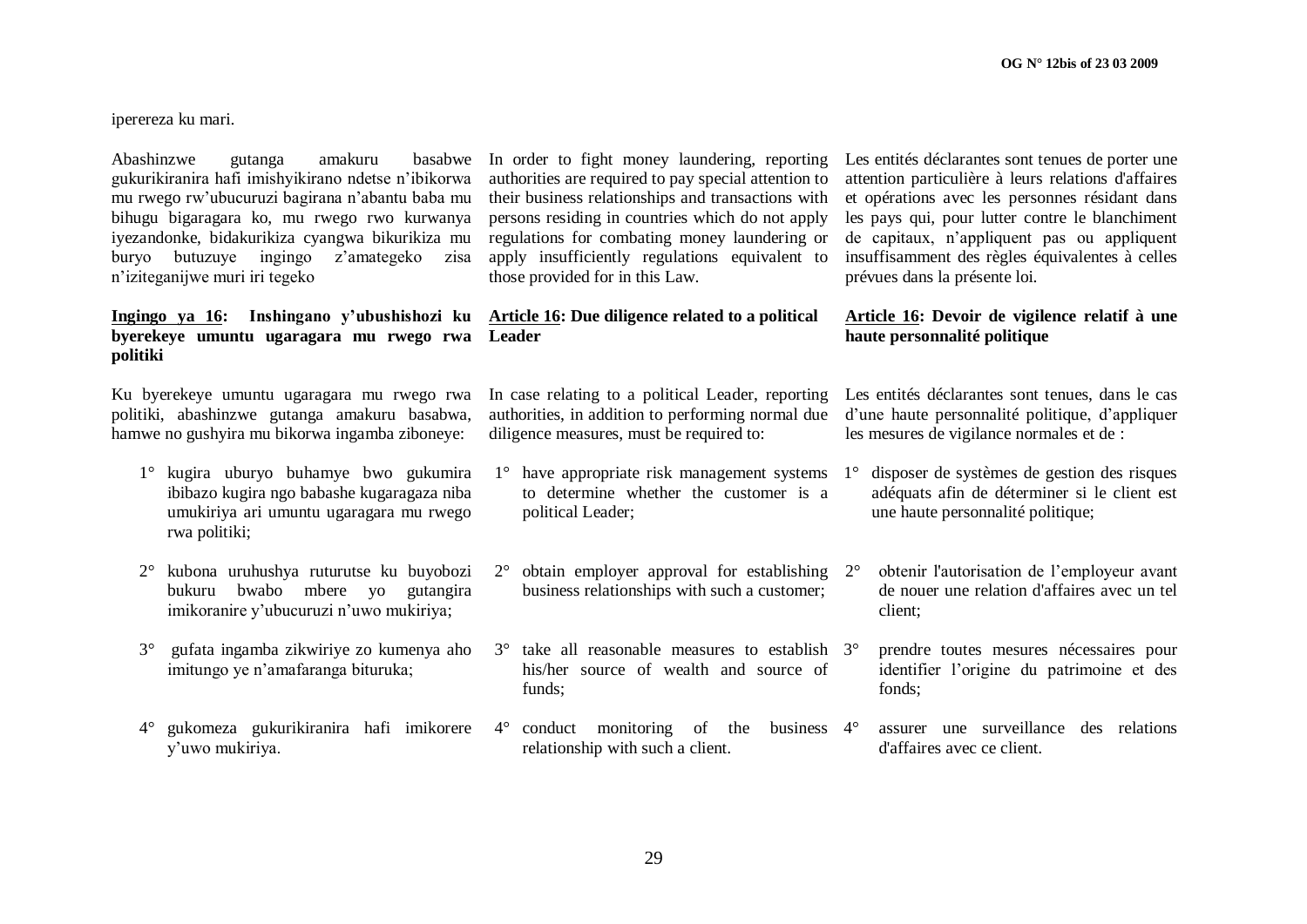iperereza ku mari.

Abashinzwe gutanga amakuru basabwe gukurikiranira hafi imishyikirano ndetse n'ibikorwa mu rwego rw'ubucuruzi bagirana n'abantu baba mu bihugu bigaragara ko, mu rwego rwo kurwanya iyezandonke, bidakurikiza cyangwa bikurikiza mu buryo butuzuye ingingo z'amategeko zisa n'iziteganijwe muri iri tegeko

**<u>Ingingo ya 16</u>: Inshingano y'ubushishozi ku byerekeye umuntu ugaragara mu rwego rwa politiki**

Ku byerekeye umuntu ugaragara mu rwego rwa politiki, abashinzwe gutanga amakuru basabwa, hamwe no gushyira mu bikorwa ingamba ziboneye:

1° kugira uburyo buhamye bwo gukumira ibibazo kugira ngo babashe kugaragaza niba umukiriya ari umuntu ugaragara mu rwego rwa politiki;

2° kubona uruhushya ruturutse ku buyobozi bukuru bwabo mbere yo gutangira imikoranire y'ubucuruzi n'uwo mukiriya;

3° gufata ingamba zikwiriye zo kumenya aho imitungo ye n'amafaranga bituruka;

4° gukomeza gukurikiranira hafi imikorere y'uwo mukiriya.

In order to fight money laundering, reporting authorities are required to pay special attention to their business relationships and transactions with persons residing in countries which do not apply regulations for combating money laundering or apply insufficiently regulations equivalent to those provided for in this Law.

**<u>Article 16</u>: Due diligence related to a political Leader**

In case relating to a political Leader, reporting authorities, in addition to performing normal due diligence measures, must be required to:

1° have appropriate risk management systems to determine whether the customer is a political Leader;

2° obtain employer approval for establishing business relationships with such a customer;

3° take all reasonable measures to establish his/her source of wealth and source of funds;

4° conduct monitoring of the business relationship with such a client.

Les entités déclarantes sont tenues de porter une attention particulière à leurs relations d'affaires et opérations avec les personnes résidant dans les pays qui, pour lutter contre le blanchiment de capitaux, n'appliquent pas ou appliquent insuffisamment des règles équivalentes à celles prévues dans la présente loi.

**<u>Article 16</u>: Devoir de vigilence relatif à une haute personnalité politique**

Les entités déclarantes sont tenues, dans le cas d'une haute personnalité politique, d'appliquer les mesures de vigilance normales et de :

1° disposer de systèmes de gestion des risques adéquats afin de déterminer si le client est une haute personnalité politique;

2° obtenir l'autorisation de l'employeur avant de nouer une relation d'affaires avec un tel client;

3° prendre toutes mesures nécessaires pour identifier l'origine du patrimoine et des fonds;

4° assurer une surveillance des relations d'affaires avec ce client.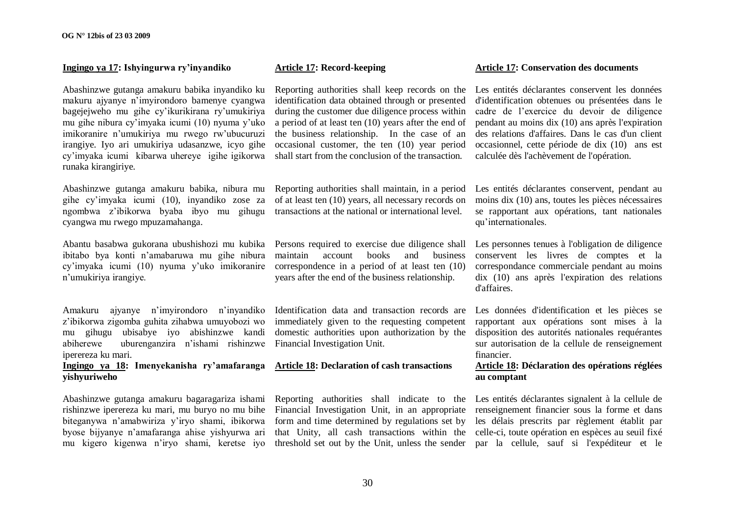**Ingingo ya 17: Ishyingurwa ry'inyandiko**

Abashinzwe gutanga amakuru babika inyandiko ku makuru ajyanye n'imyirondoro bamenye cyangwa bagejejweho mu gihe cy'ikurikirana ry'umukiriya mu gihe nibura cy'imyaka icumi (10) nyuma y'uko imikoranire n'umukiriya mu rwego rw'ubucuruzi irangiye. Iyo ari umukiriya udasanzwe, icyo gihe cy'imyaka icumi kibarwa uhereye igihe igikorwa runaka kirangiriye.

Abashinzwe gutanga amakuru babika, nibura mu gihe cy'imyaka icumi (10), inyandiko zose za ngombwa z'ibikorwa byaba ibyo mu gihugu cyangwa mu rwego mpuzamahanga.

Abantu basabwa gukorana ubushishozi mu kubika ibitabo bya konti n'amabaruwa mu gihe nibura cy'imyaka icumi (10) nyuma y'uko imikoranire n'umukiriya irangiye.

Amakuru ajyanye n'imyirondoro n'inyandiko z'ibikorwa zigomba guhita zihabwa umuyobozi wo mu gihugu ubisabye iyo abishinzwe kandi abiherewe uburenganzira n'ishami rishinzwe iperereza ku mari.

**Ingingo ya 18: Imenyekanisha ry'amafaranga yishyuriweho**

Abashinzwe gutanga amakuru bagaragariza ishami rishinzwe iperereza ku mari, mu buryo no mu bihe biteganywa n'amabwiriza y'iryo shami, ibikorwa byose bijyanye n'amafaranga ahise yishyurwa ari mu kigero kigenwa n'iryo shami, keretse iyo

**Article 17: Record-keeping**

Reporting authorities shall keep records on the identification data obtained through or presented during the customer due diligence process within a period of at least ten (10) years after the end of the business relationship. In the case of an occasional customer, the ten (10) year period shall start from the conclusion of the transaction.

Reporting authorities shall maintain, in a period of at least ten (10) years, all necessary records on transactions at the national or international level.

Persons required to exercise due diligence shall maintain account books and business correspondence in a period of at least ten (10) years after the end of the business relationship.

Identification data and transaction records are immediately given to the requesting competent domestic authorities upon authorization by the Financial Investigation Unit.

**Article 18: Declaration of cash transactions**

Reporting authorities shall indicate to the Financial Investigation Unit, in an appropriate form and time determined by regulations set by that Unity, all cash transactions within the threshold set out by the Unit, unless the sender

**Article 17: Conservation des documents**

Les entités déclarantes conservent les données d'identification obtenues ou présentées dans le cadre de l'exercice du devoir de diligence pendant au moins dix (10) ans après l'expiration des relations d'affaires. Dans le cas d'un client occasionnel, cette période de dix (10) ans est calculée dès l'achèvement de l'opération.

Les entités déclarantes conservent, pendant au moins dix (10) ans, toutes les pièces nécessaires se rapportant aux opérations, tant nationales qu'internationales.

Les personnes tenues à l'obligation de diligence conservent les livres de comptes et la correspondance commerciale pendant au moins dix (10) ans après l'expiration des relations d'affaires.

Les données d'identification et les pièces se rapportant aux opérations sont mises à la disposition des autorités nationales requérantes sur autorisation de la cellule de renseignement financier.

**Article 18: Déclaration des opérations réglées au comptant**

Les entités déclarantes signalent à la cellule de renseignement financier sous la forme et dans les délais prescrits par règlement établit par celle-ci, toute opération en espèces au seuil fixé par la cellule, sauf si l'expéditeur et le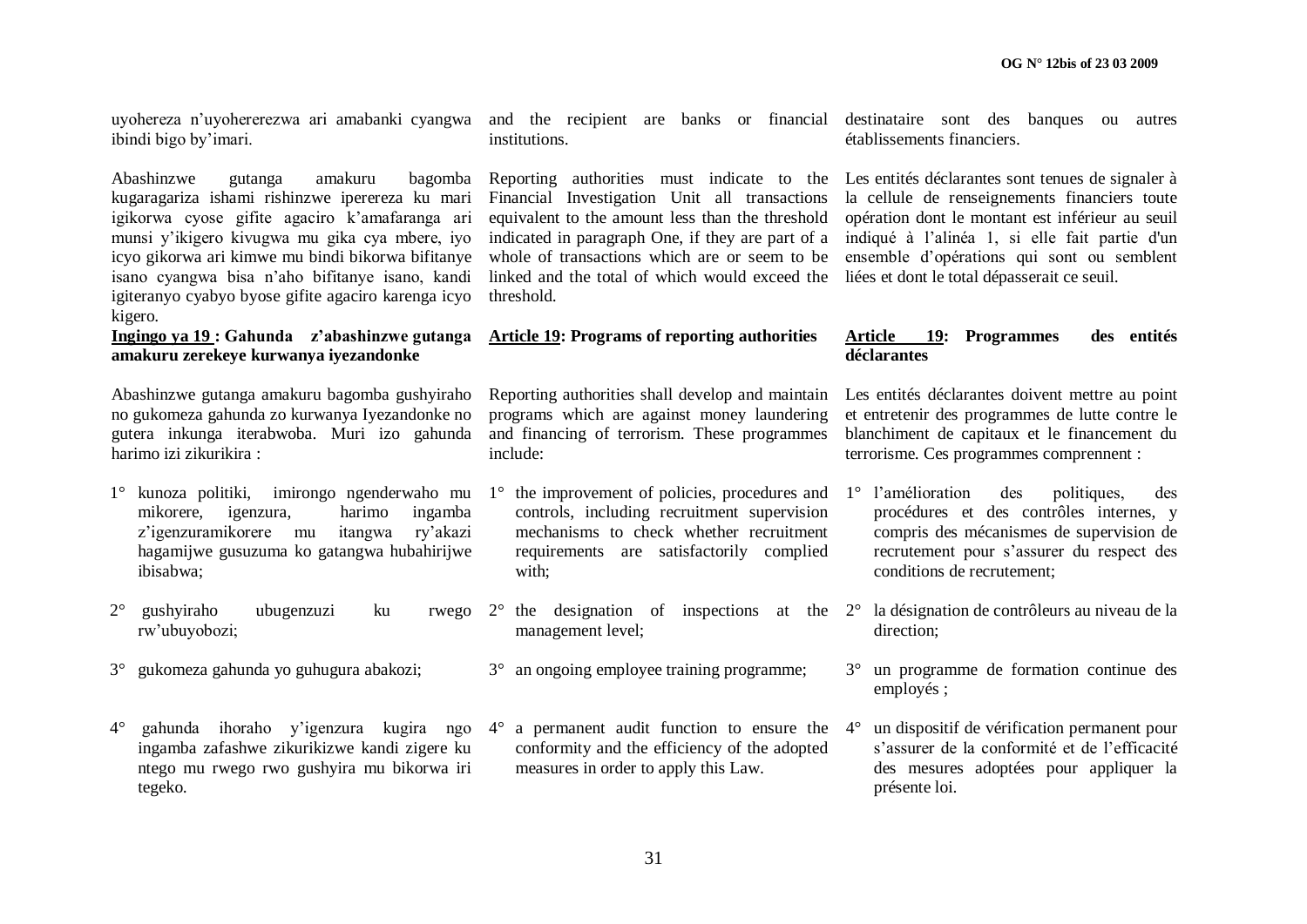uyohereza n'uyohererezwa ari amabanki cyangwa ibindi bigo by'imari.

Abashinzwe gutanga amakuru bagomba kugaragariza ishami rishinzwe iperereza ku mari igikorwa cyose gifite agaciro k'amafaranga ari munsi y'ikigero kivugwa mu gika cya mbere, iyo icyo gikorwa ari kimwe mu bindi bikorwa bifitanye isano cyangwa bisa n'aho bifitanye isano, kandi igiteranyo cyabyo byose gifite agaciro karenga icyo kigero.

**Ingingo ya 19 : Gahunda z'abashinzwe gutanga amakuru zerekeye kurwanya iyezandonke**

Abashinzwe gutanga amakuru bagomba gushyiraho no gukomeza gahunda zo kurwanya Iyezandonke no gutera inkunga iterabwoba. Muri izo gahunda harimo izi zikurikira :

1° kunoza politiki, imirongo ngenderwaho mu mikorere, igenzura, harimo ingamba z'igenzuramikorere mu itangwa ry'akazi hagamijwe gusuzuma ko gatangwa hubahirijwe ibisabwa;

2° gushyiraho ubugenzuzi ku rwego rw'ubuyobozi;

3° gukomeza gahunda yo guhugura abakozi;

4° gahunda ihoraho y'igenzura kugira ngo ingamba zafashwe zikurikizwe kandi zigere ku ntego mu rwego rwo gushyira mu bikorwa iri tegeko.

and the recipient are banks or financial institutions.

Reporting authorities must indicate to the Financial Investigation Unit all transactions equivalent to the amount less than the threshold indicated in paragraph One, if they are part of a whole of transactions which are or seem to be linked and the total of which would exceed the threshold.

**Article 19: Programs of reporting authorities**

Reporting authorities shall develop and maintain programs which are against money laundering and financing of terrorism. These programmes include:

1° the improvement of policies, procedures and controls, including recruitment supervision mechanisms to check whether recruitment requirements are satisfactorily complied with;

2° the designation of inspections at the management level;

3° an ongoing employee training programme;

4° a permanent audit function to ensure the conformity and the efficiency of the adopted measures in order to apply this Law.

destinataire sont des banques ou autres établissements financiers.

Les entités déclarantes sont tenues de signaler à la cellule de renseignements financiers toute opération dont le montant est inférieur au seuil indiqué à l'alinéa 1, si elle fait partie d'un ensemble d'opérations qui sont ou semblent liées et dont le total dépasserait ce seuil.

**Article 19: Programmes des entités déclarantes**

Les entités déclarantes doivent mettre au point et entretenir des programmes de lutte contre le blanchiment de capitaux et le financement du terrorisme. Ces programmes comprennent :

1° l'amélioration des politiques, des procédures et des contrôles internes, y compris des mécanismes de supervision de recrutement pour s'assurer du respect des conditions de recrutement;

2° la désignation de contrôleurs au niveau de la direction;

3° un programme de formation continue des employés ;

4° un dispositif de vérification permanent pour s'assurer de la conformité et de l'efficacité des mesures adoptées pour appliquer la présente loi.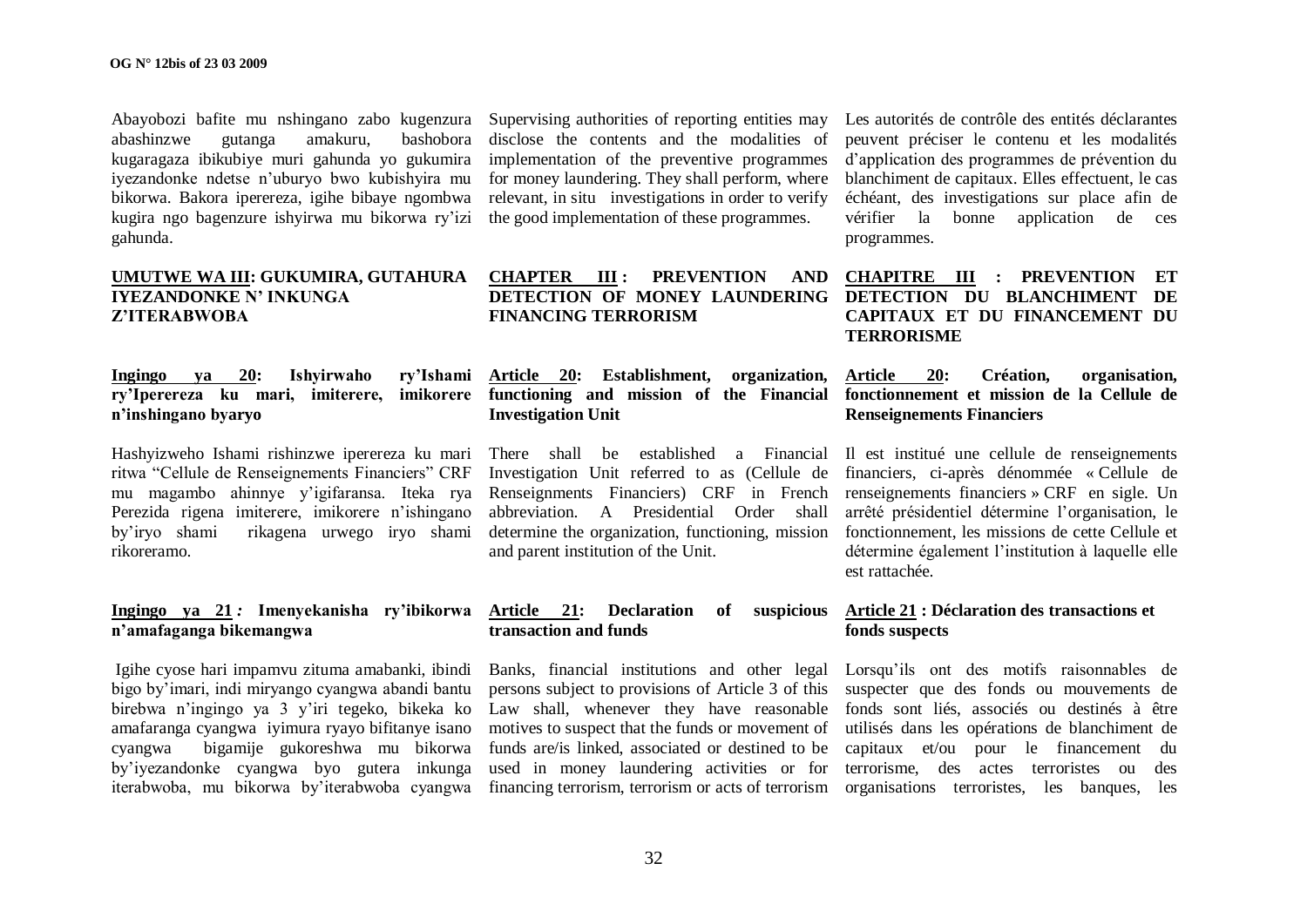Abayobozi bafite mu nshingano zabo kugenzura abashinzwe gutanga amakuru, bashobora kugaragaza ibikubiye muri gahunda yo gukumira iyezandonke ndetse n'uburyo bwo kubishyira mu bikorwa. Bakora iperereza, igihe bibaye ngombwa kugira ngo bagenzure ishyirwa mu bikorwa ry'izi gahunda.

Supervising authorities of reporting entities may disclose the contents and the modalities of implementation of the preventive programmes for money laundering. They shall perform, where relevant, in situ investigations in order to verify the good implementation of these programmes.

Les autorités de contrôle des entités déclarantes peuvent préciser le contenu et les modalités d'application des programmes de prévention du blanchiment de capitaux. Elles effectuent, le cas échéant, des investigations sur place afin de vérifier la bonne application de ces programmes.

## UMUTWE WA III: GUKUMIRA, GUTAHURA IYEZANDONKE N' INKUNGA Z'ITERABWOBA

## CHAPTER III : PREVENTION AND DETECTION OF MONEY LAUNDERING FINANCING TERRORISM

## CHAPITRE III : PREVENTION ET DETECTION DU BLANCHIMENT DE CAPITAUX ET DU FINANCEMENT DU TERRORISME

### Ingingo ya 20: Ishyirwaho ry'Ishami ry'Iperereza ku mari, imiterere, imikorere n'inshingano byaryo

Hashyizweho Ishami rishinzwe iperereza ku mari ritwa "Cellule de Renseignements Financiers" CRF mu magambo ahinnye y'igifaransa. Iteka rya Perezida rigena imiterere, imikorere n'ishingano by'iryo shami rikagena urwego iryo shami rikoreramo.

### Article 20: Establishment, organization, functioning and mission of the Financial Investigation Unit

There shall be established a Financial Investigation Unit referred to as (Cellule de Renseignments Financiers) CRF in French abbreviation. A Presidential Order shall determine the organization, functioning, mission and parent institution of the Unit.

### Article 20: Création, organisation, fonctionnement et mission de la Cellule de Renseignements Financiers

Il est institué une cellule de renseignements financiers, ci-après dénommée « Cellule de renseignements financiers » CRF en sigle. Un arrêté présidentiel détermine l'organisation, le fonctionnement, les missions de cette Cellule et détermine également l'institution à laquelle elle est rattachée.

### Ingingo ya 21 *:* Imenyekanisha ry'ibikorwa n'amafaganga bikemangwa

Igihe cyose hari impamvu zituma amabanki, ibindi bigo by'imari, indi miryango cyangwa abandi bantu birebwa n'ingingo ya 3 y'iri tegeko, bikeka ko amafaranga cyangwa iyimura ryayo bifitanye isano cyangwa bigamije gukoreshwa mu bikorwa by'iyezandonke cyangwa byo gutera inkunga iterabwoba, mu bikorwa by'iterabwoba cyangwa

### Article 21: Declaration of suspicious transaction and funds

Banks, financial institutions and other legal persons subject to provisions of Article 3 of this Law shall, whenever they have reasonable motives to suspect that the funds or movement of funds are/is linked, associated or destined to be used in money laundering activities or for financing terrorism, terrorism or acts of terrorism

### Article 21 : Déclaration des transactions et fonds suspects

Lorsqu'ils ont des motifs raisonnables de suspecter que des fonds ou mouvements de fonds sont liés, associés ou destinés à être utilisés dans les opérations de blanchiment de capitaux et/ou pour le financement du terrorisme, des actes terroristes ou des organisations terroristes, les banques, les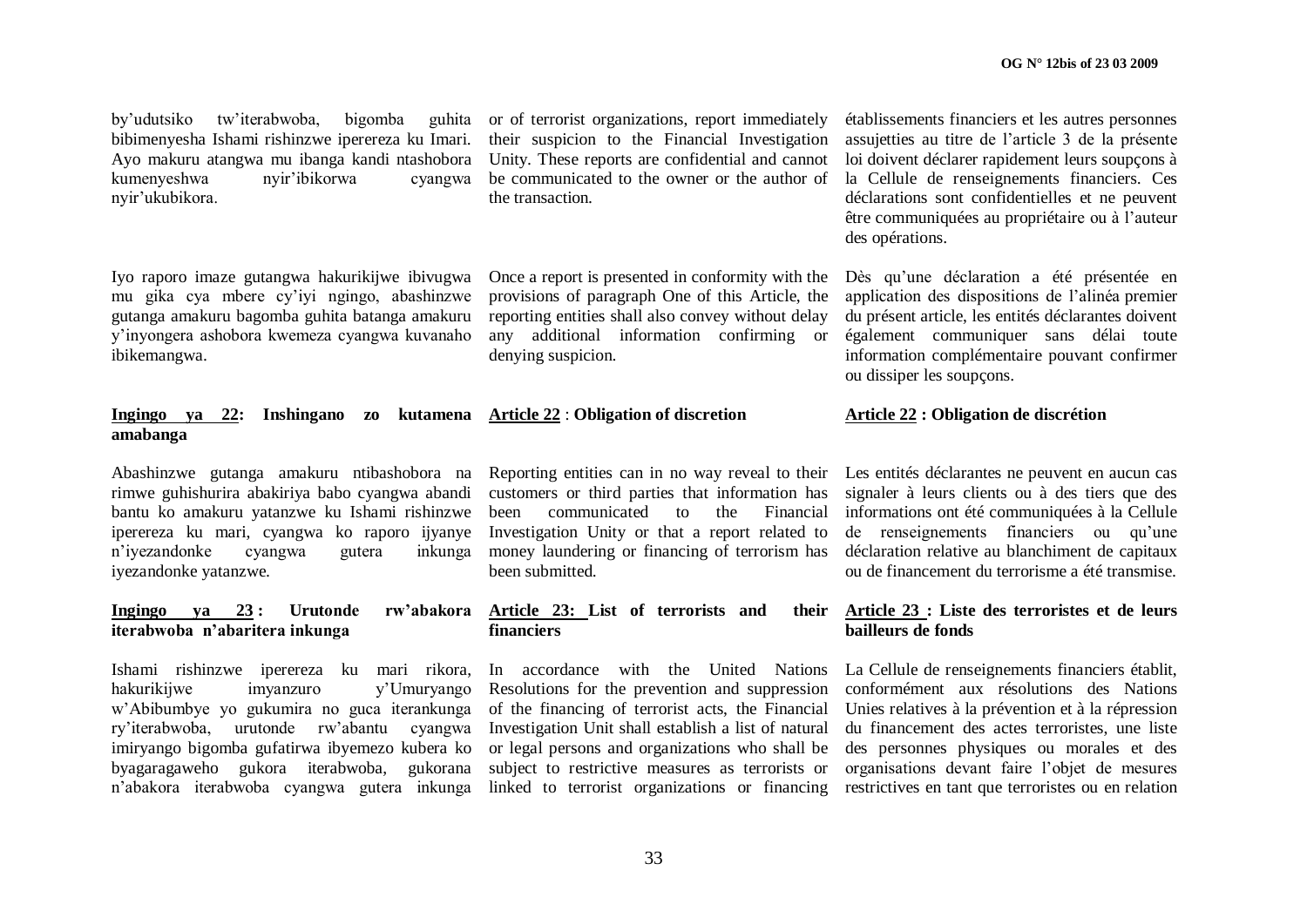by'udutsiko tw'iterabwoba, bigomba guhita bibimenyesha Ishami rishinzwe iperereza ku Imari. Ayo makuru atangwa mu ibanga kandi ntashobora kumenyeshwa nyir'ibikorwa cyangwa nyir'ukubikora.

Iyo raporo imaze gutangwa hakurikijwe ibivugwa mu gika cya mbere cy'iyi ngingo, abashinzwe gutanga amakuru bagomba guhita batanga amakuru y'inyongera ashobora kwemeza cyangwa kuvanaho ibikemangwa.

**Ingingo ya 22: Inshingano zo kutamena amabanga**

Abashinzwe gutanga amakuru ntibashobora na rimwe guhishurira abakiriya babo cyangwa abandi bantu ko amakuru yatanzwe ku Ishami rishinzwe iperereza ku mari, cyangwa ko raporo ijyanye n'iyezandonke cyangwa gutera inkunga iyezandonke yatanzwe.

**Ingingo ya 23 : Urutonde rw'abakora iterabwoba n'abaritera inkunga**

Ishami rishinzwe iperereza ku mari rikora, hakurikijwe imyanzuro y'Umuryango w'Abibumbye yo gukumira no guca iterankunga ry'iterabwoba, urutonde rw'abantu cyangwa imiryango bigomba gufatirwa ibyemezo kubera ko byagaragaweho gukora iterabwoba, gukorana n'abakora iterabwoba cyangwa gutera inkunga

or of terrorist organizations, report immediately their suspicion to the Financial Investigation Unity. These reports are confidential and cannot be communicated to the owner or the author of the transaction.

Once a report is presented in conformity with the provisions of paragraph One of this Article, the reporting entities shall also convey without delay any additional information confirming or denying suspicion.

**Article 22 : Obligation of discretion**

Reporting entities can in no way reveal to their customers or third parties that information has been communicated to the Financial Investigation Unity or that a report related to money laundering or financing of terrorism has been submitted.

**Article 23: List of terrorists and their financiers**

In accordance with the United Nations Resolutions for the prevention and suppression of the financing of terrorist acts, the Financial Investigation Unit shall establish a list of natural or legal persons and organizations who shall be subject to restrictive measures as terrorists or linked to terrorist organizations or financing

établissements financiers et les autres personnes assujetties au titre de l'article 3 de la présente loi doivent déclarer rapidement leurs soupçons à la Cellule de renseignements financiers. Ces déclarations sont confidentielles et ne peuvent être communiquées au propriétaire ou à l'auteur des opérations.

Dès qu'une déclaration a été présentée en application des dispositions de l'alinéa premier du présent article, les entités déclarantes doivent également communiquer sans délai toute information complémentaire pouvant confirmer ou dissiper les soupçons.

**Article 22 : Obligation de discrétion**

Les entités déclarantes ne peuvent en aucun cas signaler à leurs clients ou à des tiers que des informations ont été communiquées à la Cellule de renseignements financiers ou qu'une déclaration relative au blanchiment de capitaux ou de financement du terrorisme a été transmise.

**Article 23 : Liste des terroristes et de leurs bailleurs de fonds**

La Cellule de renseignements financiers établit, conformément aux résolutions des Nations Unies relatives à la prévention et à la répression du financement des actes terroristes, une liste des personnes physiques ou morales et des organisations devant faire l'objet de mesures restrictives en tant que terroristes ou en relation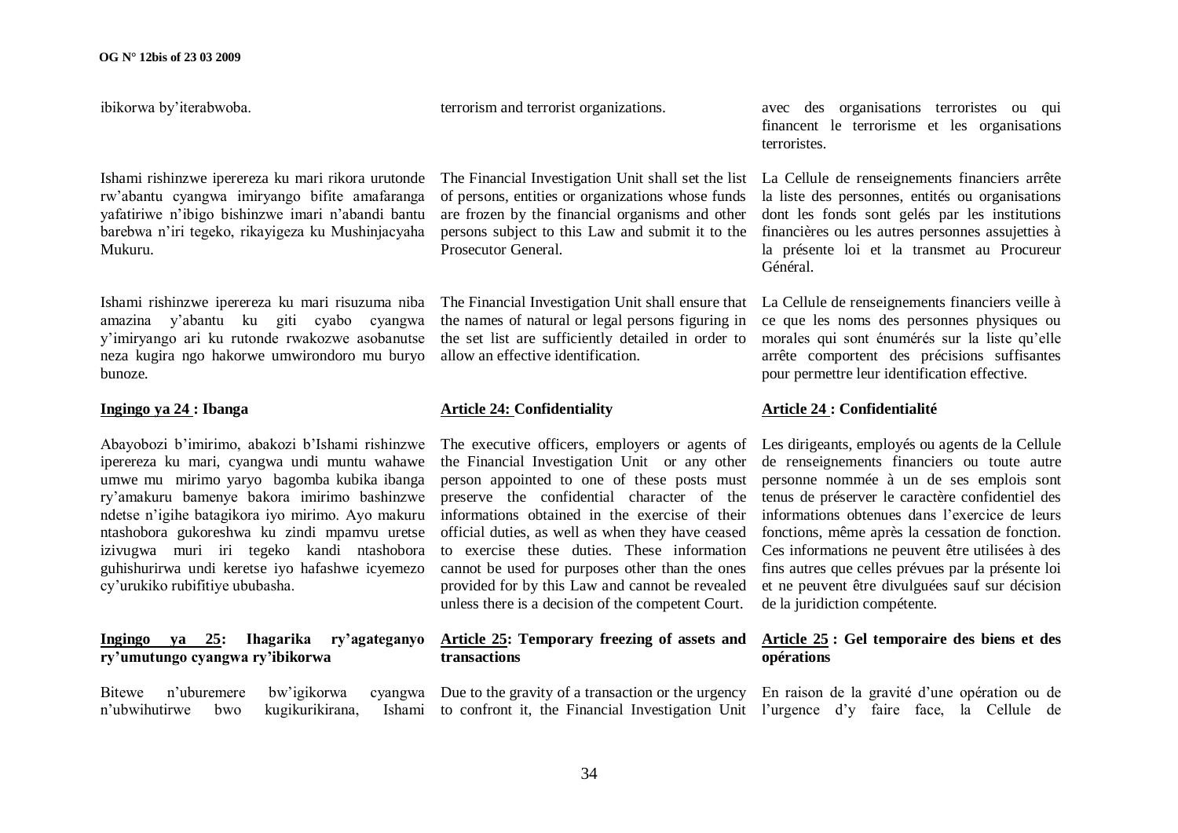ibikorwa by'iterabwoba.

Ishami rishinzwe iperereza ku mari rikora urutonde rw'abantu cyangwa imiryango bifite amafaranga yafatiriwe n'ibigo bishinzwe imari n'abandi bantu barebwa n'iri tegeko, rikayigeza ku Mushinjacyaha Mukuru.

Ishami rishinzwe iperereza ku mari risuzuma niba amazina y'abantu ku giti cyabo cyangwa y'imiryango ari ku rutonde rwakozwe asobanutse neza kugira ngo hakorwe umwirondoro mu buryo bunoze.

**Ingingo ya 24 : Ibanga**

Abayobozi b'imirimo, abakozi b'Ishami rishinzwe iperereza ku mari, cyangwa undi muntu wahawe umwe mu mirimo yaryo bagomba kubika ibanga ry'amakuru bamenye bakora imirimo bashinzwe ndetse n'igihe batagikora iyo mirimo. Ayo makuru ntashobora gukoreshwa ku zindi mpamvu uretse izivugwa muri iri tegeko kandi ntashobora guhishurirwa undi keretse iyo hafashwe icyemezo cy'urukiko rubifitiye ububasha.

**Ingingo ya 25: Ihagarika ry'agateganyo ry'umutungo cyangwa ry'ibikorwa**

Bitewe n'uburemere bw'igikorwa cyangwa n'ubwihutirwe bwo kugikurikirana, Ishami

terrorism and terrorist organizations.

The Financial Investigation Unit shall set the list of persons, entities or organizations whose funds are frozen by the financial organisms and other persons subject to this Law and submit it to the Prosecutor General.

The Financial Investigation Unit shall ensure that the names of natural or legal persons figuring in the set list are sufficiently detailed in order to allow an effective identification.

**Article 24: Confidentiality**

The executive officers, employers or agents of the Financial Investigation Unit or any other person appointed to one of these posts must preserve the confidential character of the informations obtained in the exercise of their official duties, as well as when they have ceased to exercise these duties. These information cannot be used for purposes other than the ones provided for by this Law and cannot be revealed unless there is a decision of the competent Court.

**Article 25: Temporary freezing of assets and transactions**

Due to the gravity of a transaction or the urgency to confront it, the Financial Investigation Unit

avec des organisations terroristes ou qui financent le terrorisme et les organisations terroristes.

La Cellule de renseignements financiers arrête la liste des personnes, entités ou organisations dont les fonds sont gelés par les institutions financières ou les autres personnes assujetties à la présente loi et la transmet au Procureur Général.

La Cellule de renseignements financiers veille à ce que les noms des personnes physiques ou morales qui sont énumérés sur la liste qu'elle arrête comportent des précisions suffisantes pour permettre leur identification effective.

**Article 24 : Confidentialité**

Les dirigeants, employés ou agents de la Cellule de renseignements financiers ou toute autre personne nommée à un de ses emplois sont tenus de préserver le caractère confidentiel des informations obtenues dans l'exercice de leurs fonctions, même après la cessation de fonction. Ces informations ne peuvent être utilisées à des fins autres que celles prévues par la présente loi et ne peuvent être divulguées sauf sur décision de la juridiction compétente.

**Article 25 : Gel temporaire des biens et des opérations**

En raison de la gravité d'une opération ou de l'urgence d'y faire face, la Cellule de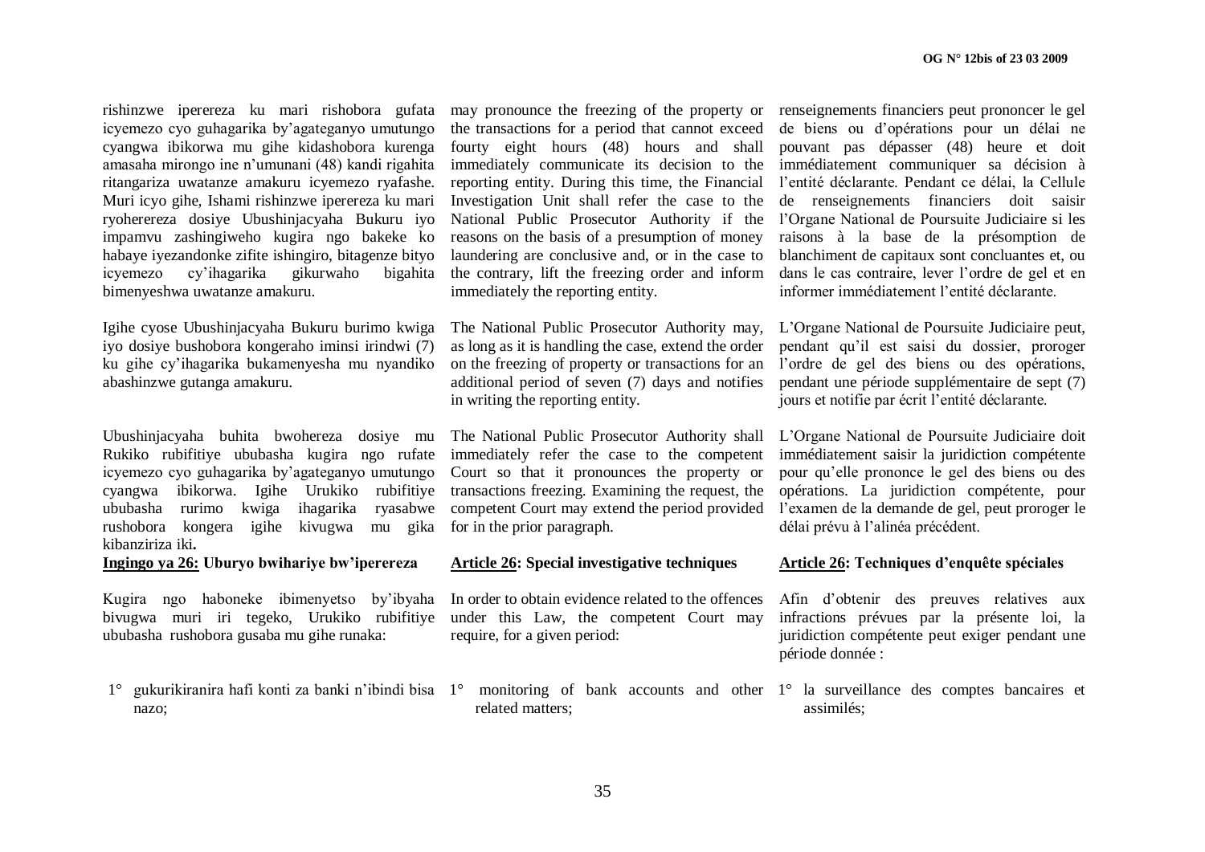rishinzwe iperereza ku mari rishobora gufata icyemezo cyo guhagarika by'agateganyo umutungo cyangwa ibikorwa mu gihe kidashobora kurenga amasaha mirongo ine n'umunani (48) kandi rigahita ritangariza uwatanze amakuru icyemezo ryafashe. Muri icyo gihe, Ishami rishinzwe iperereza ku mari ryoherereza dosiye Ubushinjacyaha Bukuru iyo impamvu zashingiweho kugira ngo bakeke ko habaye iyezandonke zifite ishingiro, bitagenze bityo icyemezo cy'ihagarika gikurwaho bigahita bimenyeshwa uwatanze amakuru.

Igihe cyose Ubushinjacyaha Bukuru burimo kwiga iyo dosiye bushobora kongeraho iminsi irindwi (7) ku gihe cy'ihagarika bukamenyesha mu nyandiko abashinzwe gutanga amakuru.

Ubushinjacyaha buhita bwohereza dosiye mu Rukiko rubifitiye ububasha kugira ngo rufate icyemezo cyo guhagarika by'agateganyo umutungo cyangwa ibikorwa. Igihe Urukiko rubifitiye ububasha rurimo kwiga ihagarika ryasabwe rushobora kongera igihe kivugwa mu gika kibanziriza iki**.**

**Ingingo ya 26: Uburyo bwihariye bw'iperereza**

Kugira ngo haboneke ibimenyetso by'ibyaha bivugwa muri iri tegeko, Urukiko rubifitiye ububasha rushobora gusaba mu gihe runaka:

1° gukurikiranira hafi konti za banki n'ibindi bisa nazo;

may pronounce the freezing of the property or the transactions for a period that cannot exceed fourty eight hours (48) hours and shall immediately communicate its decision to the reporting entity. During this time, the Financial Investigation Unit shall refer the case to the National Public Prosecutor Authority if the reasons on the basis of a presumption of money laundering are conclusive and, or in the case to the contrary, lift the freezing order and inform immediately the reporting entity.

The National Public Prosecutor Authority may, as long as it is handling the case, extend the order on the freezing of property or transactions for an additional period of seven (7) days and notifies in writing the reporting entity.

The National Public Prosecutor Authority shall immediately refer the case to the competent Court so that it pronounces the property or transactions freezing. Examining the request, the competent Court may extend the period provided for in the prior paragraph.

**Article 26: Special investigative techniques**

In order to obtain evidence related to the offences under this Law, the competent Court may require, for a given period:

1° monitoring of bank accounts and other related matters;

renseignements financiers peut prononcer le gel de biens ou d'opérations pour un délai ne pouvant pas dépasser (48) heure et doit immédiatement communiquer sa décision à l'entité déclarante. Pendant ce délai, la Cellule de renseignements financiers doit saisir l'Organe National de Poursuite Judiciaire si les raisons à la base de la présomption de blanchiment de capitaux sont concluantes et, ou dans le cas contraire, lever l'ordre de gel et en informer immédiatement l'entité déclarante.

L'Organe National de Poursuite Judiciaire peut, pendant qu'il est saisi du dossier, proroger l'ordre de gel des biens ou des opérations, pendant une période supplémentaire de sept (7) jours et notifie par écrit l'entité déclarante.

L'Organe National de Poursuite Judiciaire doit immédiatement saisir la juridiction compétente pour qu'elle prononce le gel des biens ou des opérations. La juridiction compétente, pour l'examen de la demande de gel, peut proroger le délai prévu à l'alinéa précédent.

**Article 26: Techniques d'enquête spéciales**

Afin d'obtenir des preuves relatives aux infractions prévues par la présente loi, la juridiction compétente peut exiger pendant une période donnée :

1° la surveillance des comptes bancaires et assimilés;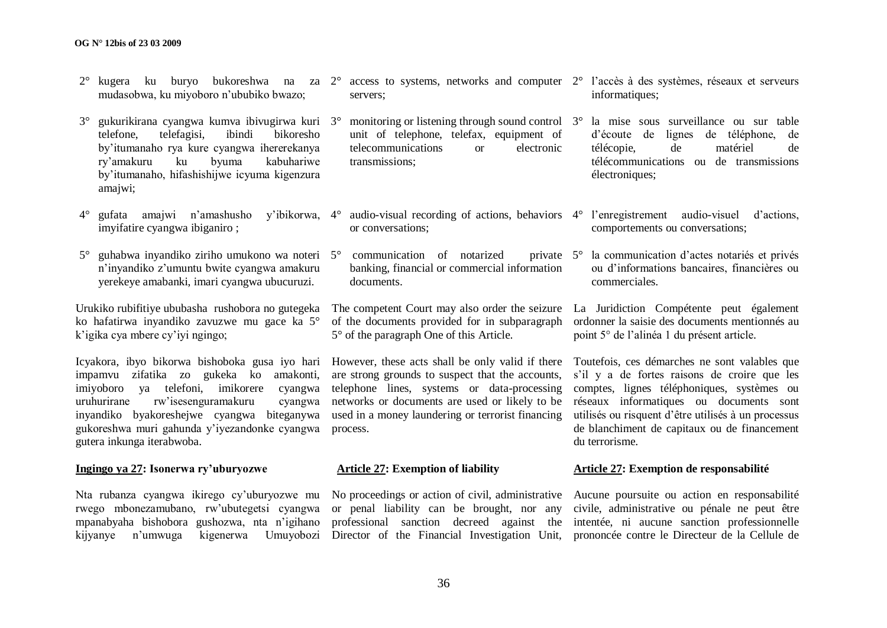2° kugera ku buryo bukoreshwa na za mudasobwa, ku miyoboro n'ububiko bwazo;

3° gukurikirana cyangwa kumva ibivugirwa kuri telefone, telefagisi, ibindi bikoresho by'itumanaho rya kure cyangwa ihererekanya ry'amakuru ku byuma kabuhariwe by'itumanaho, hifashishijwe icyuma kigenzura amajwi;

4° gufata amajwi n'amashusho y'ibikorwa, imyifatire cyangwa ibiganiro ;

5° guhabwa inyandiko ziriho umukono wa noteri n'inyandiko z'umuntu bwite cyangwa amakuru yerekeye amabanki, imari cyangwa ubucuruzi.

Urukiko rubifitiye ububasha rushobora no gutegeka ko hafatirwa inyandiko zavuzwe mu gace ka 5° k'igika cya mbere cy'iyi ngingo;

Icyakora, ibyo bikorwa bishoboka gusa iyo hari impamvu zifatika zo gukeka ko amakonti, imiyoboro ya telefoni, imikorere cyangwa uruhurirane rw'isesenguramakuru cyangwa inyandiko byakoreshejwe cyangwa biteganywa gukoreshwa muri gahunda y'iyezandonke cyangwa gutera inkunga iterabwoba.

**Ingingo ya 27: Isonerwa ry'uburyozwe**

Nta rubanza cyangwa ikirego cy'uburyozwe mu rwego mbonezamubano, rw'ubutegetsi cyangwa mpanabyaha bishobora gushozwa, nta n'igihano kijyanye n'umwuga kigenerwa Umuyobozi

2° access to systems, networks and computer servers;

3° monitoring or listening through sound control unit of telephone, telefax, equipment of telecommunications or electronic transmissions;

4° audio-visual recording of actions, behaviors or conversations;

5° communication of notarized private banking, financial or commercial information documents.

The competent Court may also order the seizure of the documents provided for in subparagraph 5° of the paragraph One of this Article.

However, these acts shall be only valid if there are strong grounds to suspect that the accounts, telephone lines, systems or data-processing networks or documents are used or likely to be used in a money laundering or terrorist financing process.

**Article 27: Exemption of liability**

No proceedings or action of civil, administrative or penal liability can be brought, nor any professional sanction decreed against the Director of the Financial Investigation Unit,

2° l'accès à des systèmes, réseaux et serveurs informatiques;

3° la mise sous surveillance ou sur table d'écoute de lignes de téléphone, de télécopie, de matériel de télécommunications ou de transmissions électroniques;

4° l'enregistrement audio-visuel d'actions, comportements ou conversations;

5° la communication d'actes notariés et privés ou d'informations bancaires, financières ou commerciales.

La Juridiction Compétente peut également ordonner la saisie des documents mentionnés au point 5° de l'alinéa 1 du présent article.

Toutefois, ces démarches ne sont valables que s'il y a de fortes raisons de croire que les comptes, lignes téléphoniques, systèmes ou réseaux informatiques ou documents sont utilisés ou risquent d'être utilisés à un processus de blanchiment de capitaux ou de financement du terrorisme.

**Article 27: Exemption de responsabilité**

Aucune poursuite ou action en responsabilité civile, administrative ou pénale ne peut être intentée, ni aucune sanction professionnelle prononcée contre le Directeur de la Cellule de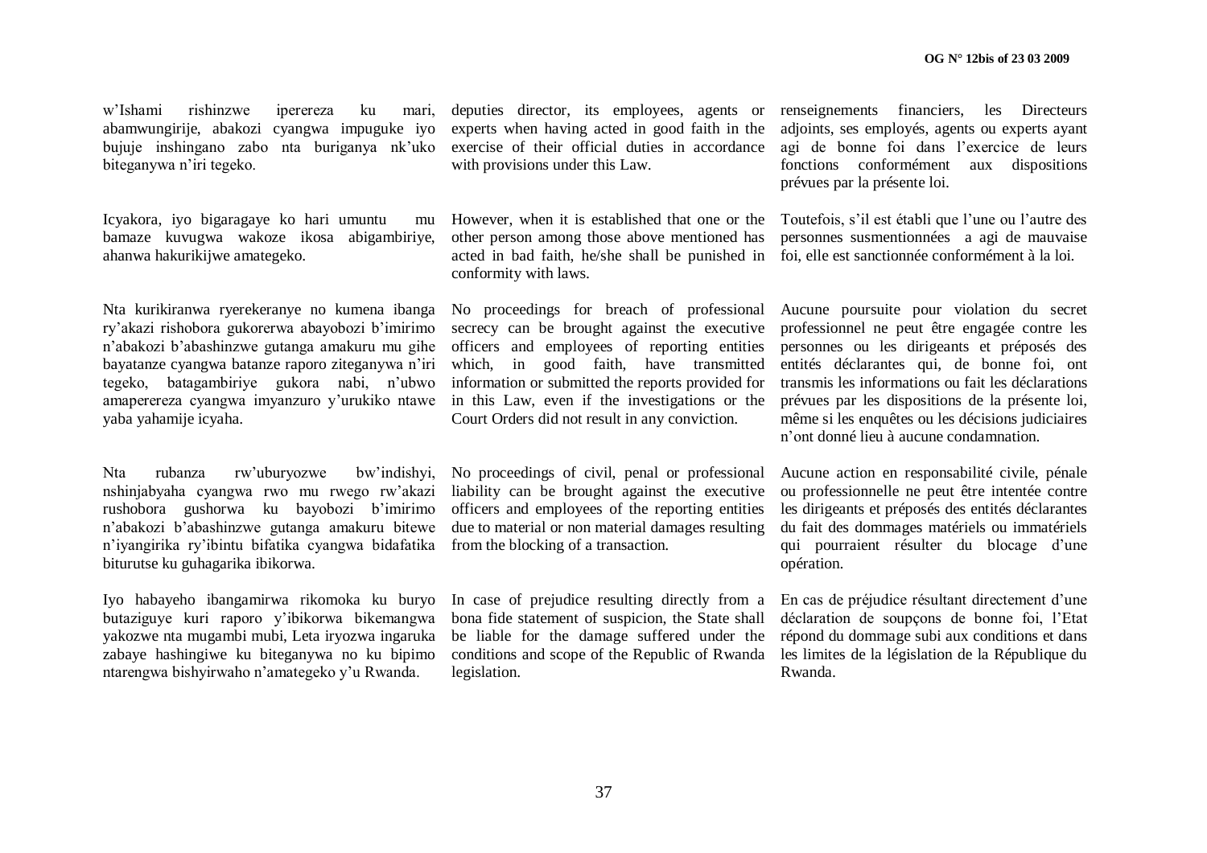w'Ishami rishinzwe iperereza ku mari, abamwungirije, abakozi cyangwa impuguke iyo bujuje inshingano zabo nta buriganya nk'uko biteganywa n'iri tegeko.

Icyakora, iyo bigaragaye ko hari umuntu mu bamaze kuvugwa wakoze ikosa abigambiriye, ahanwa hakurikijwe amategeko.

Nta kurikiranwa ryerekeranye no kumena ibanga ry'akazi rishobora gukorerwa abayobozi b'imirimo n'abakozi b'abashinzwe gutanga amakuru mu gihe bayatanze cyangwa batanze raporo ziteganywa n'iri tegeko, batagambiriye gukora nabi, n'ubwo amaperereza cyangwa imyanzuro y'urukiko ntawe yaba yahamije icyaha.

Nta rubanza rw'uburyozwe bw'indishyi, nshinjabyaha cyangwa rwo mu rwego rw'akazi rushobora gushorwa ku bayobozi b'imirimo n'abakozi b'abashinzwe gutanga amakuru bitewe n'iyangirika ry'ibintu bifatika cyangwa bidafatika biturutse ku guhagarika ibikorwa.

Iyo habayeho ibangamirwa rikomoka ku buryo butaziguye kuri raporo y'ibikorwa bikemangwa yakozwe nta mugambi mubi, Leta iryozwa ingaruka zabaye hashingiwe ku biteganywa no ku bipimo ntarengwa bishyirwaho n'amategeko y'u Rwanda.

deputies director, its employees, agents or experts when having acted in good faith in the exercise of their official duties in accordance with provisions under this Law.

However, when it is established that one or the other person among those above mentioned has acted in bad faith, he/she shall be punished in conformity with laws.

No proceedings for breach of professional secrecy can be brought against the executive officers and employees of reporting entities which, in good faith, have transmitted information or submitted the reports provided for in this Law, even if the investigations or the Court Orders did not result in any conviction.

No proceedings of civil, penal or professional liability can be brought against the executive officers and employees of the reporting entities due to material or non material damages resulting from the blocking of a transaction.

In case of prejudice resulting directly from a bona fide statement of suspicion, the State shall be liable for the damage suffered under the conditions and scope of the Republic of Rwanda legislation.

renseignements financiers, les Directeurs adjoints, ses employés, agents ou experts ayant agi de bonne foi dans l'exercice de leurs fonctions conformément aux dispositions prévues par la présente loi.

Toutefois, s'il est établi que l'une ou l'autre des personnes susmentionnées a agi de mauvaise foi, elle est sanctionnée conformément à la loi.

Aucune poursuite pour violation du secret professionnel ne peut être engagée contre les personnes ou les dirigeants et préposés des entités déclarantes qui, de bonne foi, ont transmis les informations ou fait les déclarations prévues par les dispositions de la présente loi, même si les enquêtes ou les décisions judiciaires n'ont donné lieu à aucune condamnation.

Aucune action en responsabilité civile, pénale ou professionnelle ne peut être intentée contre les dirigeants et préposés des entités déclarantes du fait des dommages matériels ou immatériels qui pourraient résulter du blocage d'une opération.

En cas de préjudice résultant directement d'une déclaration de soupçons de bonne foi, l'Etat répond du dommage subi aux conditions et dans les limites de la législation de la République du Rwanda.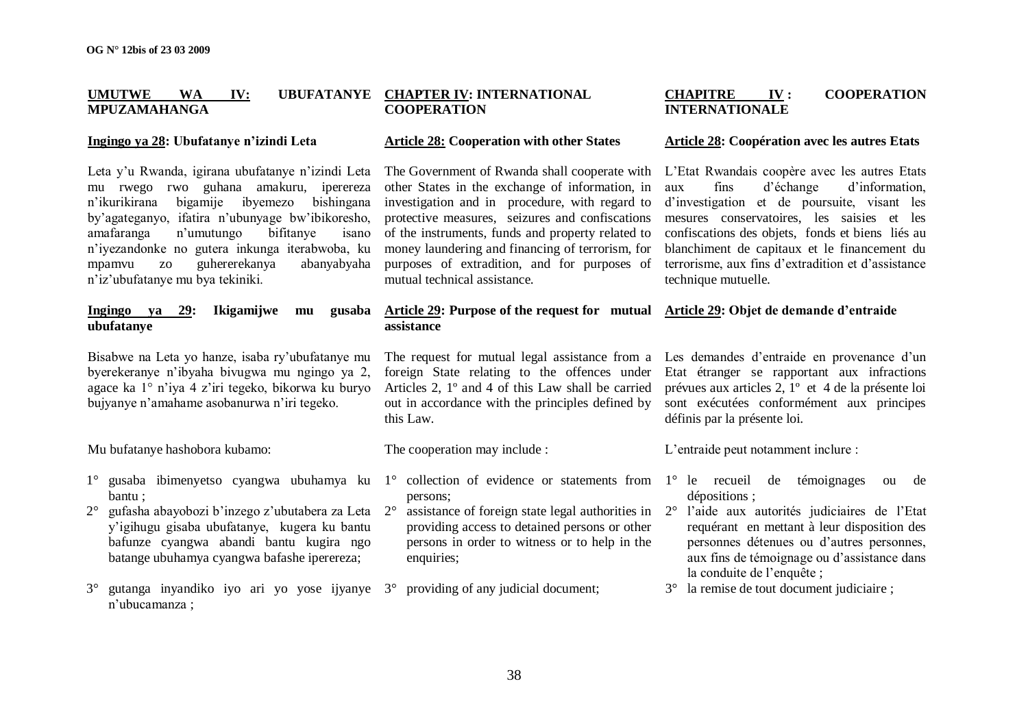## UMUTWE WA IV: UBUFATANYE MPUZAMAHANGA

### Ingingo ya 28: Ubufatanye n'izindi Leta

Leta y'u Rwanda, igirana ubufatanye n'izindi Leta mu rwego rwo guhana amakuru, iperereza n'ikurikirana bigamije ibyemezo bishingana by'agateganyo, ifatira n'ubunyage bw'ibikoresho, amafaranga n'umutungo bifitanye isano n'iyezandonke no gutera inkunga iterabwoba, ku mpamvu zo guhererekanya abanyabyaha n'iz'ubufatanye mu bya tekiniki.

### Ingingo ya 29: Ikigamijwe mu gusaba ubufatanye

Bisabwe na Leta yo hanze, isaba ry'ubufatanye mu byerekeranye n'ibyaha bivugwa mu ngingo ya 2, agace ka 1° n'iya 4 z'iri tegeko, bikorwa ku buryo bujyanye n'amahame asobanurwa n'iri tegeko.

Mu bufatanye hashobora kubamo:

1° gusaba ibimenyetso cyangwa ubuhamya ku bantu ;
2° gufasha abayobozi b'inzego z'ubutabera za Leta y'igihugu gisaba ubufatanye, kugera ku bantu bafunze cyangwa abandi bantu kugira ngo batange ubuhamya cyangwa bafashe iperereza;
3° gutanga inyandiko iyo ari yo yose ijyanye n'ubucamanza ;

## CHAPTER IV: INTERNATIONAL COOPERATION

### Article 28: Cooperation with other States

The Government of Rwanda shall cooperate with other States in the exchange of information, in investigation and in procedure, with regard to protective measures, seizures and confiscations of the instruments, funds and property related to money laundering and financing of terrorism, for purposes of extradition, and for purposes of mutual technical assistance.

### Article 29: Purpose of the request for mutual assistance

The request for mutual legal assistance from a foreign State relating to the offences under Articles 2, 1º and 4 of this Law shall be carried out in accordance with the principles defined by this Law.

The cooperation may include :

1° collection of evidence or statements from persons;
2° assistance of foreign state legal authorities in providing access to detained persons or other persons in order to witness or to help in the enquiries;
3° providing of any judicial document;

## CHAPITRE IV : COOPERATION INTERNATIONALE

### Article 28: Coopération avec les autres Etats

L'Etat Rwandais coopère avec les autres Etats aux fins d'échange d'information, d'investigation et de poursuite, visant les mesures conservatoires, les saisies et les confiscations des objets, fonds et biens liés au blanchiment de capitaux et le financement du terrorisme, aux fins d'extradition et d'assistance technique mutuelle.

### Article 29: Objet de demande d'entraide

Les demandes d'entraide en provenance d'un Etat étranger se rapportant aux infractions prévues aux articles 2, 1º et 4 de la présente loi sont exécutées conformément aux principes définis par la présente loi.

L'entraide peut notamment inclure :

1° le recueil de témoignages ou de dépositions ;
2° l'aide aux autorités judiciaires de l'Etat requérant en mettant à leur disposition des personnes détenues ou d'autres personnes, aux fins de témoignage ou d'assistance dans la conduite de l'enquête ;
3° la remise de tout document judiciaire ;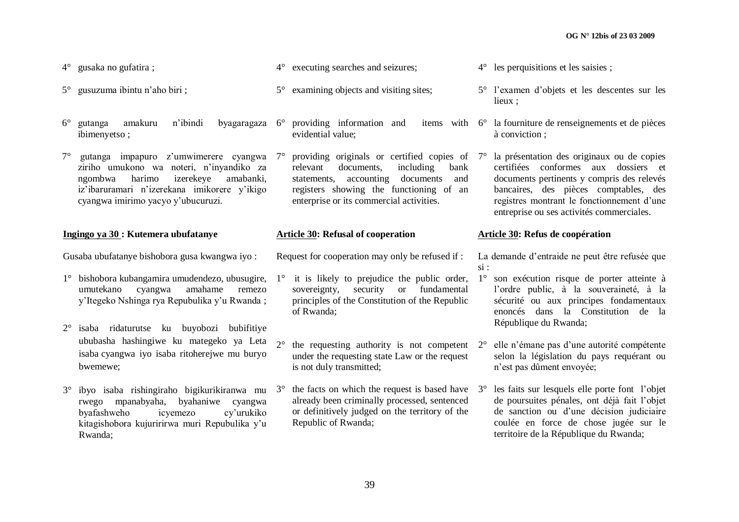4° gusaka no gufatira ;

5° gusuzuma ibintu n'aho biri ;

6° gutanga amakuru n'ibindi byagaragaza ibimenyetso ;

7° gutanga impapuro z'umwimerere cyangwa ziriho umukono wa noteri, n'inyandiko za ngombwa harimo izerekeye amabanki, iz'ibaruramari n'izerekana imikorere y'ikigo cyangwa imirimo yacyo y'ubucuruzi.

**Ingingo ya 30 : Kutemera ubufatanye**

Gusaba ubufatanye bishobora gusa kwangwa iyo :

1° bishobora kubangamira umudendezo, ubusugire, umutekano cyangwa amahame remezo y'Itegeko Nshinga rya Repubulika y'u Rwanda ;

2° isaba ridaturutse ku buyobozi bubifitiye ububasha hashingiwe ku mategeko ya Leta isaba cyangwa iyo isaba ritoherejwe mu buryo bwemewe;

3° ibyo isaba rishingiraho bigikurikiranwa mu rwego mpanabyaha, byahaniwe cyangwa byafashweho icyemezo cy'urukiko kitagishobora kujuririrwa muri Repubulika y'u Rwanda;

4° executing searches and seizures;

5° examining objects and visiting sites;

6° providing information and items with evidential value;

7° providing originals or certified copies of relevant documents, including bank statements, accounting documents and registers showing the functioning of an enterprise or its commercial activities.

**Article 30: Refusal of cooperation**

Request for cooperation may only be refused if :

1° it is likely to prejudice the public order, sovereignty, security or fundamental principles of the Constitution of the Republic of Rwanda;

2° the requesting authority is not competent under the requesting state Law or the request is not duly transmitted;

3° the facts on which the request is based have already been criminally processed, sentenced or definitively judged on the territory of the Republic of Rwanda;

4° les perquisitions et les saisies ;

5° l'examen d'objets et les descentes sur les lieux ;

6° la fourniture de renseignements et de pièces à conviction ;

7° la présentation des originaux ou de copies certifiées conformes aux dossiers et documents pertinents y compris des relevés bancaires, des pièces comptables, des registres montrant le fonctionnement d'une entreprise ou ses activités commerciales.

**Article 30: Refus de coopération**

La demande d'entraide ne peut être refusée que si :

1° son exécution risque de porter atteinte à l'ordre public, à la souveraineté, à la sécurité ou aux principes fondamentaux enoncés dans la Constitution de la République du Rwanda;

2° elle n'émane pas d'une autorité compétente selon la législation du pays requérant ou n'est pas dûment envoyée;

3° les faits sur lesquels elle porte font l'objet de poursuites pénales, ont déjà fait l'objet de sanction ou d'une décision judiciaire coulée en force de chose jugée sur le territoire de la République du Rwanda;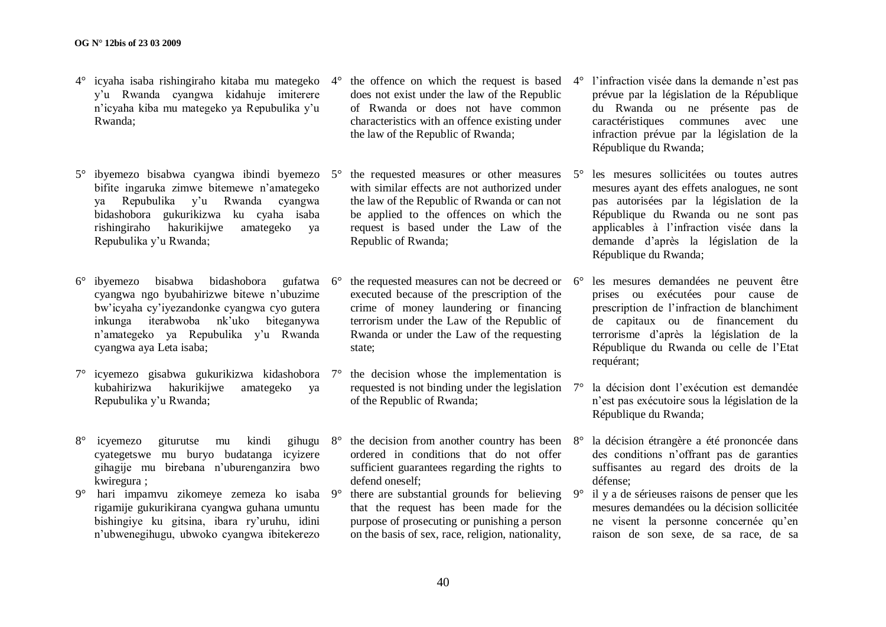4° icyaha isaba rishingiraho kitaba mu mategeko y'u Rwanda cyangwa kidahuje imiterere n'icyaha kiba mu mategeko ya Repubulika y'u Rwanda;

5° ibyemezo bisabwa cyangwa ibindi byemezo bifite ingaruka zimwe bitemewe n'amategeko ya Repubulika y'u Rwanda cyangwa bidashobora gukurikizwa ku cyaha isaba rishingiraho hakurikijwe amategeko ya Repubulika y'u Rwanda;

6° ibyemezo bisabwa bidashobora gufatwa cyangwa ngo byubahirizwe bitewe n'ubuzime bw'icyaha cy'iyezandonke cyangwa cyo gutera inkunga iterabwoba nk'uko biteganywa n'amategeko ya Repubulika y'u Rwanda cyangwa aya Leta isaba;

7° icyemezo gisabwa gukurikizwa kidashobora kubahirizwa hakurikijwe amategeko ya Repubulika y'u Rwanda;

8° icyemezo giturutse mu kindi gihugu cyategetswe mu buryo budatanga icyizere gihagije mu birebana n'uburenganzira bwo kwiregura ;

9° hari impamvu zikomeye zemeza ko isaba rigamije gukurikirana cyangwa guhana umuntu bishingiye ku gitsina, ibara ry'uruhu, idini n'ubwenegihugu, ubwoko cyangwa ibitekerezo

4° the offence on which the request is based does not exist under the law of the Republic of Rwanda or does not have common characteristics with an offence existing under the law of the Republic of Rwanda;

5° the requested measures or other measures with similar effects are not authorized under the law of the Republic of Rwanda or can not be applied to the offences on which the request is based under the Law of the Republic of Rwanda;

6° the requested measures can not be decreed or executed because of the prescription of the crime of money laundering or financing terrorism under the Law of the Republic of Rwanda or under the Law of the requesting state;

7° the decision whose the implementation is requested is not binding under the legislation of the Republic of Rwanda;

8° the decision from another country has been ordered in conditions that do not offer sufficient guarantees regarding the rights to defend oneself;

9° there are substantial grounds for believing that the request has been made for the purpose of prosecuting or punishing a person on the basis of sex, race, religion, nationality,

4° l'infraction visée dans la demande n'est pas prévue par la législation de la République du Rwanda ou ne présente pas de caractéristiques communes avec une infraction prévue par la législation de la République du Rwanda;

5° les mesures sollicitées ou toutes autres mesures ayant des effets analogues, ne sont pas autorisées par la législation de la République du Rwanda ou ne sont pas applicables à l'infraction visée dans la demande d'après la législation de la République du Rwanda;

6° les mesures demandées ne peuvent être prises ou exécutées pour cause de prescription de l'infraction de blanchiment de capitaux ou de financement du terrorisme d'après la législation de la République du Rwanda ou celle de l'Etat requérant;

7° la décision dont l'exécution est demandée n'est pas exécutoire sous la législation de la République du Rwanda;

8° la décision étrangère a été prononcée dans des conditions n'offrant pas de garanties suffisantes au regard des droits de la défense;

9° il y a de sérieuses raisons de penser que les mesures demandées ou la décision sollicitée ne visent la personne concernée qu'en raison de son sexe, de sa race, de sa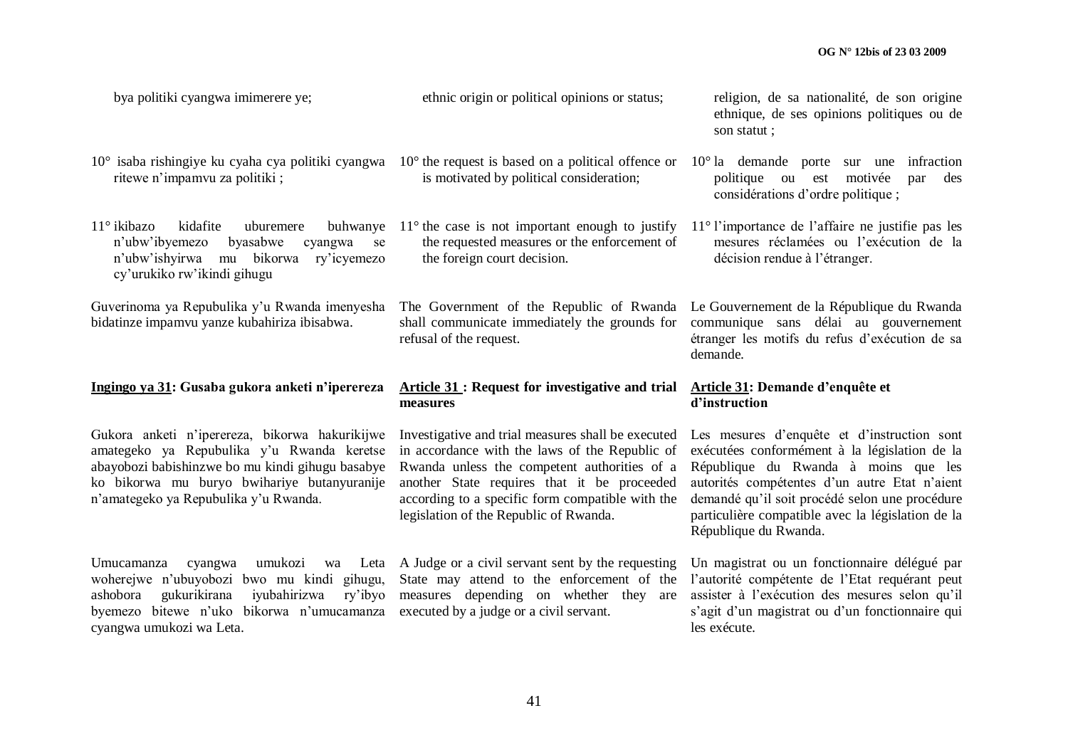bya politiki cyangwa imimerere ye;

10° isaba rishingiye ku cyaha cya politiki cyangwa ritewe n'impamvu za politiki ;

11° ikibazo kidafite uburemere buhwanye n'ubw'ibyemezo byasabwe cyangwa se n'ubw'ishyirwa mu bikorwa ry'icyemezo cy'urukiko rw'ikindi gihugu

Guverinoma ya Repubulika y'u Rwanda imenyesha bidatinze impamvu yanze kubahiriza ibisabwa.

**Ingingo ya 31: Gusaba gukora anketi n'iperereza**

Gukora anketi n'iperereza, bikorwa hakurikijwe amategeko ya Repubulika y'u Rwanda keretse abayobozi babishinzwe bo mu kindi gihugu basabye ko bikorwa mu buryo bwihariye butanyuranije n'amategeko ya Repubulika y'u Rwanda.

Umucamanza cyangwa umukozi wa Leta woherejwe n'ubuyobozi bwo mu kindi gihugu, ashobora gukurikirana iyubahirizwa ry'ibyo byemezo bitewe n'uko bikorwa n'umucamanza cyangwa umukozi wa Leta.

ethnic origin or political opinions or status;

10° the request is based on a political offence or is motivated by political consideration;

11° the case is not important enough to justify the requested measures or the enforcement of the foreign court decision.

The Government of the Republic of Rwanda shall communicate immediately the grounds for refusal of the request.

**Article 31 : Request for investigative and trial measures**

Investigative and trial measures shall be executed in accordance with the laws of the Republic of Rwanda unless the competent authorities of a another State requires that it be proceeded according to a specific form compatible with the legislation of the Republic of Rwanda.

A Judge or a civil servant sent by the requesting State may attend to the enforcement of the measures depending on whether they are executed by a judge or a civil servant.

religion, de sa nationalité, de son origine ethnique, de ses opinions politiques ou de son statut ;

10° la demande porte sur une infraction politique ou est motivée par des considérations d'ordre politique ;

11° l'importance de l'affaire ne justifie pas les mesures réclamées ou l'exécution de la décision rendue à l'étranger.

Le Gouvernement de la République du Rwanda communique sans délai au gouvernement étranger les motifs du refus d'exécution de sa demande.

**Article 31: Demande d'enquête et d'instruction**

Les mesures d'enquête et d'instruction sont exécutées conformément à la législation de la République du Rwanda à moins que les autorités compétentes d'un autre Etat n'aient demandé qu'il soit procédé selon une procédure particulière compatible avec la législation de la République du Rwanda.

Un magistrat ou un fonctionnaire délégué par l'autorité compétente de l'Etat requérant peut assister à l'exécution des mesures selon qu'il s'agit d'un magistrat ou d'un fonctionnaire qui les exécute.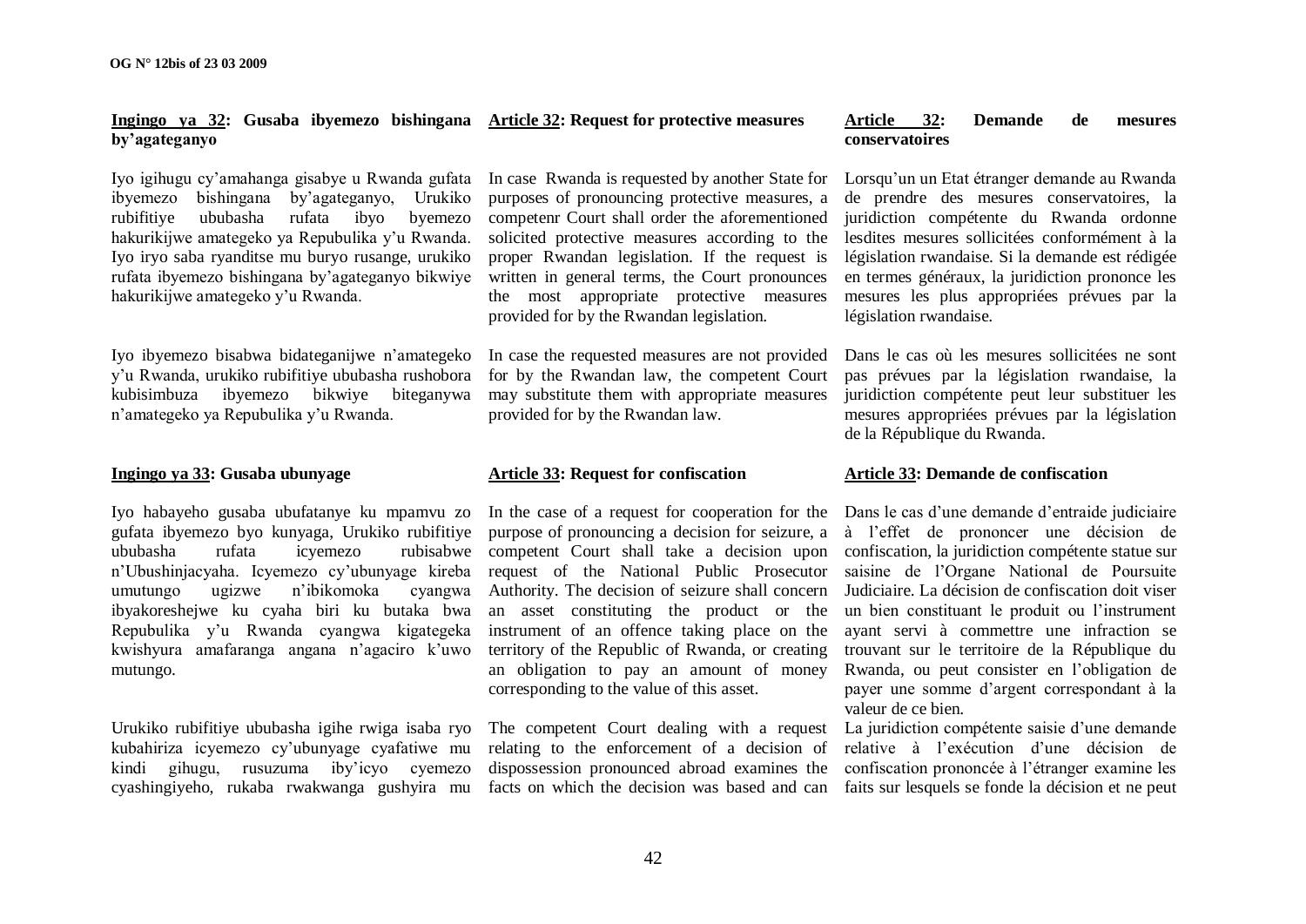**Ingingo ya 32: Gusaba ibyemezo bishingana by'agateganyo**

Iyo igihugu cy'amahanga gisabye u Rwanda gufata ibyemezo bishingana by'agateganyo, Urukiko rubifitiye ububasha rufata ibyo byemezo hakurikijwe amategeko ya Repubulika y'u Rwanda. Iyo iryo saba ryanditse mu buryo rusange, urukiko rufata ibyemezo bishingana by'agateganyo bikwiye hakurikijwe amategeko y'u Rwanda.

Iyo ibyemezo bisabwa bidateganijwe n'amategeko y'u Rwanda, urukiko rubifitiye ububasha rushobora kubisimbuza ibyemezo bikwiye biteganywa n'amategeko ya Repubulika y'u Rwanda.

**Ingingo ya 33: Gusaba ubunyage**

Iyo habayeho gusaba ubufatanye ku mpamvu zo gufata ibyemezo byo kunyaga, Urukiko rubifitiye ububasha rufata icyemezo rubisabwe n'Ubushinjacyaha. Icyemezo cy'ubunyage kireba umutungo ugizwe n'ibikomoka cyangwa ibyakoreshejwe ku cyaha biri ku butaka bwa Repubulika y'u Rwanda cyangwa kigategeka kwishyura amafaranga angana n'agaciro k'uwo mutungo.

Urukiko rubifitiye ububasha igihe rwiga isaba ryo kubahiriza icyemezo cy'ubunyage cyafatiwe mu kindi gihugu, rusuzuma iby'icyo cyemezo cyashingiyeho, rukaba rwakwanga gushyira mu

**Article 32: Request for protective measures**

In case Rwanda is requested by another State for purposes of pronouncing protective measures, a competenr Court shall order the aforementioned solicited protective measures according to the proper Rwandan legislation. If the request is written in general terms, the Court pronounces the most appropriate protective measures provided for by the Rwandan legislation.

In case the requested measures are not provided for by the Rwandan law, the competent Court may substitute them with appropriate measures provided for by the Rwandan law.

**Article 33: Request for confiscation**

In the case of a request for cooperation for the purpose of pronouncing a decision for seizure, a competent Court shall take a decision upon request of the National Public Prosecutor Authority. The decision of seizure shall concern an asset constituting the product or the instrument of an offence taking place on the territory of the Republic of Rwanda, or creating an obligation to pay an amount of money corresponding to the value of this asset.

The competent Court dealing with a request relating to the enforcement of a decision of dispossession pronounced abroad examines the facts on which the decision was based and can

**Article 32: Demande de mesures conservatoires**

Lorsqu'un un Etat étranger demande au Rwanda de prendre des mesures conservatoires, la juridiction compétente du Rwanda ordonne lesdites mesures sollicitées conformément à la législation rwandaise. Si la demande est rédigée en termes généraux, la juridiction prononce les mesures les plus appropriées prévues par la législation rwandaise.

Dans le cas où les mesures sollicitées ne sont pas prévues par la législation rwandaise, la juridiction compétente peut leur substituer les mesures appropriées prévues par la législation de la République du Rwanda.

**Article 33: Demande de confiscation**

Dans le cas d'une demande d'entraide judiciaire à l'effet de prononcer une décision de confiscation, la juridiction compétente statue sur saisine de l'Organe National de Poursuite Judiciaire. La décision de confiscation doit viser un bien constituant le produit ou l'instrument ayant servi à commettre une infraction se trouvant sur le territoire de la République du Rwanda, ou peut consister en l'obligation de payer une somme d'argent correspondant à la valeur de ce bien.

La juridiction compétente saisie d'une demande relative à l'exécution d'une décision de confiscation prononcée à l'étranger examine les faits sur lesquels se fonde la décision et ne peut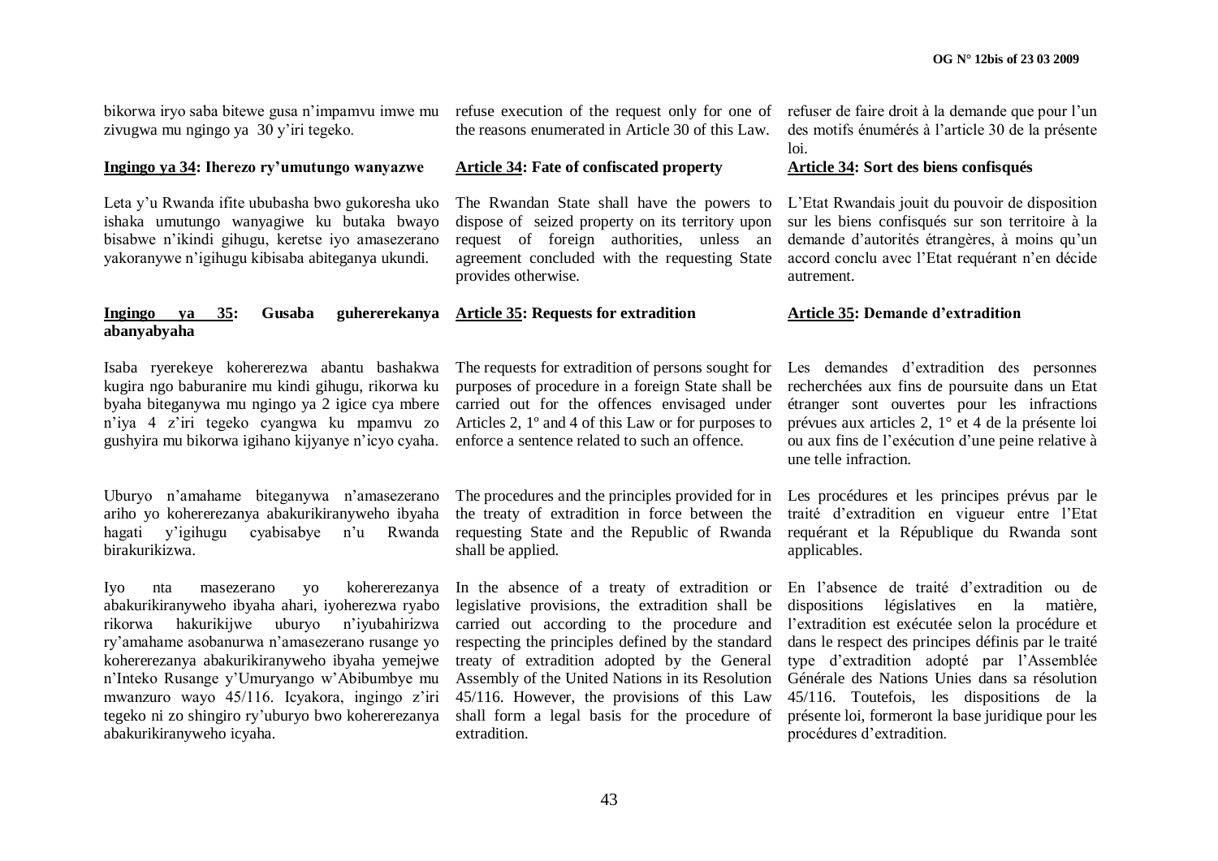bikorwa iryo saba bitewe gusa n'impamvu imwe mu zivugwa mu ngingo ya 30 y'iri tegeko.

**Ingingo ya 34: Iherezo ry'umutungo wanyazwe**

Leta y'u Rwanda ifite ububasha bwo gukoresha uko ishaka umutungo wanyagiwe ku butaka bwayo bisabwe n'ikindi gihugu, keretse iyo amasezerano yakoranywe n'igihugu kibisaba abiteganya ukundi.

**Ingingo ya 35: Gusaba guhererekanya abanyabyaha**

Isaba ryerekeye kohererezwa abantu bashakwa kugira ngo baburanire mu kindi gihugu, rikorwa ku byaha biteganywa mu ngingo ya 2 igice cya mbere n'iya 4 z'iri tegeko cyangwa ku mpamvu zo gushyira mu bikorwa igihano kijyanye n'icyo cyaha.

Uburyo n'amahame biteganywa n'amasezerano ariho yo kohererezanya abakurikiranyweho ibyaha hagati y'igihugu cyabisabye n'u Rwanda birakurikizwa.

Iyo nta masezerano yo kohererezanya abakurikiranyweho ibyaha ahari, iyoherezwa ryabo rikorwa hakurikijwe uburyo n'iyubahirizwa ry'amahame asobanurwa n'amasezerano rusange yo kohererezanya abakurikiranyweho ibyaha yemejwe n'Inteko Rusange y'Umuryango w'Abibumbye mu mwanzuro wayo 45/116. Icyakora, ingingo z'iri tegeko ni zo shingiro ry'uburyo bwo kohererezanya abakurikiranyweho icyaha.

refuse execution of the request only for one of the reasons enumerated in Article 30 of this Law.

**Article 34: Fate of confiscated property**

The Rwandan State shall have the powers to dispose of seized property on its territory upon request of foreign authorities, unless an agreement concluded with the requesting State provides otherwise.

**Article 35: Requests for extradition**

The requests for extradition of persons sought for purposes of procedure in a foreign State shall be carried out for the offences envisaged under Articles 2, 1º and 4 of this Law or for purposes to enforce a sentence related to such an offence.

The procedures and the principles provided for in the treaty of extradition in force between the requesting State and the Republic of Rwanda shall be applied.

In the absence of a treaty of extradition or legislative provisions, the extradition shall be carried out according to the procedure and respecting the principles defined by the standard treaty of extradition adopted by the General Assembly of the United Nations in its Resolution 45/116. However, the provisions of this Law shall form a legal basis for the procedure of extradition.

refuser de faire droit à la demande que pour l'un des motifs énumérés à l'article 30 de la présente loi.

**Article 34: Sort des biens confisqués**

L'Etat Rwandais jouit du pouvoir de disposition sur les biens confisqués sur son territoire à la demande d'autorités étrangères, à moins qu'un accord conclu avec l'Etat requérant n'en décide autrement.

**Article 35: Demande d'extradition**

Les demandes d'extradition des personnes recherchées aux fins de poursuite dans un Etat étranger sont ouvertes pour les infractions prévues aux articles 2, 1° et 4 de la présente loi ou aux fins de l'exécution d'une peine relative à une telle infraction.

Les procédures et les principes prévus par le traité d'extradition en vigueur entre l'Etat requérant et la République du Rwanda sont applicables.

En l'absence de traité d'extradition ou de dispositions législatives en la matière, l'extradition est exécutée selon la procédure et dans le respect des principes définis par le traité type d'extradition adopté par l'Assemblée Générale des Nations Unies dans sa résolution 45/116. Toutefois, les dispositions de la présente loi, formeront la base juridique pour les procédures d'extradition.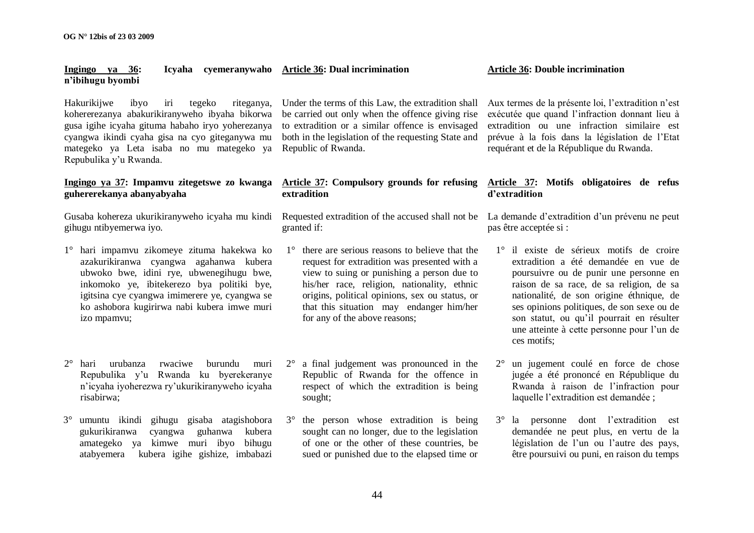**Ingingo ya 36: Icyaha cyemeranywaho n'ibihugu byombi**

Hakurikijwe ibyo iri tegeko riteganya, kohererezanya abakurikiranyweho ibyaha bikorwa gusa igihe icyaha gituma habaho iryo yoherezanya cyangwa ikindi cyaha gisa na cyo giteganywa mu mategeko ya Leta isaba no mu mategeko ya Repubulika y'u Rwanda.

**Ingingo ya 37: Impamvu zitegetswe zo kwanga guhererekanya abanyabyaha**

Gusaba kohereza ukurikiranyweho icyaha mu kindi gihugu ntibyemerwa iyo.

1° hari impamvu zikomeye zituma hakekwa ko azakurikiranwa cyangwa agahanwa kubera ubwoko bwe, idini rye, ubwenegihugu bwe, inkomoko ye, ibitekerezo bya politiki bye, igitsina cye cyangwa imimerere ye, cyangwa se ko ashobora kugirirwa nabi kubera imwe muri izo mpamvu;

2° hari urubanza rwaciwe burundu muri Repubulika y'u Rwanda ku byerekeranye n'icyaha iyoherezwa ry'ukurikiranyweho icyaha risabirwa;

3° umuntu ikindi gihugu gisaba atagishobora gukurikiranwa cyangwa guhanwa kubera amategeko ya kimwe muri ibyo bihugu atabyemera kubera igihe gishize, imbabazi

**Article 36: Dual incrimination**

Under the terms of this Law, the extradition shall be carried out only when the offence giving rise to extradition or a similar offence is envisaged both in the legislation of the requesting State and Republic of Rwanda.

**Article 37: Compulsory grounds for refusing extradition**

Requested extradition of the accused shall not be granted if:

1° there are serious reasons to believe that the request for extradition was presented with a view to suing or punishing a person due to his/her race, religion, nationality, ethnic origins, political opinions, sex ou status, or that this situation may endanger him/her for any of the above reasons;

2° a final judgement was pronounced in the Republic of Rwanda for the offence in respect of which the extradition is being sought;

3° the person whose extradition is being sought can no longer, due to the legislation of one or the other of these countries, be sued or punished due to the elapsed time or

**Article 36: Double incrimination**

Aux termes de la présente loi, l'extradition n'est exécutée que quand l'infraction donnant lieu à extradition ou une infraction similaire est prévue à la fois dans la législation de l'Etat requérant et de la République du Rwanda.

**Article 37: Motifs obligatoires de refus d'extradition**

La demande d'extradition d'un prévenu ne peut pas être acceptée si :

1° il existe de sérieux motifs de croire extradition a été demandée en vue de poursuivre ou de punir une personne en raison de sa race, de sa religion, de sa nationalité, de son origine éthnique, de ses opinions politiques, de son sexe ou de son statut, ou qu'il pourrait en résulter une atteinte à cette personne pour l'un de ces motifs;

2° un jugement coulé en force de chose jugée a été prononcé en République du Rwanda à raison de l'infraction pour laquelle l'extradition est demandée ;

3° la personne dont l'extradition est demandée ne peut plus, en vertu de la législation de l'un ou l'autre des pays, être poursuivi ou puni, en raison du temps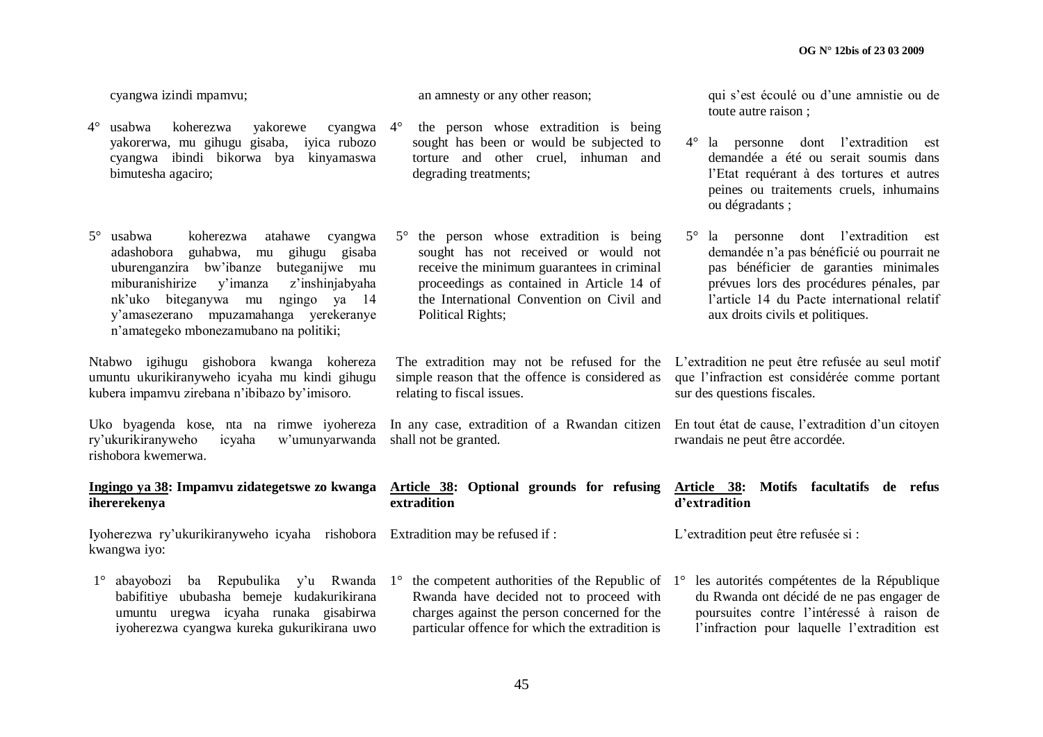cyangwa izindi mpamvu;

4° usabwa koherezwa yakorewe cyangwa yakorerwa, mu gihugu gisaba, iyica rubozo cyangwa ibindi bikorwa bya kinyamaswa bimutesha agaciro;

5° usabwa koherezwa atahawe cyangwa adashobora guhabwa, mu gihugu gisaba uburenganzira bw'ibanze buteganijwe mu miburanishirize y'imanza z'inshinjabyaha nk'uko biteganywa mu ngingo ya 14 y'amasezerano mpuzamahanga yerekeranye n'amategeko mbonezamubano na politiki;

Ntabwo igihugu gishobora kwanga kohereza umuntu ukurikiranyweho icyaha mu kindi gihugu kubera impamvu zirebana n'ibibazo by'imisoro.

Uko byagenda kose, nta na rimwe iyoherezwa ry'ukurikiranyweho icyaha w'umunyarwanda rishobora kwemerwa.

**Ingingo ya 38: Impamvu zidategetswe zo kwanga ihererekenya**

Iyoherezwa ry'ukurikiranyweho icyaha rishobora kwangwa iyo:

1° abayobozi ba Repubulika y'u Rwanda babifitiye ububasha bemeje kudakurikirana umuntu uregwa icyaha runaka gisabirwa iyoherezwa cyangwa kureka gukurikirana uwo

an amnesty or any other reason;

4° the person whose extradition is being sought has been or would be subjected to torture and other cruel, inhuman and degrading treatments;

5° the person whose extradition is being sought has not received or would not receive the minimum guarantees in criminal proceedings as contained in Article 14 of the International Convention on Civil and Political Rights;

The extradition may not be refused for the simple reason that the offence is considered as relating to fiscal issues.

In any case, extradition of a Rwandan citizen shall not be granted.

**Article 38: Optional grounds for refusing extradition**

Extradition may be refused if :

1° the competent authorities of the Republic of Rwanda have decided not to proceed with charges against the person concerned for the particular offence for which the extradition is

qui s'est écoulé ou d'une amnistie ou de toute autre raison ;

4° la personne dont l'extradition est demandée a été ou serait soumis dans l'Etat requérant à des tortures et autres peines ou traitements cruels, inhumains ou dégradants ;

5° la personne dont l'extradition est demandée n'a pas bénéficié ou pourrait ne pas bénéficier de garanties minimales prévues lors des procédures pénales, par l'article 14 du Pacte international relatif aux droits civils et politiques.

L'extradition ne peut être refusée au seul motif que l'infraction est considérée comme portant sur des questions fiscales.

En tout état de cause, l'extradition d'un citoyen rwandais ne peut être accordée.

**Article 38: Motifs facultatifs de refus d'extradition**

L'extradition peut être refusée si :

1° les autorités compétentes de la République du Rwanda ont décidé de ne pas engager de poursuites contre l'intéressé à raison de l'infraction pour laquelle l'extradition est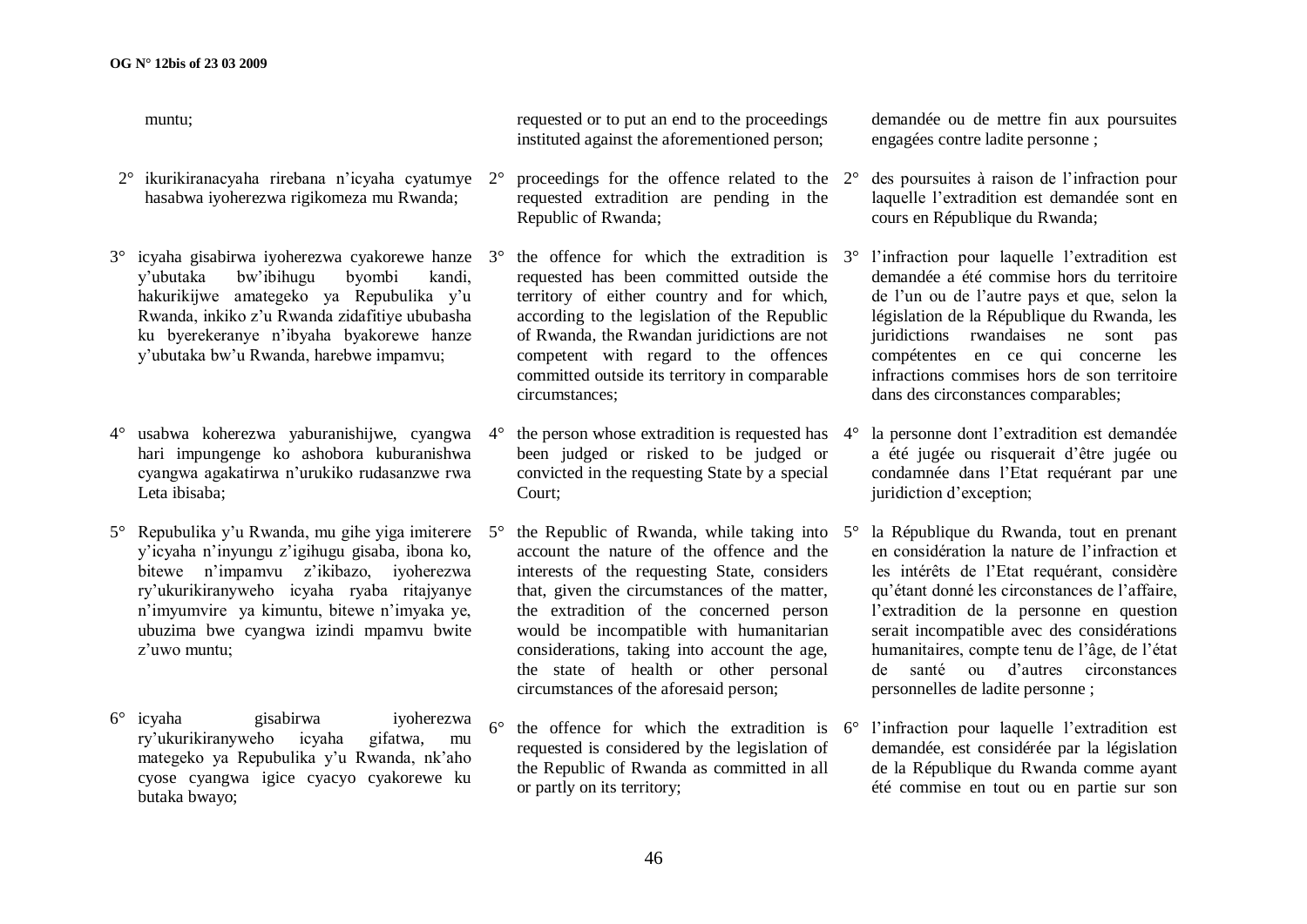muntu;

2° ikurikiranacyaha rirebana n'icyaha cyatumye hasabwa iyoherezwa rigikomeza mu Rwanda;

3° icyaha gisabirwa iyoherezwa cyakorewe hanze y'ubutaka bw'ibihugu byombi kandi, hakurikijwe amategeko ya Repubulika y'u Rwanda, inkiko z'u Rwanda zidafitiye ububasha ku byerekeranye n'ibyaha byakorewe hanze y'ubutaka bw'u Rwanda, harebwe impamvu;

4° usabwa koherezwa yaburanishijwe, cyangwa hari impungenge ko ashobora kuburanishwa cyangwa agakatirwa n'urukiko rudasanzwe rwa Leta ibisaba;

5° Repubulika y'u Rwanda, mu gihe yiga imiterere y'icyaha n'inyungu z'igihugu gisaba, ibona ko, bitewe n'impamvu z'ikibazo, iyoherezwa ry'ukurikiranyweho icyaha ryaba ritajyanye n'imyumvire ya kimuntu, bitewe n'imyaka ye, ubuzima bwe cyangwa izindi mpamvu bwite z'uwo muntu;

6° icyaha gisabirwa iyoherezwa ry'ukurikiranyweho icyaha gifatwa, mu mategeko ya Repubulika y'u Rwanda, nk'aho cyose cyangwa igice cyacyo cyakorewe ku butaka bwayo;

requested or to put an end to the proceedings instituted against the aforementioned person;

2° proceedings for the offence related to the requested extradition are pending in the Republic of Rwanda;

3° the offence for which the extradition is requested has been committed outside the territory of either country and for which, according to the legislation of the Republic of Rwanda, the Rwandan juridictions are not competent with regard to the offences committed outside its territory in comparable circumstances;

4° the person whose extradition is requested has been judged or risked to be judged or convicted in the requesting State by a special Court;

5° the Republic of Rwanda, while taking into account the nature of the offence and the interests of the requesting State, considers that, given the circumstances of the matter, the extradition of the concerned person would be incompatible with humanitarian considerations, taking into account the age, the state of health or other personal circumstances of the aforesaid person;

6° the offence for which the extradition is requested is considered by the legislation of the Republic of Rwanda as committed in all or partly on its territory;

demandée ou de mettre fin aux poursuites engagées contre ladite personne ;

2° des poursuites à raison de l'infraction pour laquelle l'extradition est demandée sont en cours en République du Rwanda;

3° l'infraction pour laquelle l'extradition est demandée a été commise hors du territoire de l'un ou de l'autre pays et que, selon la législation de la République du Rwanda, les juridictions rwandaises ne sont pas compétentes en ce qui concerne les infractions commises hors de son territoire dans des circonstances comparables;

4° la personne dont l'extradition est demandée a été jugée ou risquerait d'être jugée ou condamnée dans l'Etat requérant par une juridiction d'exception;

5° la République du Rwanda, tout en prenant en considération la nature de l'infraction et les intérêts de l'Etat requérant, considère qu'étant donné les circonstances de l'affaire, l'extradition de la personne en question serait incompatible avec des considérations humanitaires, compte tenu de l'âge, de l'état de santé ou d'autres circonstances personnelles de ladite personne ;

6° l'infraction pour laquelle l'extradition est demandée, est considérée par la législation de la République du Rwanda comme ayant été commise en tout ou en partie sur son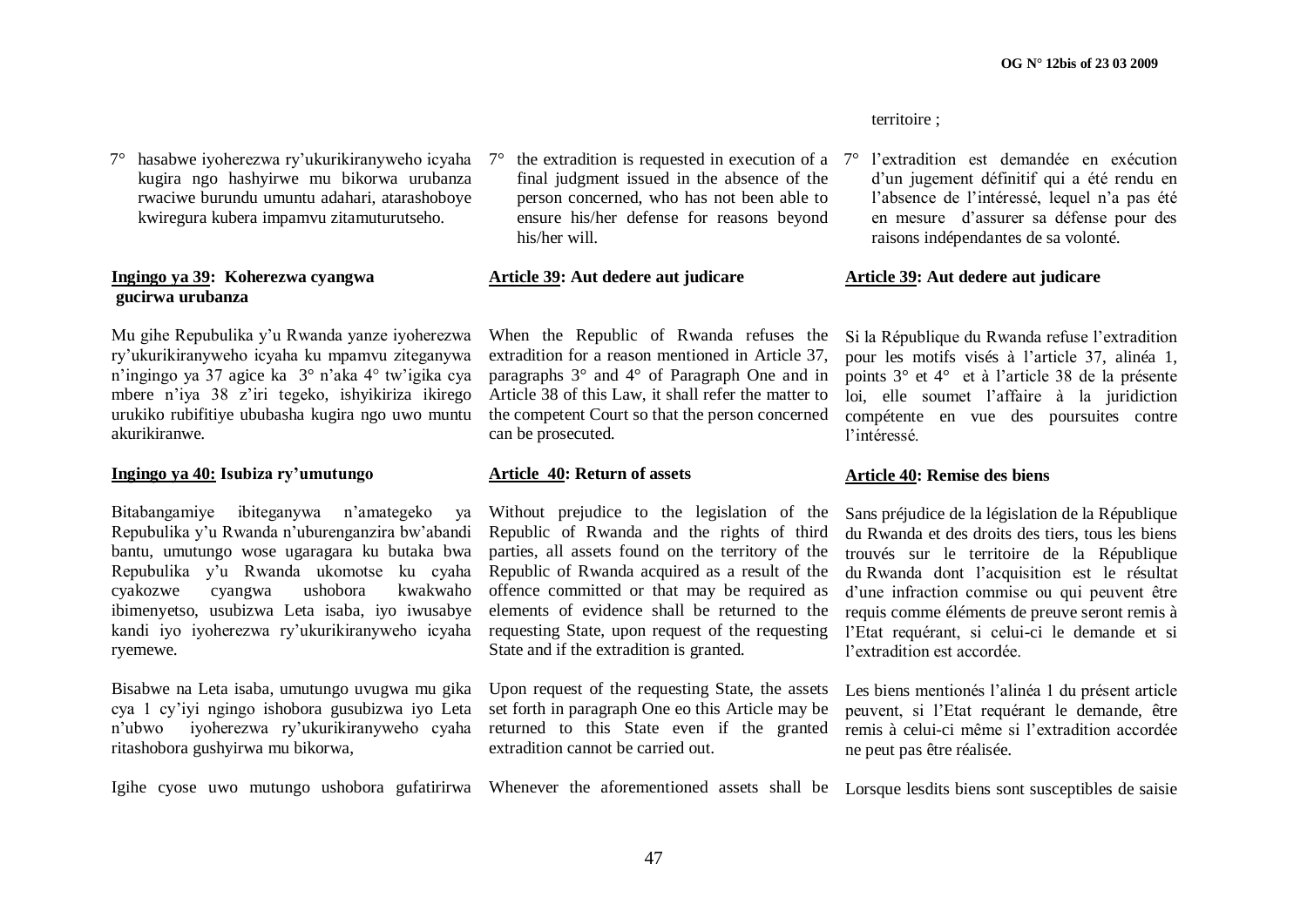7° hasabwe iyoherezwa ry'ukurikiranyweho icyaha kugira ngo hashyirwe mu bikorwa urubanza rwaciwe burundu umuntu adahari, atarashoboye kwiregura kubera impamvu zitamuturutseho.

**Ingingo ya 39: Koherezwa cyangwa gucirwa urubanza**

Mu gihe Repubulika y'u Rwanda yanze iyoherezwa ry'ukurikiranyweho icyaha ku mpamvu ziteganywa n'ingingo ya 37 agice ka 3° n'aka 4° tw'igika cya mbere n'iya 38 z'iri tegeko, ishyikiriza ikirego urukiko rubifitiye ububasha kugira ngo uwo muntu akurikiranwe.

**Ingingo ya 40: Isubiza ry'umutungo**

Bitabangamiye ibiteganywa n'amategeko ya Repubulika y'u Rwanda n'uburenganzira bw'abandi bantu, umutungo wose ugaragara ku butaka bwa Repubulika y'u Rwanda ukomotse ku cyaha cyakozwe cyangwa ushobora kwakwaho ibimenyetso, usubizwa Leta isaba, iyo iwusabye kandi iyo iyoherezwa ry'ukurikiranyweho icyaha ryemewe.

Bisabwe na Leta isaba, umutungo uvugwa mu gika cya 1 cy'iyi ngingo ishobora gusubizwa iyo Leta n'ubwo iyoherezwa ry'ukurikiranyweho cyaha ritashobora gushyirwa mu bikorwa,

Igihe cyose uwo mutungo ushobora gufatirirwa

7° the extradition is requested in execution of a final judgment issued in the absence of the person concerned, who has not been able to ensure his/her defense for reasons beyond his/her will.

**Article 39: Aut dedere aut judicare**

When the Republic of Rwanda refuses the extradition for a reason mentioned in Article 37, paragraphs 3° and 4° of Paragraph One and in Article 38 of this Law, it shall refer the matter to the competent Court so that the person concerned can be prosecuted.

**Article 40: Return of assets**

Without prejudice to the legislation of the Republic of Rwanda and the rights of third parties, all assets found on the territory of the Republic of Rwanda acquired as a result of the offence committed or that may be required as elements of evidence shall be returned to the requesting State, upon request of the requesting State and if the extradition is granted.

Upon request of the requesting State, the assets set forth in paragraph One eo this Article may be returned to this State even if the granted extradition cannot be carried out.

Whenever the aforementioned assets shall be

territoire ;

7° l'extradition est demandée en exécution d'un jugement définitif qui a été rendu en l'absence de l'intéressé, lequel n'a pas été en mesure d'assurer sa défense pour des raisons indépendantes de sa volonté.

**Article 39: Aut dedere aut judicare**

Si la République du Rwanda refuse l'extradition pour les motifs visés à l'article 37, alinéa 1, points 3° et 4° et à l'article 38 de la présente loi, elle soumet l'affaire à la juridiction compétente en vue des poursuites contre l'intéressé.

**Article 40: Remise des biens**

Sans préjudice de la législation de la République du Rwanda et des droits des tiers, tous les biens trouvés sur le territoire de la République du Rwanda dont l'acquisition est le résultat d'une infraction commise ou qui peuvent être requis comme éléments de preuve seront remis à l'Etat requérant, si celui-ci le demande et si l'extradition est accordée.

Les biens mentionés l'alinéa 1 du présent article peuvent, si l'Etat requérant le demande, être remis à celui-ci même si l'extradition accordée ne peut pas être réalisée.

Lorsque lesdits biens sont susceptibles de saisie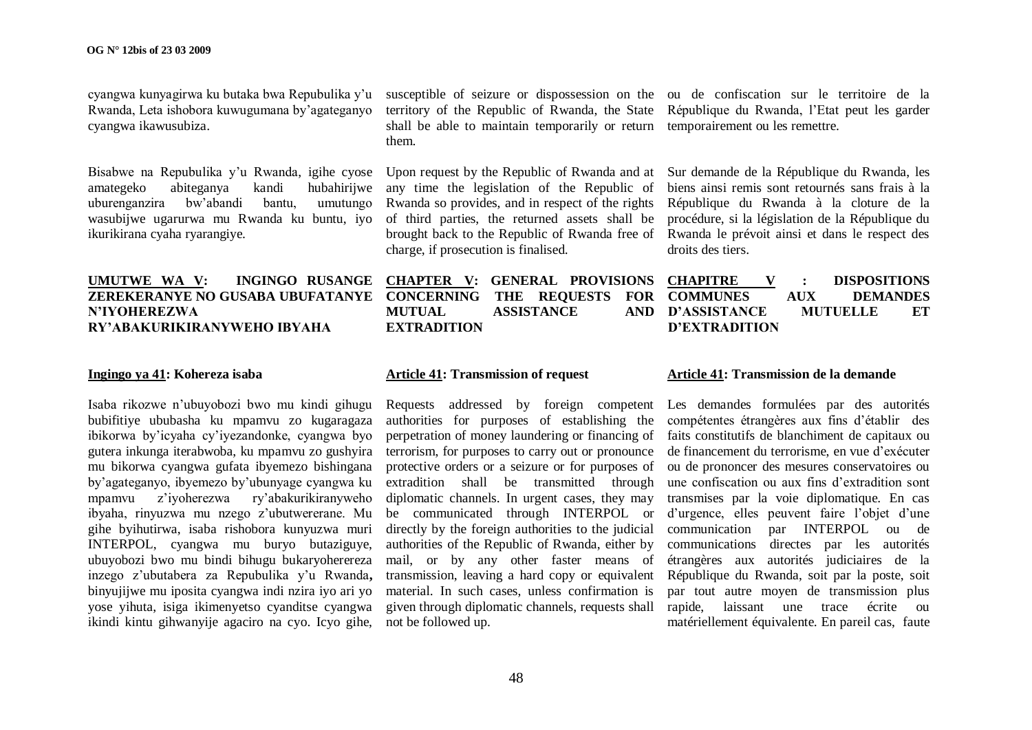cyangwa kunyagirwa ku butaka bwa Repubulika y'u Rwanda, Leta ishobora kuwugumana by'agateganyo cyangwa ikawusubiza.

Bisabwe na Repubulika y'u Rwanda, igihe cyose amategeko abiteganya kandi hubahirijwe uburenganzira bw'abandi bantu, umutungo wasubijwe ugarurwa mu Rwanda ku buntu, iyo ikurikirana cyaha ryarangiye.

## UMUTWE WA V: INGINGO RUSANGE ZEREKERANYE NO GUSABA UBUFATANYE N'IYOHEREZWA RY'ABAKURIKIRANYWEHO IBYAHA

### Ingingo ya 41: Kohereza isaba

Isaba rikozwe n'ubuyobozi bwo mu kindi gihugu bubifitiye ububasha ku mpamvu zo kugaragaza ibikorwa by'icyaha cy'iyezandonke, cyangwa byo gutera inkunga iterabwoba, ku mpamvu zo gushyira mu bikorwa cyangwa gufata ibyemezo bishingana by'agateganyo, ibyemezo by'ubunyage cyangwa ku mpamvu z'iyoherezwa ry'abakurikiranyweho ibyaha, rinyuzwa mu nzego z'ubutwererane. Mu gihe byihutirwa, isaba rishobora kunyuzwa muri INTERPOL, cyangwa mu buryo butaziguye, ubuyobozi bwo mu bindi bihugu bukaryohereza inzego z'ubutabera za Repubulika y'u Rwanda**,** binyujijwe mu iposita cyangwa indi nzira iyo ari yo yose yihuta, isiga ikimenyetso cyanditse cyangwa ikindi kintu gihwanyije agaciro na cyo. Icyo gihe,

susceptible of seizure or dispossession on the territory of the Republic of Rwanda, the State shall be able to maintain temporarily or return them.

Upon request by the Republic of Rwanda and at any time the legislation of the Republic of Rwanda so provides, and in respect of the rights of third parties, the returned assets shall be brought back to the Republic of Rwanda free of charge, if prosecution is finalised.

## CHAPTER V: GENERAL PROVISIONS CONCERNING THE REQUESTS FOR MUTUAL ASSISTANCE AND EXTRADITION

### Article 41: Transmission of request

Requests addressed by foreign competent authorities for purposes of establishing the perpetration of money laundering or financing of terrorism, for purposes to carry out or pronounce protective orders or a seizure or for purposes of extradition shall be transmitted through diplomatic channels. In urgent cases, they may be communicated through INTERPOL or directly by the foreign authorities to the judicial authorities of the Republic of Rwanda, either by mail, or by any other faster means of transmission, leaving a hard copy or equivalent material. In such cases, unless confirmation is given through diplomatic channels, requests shall not be followed up.

ou de confiscation sur le territoire de la République du Rwanda, l'Etat peut les garder temporairement ou les remettre.

Sur demande de la République du Rwanda, les biens ainsi remis sont retournés sans frais à la République du Rwanda à la cloture de la procédure, si la législation de la République du Rwanda le prévoit ainsi et dans le respect des droits des tiers.

## CHAPITRE V : DISPOSITIONS COMMUNES AUX DEMANDES D'ASSISTANCE MUTUELLE ET D'EXTRADITION

### Article 41: Transmission de la demande

Les demandes formulées par des autorités compétentes étrangères aux fins d'établir des faits constitutifs de blanchiment de capitaux ou de financement du terrorisme, en vue d'exécuter ou de prononcer des mesures conservatoires ou une confiscation ou aux fins d'extradition sont transmises par la voie diplomatique. En cas d'urgence, elles peuvent faire l'objet d'une communication par INTERPOL ou de communications directes par les autorités étrangères aux autorités judiciaires de la République du Rwanda, soit par la poste, soit par tout autre moyen de transmission plus rapide, laissant une trace écrite ou matériellement équivalente. En pareil cas, faute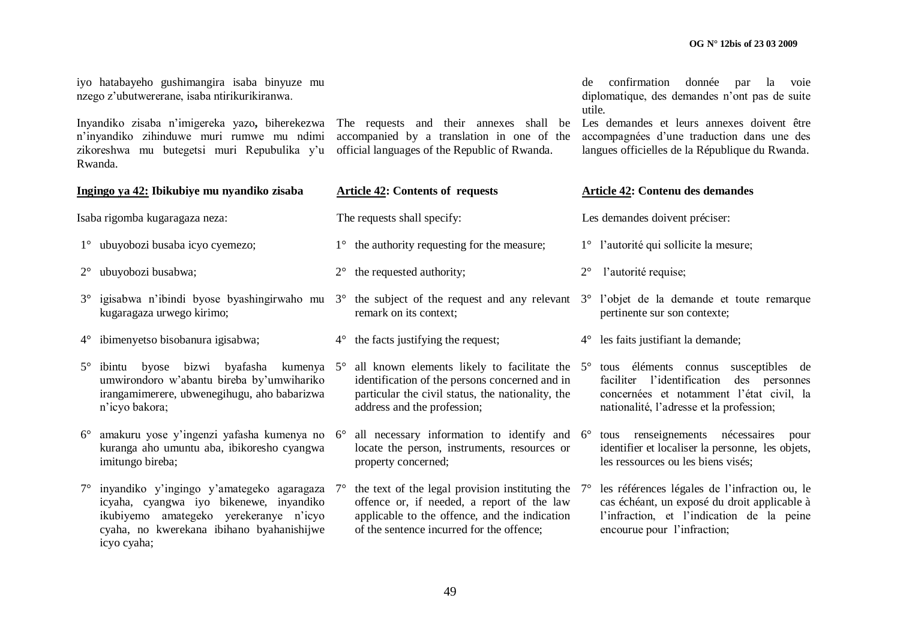iyo hatabayeho gushimangira isaba binyuze mu nzego z'ubutwererane, isaba ntirikurikiranwa.

Inyandiko zisaba n'imigereka yazo**,** biherekezwa n'inyandiko zihinduwe muri rumwe mu ndimi zikoreshwa mu butegetsi muri Repubulika y'u Rwanda.

**Ingingo ya 42: Ibikubiye mu nyandiko zisaba**

Isaba rigomba kugaragaza neza:

1° ubuyobozi busaba icyo cyemezo;

2° ubuyobozi busabwa;

3° igisabwa n'ibindi byose byashingirwaho mu kugaragaza urwego kirimo;

4° ibimenyetso bisobanura igisabwa;

5° ibintu byose bizwi byafasha kumenya umwirondoro w'abantu bireba by'umwihariko irangamimerere, ubwenegihugu, aho babarizwa n'icyo bakora;

6° amakuru yose y'ingenzi yafasha kumenya no kuranga aho umuntu aba, ibikoresho cyangwa imitungo bireba;

7° inyandiko y'ingingo y'amategeko agaragaza icyaha, cyangwa iyo bikenewe, inyandiko ikubiyemo amategeko yerekeranye n'icyo cyaha, no kwerekana ibihano byahanishijwe icyo cyaha;

The requests and their annexes shall be accompanied by a translation in one of the official languages of the Republic of Rwanda.

**Article 42: Contents of requests**

The requests shall specify:

1° the authority requesting for the measure;

2° the requested authority;

3° the subject of the request and any relevant remark on its context;

4° the facts justifying the request;

5° all known elements likely to facilitate the identification of the persons concerned and in particular the civil status, the nationality, the address and the profession;

6° all necessary information to identify and locate the person, instruments, resources or property concerned;

7° the text of the legal provision instituting the offence or, if needed, a report of the law applicable to the offence, and the indication of the sentence incurred for the offence;

de confirmation donnée par la voie diplomatique, des demandes n'ont pas de suite utile.

Les demandes et leurs annexes doivent être accompagnées d'une traduction dans une des langues officielles de la République du Rwanda.

**Article 42: Contenu des demandes**

Les demandes doivent préciser:

1° l'autorité qui sollicite la mesure;

2° l'autorité requise;

3° l'objet de la demande et toute remarque pertinente sur son contexte;

4° les faits justifiant la demande;

5° tous éléments connus susceptibles de faciliter l'identification des personnes concernées et notamment l'état civil, la nationalité, l'adresse et la profession;

6° tous renseignements nécessaires pour identifier et localiser la personne, les objets, les ressources ou les biens visés;

7° les références légales de l'infraction ou, le cas échéant, un exposé du droit applicable à l'infraction, et l'indication de la peine encourue pour l'infraction;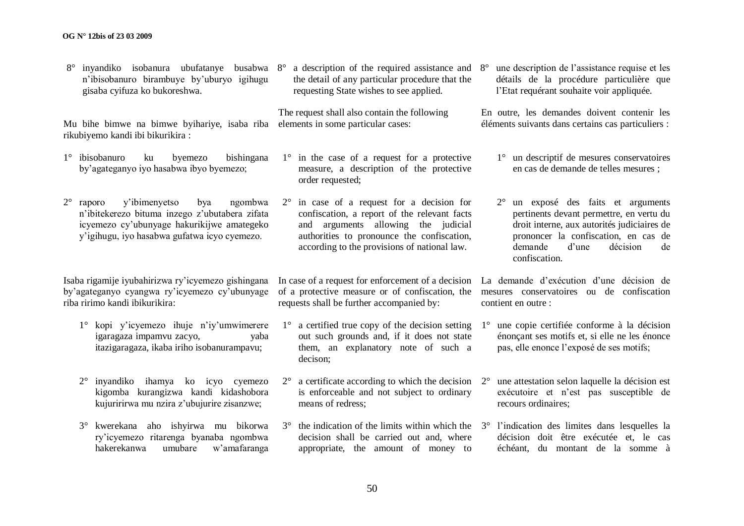8° inyandiko isobanura ubufatanye busabwa n'ibisobanuro birambuye by'uburyo igihugu gisaba cyifuza ko bukoreshwa.

Mu bihe bimwe na bimwe byihariye, isaba riba rikubiyemo kandi ibi bikurikira :

1° ibisobanuro ku byemezo bishingana by'agateganyo iyo hasabwa ibyo byemezo;

2° raporo y'ibimenyetso bya ngombwa n'ibitekerezo bituma inzego z'ubutabera zifata icyemezo cy'ubunyage hakurikijwe amategeko y'igihugu, iyo hasabwa gufatwa icyo cyemezo.

Isaba rigamije iyubahirizwa ry'icyemezo gishingana by'agateganyo cyangwa ry'icyemezo cy'ubunyage riba ririmo kandi ibikurikira:

1° kopi y'icyemezo ihuje n'iy'umwimerere igaragaza impamvu zacyo, yaba itazigaragaza, ikaba iriho isobanurampavu;

2° inyandiko ihamya ko icyo cyemezo kigomba kurangizwa kandi kidashobora kujuririrwa mu nzira z'ubujurire zisanzwe;

3° kwerekana aho ishyirwa mu bikorwa ry'icyemezo ritarenga byanaba ngombwa hakerekanwa umubare w'amafaranga

8° a description of the required assistance and the detail of any particular procedure that the requesting State wishes to see applied.

The request shall also contain the following elements in some particular cases:

1° in the case of a request for a protective measure, a description of the protective order requested;

2° in case of a request for a decision for confiscation, a report of the relevant facts and arguments allowing the judicial authorities to pronounce the confiscation, according to the provisions of national law.

In case of a request for enforcement of a decision of a protective measure or of confiscation, the requests shall be further accompanied by:

1° a certified true copy of the decision setting out such grounds and, if it does not state them, an explanatory note of such a decison;

2° a certificate according to which the decision is enforceable and not subject to ordinary means of redress;

3° the indication of the limits within which the decision shall be carried out and, where appropriate, the amount of money to

8° une description de l'assistance requise et les détails de la procédure particulière que l'Etat requérant souhaite voir appliquée.

En outre, les demandes doivent contenir les éléments suivants dans certains cas particuliers :

1° un descriptif de mesures conservatoires en cas de demande de telles mesures ;

2° un exposé des faits et arguments pertinents devant permettre, en vertu du droit interne, aux autorités judiciaires de prononcer la confiscation, en cas de demande d'une décision de confiscation.

La demande d'exécution d'une décision de mesures conservatoires ou de confiscation contient en outre :

1° une copie certifiée conforme à la décision énonçant ses motifs et, si elle ne les énonce pas, elle enonce l'exposé de ses motifs;

2° une attestation selon laquelle la décision est exécutoire et n'est pas susceptible de recours ordinaires;

3° l'indication des limites dans lesquelles la décision doit être exécutée et, le cas échéant, du montant de la somme à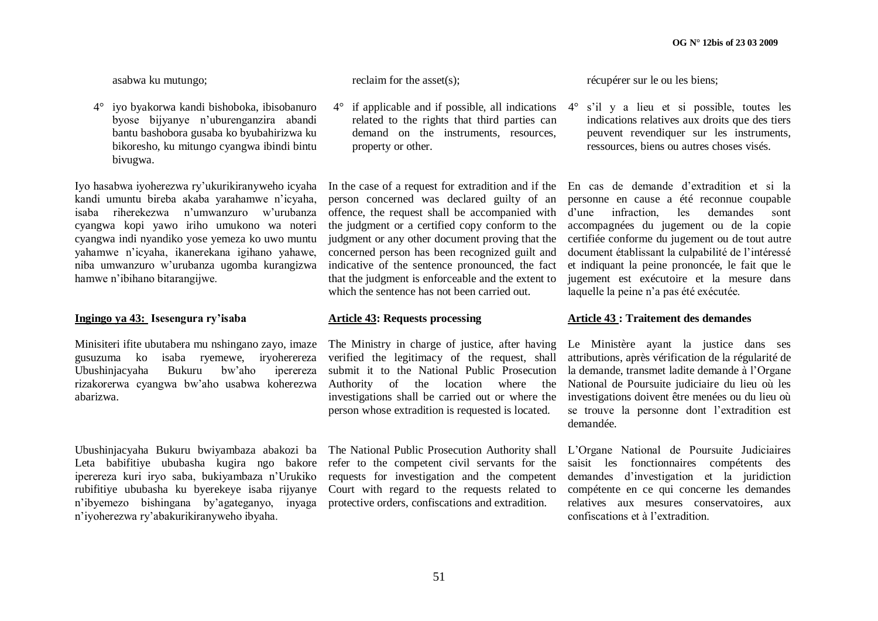asabwa ku mutungo;

4° iyo byakorwa kandi bishoboka, ibisobanuro byose bijyanye n'uburenganzira abandi bantu bashobora gusaba ko byubahirizwa ku bikoresho, ku mitungo cyangwa ibindi bintu bivugwa.

Iyo hasabwa iyoherezwa ry'ukurikiranyweho icyaha kandi umuntu bireba akaba yarahamwe n'icyaha, isaba riherekezwa n'umwanzuro w'urubanza cyangwa kopi yawo iriho umukono wa noteri cyangwa indi nyandiko yose yemeza ko uwo muntu yahamwe n'icyaha, ikanerekana igihano yahawe, niba umwanzuro w'urubanza ugomba kurangizwa hamwe n'ibihano bitarangijwe.

**Ingingo ya 43: Isesengura ry'isaba**

Minisiteri ifite ubutabera mu nshingano zayo, imaze gusuzuma ko isaba ryemewe, iryohereza Ubushinjacyaha Bukuru bw'aho iperereza rizakorerwa cyangwa bw'aho usabwa koherezwa abarizwa.

Ubushinjacyaha Bukuru bwiyambaza abakozi ba Leta babifitiye ububasha kugira ngo bakore iperereza kuri iryo saba, bukiyambaza n'Urukiko rubifitiye ububasha ku byerekeye isaba rijyanye n'ibyemezo bishingana by'agateganyo, inyaga n'iyoherezwa ry'abakurikiranyweho ibyaha.

reclaim for the asset(s);

4° if applicable and if possible, all indications related to the rights that third parties can demand on the instruments, resources, property or other.

In the case of a request for extradition and if the person concerned was declared guilty of an offence, the request shall be accompanied with the judgment or a certified copy conform to the judgment or any other document proving that the concerned person has been recognized guilt and indicative of the sentence pronounced, the fact that the judgment is enforceable and the extent to which the sentence has not been carried out.

**Article 43: Requests processing**

The Ministry in charge of justice, after having verified the legitimacy of the request, shall submit it to the National Public Prosecution Authority of the location where the investigations shall be carried out or where the person whose extradition is requested is located.

The National Public Prosecution Authority shall refer to the competent civil servants for the requests for investigation and the competent Court with regard to the requests related to protective orders, confiscations and extradition.

récupérer sur le ou les biens;

4° s'il y a lieu et si possible, toutes les indications relatives aux droits que des tiers peuvent revendiquer sur les instruments, ressources, biens ou autres choses visés.

En cas de demande d'extradition et si la personne en cause a été reconnue coupable d'une infraction, les demandes sont accompagnées du jugement ou de la copie certifiée conforme du jugement ou de tout autre document établissant la culpabilité de l'intéressé et indiquant la peine prononcée, le fait que le jugement est exécutoire et la mesure dans laquelle la peine n'a pas été exécutée.

**Article 43 : Traitement des demandes**

Le Ministère ayant la justice dans ses attributions, après vérification de la régularité de la demande, transmet ladite demande à l'Organe National de Poursuite judiciaire du lieu où les investigations doivent être menées ou du lieu où se trouve la personne dont l'extradition est demandée.

L'Organe National de Poursuite Judiciaires saisit les fonctionnaires compétents des demandes d'investigation et la juridiction compétente en ce qui concerne les demandes relatives aux mesures conservatoires, aux confiscations et à l'extradition.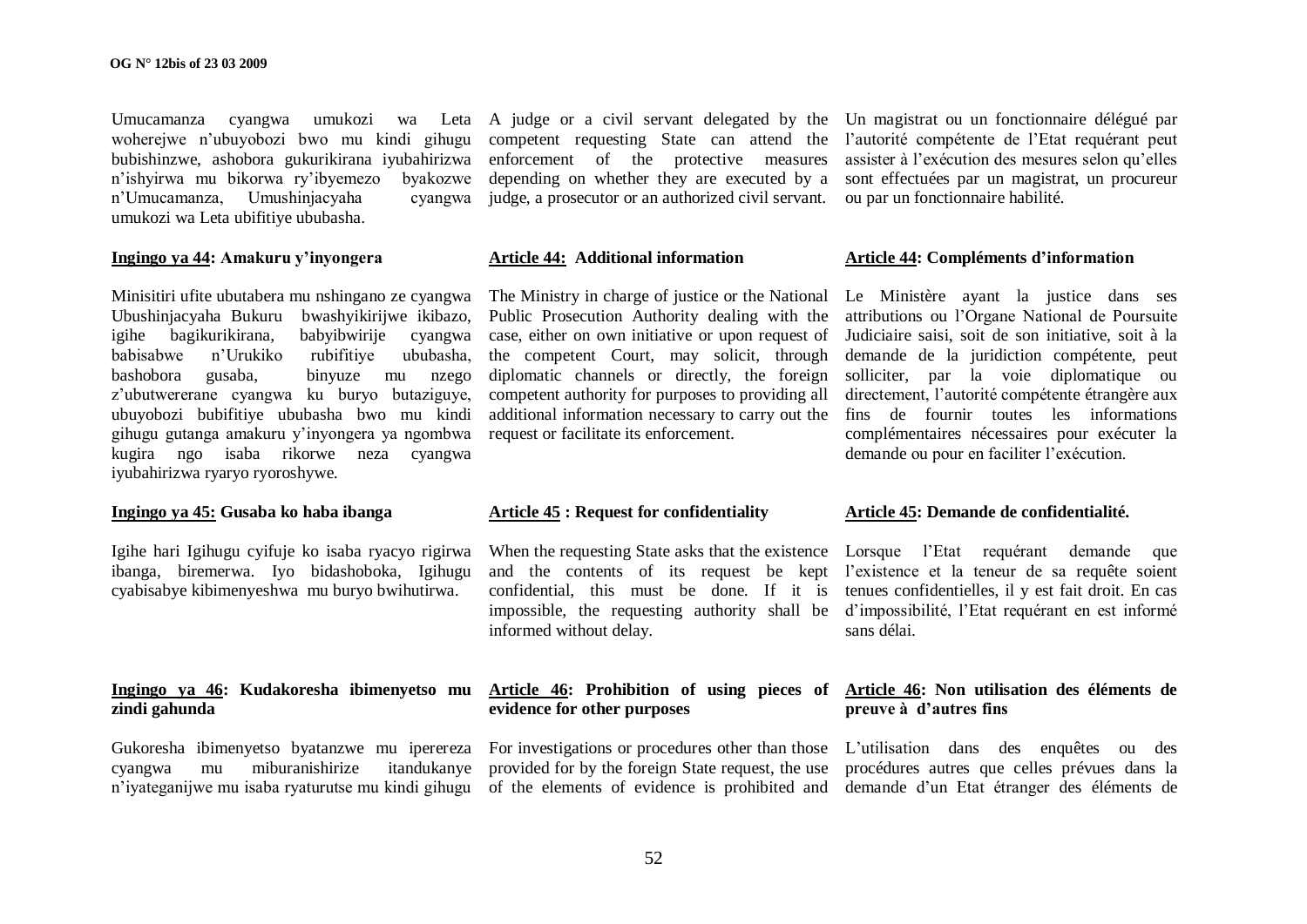Umucamanza cyangwa umukozi wa Leta woherejwe n'ubuyobozi bwo mu kindi gihugu bubishinzwe, ashobora gukurikirana iyubahirizwa n'ishyirwa mu bikorwa ry'ibyemezo byakozwe n'Umucamanza, Umushinjacyaha cyangwa umukozi wa Leta ubifitiye ububasha.

**Ingingo ya 44: Amakuru y'inyongera**

Minisitiri ufite ubutabera mu nshingano ze cyangwa Ubushinjacyaha Bukuru bwashyikirijwe ikibazo, igihe bagikurikirana, babyibwirije cyangwa babisabwe n'Urukiko rubifitiye ububasha, bashobora gusaba, binyuze mu nzego z'ubutwererane cyangwa ku buryo butaziguye, ubuyobozi bubifitiye ububasha bwo mu kindi gihugu gutanga amakuru y'inyongera ya ngombwa kugira ngo isaba rikorwe neza cyangwa iyubahirizwa ryaryo ryoroshywe.

**Ingingo ya 45: Gusaba ko haba ibanga**

Igihe hari Igihugu cyifuje ko isaba ryacyo rigirwa ibanga, biremerwa. Iyo bidashoboka, Igihugu cyabisabye kibimenyeshwa mu buryo bwihutirwa.

**Ingingo ya 46: Kudakoresha ibimenyetso mu zindi gahunda**

Gukoresha ibimenyetso byatanzwe mu iperereza cyangwa mu miburanishirize itandukanye n'iyateganijwe mu isaba ryaturutse mu kindi gihugu

A judge or a civil servant delegated by the competent requesting State can attend the enforcement of the protective measures depending on whether they are executed by a judge, a prosecutor or an authorized civil servant.

**Article 44: Additional information**

The Ministry in charge of justice or the National Public Prosecution Authority dealing with the case, either on own initiative or upon request of the competent Court, may solicit, through diplomatic channels or directly, the foreign competent authority for purposes to providing all additional information necessary to carry out the request or facilitate its enforcement.

**Article 45 : Request for confidentiality**

When the requesting State asks that the existence and the contents of its request be kept confidential, this must be done. If it is impossible, the requesting authority shall be informed without delay.

**Article 46: Prohibition of using pieces of evidence for other purposes**

For investigations or procedures other than those provided for by the foreign State request, the use of the elements of evidence is prohibited and

Un magistrat ou un fonctionnaire délégué par l'autorité compétente de l'Etat requérant peut assister à l'exécution des mesures selon qu'elles sont effectuées par un magistrat, un procureur ou par un fonctionnaire habilité.

**Article 44: Compléments d'information**

Le Ministère ayant la justice dans ses attributions ou l'Organe National de Poursuite Judiciaire saisi, soit de son initiative, soit à la demande de la juridiction compétente, peut solliciter, par la voie diplomatique ou directement, l'autorité compétente étrangère aux fins de fournir toutes les informations complémentaires nécessaires pour exécuter la demande ou pour en faciliter l'exécution.

**Article 45: Demande de confidentialité.**

Lorsque l'Etat requérant demande que l'existence et la teneur de sa requête soient tenues confidentielles, il y est fait droit. En cas d'impossibilité, l'Etat requérant en est informé sans délai.

**Article 46: Non utilisation des éléments de preuve à d'autres fins**

L'utilisation dans des enquêtes ou des procédures autres que celles prévues dans la demande d'un Etat étranger des éléments de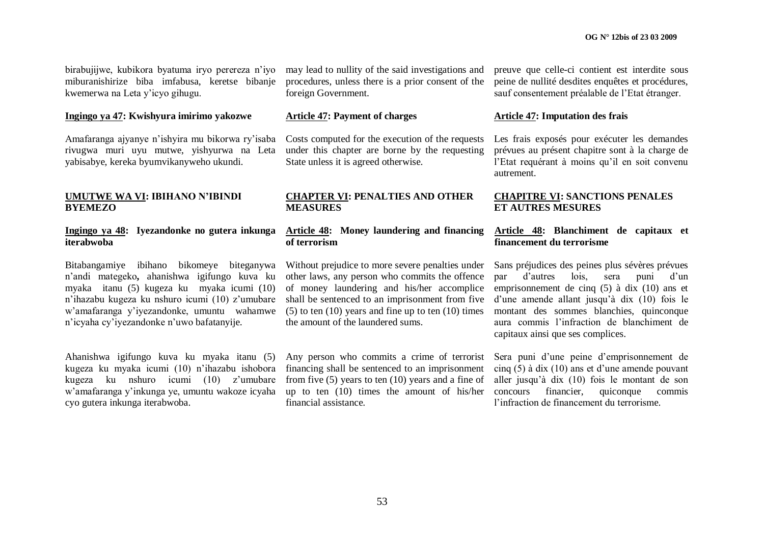birabujijwe, kubikora byatuma iryo perereza n'iyo miburanishirize biba imfabusa, keretse bibanje kwemerwa na Leta y'icyo gihugu.

**Ingingo ya 47: Kwishyura imirimo yakozwe**

Amafaranga ajyanye n'ishyira mu bikorwa ry'isaba rivugwa muri uyu mutwe, yishyurwa na Leta yabisabye, kereka byumvikanyweho ukundi.

**UMUTWE WA VI: IBIHANO N'IBINDI BYEMEZO**

**Ingingo ya 48: Iyezandonke no gutera inkunga iterabwoba**

Bitabangamiye ibihano bikomeye biteganywa n'andi mategeko**,** ahanishwa igifungo kuva ku myaka itanu (5) kugeza ku myaka icumi (10) n'ihazabu kugeza ku nshuro icumi (10) z'umubare w'amafaranga y'iyezandonke, umuntu wahamwe n'icyaha cy'iyezandonke n'uwo bafatanyije.

Ahanishwa igifungo kuva ku myaka itanu (5) kugeza ku myaka icumi (10) n'ihazabu ishobora kugeza ku nshuro icumi (10) z'umubare w'amafaranga y'inkunga ye, umuntu wakoze icyaha cyo gutera inkunga iterabwoba.

may lead to nullity of the said investigations and procedures, unless there is a prior consent of the foreign Government.

**Article 47: Payment of charges**

Costs computed for the execution of the requests under this chapter are borne by the requesting State unless it is agreed otherwise.

**CHAPTER VI: PENALTIES AND OTHER MEASURES**

**Article 48: Money laundering and financing of terrorism**

Without prejudice to more severe penalties under other laws, any person who commits the offence of money laundering and his/her accomplice shall be sentenced to an imprisonment from five (5) to ten (10) years and fine up to ten (10) times the amount of the laundered sums.

Any person who commits a crime of terrorist financing shall be sentenced to an imprisonment from five (5) years to ten (10) years and a fine of up to ten (10) times the amount of his/her financial assistance.

preuve que celle-ci contient est interdite sous peine de nullité desdites enquêtes et procédures, sauf consentement préalable de l'Etat étranger.

**Article 47: Imputation des frais**

Les frais exposés pour exécuter les demandes prévues au présent chapitre sont à la charge de l'Etat requérant à moins qu'il en soit convenu autrement.

**CHAPITRE VI: SANCTIONS PENALES ET AUTRES MESURES**

**Article 48: Blanchiment de capitaux et financement du terrorisme**

Sans préjudices des peines plus sévères prévues par d'autres lois, sera puni d'un emprisonnement de cinq (5) à dix (10) ans et d'une amende allant jusqu'à dix (10) fois le montant des sommes blanchies, quinconque aura commis l'infraction de blanchiment de capitaux ainsi que ses complices.

Sera puni d'une peine d'emprisonnement de cinq (5) à dix (10) ans et d'une amende pouvant aller jusqu'à dix (10) fois le montant de son concours financier, quiconque commis l'infraction de financement du terrorisme.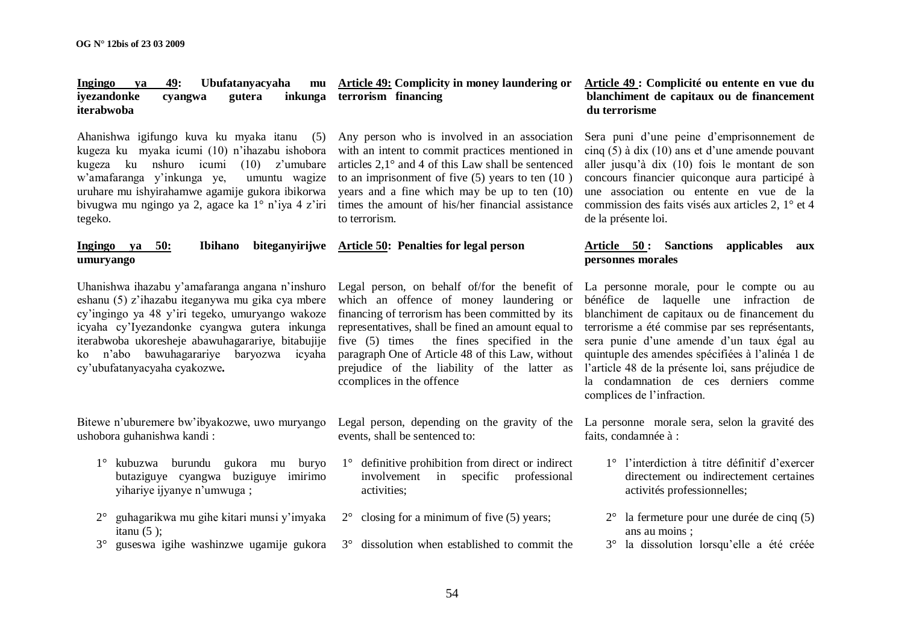**Ingingo ya 49: Ubufatanyacyaha mu iyezandonke cyangwa gutera inkunga iterabwoba**

Ahanishwa igifungo kuva ku myaka itanu (5) kugeza ku myaka icumi (10) n'ihazabu ishobora kugeza ku nshuro icumi (10) z'umubare w'amafaranga y'inkunga ye, umuntu wagize uruhare mu ishyirahamwe agamije gukora ibikorwa bivugwa mu ngingo ya 2, agace ka 1° n'iya 4 z'iri tegeko.

**Ingingo ya 50: Ibihano biteganyirijwe umuryango**

Uhanishwa ihazabu y'amafaranga angana n'inshuro eshanu (5) z'ihazabu iteganywa mu gika cya mbere cy'ingingo ya 48 y'iri tegeko, umuryango wakoze icyaha cy'Iyezandonke cyangwa gutera inkunga iterabwoba ukoresheje abawuhagarariye, bitabujije ko n'abo bawuhagarariye baryozwa icyaha cy'ubufatanyacyaha cyakozwe**.**

Bitewe n'uburemere bw'ibyakozwe, uwo muryango ushobora guhanishwa kandi :

1° kubuzwa burundu gukora mu buryo butaziguye cyangwa buziguye imirimo yihariye ijyanye n'umwuga ;

2° guhagarikwa mu gihe kitari munsi y'imyaka itanu (5 );

3° guseswa igihe washinzwe ugamije gukora

**Article 49: Complicity in money laundering or terrorism financing**

Any person who is involved in an association with an intent to commit practices mentioned in articles 2,1° and 4 of this Law shall be sentenced to an imprisonment of five (5) years to ten (10 ) years and a fine which may be up to ten (10) times the amount of his/her financial assistance to terrorism.

**Article 50: Penalties for legal person**

Legal person, on behalf of/for the benefit of which an offence of money laundering or financing of terrorism has been committed by its representatives, shall be fined an amount equal to five (5) times the fines specified in the paragraph One of Article 48 of this Law, without prejudice of the liability of the latter as ccomplices in the offence

Legal person, depending on the gravity of the events, shall be sentenced to:

1° definitive prohibition from direct or indirect involvement in specific professional activities;

2° closing for a minimum of five (5) years;

3° dissolution when established to commit the

**Article 49 : Complicité ou entente en vue du blanchiment de capitaux ou de financement du terrorisme**

Sera puni d'une peine d'emprisonnement de cinq (5) à dix (10) ans et d'une amende pouvant aller jusqu'à dix (10) fois le montant de son concours financier quiconque aura participé à une association ou entente en vue de la commission des faits visés aux articles 2, 1° et 4 de la présente loi.

**Article 50 : Sanctions applicables aux personnes morales**

La personne morale, pour le compte ou au bénéfice de laquelle une infraction de blanchiment de capitaux ou de financement du terrorisme a été commise par ses représentants, sera punie d'une amende d'un taux égal au quintuple des amendes spécifiées à l'alinéa 1 de l'article 48 de la présente loi, sans préjudice de la condamnation de ces derniers comme complices de l'infraction.

La personne morale sera, selon la gravité des faits, condamnée à :

1° l'interdiction à titre définitif d'exercer directement ou indirectement certaines activités professionnelles;

2° la fermeture pour une durée de cinq (5) ans au moins ;

3° la dissolution lorsqu'elle a été créée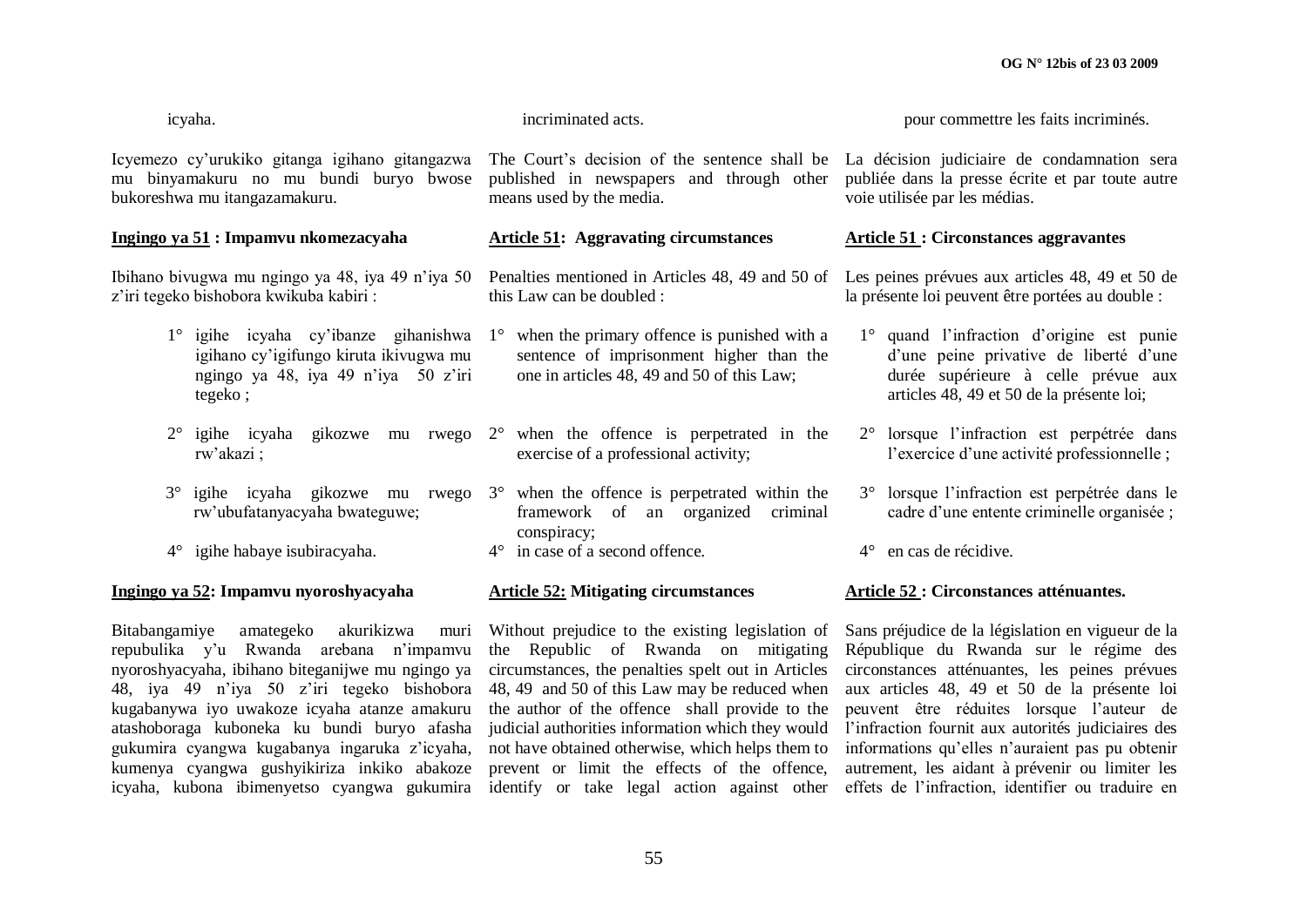icyaha.

Icyemezo cy'urukiko gitanga igihano gitangazwa mu binyamakuru no mu bundi buryo bwose bukoreshwa mu itangazamakuru.

**<u>Ingingo ya 51</u> : Impamvu nkomezacyaha**

Ibihano bivugwa mu ngingo ya 48, iya 49 n'iya 50 z'iri tegeko bishobora kwikuba kabiri :

1° igihe icyaha cy'ibanze gihanishwa igihano cy'igifungo kiruta ikivugwa mu ngingo ya 48, iya 49 n'iya 50 z'iri tegeko ;

2° igihe icyaha gikozwe mu rwego rw'akazi ;

3° igihe icyaha gikozwe mu rwego rw'ubufatanyacyaha bwateguwe;

4° igihe habaye isubiracyaha.

**<u>Ingingo ya 52</u>: Impamvu nyoroshyacyaha**

Bitabangamiye amategeko akurikizwa muri repubulika y'u Rwanda arebana n'impamvu nyoroshyacyaha, ibihano biteganijwe mu ngingo ya 48, iya 49 n'iya 50 z'iri tegeko bishobora kugabanywa iyo uwakoze icyaha atanze amakuru atashoboraga kuboneka ku bundi buryo afasha gukumira cyangwa kugabanya ingaruka z'icyaha, kumenya cyangwa gushyikiriza inkiko abakoze icyaha, kubona ibimenyetso cyangwa gukumira

incriminated acts.

The Court's decision of the sentence shall be published in newspapers and through other means used by the media.

**<u>Article 51</u>: Aggravating circumstances**

Penalties mentioned in Articles 48, 49 and 50 of this Law can be doubled :

1° when the primary offence is punished with a sentence of imprisonment higher than the one in articles 48, 49 and 50 of this Law;

2° when the offence is perpetrated in the exercise of a professional activity;

3° when the offence is perpetrated within the framework of an organized criminal conspiracy;

4° in case of a second offence.

**<u>Article 52:</u> Mitigating circumstances**

Without prejudice to the existing legislation of the Republic of Rwanda on mitigating circumstances, the penalties spelt out in Articles 48, 49 and 50 of this Law may be reduced when the author of the offence shall provide to the judicial authorities information which they would not have obtained otherwise, which helps them to prevent or limit the effects of the offence, identify or take legal action against other

pour commettre les faits incriminés.

La décision judiciaire de condamnation sera publiée dans la presse écrite et par toute autre voie utilisée par les médias.

**<u>Article 51</u> : Circonstances aggravantes**

Les peines prévues aux articles 48, 49 et 50 de la présente loi peuvent être portées au double :

1° quand l'infraction d'origine est punie d'une peine privative de liberté d'une durée supérieure à celle prévue aux articles 48, 49 et 50 de la présente loi;

2° lorsque l'infraction est perpétrée dans l'exercice d'une activité professionnelle ;

3° lorsque l'infraction est perpétrée dans le cadre d'une entente criminelle organisée ;

4° en cas de récidive.

**<u>Article 52</u> : Circonstances atténuantes.**

Sans préjudice de la législation en vigueur de la République du Rwanda sur le régime des circonstances atténuantes, les peines prévues aux articles 48, 49 et 50 de la présente loi peuvent être réduites lorsque l'auteur de l'infraction fournit aux autorités judiciaires des informations qu'elles n'auraient pas pu obtenir autrement, les aidant à prévenir ou limiter les effets de l'infraction, identifier ou traduire en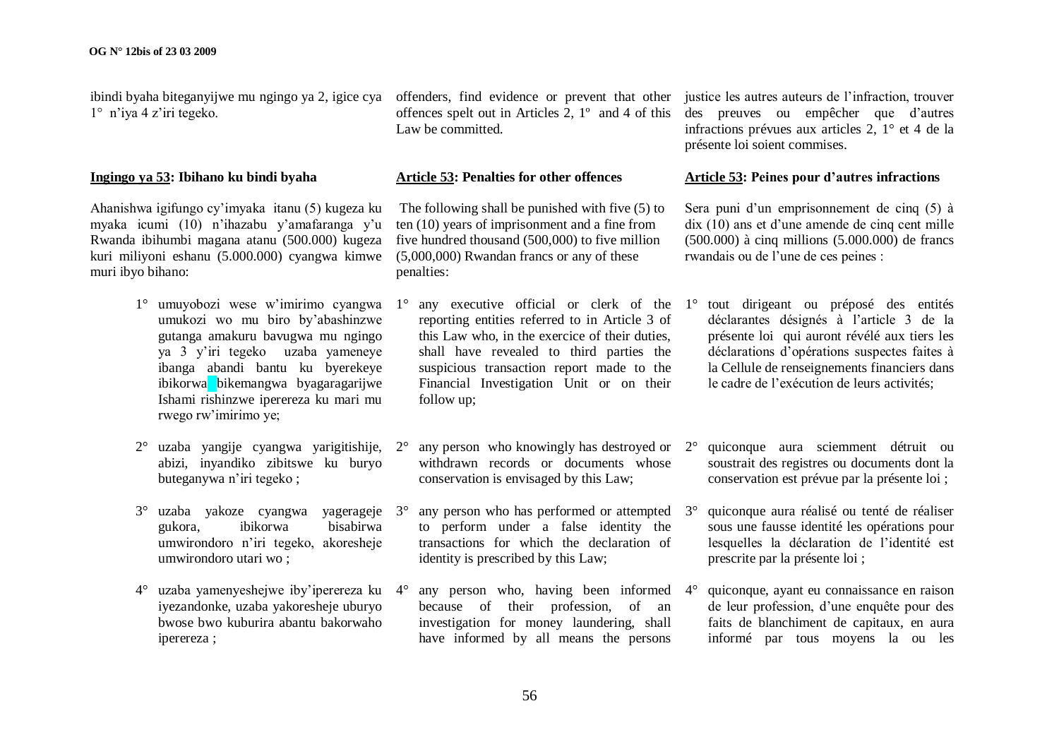ibindi byaha biteganyijwe mu ngingo ya 2, igice cya 1° n'iya 4 z'iri tegeko.

**Ingingo ya 53: Ibihano ku bindi byaha**

Ahanishwa igifungo cy'imyaka itanu (5) kugeza ku myaka icumi (10) n'ihazabu y'amafaranga y'u Rwanda ibihumbi magana atanu (500.000) kugeza kuri miliyoni eshanu (5.000.000) cyangwa kimwe muri ibyo bihano:

1° umuyobozi wese w'imirimo cyangwa umukozi wo mu biro by'abashinzwe gutanga amakuru bavugwa mu ngingo ya 3 y'iri tegeko uzaba yameneye ibanga abandi bantu ku byerekeye ibikorwa bikemangwa byagaragarijwe Ishami rishinzwe iperereza ku mari mu rwego rw'imirimo ye;

2° uzaba yangije cyangwa yarigitishije, abizi, inyandiko zibitswe ku buryo buteganywa n'iri tegeko ;

3° uzaba yakoze cyangwa yagerageje gukora, ibikorwa bisabirwa umwirondoro n'iri tegeko, akoresheje umwirondoro utari wo ;

4° uzaba yamenyeshejwe iby'iperereza ku iyezandonke, uzaba yakoresheje uburyo bwose bwo kuburira abantu bakorwaho iperereza ;

offenders, find evidence or prevent that other offences spelt out in Articles 2, 1° and 4 of this Law be committed.

**Article 53: Penalties for other offences**

The following shall be punished with five (5) to ten (10) years of imprisonment and a fine from five hundred thousand (500,000) to five million (5,000,000) Rwandan francs or any of these penalties:

1° any executive official or clerk of the reporting entities referred to in Article 3 of this Law who, in the exercice of their duties, shall have revealed to third parties the suspicious transaction report made to the Financial Investigation Unit or on their follow up;

2° any person who knowingly has destroyed or withdrawn records or documents whose conservation is envisaged by this Law;

3° any person who has performed or attempted to perform under a false identity the transactions for which the declaration of identity is prescribed by this Law;

4° any person who, having been informed because of their profession, of an investigation for money laundering, shall have informed by all means the persons

justice les autres auteurs de l'infraction, trouver des preuves ou empêcher que d'autres infractions prévues aux articles 2, 1° et 4 de la présente loi soient commises.

**Article 53: Peines pour d'autres infractions**

Sera puni d'un emprisonnement de cinq (5) à dix (10) ans et d'une amende de cinq cent mille (500.000) à cinq millions (5.000.000) de francs rwandais ou de l'une de ces peines :

1° tout dirigeant ou préposé des entités déclarantes désignés à l'article 3 de la présente loi qui auront révélé aux tiers les déclarations d'opérations suspectes faites à la Cellule de renseignements financiers dans le cadre de l'exécution de leurs activités;

2° quiconque aura sciemment détruit ou soustrait des registres ou documents dont la conservation est prévue par la présente loi ;

3° quiconque aura réalisé ou tenté de réaliser sous une fausse identité les opérations pour lesquelles la déclaration de l'identité est prescrite par la présente loi ;

4° quiconque, ayant eu connaissance en raison de leur profession, d'une enquête pour des faits de blanchiment de capitaux, en aura informé par tous moyens la ou les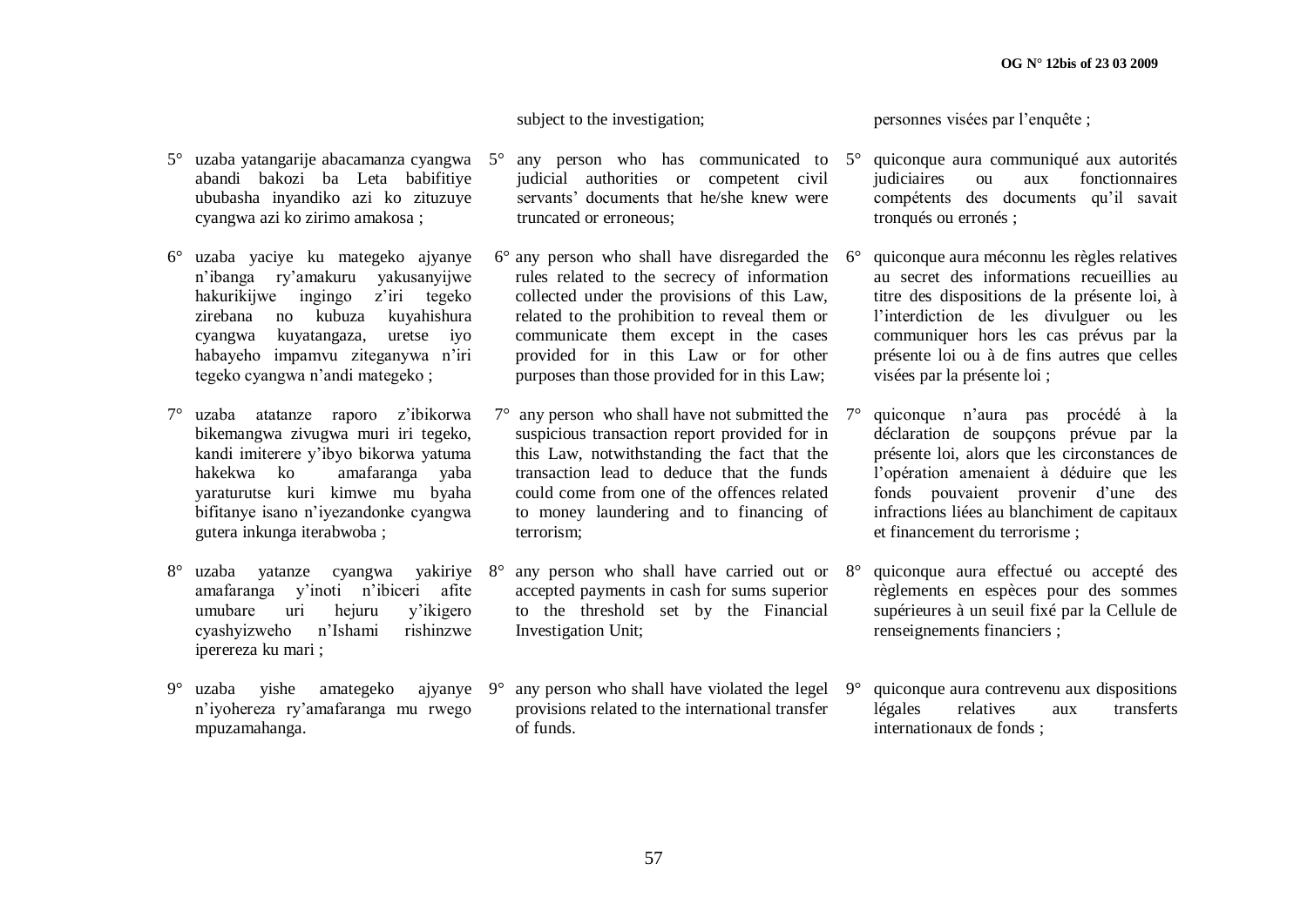subject to the investigation;

personnes visées par l'enquête ;

5° uzaba yatangarije abacamanza cyangwa abandi bakozi ba Leta babifitiye ububasha inyandiko azi ko zituzuye cyangwa azi ko zirimo amakosa ;

6° uzaba yaciye ku mategeko ajyanye n'ibanga ry'amakuru yakusanyijwe hakurikijwe ingingo z'iri tegeko zirebana no kubuza kuyahishura cyangwa kuyatangaza, uretse iyo habayeho impamvu ziteganywa n'iri tegeko cyangwa n'andi mategeko ;

7° uzaba atatanze raporo z'ibikorwa bikemangwa zivugwa muri iri tegeko, kandi imiterere y'ibyo bikorwa yatuma hakekwa ko amafaranga yaba yaraturutse kuri kimwe mu byaha bifitanye isano n'iyezandonke cyangwa gutera inkunga iterabwoba ;

8° uzaba yatanze cyangwa yakiriye amafaranga y'inoti n'ibiceri afite umubare uri hejuru y'ikigero cyashyizweho n'Ishami rishinzwe iperereza ku mari ;

9° uzaba yishe amategeko ajyanye n'iyohereza ry'amafaranga mu rwego mpuzamahanga.

5° any person who has communicated to judicial authorities or competent civil servants' documents that he/she knew were truncated or erroneous;

6° any person who shall have disregarded the rules related to the secrecy of information collected under the provisions of this Law, related to the prohibition to reveal them or communicate them except in the cases provided for in this Law or for other purposes than those provided for in this Law;

7° any person who shall have not submitted the suspicious transaction report provided for in this Law, notwithstanding the fact that the transaction lead to deduce that the funds could come from one of the offences related to money laundering and to financing of terrorism;

8° any person who shall have carried out or accepted payments in cash for sums superior to the threshold set by the Financial Investigation Unit;

9° any person who shall have violated the legel provisions related to the international transfer of funds.

5° quiconque aura communiqué aux autorités judiciaires ou aux fonctionnaires compétents des documents qu'il savait tronqués ou erronés ;

6° quiconque aura méconnu les règles relatives au secret des informations recueillies au titre des dispositions de la présente loi, à l'interdiction de les divulguer ou les communiquer hors les cas prévus par la présente loi ou à de fins autres que celles visées par la présente loi ;

7° quiconque n'aura pas procédé à la déclaration de soupçons prévue par la présente loi, alors que les circonstances de l'opération amenaient à déduire que les fonds pouvaient provenir d'une des infractions liées au blanchiment de capitaux et financement du terrorisme ;

8° quiconque aura effectué ou accepté des règlements en espèces pour des sommes supérieures à un seuil fixé par la Cellule de renseignements financiers ;

9° quiconque aura contrevenu aux dispositions légales relatives aux transferts internationaux de fonds ;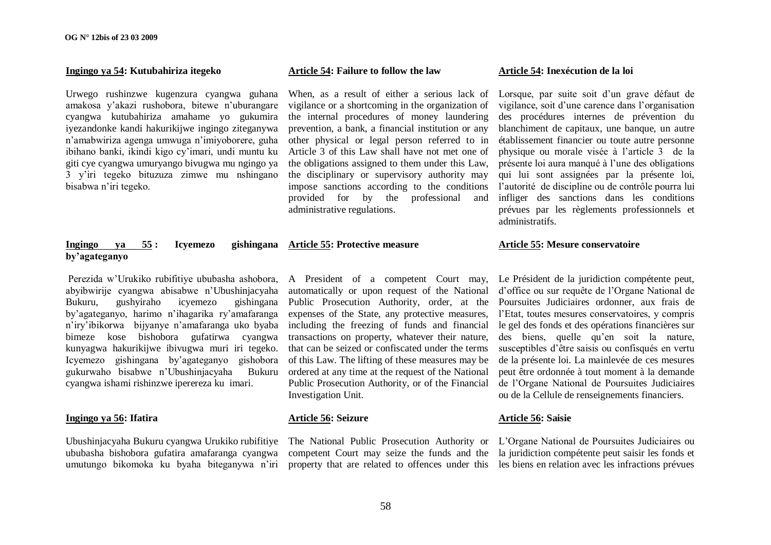**Ingingo ya 54: Kutubahiriza itegeko**

Urwego rushinzwe kugenzura cyangwa guhana amakosa y'akazi rushobora, bitewe n'uburangare cyangwa kutubahiriza amahame yo gukumira iyezandonke kandi hakurikijwe ingingo ziteganywa n'amabwiriza agenga umwuga n'imiyoborere, guha ibihano banki, ikindi kigo cy'imari, undi muntu ku giti cye cyangwa umuryango bivugwa mu ngingo ya 3 y'iri tegeko bituzuza zimwe mu nshingano bisabwa n'iri tegeko.

**Ingingo ya 55 : Icyemezo gishingana by'agateganyo**

Perezida w'Urukiko rubifitiye ububasha ashobora, abyibwirije cyangwa abisabwe n'Ubushinjacyaha Bukuru, gushyiraho icyemezo gishingana by'agateganyo, harimo n'ihagarika ry'amafaranga n'iry'ibikorwa bijyanye n'amafaranga uko byaba bimeze kose bishobora gufatirwa cyangwa kunyagwa hakurikijwe ibivugwa muri iri tegeko. Icyemezo gishingana by'agateganyo gishobora gukurwaho bisabwe n'Ubushinjacyaha Bukuru cyangwa ishami rishinzwe iperereza ku imari.

**Ingingo ya 56: Ifatira**

Ubushinjacyaha Bukuru cyangwa Urukiko rubifitiye ububasha bishobora gufatira amafaranga cyangwa umutungo bikomoka ku byaha biteganywa n'iri

**Article 54: Failure to follow the law**

When, as a result of either a serious lack of vigilance or a shortcoming in the organization of the internal procedures of money laundering prevention, a bank, a financial institution or any other physical or legal person referred to in Article 3 of this Law shall have not met one of the obligations assigned to them under this Law, the disciplinary or supervisory authority may impose sanctions according to the conditions provided for by the professional and administrative regulations.

**Article 55: Protective measure**

A President of a competent Court may, automatically or upon request of the National Public Prosecution Authority, order, at the expenses of the State, any protective measures, including the freezing of funds and financial transactions on property, whatever their nature, that can be seized or confiscated under the terms of this Law. The lifting of these measures may be ordered at any time at the request of the National Public Prosecution Authority, or of the Financial Investigation Unit.

**Article 56: Seizure**

The National Public Prosecution Authority or competent Court may seize the funds and the property that are related to offences under this

**Article 54: Inexécution de la loi**

Lorsque, par suite soit d'un grave défaut de vigilance, soit d'une carence dans l'organisation des procédures internes de prévention du blanchiment de capitaux, une banque, un autre établissement financier ou toute autre personne physique ou morale visée à l'article 3 de la présente loi aura manqué à l'une des obligations qui lui sont assignées par la présente loi, l'autorité de discipline ou de contrôle pourra lui infliger des sanctions dans les conditions prévues par les règlements professionnels et administratifs.

**Article 55: Mesure conservatoire**

Le Président de la juridiction compétente peut, d'office ou sur requête de l'Organe National de Poursuites Judiciaires ordonner, aux frais de l'Etat, toutes mesures conservatoires, y compris le gel des fonds et des opérations financières sur des biens, quelle qu'en soit la nature, susceptibles d'être saisis ou confisqués en vertu de la présente loi. La mainlevée de ces mesures peut être ordonnée à tout moment à la demande de l'Organe National de Poursuites Judiciaires ou de la Cellule de renseignements financiers.

**Article 56: Saisie**

L'Organe National de Poursuites Judiciaires ou la juridiction compétente peut saisir les fonds et les biens en relation avec les infractions prévues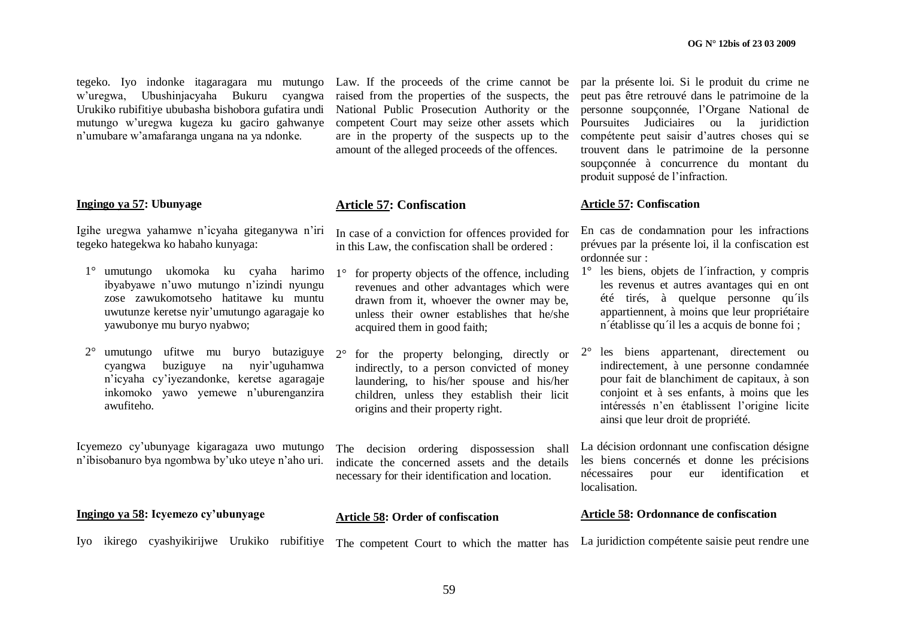tegeko. Iyo indonke itagaragara mu mutungo w'uregwa, Ubushinjacyaha Bukuru cyangwa Urukiko rubifitiye ububasha bishobora gufatira undi mutungo w'uregwa kugeza ku gaciro gahwanye n'umubare w'amafaranga ungana na ya ndonke.

**Ingingo ya 57: Ubunyage**

Igihe uregwa yahamwe n'icyaha giteganywa n'iri tegeko hategekwa ko habaho kunyaga:

1° umutungo ukomoka ku cyaha harimo ibyabyawe n'uwo mutungo n'izindi nyungu zose zawukomotseho hatitawe ku muntu uwutunze keretse nyir'umutungo agaragaje ko yawubonye mu buryo nyabwo;

2° umutungo ufitwe mu buryo butaziguye cyangwa buziguye na nyir'uguhamwa n'icyaha cy'iyezandonke, keretse agaragaje inkomoko yawo yemewe n'uburenganzira awufiteho.

Icyemezo cy'ubunyage kigaragaza uwo mutungo n'ibisobanuro bya ngombwa by'uko uteye n'aho uri.

**Ingingo ya 58: Icyemezo cy'ubunyage**

Iyo ikirego cyashyikirijwe Urukiko rubifitiye

Law. If the proceeds of the crime cannot be raised from the properties of the suspects, the National Public Prosecution Authority or the competent Court may seize other assets which are in the property of the suspects up to the amount of the alleged proceeds of the offences.

**Article 57: Confiscation**

In case of a conviction for offences provided for in this Law, the confiscation shall be ordered :

1° for property objects of the offence, including revenues and other advantages which were drawn from it, whoever the owner may be, unless their owner establishes that he/she acquired them in good faith;

2° for the property belonging, directly or indirectly, to a person convicted of money laundering, to his/her spouse and his/her children, unless they establish their licit origins and their property right.

The decision ordering dispossession shall indicate the concerned assets and the details necessary for their identification and location.

**Article 58: Order of confiscation**

The competent Court to which the matter has

par la présente loi. Si le produit du crime ne peut pas être retrouvé dans le patrimoine de la personne soupçonnée, l'Organe National de Poursuites Judiciaires ou la juridiction compétente peut saisir d'autres choses qui se trouvent dans le patrimoine de la personne soupçonnée à concurrence du montant du produit supposé de l'infraction.

**Article 57: Confiscation**

En cas de condamnation pour les infractions prévues par la présente loi, il la confiscation est ordonnée sur :

1° les biens, objets de l´infraction, y compris les revenus et autres avantages qui en ont été tirés, à quelque personne qu´ils appartiennent, à moins que leur propriétaire n´établisse qu´il les a acquis de bonne foi ;

2° les biens appartenant, directement ou indirectement, à une personne condamnée pour fait de blanchiment de capitaux, à son conjoint et à ses enfants, à moins que les intéressés n'en établissent l'origine licite ainsi que leur droit de propriété.

La décision ordonnant une confiscation désigne les biens concernés et donne les précisions nécessaires pour eur identification et localisation.

**Article 58: Ordonnance de confiscation**

La juridiction compétente saisie peut rendre une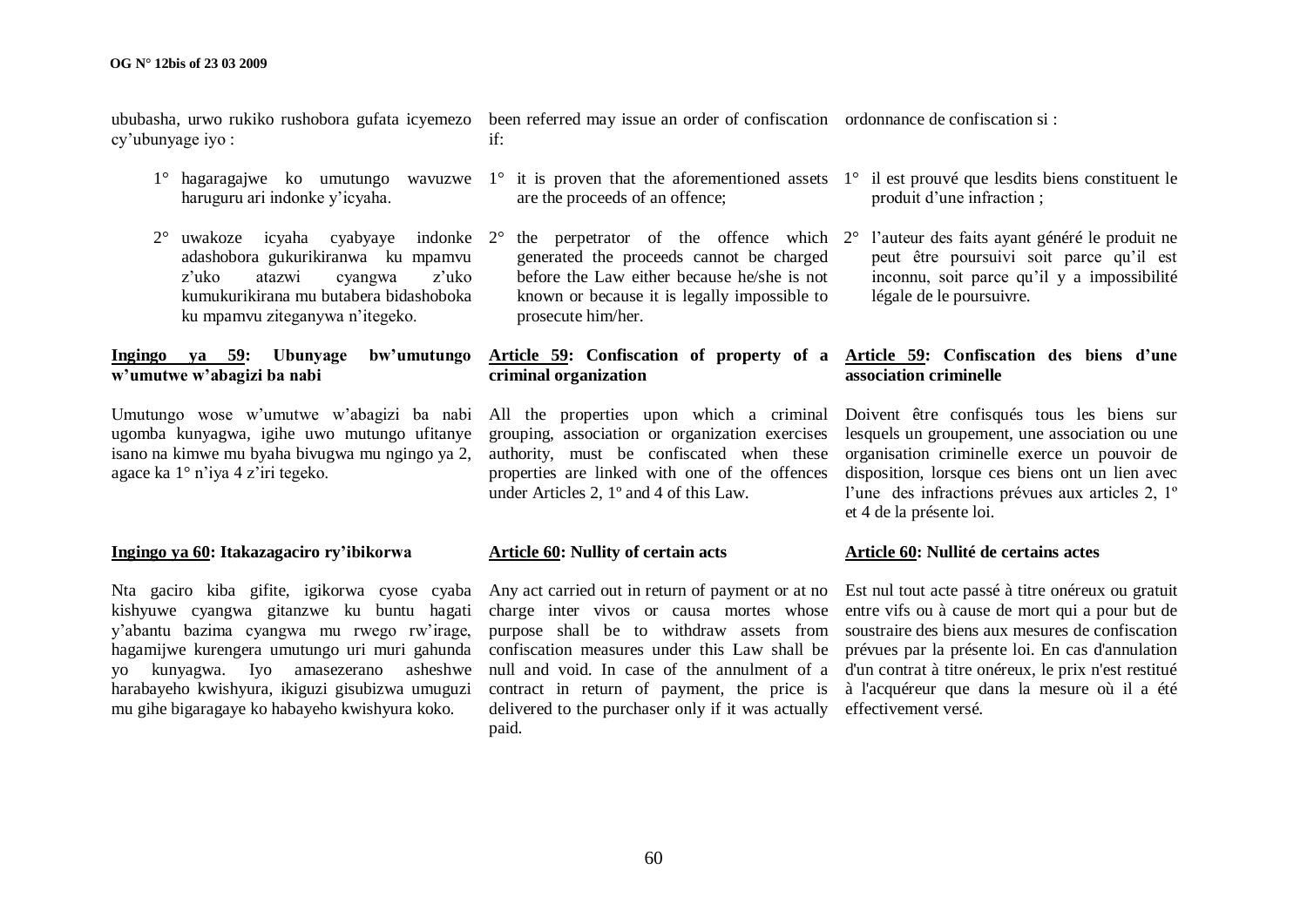ububasha, urwo rukiko rushobora gufata icyemezo cy'ubunyage iyo :

1° hagaragajwe ko umutungo wavuzwe haruguru ari indonke y'icyaha.

2° uwakoze icyaha cyabyaye indonke adashobora gukurikiranwa ku mpamvu z'uko atazwi cyangwa z'uko kumukurikirana mu butabera bidashoboka ku mpamvu ziteganywa n'itegeko.

**Ingingo ya 59: Ubunyage bw'umutungo w'umutwe w'abagizi ba nabi**

Umutungo wose w'umutwe w'abagizi ba nabi ugomba kunyagwa, igihe uwo mutungo ufitanye isano na kimwe mu byaha bivugwa mu ngingo ya 2, agace ka 1° n'iya 4 z'iri tegeko.

**Ingingo ya 60: Itakazagaciro ry'ibikorwa**

Nta gaciro kiba gifite, igikorwa cyose cyaba kishyuwe cyangwa gitanzwe ku buntu hagati y'abantu bazima cyangwa mu rwego rw'irage, hagamijwe kurengera umutungo uri muri gahunda yo kunyagwa. Iyo amasezerano asheshwe harabayeho kwishyura, ikiguzi gisubizwa umuguzi mu gihe bigaragaye ko habayeho kwishyura koko.

been referred may issue an order of confiscation if:

1° it is proven that the aforementioned assets are the proceeds of an offence;

2° the perpetrator of the offence which generated the proceeds cannot be charged before the Law either because he/she is not known or because it is legally impossible to prosecute him/her.

**Article 59: Confiscation of property of a criminal organization**

All the properties upon which a criminal grouping, association or organization exercises authority, must be confiscated when these properties are linked with one of the offences under Articles 2, 1º and 4 of this Law.

**Article 60: Nullity of certain acts**

Any act carried out in return of payment or at no charge inter vivos or causa mortes whose purpose shall be to withdraw assets from confiscation measures under this Law shall be null and void. In case of the annulment of a contract in return of payment, the price is delivered to the purchaser only if it was actually paid.

ordonnance de confiscation si :

1° il est prouvé que lesdits biens constituent le produit d'une infraction ;

2° l'auteur des faits ayant généré le produit ne peut être poursuivi soit parce qu'il est inconnu, soit parce qu'il y a impossibilité légale de le poursuivre.

**Article 59: Confiscation des biens d'une association criminelle**

Doivent être confisqués tous les biens sur lesquels un groupement, une association ou une organisation criminelle exerce un pouvoir de disposition, lorsque ces biens ont un lien avec l'une des infractions prévues aux articles 2, 1º et 4 de la présente loi.

**Article 60: Nullité de certains actes**

Est nul tout acte passé à titre onéreux ou gratuit entre vifs ou à cause de mort qui a pour but de soustraire des biens aux mesures de confiscation prévues par la présente loi. En cas d'annulation d'un contrat à titre onéreux, le prix n'est restitué à l'acquéreur que dans la mesure où il a été effectivement versé.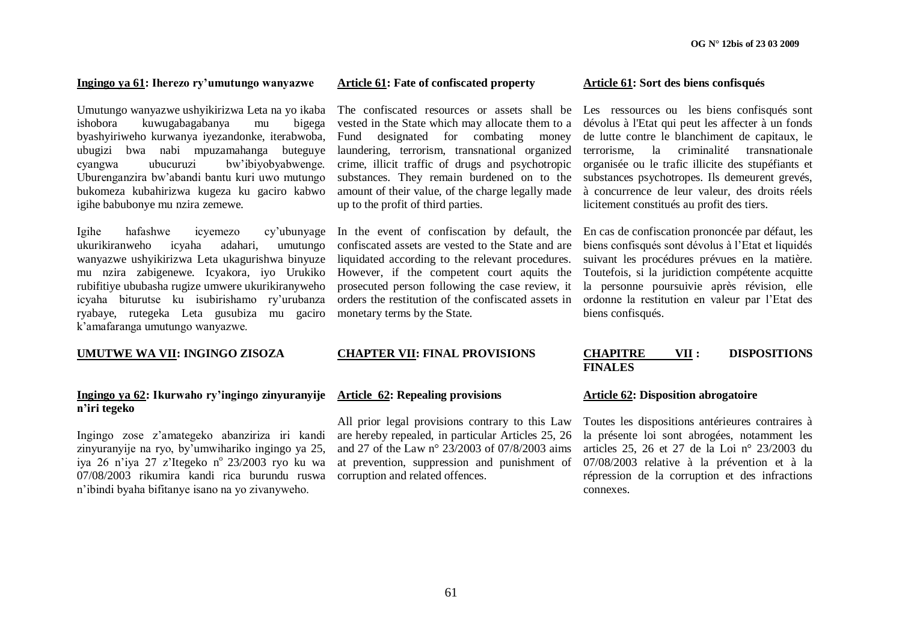**Ingingo ya 61: Iherezo ry'umutungo wanyazwe**

Umutungo wanyazwe ushyikirizwa Leta na yo ikaba ishobora kuwugabagabanya mu bigega byashyiriweho kurwanya iyezandonke, iterabwoba, ubugizi bwa nabi mpuzamahanga buteguye cyangwa ubucuruzi bw'ibiyobyabwenge. Uburenganzira bw'abandi bantu kuri uwo mutungo bukomeza kubahirizwa kugeza ku gaciro kabwo igihe babubonye mu nzira zemewe.

Igihe hafashwe icyemezo cy'ubunyage ukurikiranweho icyaha adahari, umutungo wanyazwe ushyikirizwa Leta ukagurishwa binyuze mu nzira zabigenewe. Icyakora, iyo Urukiko rubifitiye ububasha rugize umwere ukurikiranyweho icyaha biturutse ku isubirishamo ry'urubanza ryabaye, rutegeka Leta gusubiza mu gaciro k'amafaranga umutungo wanyazwe.

**UMUTWE WA VII: INGINGO ZISOZA**

**Ingingo ya 62: Ikurwaho ry'ingingo zinyuranyije n'iri tegeko**

Ingingo zose z'amategeko abanziriza iri kandi zinyuranyije na ryo, by'umwihariko ingingo ya 25, iya 26 n'iya 27 z'Itegeko n° 23/2003 ryo ku wa 07/08/2003 rikumira kandi rica burundu ruswa n'ibindi byaha bifitanye isano na yo zivanyweho.

**Article 61: Fate of confiscated property**

The confiscated resources or assets shall be vested in the State which may allocate them to a Fund designated for combating money laundering, terrorism, transnational organized crime, illicit traffic of drugs and psychotropic substances. They remain burdened on to the amount of their value, of the charge legally made up to the profit of third parties.

In the event of confiscation by default, the confiscated assets are vested to the State and are liquidated according to the relevant procedures. However, if the competent court aquits the prosecuted person following the case review, it orders the restitution of the confiscated assets in monetary terms by the State.

**CHAPTER VII: FINAL PROVISIONS**

**Article 62: Repealing provisions**

All prior legal provisions contrary to this Law are hereby repealed, in particular Articles 25, 26 and 27 of the Law n° 23/2003 of 07/8/2003 aims at prevention, suppression and punishment of corruption and related offences.

**Article 61: Sort des biens confisqués**

Les ressources ou les biens confisqués sont dévolus à l'Etat qui peut les affecter à un fonds de lutte contre le blanchiment de capitaux, le terrorisme, la criminalité transnationale organisée ou le trafic illicite des stupéfiants et substances psychotropes. Ils demeurent grevés, à concurrence de leur valeur, des droits réels licitement constitués au profit des tiers.

En cas de confiscation prononcée par défaut, les biens confisqués sont dévolus à l'Etat et liquidés suivant les procédures prévues en la matière. Toutefois, si la juridiction compétente acquitte la personne poursuivie après révision, elle ordonne la restitution en valeur par l'Etat des biens confisqués.

**CHAPITRE VII : DISPOSITIONS FINALES**

**Article 62: Disposition abrogatoire**

Toutes les dispositions antérieures contraires à la présente loi sont abrogées, notamment les articles 25, 26 et 27 de la Loi n° 23/2003 du 07/08/2003 relative à la prévention et à la répression de la corruption et des infractions connexes.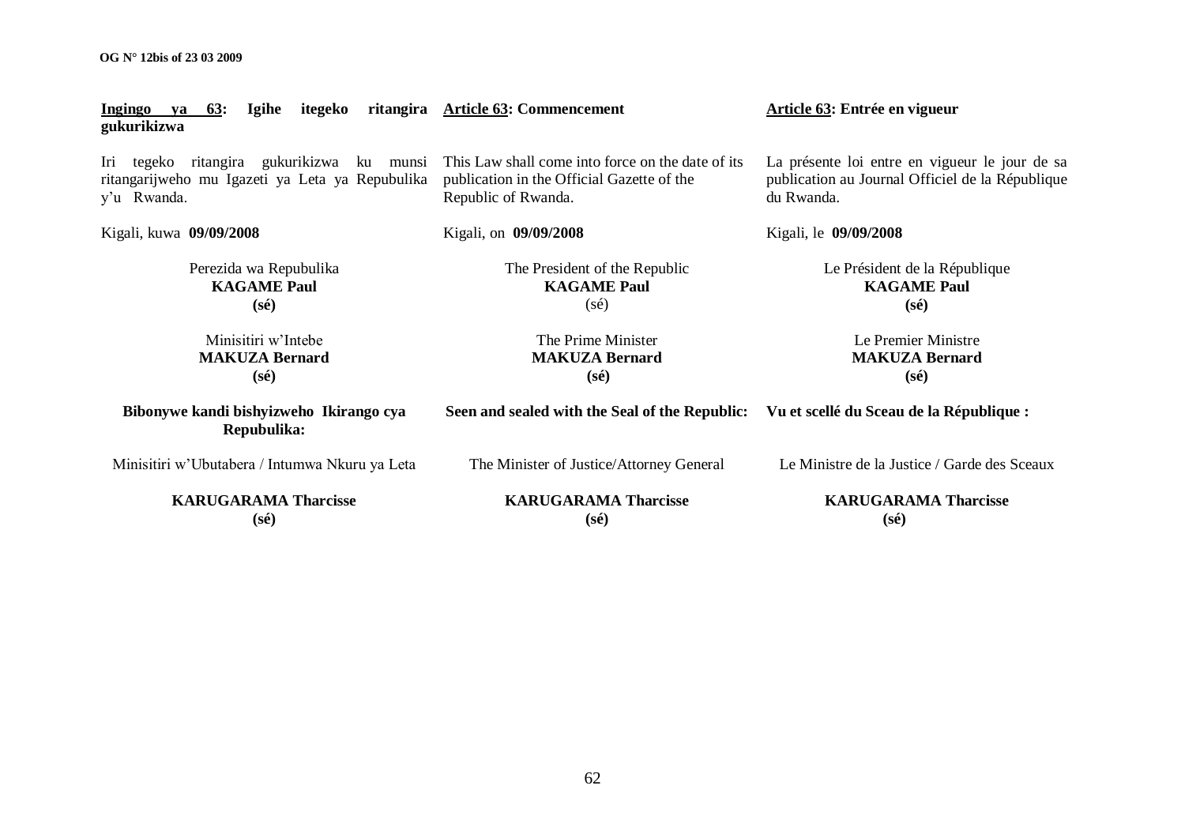**Ingingo ya 63: Igihe itegeko ritangira gukurikizwa**

Iri tegeko ritangira gukurikizwa ku munsi ritangarijweho mu Igazeti ya Leta ya Repubulika y'u Rwanda.

Kigali, kuwa **09/09/2008**

Perezida wa Repubulika
**KAGAME Paul**
**(sé)**

Minisitiri w'Intebe
**MAKUZA Bernard**
**(sé)**

**Bibonywe kandi bishyizweho Ikirango cya Repubulika:**

Minisitiri w'Ubutabera / Intumwa Nkuru ya Leta

**KARUGARAMA Tharcisse**
**(sé)**

**Article 63: Commencement**

This Law shall come into force on the date of its publication in the Official Gazette of the Republic of Rwanda.

Kigali, on **09/09/2008**

The President of the Republic
**KAGAME Paul**
(sé)

The Prime Minister
**MAKUZA Bernard**
**(sé)**

**Seen and sealed with the Seal of the Republic:**

The Minister of Justice/Attorney General

**KARUGARAMA Tharcisse**
**(sé)**

**Article 63: Entrée en vigueur**

La présente loi entre en vigueur le jour de sa publication au Journal Officiel de la République du Rwanda.

Kigali, le **09/09/2008**

Le Président de la République
**KAGAME Paul**
**(sé)**

Le Premier Ministre
**MAKUZA Bernard**
**(sé)**

**Vu et scellé du Sceau de la République :**

Le Ministre de la Justice / Garde des Sceaux

**KARUGARAMA Tharcisse**
**(sé)**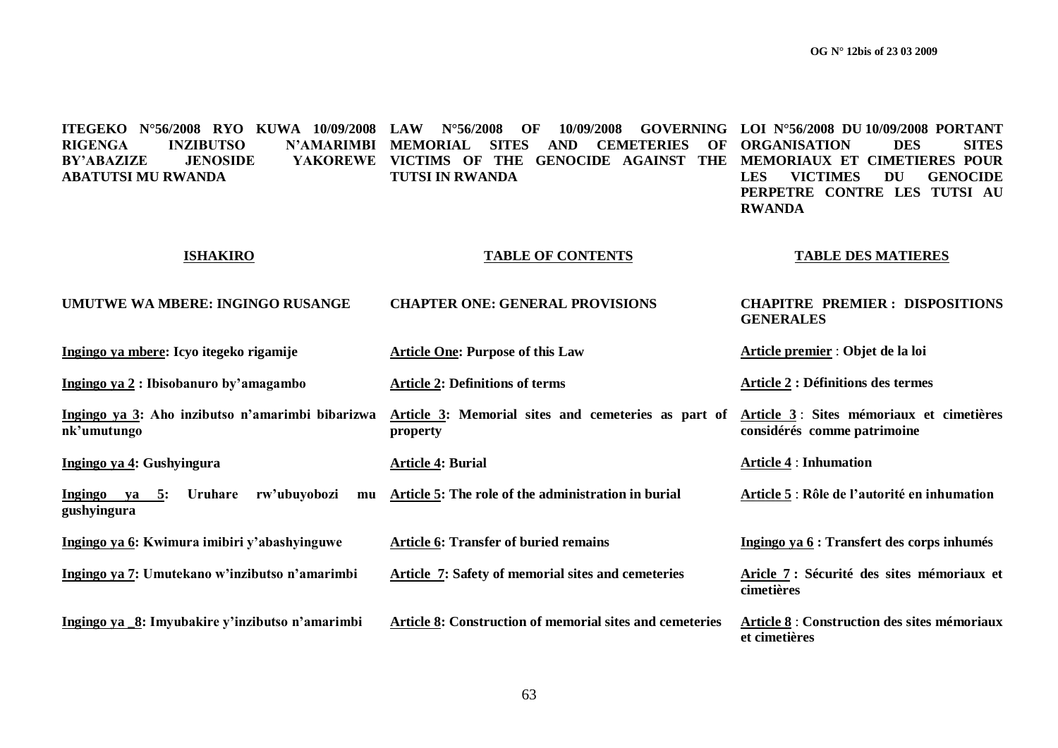**ITEGEKO N°56/2008 RYO KUWA 10/09/2008 RIGENGA INZIBUTSO N'AMARIMBI BY'ABAZIZE JENOSIDE YAKOREWE ABATUTSI MU RWANDA**

**ISHAKIRO**

**UMUTWE WA MBERE: INGINGO RUSANGE**

**Ingingo ya mbere: Icyo itegeko rigamije**

**Ingingo ya 2 : Ibisobanuro by'amagambo**

**Ingingo ya 3: Aho inzibutso n'amarimbi bibarizwa nk'umutungo**

**Ingingo ya 4: Gushyingura**

**Ingingo ya 5: Uruhare rw'ubuyobozi mu gushyingura**

**Ingingo ya 6: Kwimura imibiri y'abashyinguwe**

**Ingingo ya 7: Umutekano w'inzibutso n'amarimbi**

**Ingingo ya _8: Imyubakire y'inzibutso n'amarimbi**

**LAW N°56/2008 OF 10/09/2008 GOVERNING MEMORIAL SITES AND CEMETERIES OF VICTIMS OF THE GENOCIDE AGAINST THE TUTSI IN RWANDA**

**TABLE OF CONTENTS**

**CHAPTER ONE: GENERAL PROVISIONS**

**Article One: Purpose of this Law**

**Article 2: Definitions of terms**

**Article 3: Memorial sites and cemeteries as part of property**

**Article 4: Burial**

**Article 5: The role of the administration in burial**

**Article 6: Transfer of buried remains**

**Article 7: Safety of memorial sites and cemeteries**

**Article 8: Construction of memorial sites and cemeteries**

**LOI N°56/2008 DU 10/09/2008 PORTANT ORGANISATION DES SITES MEMORIAUX ET CIMETIERES POUR LES VICTIMES DU GENOCIDE PERPETRE CONTRE LES TUTSI AU RWANDA**

**TABLE DES MATIERES**

**CHAPITRE PREMIER : DISPOSITIONS GENERALES**

**Article premier : Objet de la loi**

**Article 2 : Définitions des termes**

**Article 3 : Sites mémoriaux et cimetières considérés comme patrimoine**

**Article 4 : Inhumation**

**Article 5 : Rôle de l'autorité en inhumation**

**Ingingo ya 6 : Transfert des corps inhumés**

**Aricle 7 : Sécurité des sites mémoriaux et cimetières**

**Article 8 : Construction des sites mémoriaux et cimetières**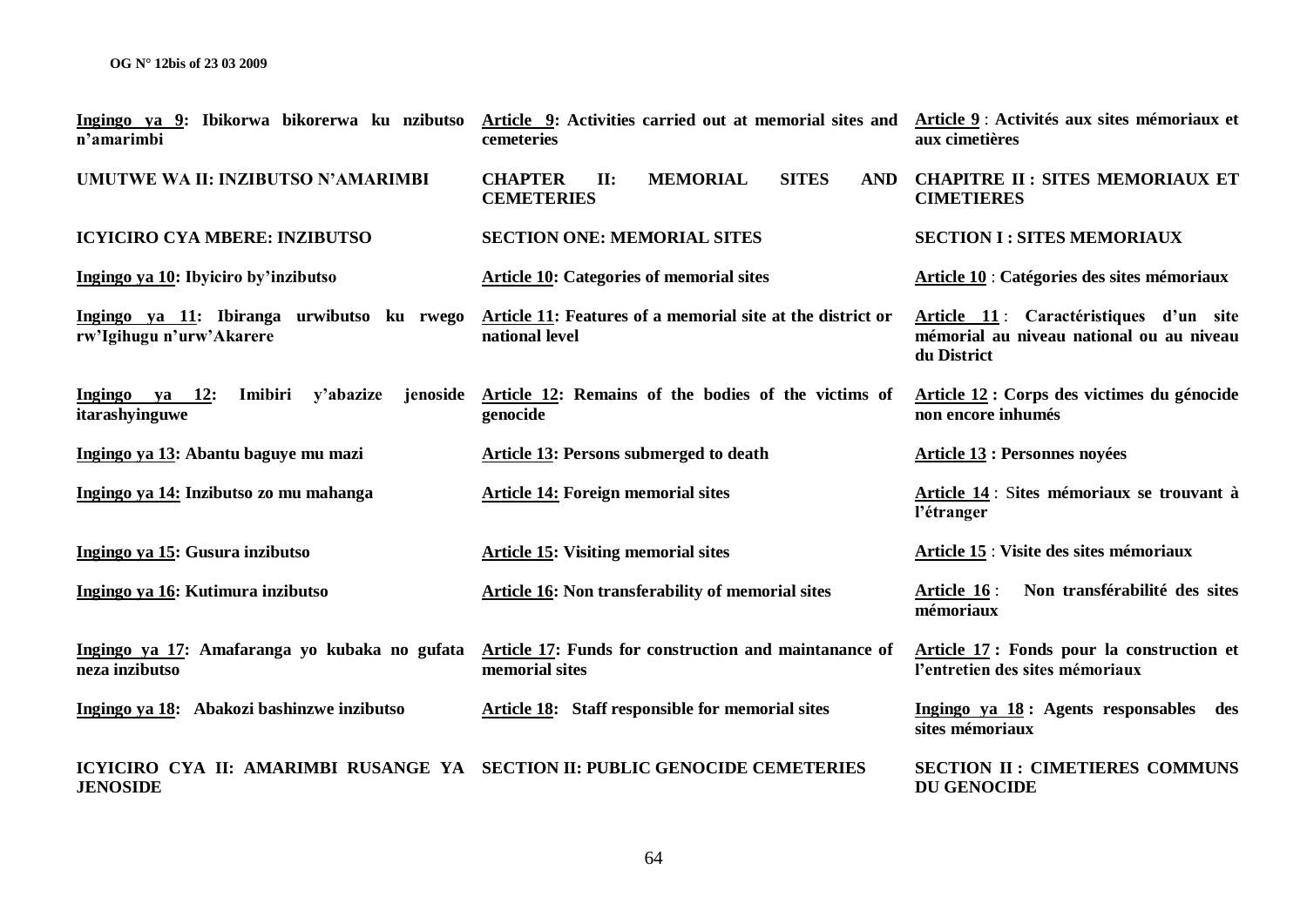| | | |
|---|---|---|
| **Ingingo ya 9: Ibikorwa bikorerwa ku nzibutso n'amarimbi** | **Article 9: Activities carried out at memorial sites and cemeteries** | **Article 9 : Activités aux sites mémoriaux et aux cimetières** |
| **UMUTWE WA II: INZIBUTSO N'AMARIMBI** | **CHAPTER II: MEMORIAL SITES AND CEMETERIES** | **CHAPITRE II : SITES MEMORIAUX ET CIMETIERES** |
| **ICYICIRO CYA MBERE: INZIBUTSO** | **SECTION ONE: MEMORIAL SITES** | **SECTION I : SITES MEMORIAUX** |
| **Ingingo ya 10: Ibyiciro by'inzibutso** | **Article 10: Categories of memorial sites** | **Article 10 : Catégories des sites mémoriaux** |
| **Ingingo ya 11: Ibiranga urwibutso ku rwego rw'Igihugu n'urw'Akarere** | **Article 11: Features of a memorial site at the district or national level** | **Article 11 : Caractéristiques d'un site mémorial au niveau national ou au niveau du District** |
| **Ingingo ya 12: Imibiri y'abazize jenoside itarashyinguwe** | **Article 12: Remains of the bodies of the victims of genocide** | **Article 12 : Corps des victimes du génocide non encore inhumés** |
| **Ingingo ya 13: Abantu baguye mu mazi** | **Article 13: Persons submerged to death** | **Article 13 : Personnes noyées** |
| **Ingingo ya 14: Inzibutso zo mu mahanga** | **Article 14: Foreign memorial sites** | **Article 14 : Sites mémoriaux se trouvant à l'étranger** |
| **Ingingo ya 15: Gusura inzibutso** | **Article 15: Visiting memorial sites** | **Article 15 : Visite des sites mémoriaux** |
| **Ingingo ya 16: Kutimura inzibutso** | **Article 16: Non transferability of memorial sites** | **Article 16 : Non transférabilité des sites mémoriaux** |
| **Ingingo ya 17: Amafaranga yo kubaka no gufata neza inzibutso** | **Article 17: Funds for construction and maintanance of memorial sites** | **Article 17 : Fonds pour la construction et l'entretien des sites mémoriaux** |
| **Ingingo ya 18: Abakozi bashinzwe inzibutso** | **Article 18: Staff responsible for memorial sites** | **Ingingo ya 18 : Agents responsables des sites mémoriaux** |
| **ICYICIRO CYA II: AMARIMBI RUSANGE YA JENOSIDE** | **SECTION II: PUBLIC GENOCIDE CEMETERIES** | **SECTION II : CIMETIERES COMMUNS DU GENOCIDE** |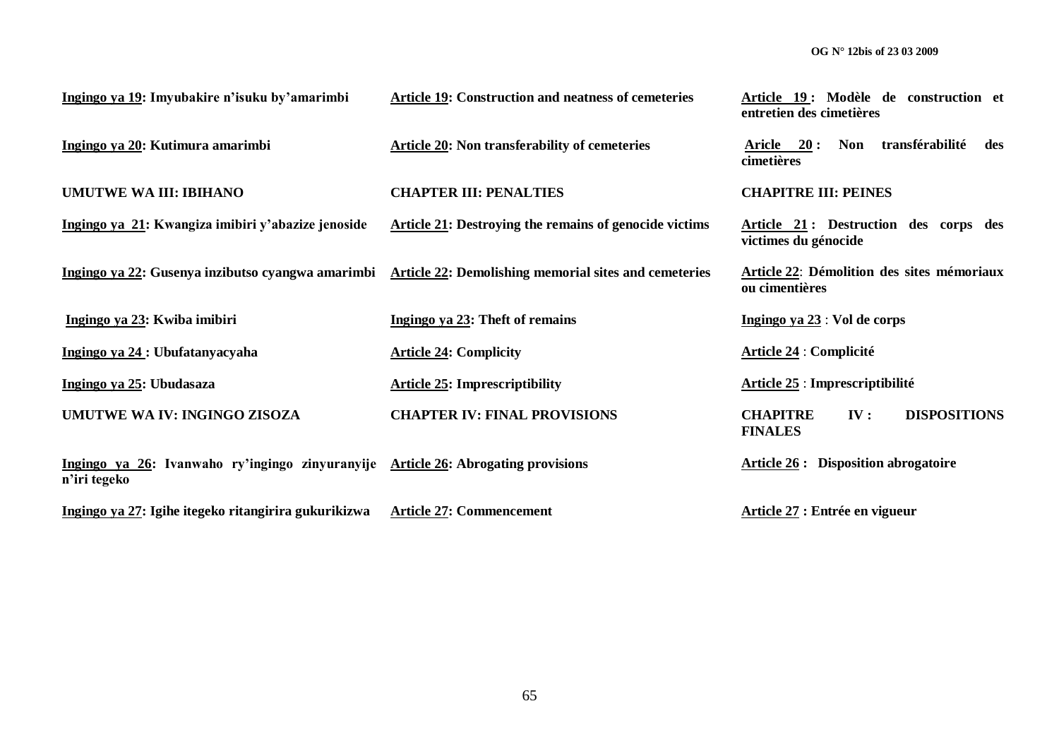| Ingingo ya 19: Imyubakire n'isuku by'amarimbi | Article 19: Construction and neatness of cemeteries | Article 19 : Modèle de construction et entretien des cimetières |
|---|---|---|
| Ingingo ya 20: Kutimura amarimbi | Article 20: Non transferability of cemeteries | Aricle 20 : Non transférabilité des cimetières |
| UMUTWE WA III: IBIHANO | CHAPTER III: PENALTIES | CHAPITRE III: PEINES |
| Ingingo ya 21: Kwangiza imibiri y'abazize jenoside | Article 21: Destroying the remains of genocide victims | Article 21 : Destruction des corps des victimes du génocide |
| Ingingo ya 22: Gusenya inzibutso cyangwa amarimbi | Article 22: Demolishing memorial sites and cemeteries | Article 22: Démolition des sites mémoriaux ou cimentières |
| Ingingo ya 23: Kwiba imibiri | Ingingo ya 23: Theft of remains | Ingingo ya 23 : Vol de corps |
| Ingingo ya 24 : Ubufatanyacyaha | Article 24: Complicity | Article 24 : Complicité |
| Ingingo ya 25: Ubudasaza | Article 25: Imprescriptibility | Article 25 : Imprescriptibilité |
| UMUTWE WA IV: INGINGO ZISOZA | CHAPTER IV: FINAL PROVISIONS | CHAPITRE IV : DISPOSITIONS FINALES |
| Ingingo ya 26: Ivanwaho ry'ingingo zinyuranyije n'iri tegeko | Article 26: Abrogating provisions | Article 26 : Disposition abrogatoire |
| Ingingo ya 27: Igihe itegeko ritangirira gukurikizwa | Article 27: Commencement | Article 27 : Entrée en vigueur |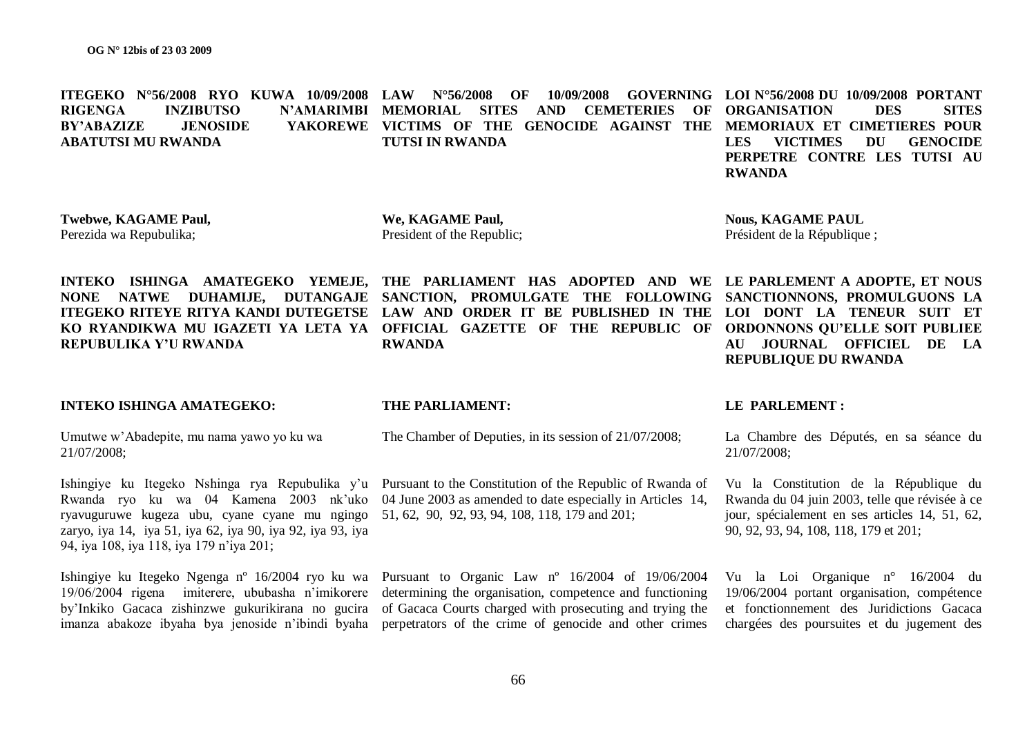**ITEGEKO N°56/2008 RYO KUWA 10/09/2008 RIGENGA INZIBUTSO N'AMARIMBI BY'ABAZIZE JENOSIDE YAKOREWE ABATUTSI MU RWANDA**

**Twebwe, KAGAME Paul,**
Perezida wa Repubulika;

**INTEKO ISHINGA AMATEGEKO YEMEJE, NONE NATWE DUHAMIJE, DUTANGAJE ITEGEKO RITEYE RITYA KANDI DUTEGETSE KO RYANDIKWA MU IGAZETI YA LETA YA REPUBULIKA Y'U RWANDA**

**INTEKO ISHINGA AMATEGEKO:**

Umutwe w'Abadepite, mu nama yawo yo ku wa 21/07/2008;

Ishingiye ku Itegeko Nshinga rya Repubulika y'u Rwanda ryo ku wa 04 Kamena 2003 nk'uko ryavuguruwe kugeza ubu, cyane cyane mu ngingo zaryo, iya 14, iya 51, iya 62, iya 90, iya 92, iya 93, iya 94, iya 108, iya 118, iya 179 n'iya 201;

Ishingiye ku Itegeko Ngenga nº 16/2004 ryo ku wa 19/06/2004 rigena imiterere, ububasha n'imikorere by'Inkiko Gacaca zishinzwe gukurikirana no gucira imanza abakoze ibyaha bya jenoside n'ibindi byaha

**LAW N°56/2008 OF 10/09/2008 GOVERNING MEMORIAL SITES AND CEMETERIES OF VICTIMS OF THE GENOCIDE AGAINST THE TUTSI IN RWANDA**

**We, KAGAME Paul,**
President of the Republic;

**THE PARLIAMENT HAS ADOPTED AND WE SANCTION, PROMULGATE THE FOLLOWING LAW AND ORDER IT BE PUBLISHED IN THE OFFICIAL GAZETTE OF THE REPUBLIC OF RWANDA**

**THE PARLIAMENT:**

The Chamber of Deputies, in its session of 21/07/2008;

Pursuant to the Constitution of the Republic of Rwanda of 04 June 2003 as amended to date especially in Articles 14, 51, 62, 90, 92, 93, 94, 108, 118, 179 and 201;

Pursuant to Organic Law nº 16/2004 of 19/06/2004 determining the organisation, competence and functioning of Gacaca Courts charged with prosecuting and trying the perpetrators of the crime of genocide and other crimes

**LOI N°56/2008 DU 10/09/2008 PORTANT ORGANISATION DES SITES MEMORIAUX ET CIMETIERES POUR LES VICTIMES DU GENOCIDE PERPETRE CONTRE LES TUTSI AU RWANDA**

**Nous, KAGAME PAUL**
Président de la République ;

**LE PARLEMENT A ADOPTE, ET NOUS SANCTIONNONS, PROMULGUONS LA LOI DONT LA TENEUR SUIT ET ORDONNONS QU'ELLE SOIT PUBLIEE AU JOURNAL OFFICIEL DE LA REPUBLIQUE DU RWANDA**

**LE PARLEMENT :**

La Chambre des Députés, en sa séance du 21/07/2008;

Vu la Constitution de la République du Rwanda du 04 juin 2003, telle que révisée à ce jour, spécialement en ses articles 14, 51, 62, 90, 92, 93, 94, 108, 118, 179 et 201;

Vu la Loi Organique n° 16/2004 du 19/06/2004 portant organisation, compétence et fonctionnement des Juridictions Gacaca chargées des poursuites et du jugement des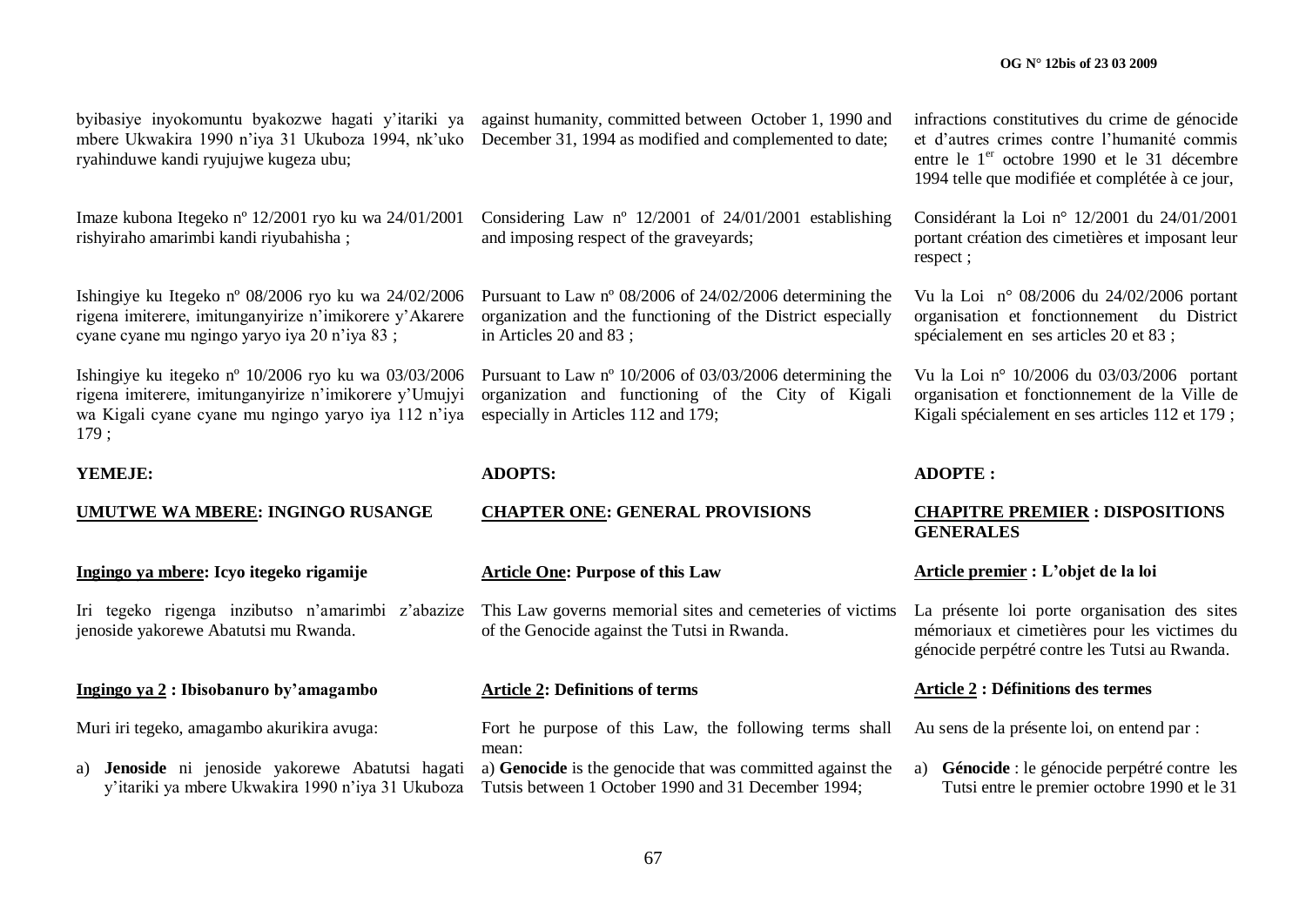byibasiye inyokomuntu byakozwe hagati y'itariki ya mbere Ukwakira 1990 n'iya 31 Ukuboza 1994, nk'uko ryahinduwe kandi ryujujwe kugeza ubu;

Imaze kubona Itegeko nº 12/2001 ryo ku wa 24/01/2001 rishyiraho amarimbi kandi riyubahisha ;

Ishingiye ku Itegeko nº 08/2006 ryo ku wa 24/02/2006 rigena imiterere, imitunganyirize n'imikorere y'Akarere cyane cyane mu ngingo yaryo iya 20 n'iya 83 ;

Ishingiye ku itegeko nº 10/2006 ryo ku wa 03/03/2006 rigena imiterere, imitunganyirize n'imikorere y'Umujyi wa Kigali cyane cyane mu ngingo yaryo iya 112 n'iya 179 ;

**YEMEJE:**

**UMUTWE WA MBERE: INGINGO RUSANGE**

**Ingingo ya mbere: Icyo itegeko rigamije**

Iri tegeko rigenga inzibutso n'amarimbi z'abazize jenoside yakorewe Abatutsi mu Rwanda.

**Ingingo ya 2 : Ibisobanuro by'amagambo**

Muri iri tegeko, amagambo akurikira avuga:

a) **Jenoside** ni jenoside yakorewe Abatutsi hagati y'itariki ya mbere Ukwakira 1990 n'iya 31 Ukuboza

against humanity, committed between October 1, 1990 and December 31, 1994 as modified and complemented to date;

Considering Law nº 12/2001 of 24/01/2001 establishing and imposing respect of the graveyards;

Pursuant to Law nº 08/2006 of 24/02/2006 determining the organization and the functioning of the District especially in Articles 20 and 83 ;

Pursuant to Law nº 10/2006 of 03/03/2006 determining the organization and functioning of the City of Kigali especially in Articles 112 and 179;

**ADOPTS:**

**CHAPTER ONE: GENERAL PROVISIONS**

**Article One: Purpose of this Law**

This Law governs memorial sites and cemeteries of victims of the Genocide against the Tutsi in Rwanda.

**Article 2: Definitions of terms**

Fort he purpose of this Law, the following terms shall mean:

a) **Genocide** is the genocide that was committed against the Tutsis between 1 October 1990 and 31 December 1994;

infractions constitutives du crime de génocide et d'autres crimes contre l'humanité commis entre le 1[er] octobre 1990 et le 31 décembre 1994 telle que modifiée et complétée à ce jour,

Considérant la Loi n° 12/2001 du 24/01/2001 portant création des cimetières et imposant leur respect ;

Vu la Loi n° 08/2006 du 24/02/2006 portant organisation et fonctionnement du District spécialement en ses articles 20 et 83 ;

Vu la Loi n° 10/2006 du 03/03/2006 portant organisation et fonctionnement de la Ville de Kigali spécialement en ses articles 112 et 179 ;

**ADOPTE :**

**CHAPITRE PREMIER : DISPOSITIONS GENERALES**

**Article premier : L'objet de la loi**

La présente loi porte organisation des sites mémoriaux et cimetières pour les victimes du génocide perpétré contre les Tutsi au Rwanda.

**Article 2 : Définitions des termes**

Au sens de la présente loi, on entend par :

a) **Génocide** : le génocide perpétré contre les Tutsi entre le premier octobre 1990 et le 31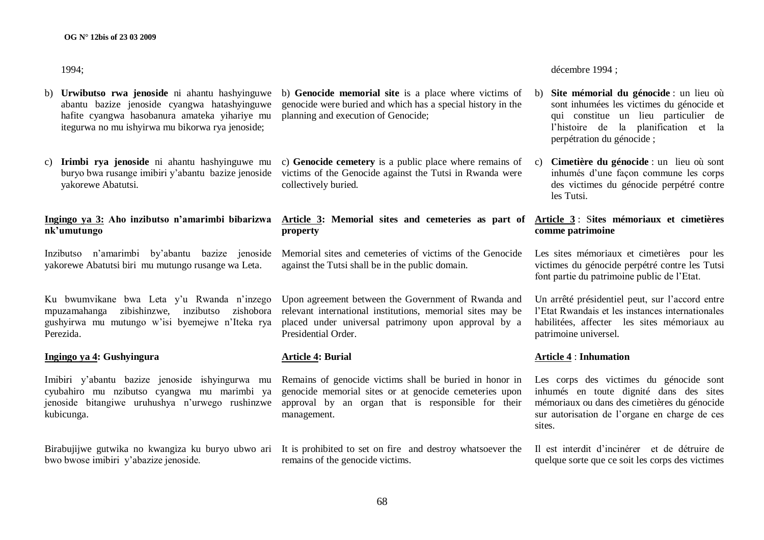1994;

b) **Urwibutso rwa jenoside** ni ahantu hashyinguwe abantu bazize jenoside cyangwa hatashyinguwe hafite cyangwa hasobanura amateka yihariye mu itegurwa no mu ishyirwa mu bikorwa rya jenoside;

c) **Irimbi rya jenoside** ni ahantu hashyinguwe mu buryo bwa rusange imibiri y'abantu bazize jenoside yakorewe Abatutsi.

**Ingingo ya 3: Aho inzibutso n'amarimbi bibarizwa nk'umutungo**

Inzibutso n'amarimbi by'abantu bazize jenoside yakorewe Abatutsi biri mu mutungo rusange wa Leta.

Ku bwumvikane bwa Leta y'u Rwanda n'inzego mpuzamahanga zibishinzwe, inzibutso zishobora gushyirwa mu mutungo w'isi byemejwe n'Iteka rya Perezida.

**Ingingo ya 4: Gushyingura**

Imibiri y'abantu bazize jenoside ishyingurwa mu cyubahiro mu nzibutso cyangwa mu marimbi ya jenoside bitangiwe uruhushya n'urwego rushinzwe kubicunga.

Birabujijwe gutwika no kwangiza ku buryo ubwo ari bwo bwose imibiri y'abazize jenoside.

b) **Genocide memorial site** is a place where victims of genocide were buried and which has a special history in the planning and execution of Genocide;

c) **Genocide cemetery** is a public place where remains of victims of the Genocide against the Tutsi in Rwanda were collectively buried.

**Article 3: Memorial sites and cemeteries as part of property**

Memorial sites and cemeteries of victims of the Genocide against the Tutsi shall be in the public domain.

Upon agreement between the Government of Rwanda and relevant international institutions, memorial sites may be placed under universal patrimony upon approval by a Presidential Order.

**Article 4: Burial**

Remains of genocide victims shall be buried in honor in genocide memorial sites or at genocide cemeteries upon approval by an organ that is responsible for their management.

It is prohibited to set on fire and destroy whatsoever the remains of the genocide victims.

décembre 1994 ;

b) **Site mémorial du génocide** : un lieu où sont inhumées les victimes du génocide et qui constitue un lieu particulier de l'histoire de la planification et la perpétration du génocide ;

c) **Cimetière du génocide** : un lieu où sont inhumés d'une façon commune les corps des victimes du génocide perpétré contre les Tutsi.

**Article 3 : Sites mémoriaux et cimetières comme patrimoine**

Les sites mémoriaux et cimetières pour les victimes du génocide perpétré contre les Tutsi font partie du patrimoine public de l'Etat.

Un arrêté présidentiel peut, sur l'accord entre l'Etat Rwandais et les instances internationales habilitées, affecter les sites mémoriaux au patrimoine universel.

**Article 4 : Inhumation**

Les corps des victimes du génocide sont inhumés en toute dignité dans des sites mémoriaux ou dans des cimetières du génocide sur autorisation de l'organe en charge de ces sites.

Il est interdit d'incinérer et de détruire de quelque sorte que ce soit les corps des victimes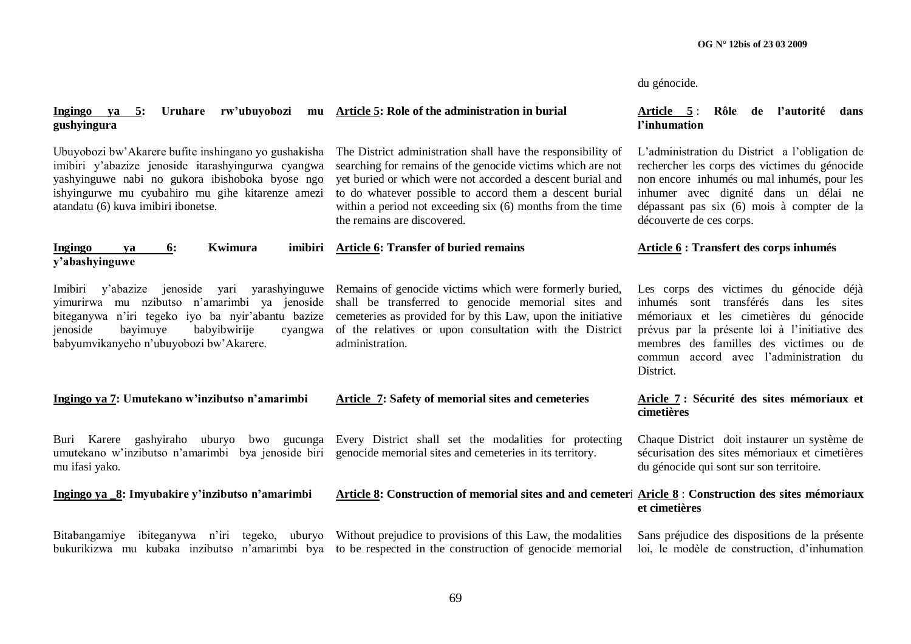du génocide.

**Ingingo ya 5: Uruhare rw'ubuyobozi mu gushyingura**

Ubuyobozi bw'Akarere bufite inshingano yo gushakisha imibiri y'abazize jenoside itarashyingurwa cyangwa yashyinguwe nabi no gukora ibishoboka byose ngo ishyingurwe mu cyubahiro mu gihe kitarenze amezi atandatu (6) kuva imibiri ibonetse.

**Article 5: Role of the administration in burial**

The District administration shall have the responsibility of searching for remains of the genocide victims which are not yet buried or which were not accorded a descent burial and to do whatever possible to accord them a descent burial within a period not exceeding six (6) months from the time the remains are discovered.

**Article 5 : Rôle de l'autorité dans l'inhumation**

L'administration du District a l'obligation de rechercher les corps des victimes du génocide non encore inhumés ou mal inhumés, pour les inhumer avec dignité dans un délai ne dépassant pas six (6) mois à compter de la découverte de ces corps.

**Ingingo ya 6: Kwimura imibiri y'abashyinguwe**

Imibiri y'abazize jenoside yari yarashyinguwe yimurirwa mu nzibutso n'amarimbi ya jenoside biteganywa n'iri tegeko iyo ba nyir'abantu bazize jenoside bayimuye babyibwirije cyangwa babyumvikanyeho n'ubuyobozi bw'Akarere.

**Article 6: Transfer of buried remains**

Remains of genocide victims which were formerly buried, shall be transferred to genocide memorial sites and cemeteries as provided for by this Law, upon the initiative of the relatives or upon consultation with the District administration.

**Article 6 : Transfert des corps inhumés**

Les corps des victimes du génocide déjà inhumés sont transférés dans les sites mémoriaux et les cimetières du génocide prévus par la présente loi à l'initiative des membres des familles des victimes ou de commun accord avec l'administration du District.

**Ingingo ya 7: Umutekano w'inzibutso n'amarimbi**

Buri Karere gashyiraho uburyo bwo gucunga umutekano w'inzibutso n'amarimbi bya jenoside biri mu ifasi yako.

**Article 7: Safety of memorial sites and cemeteries**

Every District shall set the modalities for protecting genocide memorial sites and cemeteries in its territory.

**Aricle 7 : Sécurité des sites mémoriaux et cimetières**

Chaque District doit instaurer un système de sécurisation des sites mémoriaux et cimetières du génocide qui sont sur son territoire.

**Ingingo ya _8: Imyubakire y'inzibutso n'amarimbi**

Bitabangamiye ibiteganywa n'iri tegeko, uburyo bukurikizwa mu kubaka inzibutso n'amarimbi bya

**Article 8: Construction of memorial sites and and cemeteri**

Without prejudice to provisions of this Law, the modalities to be respected in the construction of genocide memorial

**Aricle 8 : Construction des sites mémoriaux et cimetières**

Sans préjudice des dispositions de la présente loi, le modèle de construction, d'inhumation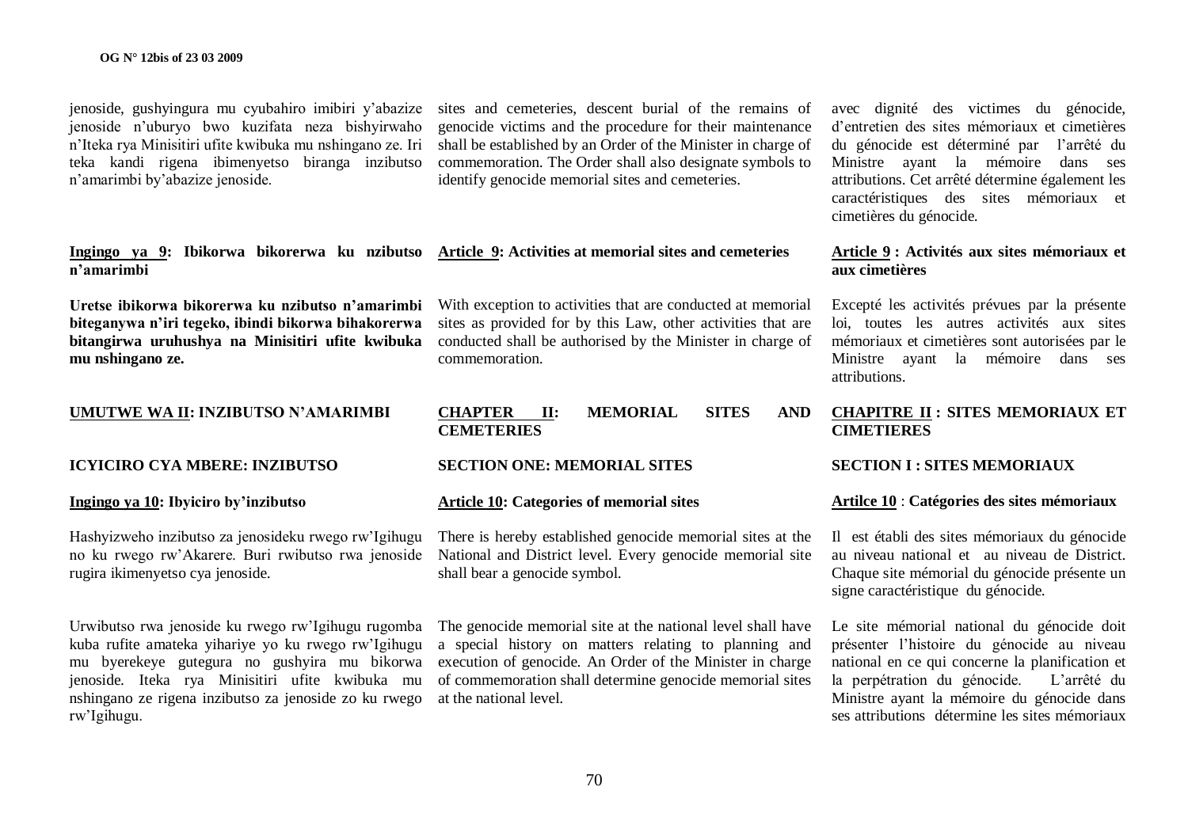jenoside, gushyingura mu cyubahiro imibiri y'abazize jenoside n'uburyo bwo kuzifata neza bishyirwaho n'Iteka rya Minisitiri ufite kwibuka mu nshingano ze. Iri teka kandi rigena ibimenyetso biranga inzibutso n'amarimbi by'abazize jenoside.

**Ingingo ya 9: Ibikorwa bikorerwa ku nzibutso n'amarimbi**

**Uretse ibikorwa bikorerwa ku nzibutso n'amarimbi biteganywa n'iri tegeko, ibindi bikorwa bihakorerwa bitangirwa uruhushya na Minisitiri ufite kwibuka mu nshingano ze.**

**UMUTWE WA II: INZIBUTSO N'AMARIMBI**

**ICYICIRO CYA MBERE: INZIBUTSO**

**Ingingo ya 10: Ibyiciro by'inzibutso**

Hashyizweho inzibutso za jenosideku rwego rw'Igihugu no ku rwego rw'Akarere. Buri rwibutso rwa jenoside rugira ikimenyetso cya jenoside.

Urwibutso rwa jenoside ku rwego rw'Igihugu rugomba kuba rufite amateka yihariye yo ku rwego rw'Igihugu mu byerekeye gutegura no gushyira mu bikorwa jenoside. Iteka rya Minisitiri ufite kwibuka mu nshingano ze rigena inzibutso za jenoside zo ku rwego rw'Igihugu.

sites and cemeteries, descent burial of the remains of genocide victims and the procedure for their maintenance shall be established by an Order of the Minister in charge of commemoration. The Order shall also designate symbols to identify genocide memorial sites and cemeteries.

**Article 9: Activities at memorial sites and cemeteries**

With exception to activities that are conducted at memorial sites as provided for by this Law, other activities that are conducted shall be authorised by the Minister in charge of commemoration.

**CHAPTER II: MEMORIAL SITES AND CEMETERIES**

**SECTION ONE: MEMORIAL SITES**

**Article 10: Categories of memorial sites**

There is hereby established genocide memorial sites at the National and District level. Every genocide memorial site shall bear a genocide symbol.

The genocide memorial site at the national level shall have a special history on matters relating to planning and execution of genocide. An Order of the Minister in charge of commemoration shall determine genocide memorial sites at the national level.

avec dignité des victimes du génocide, d'entretien des sites mémoriaux et cimetières du génocide est déterminé par l'arrêté du Ministre ayant la mémoire dans ses attributions. Cet arrêté détermine également les caractéristiques des sites mémoriaux et cimetières du génocide.

**Article 9 : Activités aux sites mémoriaux et aux cimetières**

Excepté les activités prévues par la présente loi, toutes les autres activités aux sites mémoriaux et cimetières sont autorisées par le Ministre ayant la mémoire dans ses attributions.

**CHAPITRE II : SITES MEMORIAUX ET CIMETIERES**

**SECTION I : SITES MEMORIAUX**

**Artilce 10 : Catégories des sites mémoriaux**

Il est établi des sites mémoriaux du génocide au niveau national et au niveau de District. Chaque site mémorial du génocide présente un signe caractéristique du génocide.

Le site mémorial national du génocide doit présenter l'histoire du génocide au niveau national en ce qui concerne la planification et la perpétration du génocide. L'arrêté du Ministre ayant la mémoire du génocide dans ses attributions détermine les sites mémoriaux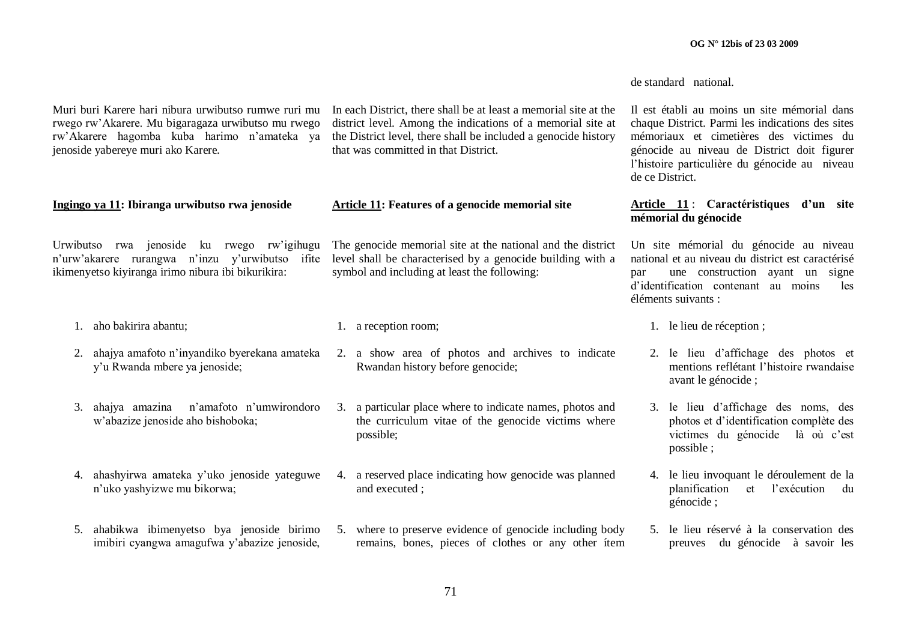de standard national.

Muri buri Karere hari nibura urwibutso rumwe ruri mu rwego rw'Akarere. Mu bigaragaza urwibutso mu rwego rw'Akarere hagomba kuba harimo n'amateka ya jenoside yabereye muri ako Karere.

**Ingingo ya 11: Ibiranga urwibutso rwa jenoside**

Urwibutso rwa jenoside ku rwego rw'igihugu n'urw'akarere rurangwa n'inzu y'urwibutso ifite ikimenyetso kiyiranga irimo nibura ibi bikurikira:

1. aho bakirira abantu;
2. ahajya amafoto n'inyandiko byerekana amateka y'u Rwanda mbere ya jenoside;
3. ahajya amazina n'amafoto n'umwirondoro w'abazize jenoside aho bishoboka;
4. ahashyirwa amateka y'uko jenoside yateguwe n'uko yashyizwe mu bikorwa;
5. ahabikwa ibimenyetso bya jenoside birimo imibiri cyangwa amagufwa y'abazize jenoside,

In each District, there shall be at least a memorial site at the district level. Among the indications of a memorial site at the District level, there shall be included a genocide history that was committed in that District.

**Article 11: Features of a genocide memorial site**

The genocide memorial site at the national and the district level shall be characterised by a genocide building with a symbol and including at least the following:

1. a reception room;
2. a show area of photos and archives to indicate Rwandan history before genocide;
3. a particular place where to indicate names, photos and the curriculum vitae of the genocide victims where possible;
4. a reserved place indicating how genocide was planned and executed ;
5. where to preserve evidence of genocide including body remains, bones, pieces of clothes or any other ítem

Il est établi au moins un site mémorial dans chaque District. Parmi les indications des sites mémoriaux et cimetières des victimes du génocide au niveau de District doit figurer l'histoire particulière du génocide au niveau de ce District.

**Article 11 : Caractéristiques d'un site mémorial du génocide**

Un site mémorial du génocide au niveau national et au niveau du district est caractérisé par une construction ayant un signe d'identification contenant au moins les éléments suivants :

1. le lieu de réception ;
2. le lieu d'affichage des photos et mentions reflétant l'histoire rwandaise avant le génocide ;
3. le lieu d'affichage des noms, des photos et d'identification complète des victimes du génocide là où c'est possible ;
4. le lieu invoquant le déroulement de la planification et l'exécution du génocide ;
5. le lieu réservé à la conservation des preuves du génocide à savoir les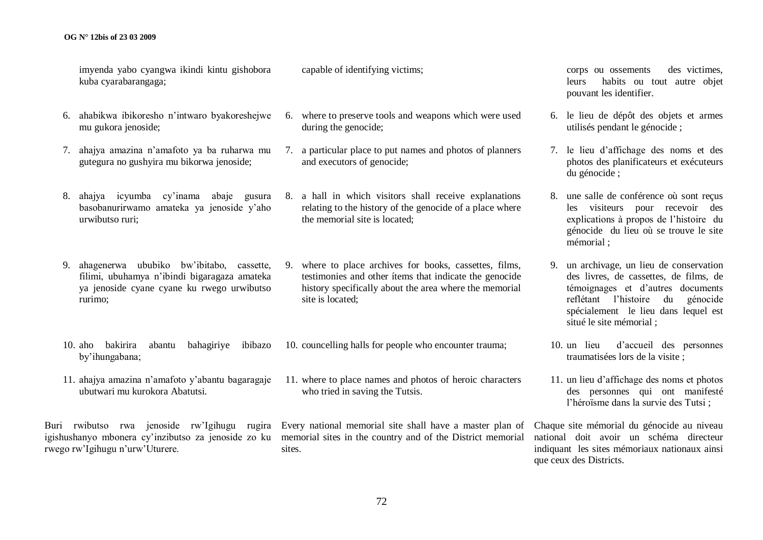imyenda yabo cyangwa ikindi kintu gishobora kuba cyarabarangaga;

6. ahabikwa ibikoresho n'intwaro byakoreshejwe mu gukora jenoside;

7. ahajya amazina n'amafoto ya ba ruharwa mu gutegura no gushyira mu bikorwa jenoside;

8. ahajya icyumba cy'inama abaje gusura basobanurirwamo amateka ya jenoside y'aho urwibutso ruri;

9. ahagenerwa ububiko bw'ibitabo, cassette, filimi, ubuhamya n'ibindi bigaragaza amateka ya jenoside cyane cyane ku rwego urwibutso rurimo;

10. aho bakirira abantu bahagiriye ibibazo by'ihungabana;

11. ahajya amazina n'amafoto y'abantu bagaragaje ubutwari mu kurokora Abatutsi.

Buri rwibutso rwa jenoside rw'Igihugu rugira igishushanyo mbonera cy'inzibutso za jenoside zo ku rwego rw'Igihugu n'urw'Uturere.

capable of identifying victims;

6. where to preserve tools and weapons which were used during the genocide;

7. a particular place to put names and photos of planners and executors of genocide;

8. a hall in which visitors shall receive explanations relating to the history of the genocide of a place where the memorial site is located;

9. where to place archives for books, cassettes, films, testimonies and other ítems that indicate the genocide history specifically about the area where the memorial site is located;

10. councelling halls for people who encounter trauma;

11. where to place names and photos of heroic characters who tried in saving the Tutsis.

Every national memorial site shall have a master plan of memorial sites in the country and of the District memorial sites.

corps ou ossements des victimes, leurs habits ou tout autre objet pouvant les identifier.

6. le lieu de dépôt des objets et armes utilisés pendant le génocide ;

7. le lieu d'affichage des noms et des photos des planificateurs et exécuteurs du génocide ;

8. une salle de conférence où sont reçus les visiteurs pour recevoir des explications à propos de l'histoire du génocide du lieu où se trouve le site mémorial ;

9. un archivage, un lieu de conservation des livres, de cassettes, de films, de témoignages et d'autres documents reflétant l'histoire du génocide spécialement le lieu dans lequel est situé le site mémorial ;

10. un lieu d'accueil des personnes traumatisées lors de la visite ;

11. un lieu d'affichage des noms et photos des personnes qui ont manifesté l'héroïsme dans la survie des Tutsi ;

Chaque site mémorial du génocide au niveau national doit avoir un schéma directeur indiquant les sites mémoriaux nationaux ainsi que ceux des Districts.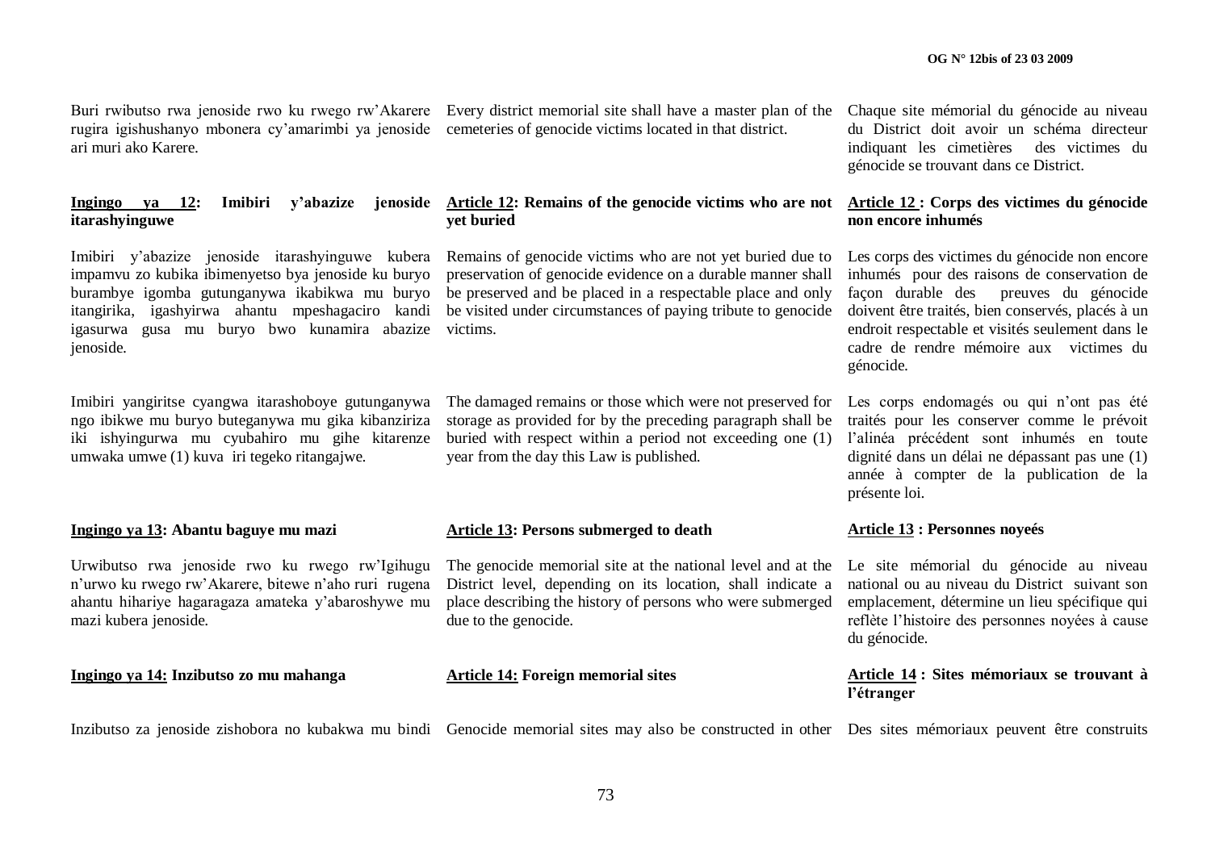Buri rwibutso rwa jenoside rwo ku rwego rw'Akarere rugira igishushanyo mbonera cy'amarimbi ya jenoside ari muri ako Karere.

Every district memorial site shall have a master plan of the cemeteries of genocide victims located in that district.

Chaque site mémorial du génocide au niveau du District doit avoir un schéma directeur indiquant les cimetières des victimes du génocide se trouvant dans ce District.

**Ingingo ya 12: Imibiri y'abazize jenoside itarashyinguwe**

Imibiri y'abazize jenoside itarashyinguwe kubera impamvu zo kubika ibimenyetso bya jenoside ku buryo burambye igomba gutunganywa ikabikwa mu buryo itangirika, igashyirwa ahantu mpeshagaciro kandi igasurwa gusa mu buryo bwo kunamira abazize jenoside.

Imibiri yangiritse cyangwa itarashoboye gutunganywa ngo ibikwe mu buryo buteganywa mu gika kibanziriza iki ishyingurwa mu cyubahiro mu gihe kitarenze umwaka umwe (1) kuva iri tegeko ritangajwe.

**Article 12: Remains of the genocide victims who are not yet buried**

Remains of genocide victims who are not yet buried due to preservation of genocide evidence on a durable manner shall be preserved and be placed in a respectable place and only be visited under circumstances of paying tribute to genocide victims.

The damaged remains or those which were not preserved for storage as provided for by the preceding paragraph shall be buried with respect within a period not exceeding one (1) year from the day this Law is published.

**Article 12 : Corps des victimes du génocide non encore inhumés**

Les corps des victimes du génocide non encore inhumés pour des raisons de conservation de façon durable des preuves du génocide doivent être traités, bien conservés, placés à un endroit respectable et visités seulement dans le cadre de rendre mémoire aux victimes du génocide.

Les corps endomagés ou qui n'ont pas été traités pour les conserver comme le prévoit l'alinéa précédent sont inhumés en toute dignité dans un délai ne dépassant pas une (1) année à compter de la publication de la présente loi.

**Ingingo ya 13: Abantu baguye mu mazi**

Urwibutso rwa jenoside rwo ku rwego rw'Igihugu n'urwo ku rwego rw'Akarere, bitewe n'aho ruri rugena ahantu hihariye hagaragaza amateka y'abaroshywe mu mazi kubera jenoside.

**Article 13: Persons submerged to death**

The genocide memorial site at the national level and at the District level, depending on its location, shall indicate a place describing the history of persons who were submerged due to the genocide.

**Article 13 : Personnes noyeés**

Le site mémorial du génocide au niveau national ou au niveau du District suivant son emplacement, détermine un lieu spécifique qui reflète l'histoire des personnes noyées à cause du génocide.

**Ingingo ya 14: Inzibutso zo mu mahanga**

Inzibutso za jenoside zishobora no kubakwa mu bindi

**Article 14: Foreign memorial sites**

Genocide memorial sites may also be constructed in other

**Article 14 : Sites mémoriaux se trouvant à l'étranger**

Des sites mémoriaux peuvent être construits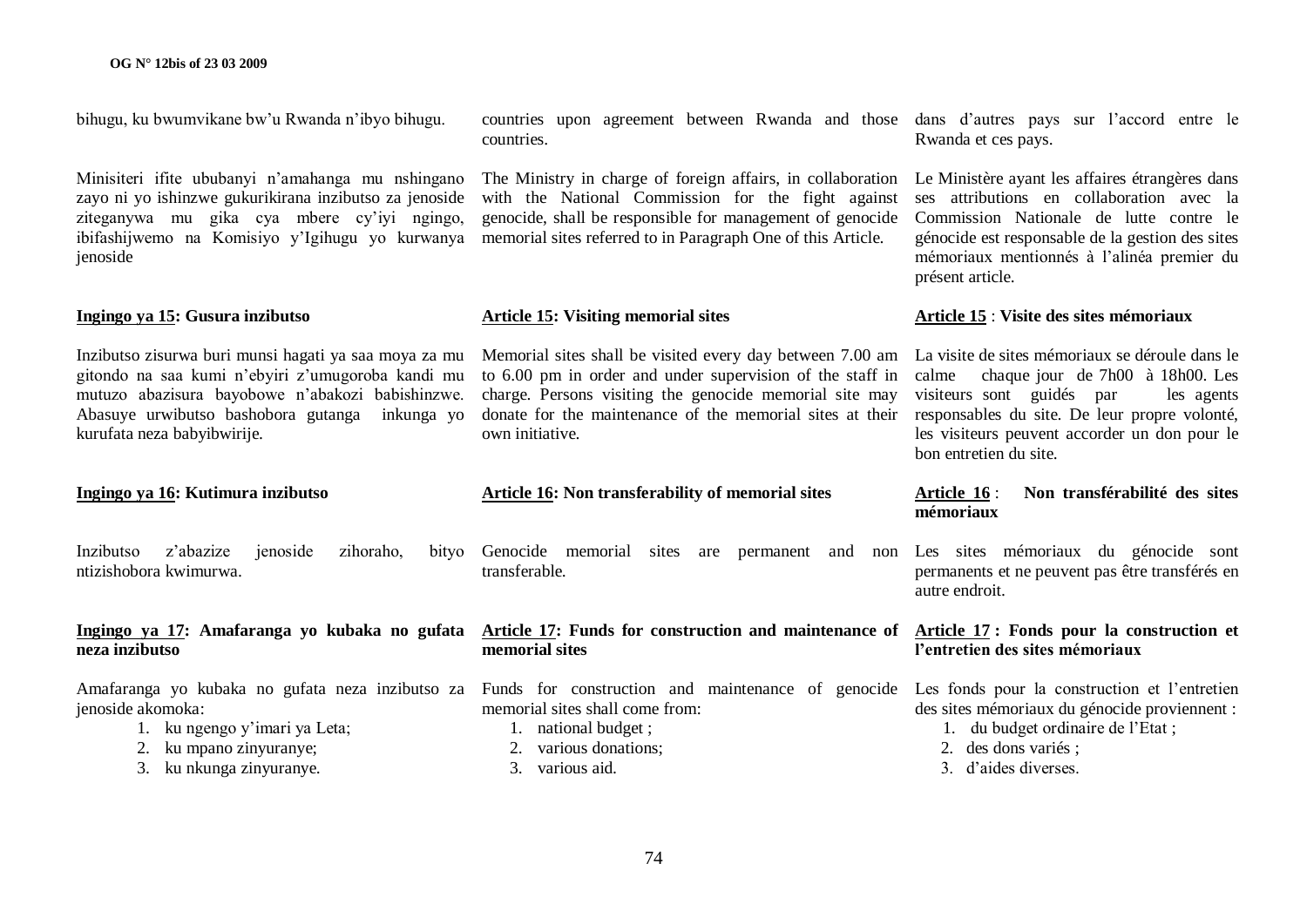bihugu, ku bwumvikane bw'u Rwanda n'ibyo bihugu.

Minisiteri ifite ububanyi n'amahanga mu nshingano zayo ni yo ishinzwe gukurikirana inzibutso za jenoside ziteganywa mu gika cya mbere cy'iyi ngingo, ibifashijwemo na Komisiyo y'Igihugu yo kurwanya jenoside

**Ingingo ya 15: Gusura inzibutso**

Inzibutso zisurwa buri munsi hagati ya saa moya za mu gitondo na saa kumi n'ebyiri z'umugoroba kandi mu mutuzo abazisura bayobowe n'abakozi babishinzwe. Abasuye urwibutso bashobora gutanga inkunga yo kurufata neza babyibwirije.

**Ingingo ya 16: Kutimura inzibutso**

Inzibutso z'abazize jenoside zihoraho, bityo ntizishobora kwimurwa.

**Ingingo ya 17: Amafaranga yo kubaka no gufata neza inzibutso**

Amafaranga yo kubaka no gufata neza inzibutso za jenoside akomoka:

1. ku ngengo y'imari ya Leta;
2. ku mpano zinyuranye;
3. ku nkunga zinyuranye.

countries upon agreement between Rwanda and those countries.

The Ministry in charge of foreign affairs, in collaboration with the National Commission for the fight against genocide, shall be responsible for management of genocide memorial sites referred to in Paragraph One of this Article.

**Article 15: Visiting memorial sites**

Memorial sites shall be visited every day between 7.00 am to 6.00 pm in order and under supervision of the staff in charge. Persons visiting the genocide memorial site may donate for the maintenance of the memorial sites at their own initiative.

**Article 16: Non transferability of memorial sites**

Genocide memorial sites are permanent and non transferable.

**Article 17: Funds for construction and maintenance of memorial sites**

Funds for construction and maintenance of genocide memorial sites shall come from:

1. national budget ;
2. various donations;
3. various aid.

dans d'autres pays sur l'accord entre le Rwanda et ces pays.

Le Ministère ayant les affaires étrangères dans ses attributions en collaboration avec la Commission Nationale de lutte contre le génocide est responsable de la gestion des sites mémoriaux mentionnés à l'alinéa premier du présent article.

**Article 15 : Visite des sites mémoriaux**

La visite de sites mémoriaux se déroule dans le calme chaque jour de 7h00 à 18h00. Les visiteurs sont guidés par les agents responsables du site. De leur propre volonté, les visiteurs peuvent accorder un don pour le bon entretien du site.

**Article 16 : Non transférabilité des sites mémoriaux**

Les sites mémoriaux du génocide sont permanents et ne peuvent pas être transférés en autre endroit.

**Article 17 : Fonds pour la construction et l'entretien des sites mémoriaux**

Les fonds pour la construction et l'entretien des sites mémoriaux du génocide proviennent :

1. du budget ordinaire de l'Etat ;
2. des dons variés ;
3. d'aides diverses.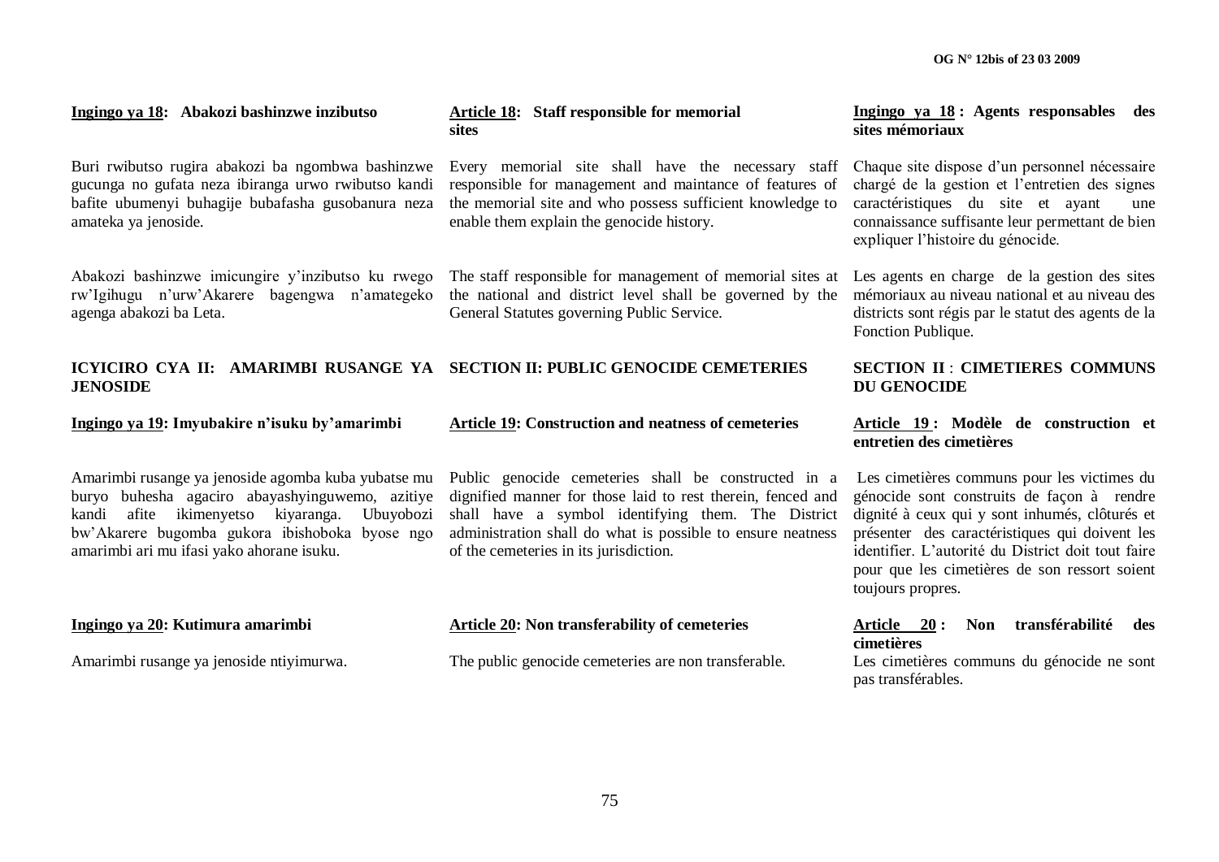**Ingingo ya 18: Abakozi bashinzwe inzibutso**

Buri rwibutso rugira abakozi ba ngombwa bashinzwe gucunga no gufata neza ibiranga urwo rwibutso kandi bafite ubumenyi buhagije bubafasha gusobanura neza amateka ya jenoside.

Abakozi bashinzwe imicungire y'inzibutso ku rwego rw'Igihugu n'urw'Akarere bagengwa n'amategeko agenga abakozi ba Leta.

**ICYICIRO CYA II: AMARIMBI RUSANGE YA JENOSIDE**

**Ingingo ya 19: Imyubakire n'isuku by'amarimbi**

Amarimbi rusange ya jenoside agomba kuba yubatse mu buryo buhesha agaciro abayashyinguwemo, azitiye kandi afite ikimenyetso kiyaranga. Ubuyobozi bw'Akarere bugomba gukora ibishoboka byose ngo amarimbi ari mu ifasi yako ahorane isuku.

**Ingingo ya 20: Kutimura amarimbi**

Amarimbi rusange ya jenoside ntiyimurwa.

**Article 18: Staff responsible for memorial sites**

Every memorial site shall have the necessary staff responsible for management and maintance of features of the memorial site and who possess sufficient knowledge to enable them explain the genocide history.

The staff responsible for management of memorial sites at the national and district level shall be governed by the General Statutes governing Public Service.

**SECTION II: PUBLIC GENOCIDE CEMETERIES**

**Article 19: Construction and neatness of cemeteries**

Public genocide cemeteries shall be constructed in a dignified manner for those laid to rest therein, fenced and shall have a symbol identifying them. The District administration shall do what is possible to ensure neatness of the cemeteries in its jurisdiction.

**Article 20: Non transferability of cemeteries**

The public genocide cemeteries are non transferable.

**Ingingo ya 18 : Agents responsables des sites mémoriaux**

Chaque site dispose d'un personnel nécessaire chargé de la gestion et l'entretien des signes caractéristiques du site et ayant une connaissance suffisante leur permettant de bien expliquer l'histoire du génocide.

Les agents en charge de la gestion des sites mémoriaux au niveau national et au niveau des districts sont régis par le statut des agents de la Fonction Publique.

**SECTION II : CIMETIERES COMMUNS DU GENOCIDE**

**Article 19 : Modèle de construction et entretien des cimetières**

Les cimetières communs pour les victimes du génocide sont construits de façon à rendre dignité à ceux qui y sont inhumés, clôturés et présenter des caractéristiques qui doivent les identifier. L'autorité du District doit tout faire pour que les cimetières de son ressort soient toujours propres.

**Article 20 : Non transférabilité des cimetières**

Les cimetières communs du génocide ne sont pas transférables.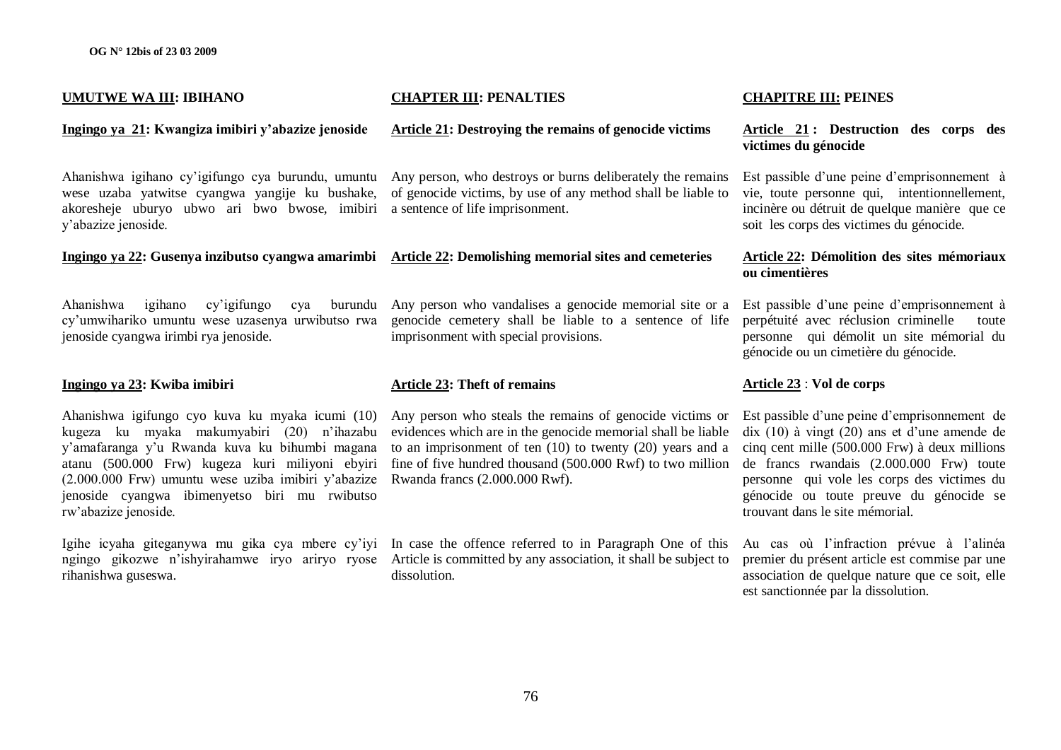## UMUTWE WA III: IBIHANO

### Ingingo ya 21: Kwangiza imibiri y'abazize jenoside

Ahanishwa igihano cy'igifungo cya burundu, umuntu wese uzaba yatwitse cyangwa yangije ku bushake, akoresheje uburyo ubwo ari bwo bwose, imibiri y'abazize jenoside.

### Ingingo ya 22: Gusenya inzibutso cyangwa amarimbi

Ahanishwa igihano cy'igifungo cya burundu cy'umwihariko umuntu wese uzasenya urwibutso rwa jenoside cyangwa irimbi rya jenoside.

### Ingingo ya 23: Kwiba imibiri

Ahanishwa igifungo cyo kuva ku myaka icumi (10) kugeza ku myaka makumyabiri (20) n'ihazabu y'amafaranga y'u Rwanda kuva ku bihumbi magana atanu (500.000 Frw) kugeza kuri miliyoni ebyiri (2.000.000 Frw) umuntu wese uziba imibiri y'abazize jenoside cyangwa ibimenyetso biri mu rwibutso rw'abazize jenoside.

Igihe icyaha giteganywa mu gika cya mbere cy'iyi ngingo gikozwe n'ishyirahamwe iryo ariryo ryose rihanishwa guseswa.

## CHAPTER III: PENALTIES

### Article 21: Destroying the remains of genocide victims

Any person, who destroys or burns deliberately the remains of genocide victims, by use of any method shall be liable to a sentence of life imprisonment.

### Article 22: Demolishing memorial sites and cemeteries

Any person who vandalises a genocide memorial site or a genocide cemetery shall be liable to a sentence of life imprisonment with special provisions.

### Article 23: Theft of remains

Any person who steals the remains of genocide victims or evidences which are in the genocide memorial shall be liable to an imprisonment of ten (10) to twenty (20) years and a fine of five hundred thousand (500.000 Rwf) to two million Rwanda francs (2.000.000 Rwf).

In case the offence referred to in Paragraph One of this Article is committed by any association, it shall be subject to dissolution.

## CHAPITRE III: PEINES

### Article 21 : Destruction des corps des victimes du génocide

Est passible d'une peine d'emprisonnement à vie, toute personne qui, intentionnellement, incinère ou détruit de quelque manière que ce soit les corps des victimes du génocide.

### Article 22: Démolition des sites mémoriaux ou cimentières

Est passible d'une peine d'emprisonnement à perpétuité avec réclusion criminelle toute personne qui démolit un site mémorial du génocide ou un cimetière du génocide.

### Article 23 : Vol de corps

Est passible d'une peine d'emprisonnement de dix (10) à vingt (20) ans et d'une amende de cinq cent mille (500.000 Frw) à deux millions de francs rwandais (2.000.000 Frw) toute personne qui vole les corps des victimes du génocide ou toute preuve du génocide se trouvant dans le site mémorial.

Au cas où l'infraction prévue à l'alinéa premier du présent article est commise par une association de quelque nature que ce soit, elle est sanctionnée par la dissolution.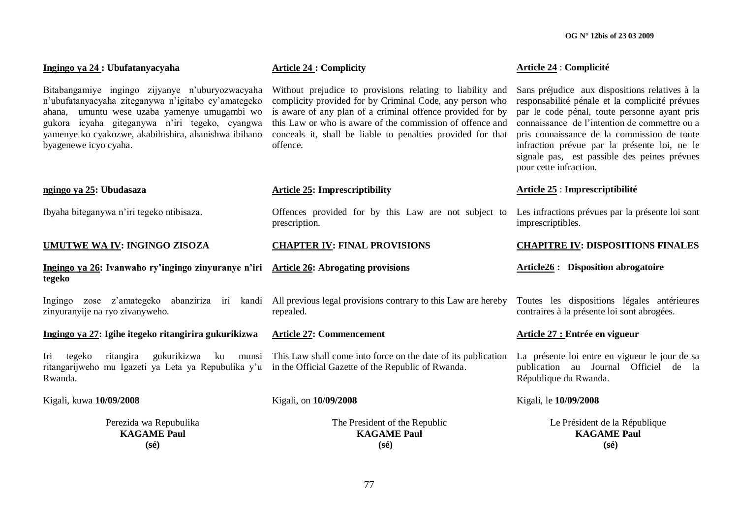**Ingingo ya 24 : Ubufatanyacyaha**

Bitabangamiye ingingo zijyanye n'uburyozwacyaha n'ubufatanyacyaha ziteganywa n'igitabo cy'amategeko ahana, umuntu wese uzaba yamenye umugambi wo gukora icyaha giteganywa n'iri tegeko, cyangwa yamenye ko cyakozwe, akabihishira, ahanishwa ibihano byagenewe icyo cyaha.

**ngingo ya 25: Ubudasaza**

Ibyaha biteganywa n'iri tegeko ntibisaza.

**UMUTWE WA IV: INGINGO ZISOZA**

**Ingingo ya 26: Ivanwaho ry'ingingo zinyuranye n'iri tegeko**

Ingingo zose z'amategeko abanziriza iri kandi zinyuranyije na ryo zivanyweho.

**Ingingo ya 27: Igihe itegeko ritangirira gukurikizwa**

Iri tegeko ritangira gukurikizwa ku munsi ritangarijweho mu Igazeti ya Leta ya Repubulika y'u Rwanda.

Kigali, kuwa **10/09/2008**

Perezida wa Repubulika
**KAGAME Paul**
**(sé)**

**Article 24 : Complicity**

Without prejudice to provisions relating to liability and complicity provided for by Criminal Code, any person who is aware of any plan of a criminal offence provided for by this Law or who is aware of the commission of offence and conceals it, shall be liable to penalties provided for that offence.

**Article 25: Imprescriptibility**

Offences provided for by this Law are not subject to prescription.

**CHAPTER IV: FINAL PROVISIONS**

**Article 26: Abrogating provisions**

All previous legal provisions contrary to this Law are hereby repealed.

**Article 27: Commencement**

This Law shall come into force on the date of its publication in the Official Gazette of the Republic of Rwanda.

Kigali, on **10/09/2008**

The President of the Republic
**KAGAME Paul**
**(sé)**

**Article 24** : **Complicité**

Sans préjudice aux dispositions relatives à la responsabilité pénale et la complicité prévues par le code pénal, toute personne ayant pris connaissance de l'intention de commettre ou a pris connaissance de la commission de toute infraction prévue par la présente loi, ne le signale pas, est passible des peines prévues pour cette infraction.

**Article 25** : **Imprescriptibilité**

Les infractions prévues par la présente loi sont imprescriptibles.

**CHAPITRE IV: DISPOSITIONS FINALES**

**Article26 : Disposition abrogatoire**

Toutes les dispositions légales antérieures contraires à la présente loi sont abrogées.

**Article 27 : Entrée en vigueur**

La présente loi entre en vigueur le jour de sa publication au Journal Officiel de la République du Rwanda.

Kigali, le **10/09/2008**

Le Président de la République
**KAGAME Paul**
**(sé)**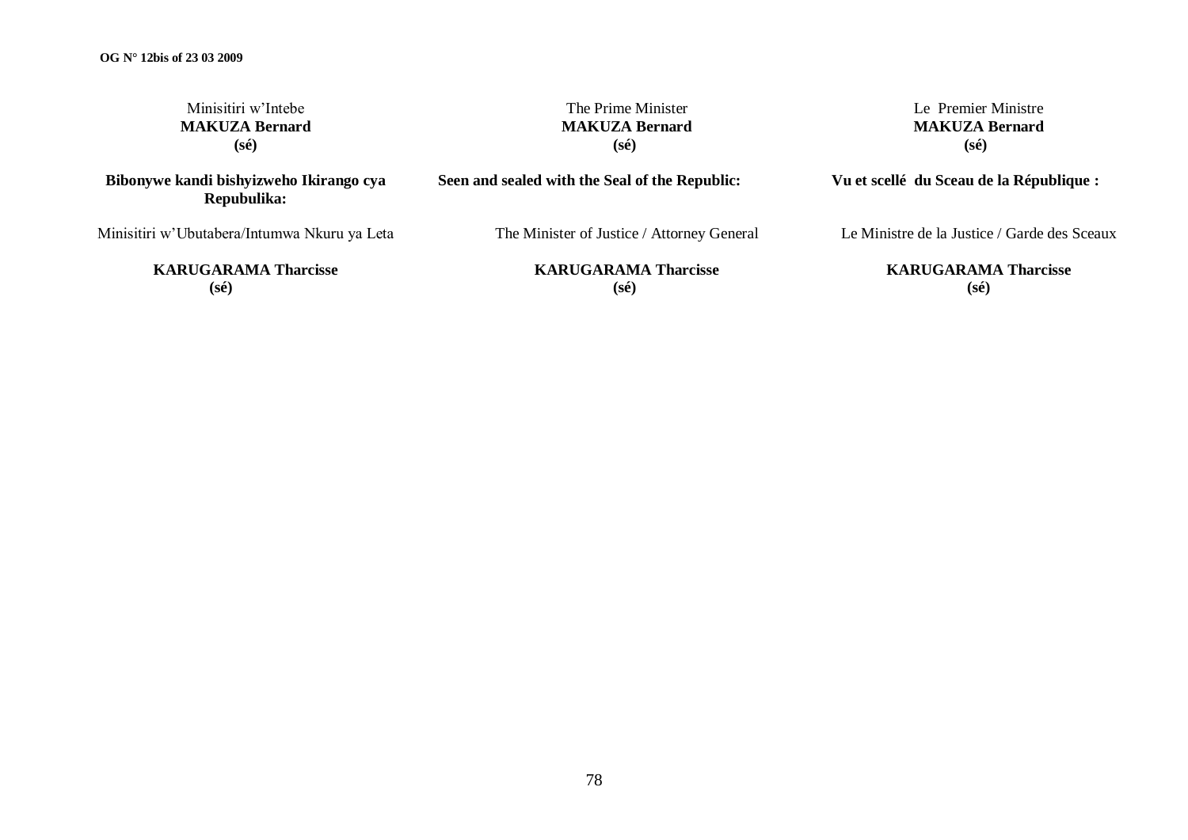Minisitiri w'Intebe
**MAKUZA Bernard**
**(sé)**

**Bibonywe kandi bishyizweho Ikirango cya Repubulika:**

Minisitiri w'Ubutabera/Intumwa Nkuru ya Leta

**KARUGARAMA Tharcisse**
**(sé)**

The Prime Minister
**MAKUZA Bernard**
**(sé)**

**Seen and sealed with the Seal of the Republic:**

The Minister of Justice / Attorney General

**KARUGARAMA Tharcisse**
**(sé)**

Le Premier Ministre
**MAKUZA Bernard**
**(sé)**

**Vu et scellé du Sceau de la République :**

Le Ministre de la Justice / Garde des Sceaux

**KARUGARAMA Tharcisse**
**(sé)**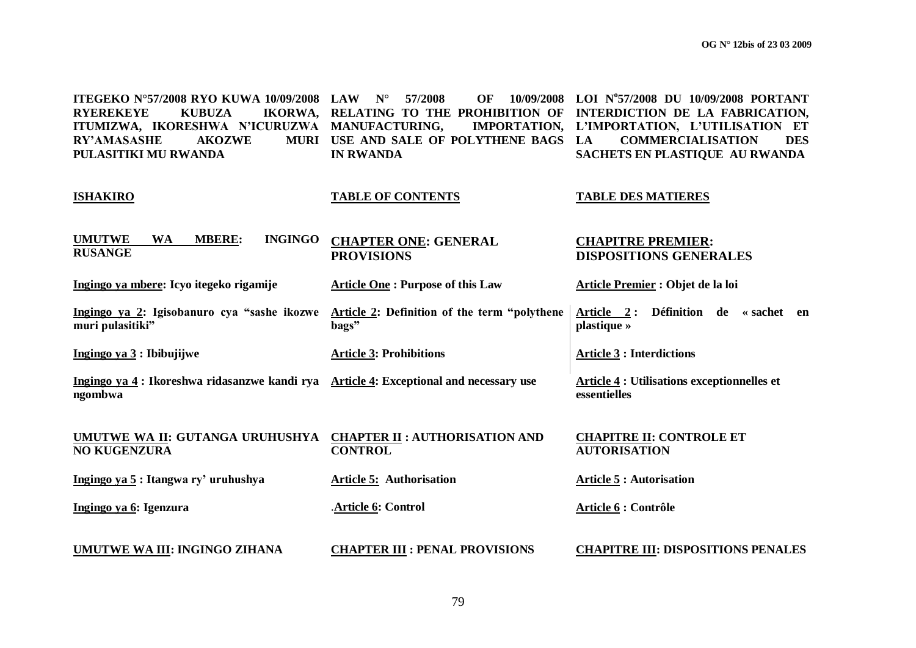**ITEGEKO N°57/2008 RYO KUWA 10/09/2008 RYEREKEYE KUBUZA IKORWA, ITUMIZWA, IKORESHWA N'ICURUZWA RY'AMASASHE AKOZWE MURI PULASITIKI MU RWANDA**

**ISHAKIRO**

**UMUTWE WA MBERE: INGINGO RUSANGE**

**Ingingo ya mbere: Icyo itegeko rigamije**

**Ingingo ya 2: Igisobanuro cya "sashe ikozwe muri pulasitiki"**

**Ingingo ya 3 : Ibibujijwe**

**Ingingo ya 4 : Ikoreshwa ridasanzwe kandi rya ngombwa**

**UMUTWE WA II: GUTANGA URUHUSHYA NO KUGENZURA**

**Ingingo ya 5 : Itangwa ry' uruhushya**

**Ingingo ya 6: Igenzura**

**UMUTWE WA III: INGINGO ZIHANA**

**LAW N° 57/2008 OF 10/09/2008 RELATING TO THE PROHIBITION OF MANUFACTURING, IMPORTATION, USE AND SALE OF POLYTHENE BAGS IN RWANDA**

**TABLE OF CONTENTS**

**CHAPTER ONE: GENERAL PROVISIONS**

**Article One : Purpose of this Law**

**Article 2: Definition of the term "polythene bags"**

**Article 3: Prohibitions**

**Article 4: Exceptional and necessary use**

**CHAPTER II : AUTHORISATION AND CONTROL**

**Article 5: Authorisation**

**Article 6: Control**

**CHAPTER III : PENAL PROVISIONS**

**LOI N°57/2008 DU 10/09/2008 PORTANT INTERDICTION DE LA FABRICATION, L'IMPORTATION, L'UTILISATION ET LA COMMERCIALISATION DES SACHETS EN PLASTIQUE AU RWANDA**

**TABLE DES MATIERES**

**CHAPITRE PREMIER: DISPOSITIONS GENERALES**

**Article Premier : Objet de la loi**

**Article 2 : Définition de « sachet en plastique »**

**Article 3 : Interdictions**

**Article 4 : Utilisations exceptionnelles et essentielles**

**CHAPITRE II: CONTROLE ET AUTORISATION**

**Article 5 : Autorisation**

**Article 6 : Contrôle**

**CHAPITRE III: DISPOSITIONS PENALES**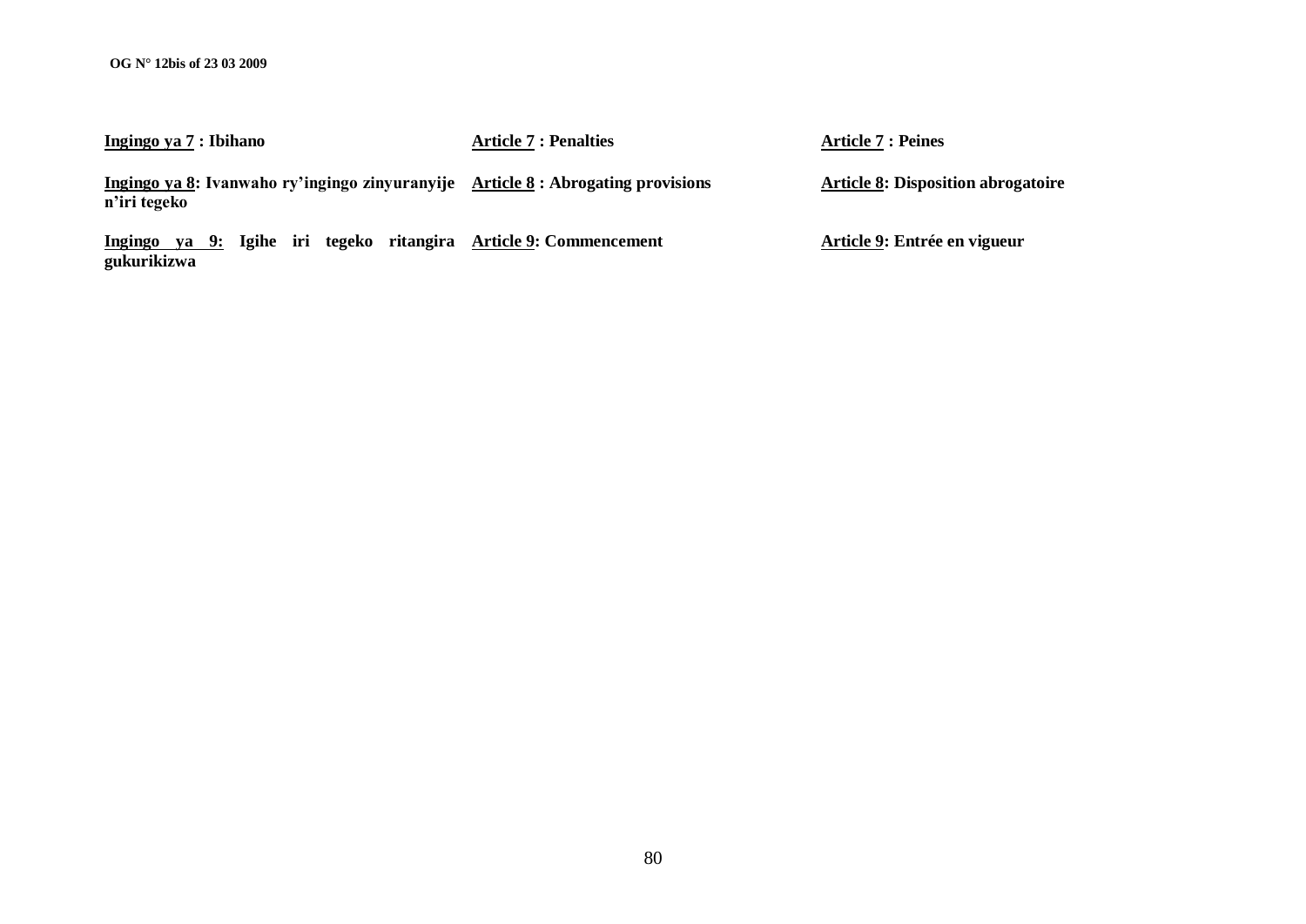**Ingingo ya 7 : Ibihano**

**Ingingo ya 8: Ivanwaho ry'ingingo zinyuranyije n'iri tegeko**

**Ingingo ya 9: Igihe iri tegeko ritangira gukurikizwa**

**Article 7 : Penalties**

**Article 8 : Abrogating provisions**

**Article 9: Commencement**

**Article 7 : Peines**

**Article 8: Disposition abrogatoire**

**Article 9: Entrée en vigueur**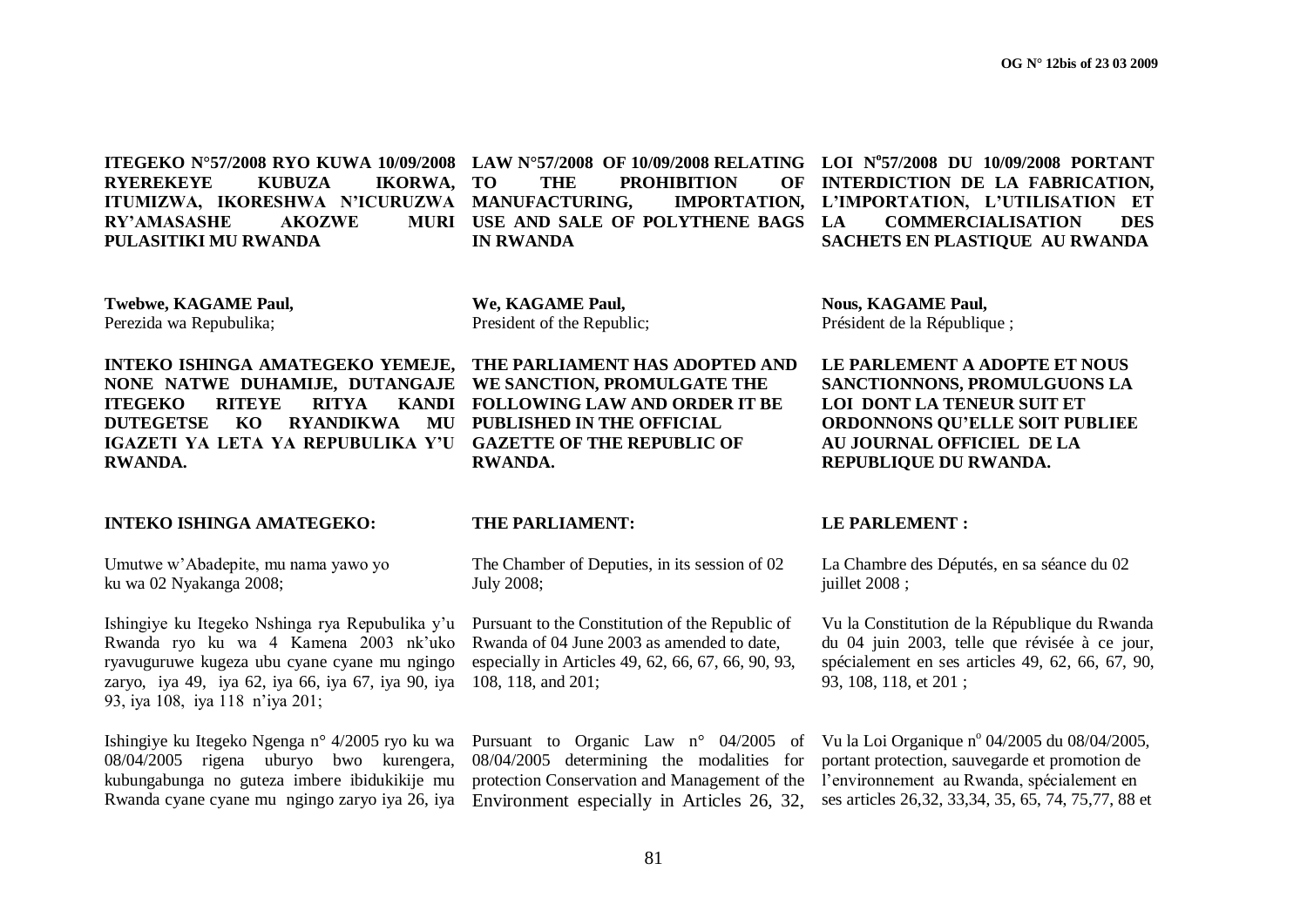**ITEGEKO N°57/2008 RYO KUWA 10/09/2008 RYEREKEYE KUBUZA IKORWA, ITUMIZWA, IKORESHWA N'ICURUZWA RY'AMASASHE AKOZWE MURI PULASITIKI MU RWANDA**

**Twebwe, KAGAME Paul,**
Perezida wa Repubulika;

**INTEKO ISHINGA AMATEGEKO YEMEJE, NONE NATWE DUHAMIJE, DUTANGAJE ITEGEKO RITEYE RITYA KANDI DUTEGETSE KO RYANDIKWA MU IGAZETI YA LETA YA REPUBULIKA Y'U RWANDA.**

**INTEKO ISHINGA AMATEGEKO:**

Umutwe w'Abadepite, mu nama yawo yo ku wa 02 Nyakanga 2008;

Ishingiye ku Itegeko Nshinga rya Repubulika y'u Rwanda ryo ku wa 4 Kamena 2003 nk'uko ryavuguruwe kugeza ubu cyane cyane mu ngingo zaryo, iya 49, iya 62, iya 66, iya 67, iya 90, iya 93, iya 108, iya 118 n'iya 201;

Ishingiye ku Itegeko Ngenga n° 4/2005 ryo ku wa 08/04/2005 rigena uburyo bwo kurengera, kubungabunga no guteza imbere ibidukikije mu Rwanda cyane cyane mu ngingo zaryo iya 26, iya

**LAW N°57/2008 OF 10/09/2008 RELATING TO THE PROHIBITION OF MANUFACTURING, IMPORTATION, USE AND SALE OF POLYTHENE BAGS IN RWANDA**

**We, KAGAME Paul,**
President of the Republic;

**THE PARLIAMENT HAS ADOPTED AND WE SANCTION, PROMULGATE THE FOLLOWING LAW AND ORDER IT BE PUBLISHED IN THE OFFICIAL GAZETTE OF THE REPUBLIC OF RWANDA.**

**THE PARLIAMENT:**

The Chamber of Deputies, in its session of 02 July 2008;

Pursuant to the Constitution of the Republic of Rwanda of 04 June 2003 as amended to date, especially in Articles 49, 62, 66, 67, 66, 90, 93, 108, 118, and 201;

Pursuant to Organic Law n° 04/2005 of 08/04/2005 determining the modalities for protection Conservation and Management of the Environment especially in Articles 26, 32,

**LOI N°57/2008 DU 10/09/2008 PORTANT INTERDICTION DE LA FABRICATION, L'IMPORTATION, L'UTILISATION ET LA COMMERCIALISATION DES SACHETS EN PLASTIQUE AU RWANDA**

**Nous, KAGAME Paul,**
Président de la République ;

**LE PARLEMENT A ADOPTE ET NOUS SANCTIONNONS, PROMULGUONS LA LOI DONT LA TENEUR SUIT ET ORDONNONS QU'ELLE SOIT PUBLIEE AU JOURNAL OFFICIEL DE LA REPUBLIQUE DU RWANDA.**

**LE PARLEMENT :**

La Chambre des Députés, en sa séance du 02 juillet 2008 ;

Vu la Constitution de la République du Rwanda du 04 juin 2003, telle que révisée à ce jour, spécialement en ses articles 49, 62, 66, 67, 90, 93, 108, 118, et 201 ;

Vu la Loi Organique n° 04/2005 du 08/04/2005, portant protection, sauvegarde et promotion de l'environnement au Rwanda, spécialement en ses articles 26,32, 33,34, 35, 65, 74, 75,77, 88 et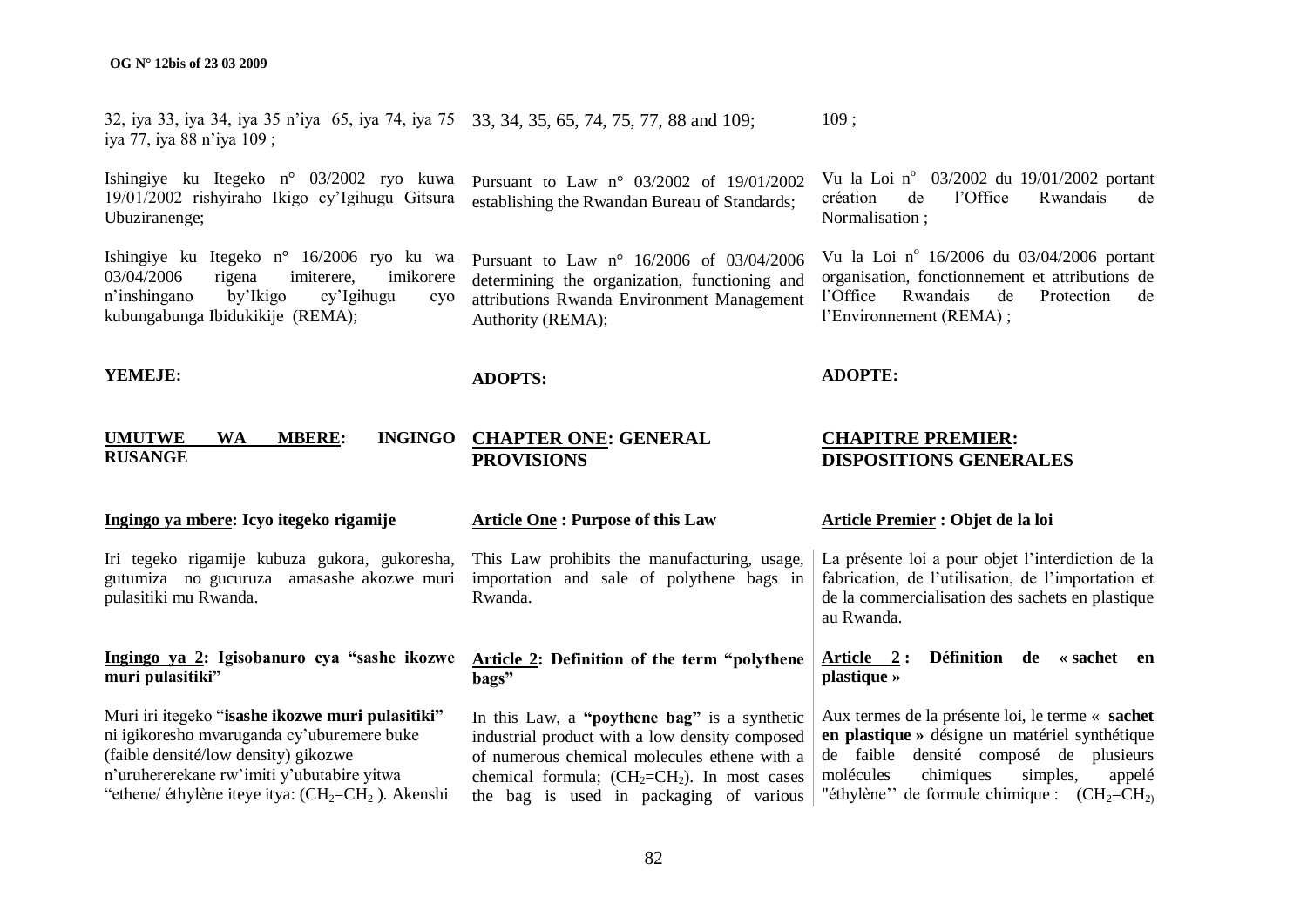32, iya 33, iya 34, iya 35 n'iya 65, iya 74, iya 75 iya 77, iya 88 n'iya 109 ;

Ishingiye ku Itegeko n° 03/2002 ryo kuwa 19/01/2002 rishyiraho Ikigo cy'Igihugu Gitsura Ubuziranenge;

Ishingiye ku Itegeko n° 16/2006 ryo ku wa 03/04/2006 rigena imiterere, imikorere n'inshingano by'Ikigo cy'Igihugu cyo kubungabunga Ibidukikije (REMA);

**YEMEJE:**

## UMUTWE WA MBERE: INGINGO RUSANGE

### Ingingo ya mbere: Icyo itegeko rigamije

Iri tegeko rigamije kubuza gukora, gukoresha, gutumiza no gucuruza amasashe akozwe muri pulasitiki mu Rwanda.

### Ingingo ya 2: Igisobanuro cya "sashe ikozwe muri pulasitiki"

Muri iri itegeko "**isashe ikozwe muri pulasitiki**" ni igikoresho mvaruganda cy'uburemere buke (faible densité/low density) gikozwe n'uruhererekane rw'imiti y'ubutabire yitwa "ethene/ éthylène iteye itya: ($CH_2$=$CH_2$ ). Akenshi

33, 34, 35, 65, 74, 75, 77, 88 and 109;

Pursuant to Law n° 03/2002 of 19/01/2002 establishing the Rwandan Bureau of Standards;

Pursuant to Law n° 16/2006 of 03/04/2006 determining the organization, functioning and attributions Rwanda Environment Management Authority (REMA);

**ADOPTS:**

## CHAPTER ONE: GENERAL PROVISIONS

### Article One : Purpose of this Law

This Law prohibits the manufacturing, usage, importation and sale of polythene bags in Rwanda.

### Article 2: Definition of the term "polythene bags"

In this Law, a **"poythene bag"** is a synthetic industrial product with a low density composed of numerous chemical molecules ethene with a chemical formula; ($CH_2$=$CH_2$). In most cases the bag is used in packaging of various

109 ;

Vu la Loi n° 03/2002 du 19/01/2002 portant création de l'Office Rwandais de Normalisation ;

Vu la Loi n° 16/2006 du 03/04/2006 portant organisation, fonctionnement et attributions de l'Office Rwandais de Protection de l'Environnement (REMA) ;

**ADOPTE:**

## CHAPITRE PREMIER: DISPOSITIONS GENERALES

### Article Premier : Objet de la loi

La présente loi a pour objet l'interdiction de la fabrication, de l'utilisation, de l'importation et de la commercialisation des sachets en plastique au Rwanda.

### Article 2 : Définition de « sachet en plastique »

Aux termes de la présente loi, le terme « **sachet en plastique** » désigne un matériel synthétique de faible densité composé de plusieurs molécules chimiques simples, appelé "éthylène'' de formule chimique : ($CH_2$=$CH_2$)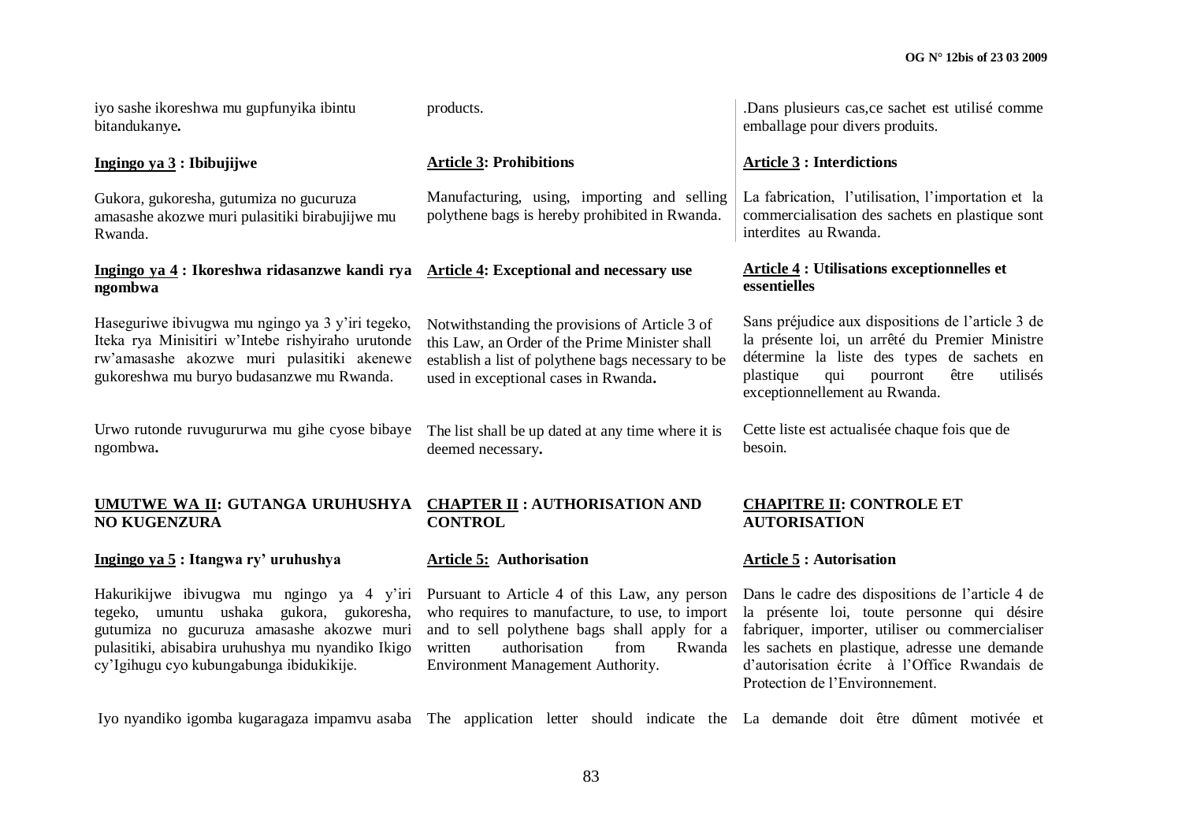iyo sashe ikoreshwa mu gupfunyika ibintu bitandukanye**.**

**Ingingo ya 3 : Ibibujijwe**

Gukora, gukoresha, gutumiza no gucuruza amasashe akozwe muri pulasitiki birabujijwe mu Rwanda.

**Ingingo ya 4 : Ikoreshwa ridasanzwe kandi rya ngombwa**

Haseguriwe ibivugwa mu ngingo ya 3 y'iri tegeko, Iteka rya Minisitiri w'Intebe rishyiraho urutonde rw'amasashe akozwe muri pulasitiki akenewe gukoreshwa mu buryo budasanzwe mu Rwanda.

Urwo rutonde ruvugururwa mu gihe cyose bibaye ngombwa**.**

## UMUTWE WA II: GUTANGA URUHUSHYA NO KUGENZURA

**Ingingo ya 5 : Itangwa ry' uruhushya**

Hakurikijwe ibivugwa mu ngingo ya 4 y'iri tegeko, umuntu ushaka gukora, gukoresha, gutumiza no gucuruza amasashe akozwe muri pulasitiki, abisabira uruhushya mu nyandiko Ikigo cy'Igihugu cyo kubungabunga ibidukikije.

Iyo nyandiko igomba kugaragaza impamvu asaba

products.

**Article 3: Prohibitions**

Manufacturing, using, importing and selling polythene bags is hereby prohibited in Rwanda.

**Article 4: Exceptional and necessary use**

Notwithstanding the provisions of Article 3 of this Law, an Order of the Prime Minister shall establish a list of polythene bags necessary to be used in exceptional cases in Rwanda**.**

The list shall be up dated at any time where it is deemed necessary**.**

## CHAPTER II : AUTHORISATION AND CONTROL

**Article 5: Authorisation**

Pursuant to Article 4 of this Law, any person who requires to manufacture, to use, to import and to sell polythene bags shall apply for a written authorisation from Rwanda Environment Management Authority.

The application letter should indicate the

.Dans plusieurs cas,ce sachet est utilisé comme emballage pour divers produits.

**Article 3 : Interdictions**

La fabrication, l'utilisation, l'importation et la commercialisation des sachets en plastique sont interdites au Rwanda.

**Article 4 : Utilisations exceptionnelles et essentielles**

Sans préjudice aux dispositions de l'article 3 de la présente loi, un arrêté du Premier Ministre détermine la liste des types de sachets en plastique qui pourront être utilisés exceptionnellement au Rwanda.

Cette liste est actualisée chaque fois que de besoin.

## CHAPITRE II: CONTROLE ET AUTORISATION

**Article 5 : Autorisation**

Dans le cadre des dispositions de l'article 4 de la présente loi, toute personne qui désire fabriquer, importer, utiliser ou commercialiser les sachets en plastique, adresse une demande d'autorisation écrite à l'Office Rwandais de Protection de l'Environnement.

La demande doit être dûment motivée et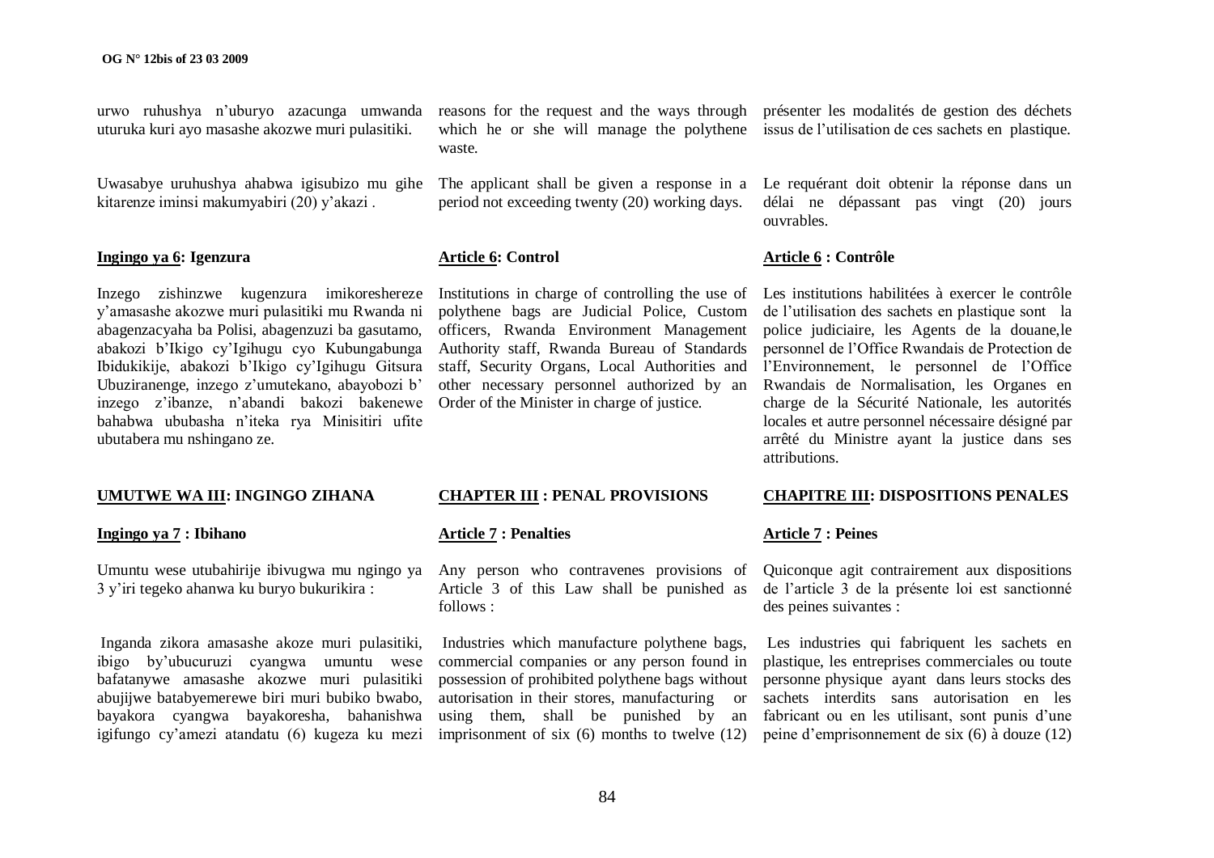urwo ruhushya n'uburyo azacunga umwanda uturuka kuri ayo masashe akozwe muri pulasitiki.

Uwasabye uruhushya ahabwa igisubizo mu gihe kitarenze iminsi makumyabiri (20) y'akazi .

**Ingingo ya 6: Igenzura**

Inzego zishinzwe kugenzura imikoreshereze y'amasashe akozwe muri pulasitiki mu Rwanda ni abagenzacyaha ba Polisi, abagenzuzi ba gasutamo, abakozi b'Ikigo cy'Igihugu cyo Kubungabunga Ibidukikije, abakozi b'Ikigo cy'Igihugu Gitsura Ubuziranenge, inzego z'umutekano, abayobozi b' inzego z'ibanze, n'abandi bakozi bakenewe bahabwa ububasha n'iteka rya Minisitiri ufite ubutabera mu nshingano ze.

**UMUTWE WA III: INGINGO ZIHANA**

**Ingingo ya 7 : Ibihano**

Umuntu wese utubahirije ibivugwa mu ngingo ya 3 y'iri tegeko ahanwa ku buryo bukurikira :

Inganda zikora amasashe akoze muri pulasitiki, ibigo by'ubucuruzi cyangwa umuntu wese bafatanywe amasashe akozwe muri pulasitiki abujijwe batabyemerewe biri muri bubiko bwabo, bayakora cyangwa bayakoresha, bahanishwa igifungo cy'amezi atandatu (6) kugeza ku mezi

reasons for the request and the ways through which he or she will manage the polythene waste.

The applicant shall be given a response in a period not exceeding twenty (20) working days.

**Article 6: Control**

Institutions in charge of controlling the use of polythene bags are Judicial Police, Custom officers, Rwanda Environment Management Authority staff, Rwanda Bureau of Standards staff, Security Organs, Local Authorities and other necessary personnel authorized by an Order of the Minister in charge of justice.

**CHAPTER III : PENAL PROVISIONS**

**Article 7 : Penalties**

Any person who contravenes provisions of Article 3 of this Law shall be punished as follows :

Industries which manufacture polythene bags, commercial companies or any person found in possession of prohibited polythene bags without autorisation in their stores, manufacturing or using them, shall be punished by an imprisonment of six (6) months to twelve (12)

présenter les modalités de gestion des déchets issus de l'utilisation de ces sachets en plastique.

Le requérant doit obtenir la réponse dans un délai ne dépassant pas vingt (20) jours ouvrables.

**Article 6 : Contrôle**

Les institutions habilitées à exercer le contrôle de l'utilisation des sachets en plastique sont la police judiciaire, les Agents de la douane,le personnel de l'Office Rwandais de Protection de l'Environnement, le personnel de l'Office Rwandais de Normalisation, les Organes en charge de la Sécurité Nationale, les autorités locales et autre personnel nécessaire désigné par arrêté du Ministre ayant la justice dans ses attributions.

**CHAPITRE III: DISPOSITIONS PENALES**

**Article 7 : Peines**

Quiconque agit contrairement aux dispositions de l'article 3 de la présente loi est sanctionné des peines suivantes :

Les industries qui fabriquent les sachets en plastique, les entreprises commerciales ou toute personne physique ayant dans leurs stocks des sachets interdits sans autorisation en les fabricant ou en les utilisant, sont punis d'une peine d'emprisonnement de six (6) à douze (12)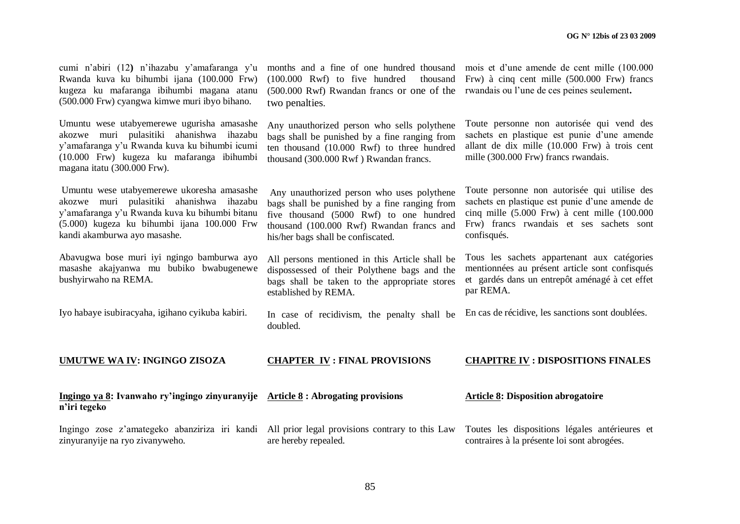cumi n'abiri (12**)** n'ihazabu y'amafaranga y'u Rwanda kuva ku bihumbi ijana (100.000 Frw) kugeza ku mafaranga ibihumbi magana atanu (500.000 Frw) cyangwa kimwe muri ibyo bihano.

Umuntu wese utabyemerewe ugurisha amasashe akozwe muri pulasitiki ahanishwa ihazabu y'amafaranga y'u Rwanda kuva ku bihumbi icumi (10.000 Frw) kugeza ku mafaranga ibihumbi magana itatu (300.000 Frw).

Umuntu wese utabyemerewe ukoresha amasashe akozwe muri pulasitiki ahanishwa ihazabu y'amafaranga y'u Rwanda kuva ku bihumbi bitanu (5.000) kugeza ku bihumbi ijana 100.000 Frw kandi akamburwa ayo masashe.

Abavugwa bose muri iyi ngingo bamburwa ayo masashe akajyanwa mu bubiko bwabugenewe bushyirwaho na REMA.

Iyo habaye isubiracyaha, igihano cyikuba kabiri.

## UMUTWE WA IV: INGINGO ZISOZA

### Ingingo ya 8: Ivanwaho ry'ingingo zinyuranyije n'iri tegeko

Ingingo zose z'amategeko abanziriza iri kandi zinyuranyije na ryo zivanyweho.

months and a fine of one hundred thousand (100.000 Rwf) to five hundred thousand (500.000 Rwf) Rwandan francs or one of the two penalties.

Any unauthorized person who sells polythene bags shall be punished by a fine ranging from ten thousand (10.000 Rwf) to three hundred thousand (300.000 Rwf ) Rwandan francs.

Any unauthorized person who uses polythene bags shall be punished by a fine ranging from five thousand (5000 Rwf) to one hundred thousand (100.000 Rwf) Rwandan francs and his/her bags shall be confiscated.

All persons mentioned in this Article shall be dispossessed of their Polythene bags and the bags shall be taken to the appropriate stores established by REMA.

In case of recidivism, the penalty shall be doubled.

## CHAPTER IV : FINAL PROVISIONS

### Article 8 : Abrogating provisions

All prior legal provisions contrary to this Law are hereby repealed.

mois et d'une amende de cent mille (100.000 Frw) à cinq cent mille (500.000 Frw) francs rwandais ou l'une de ces peines seulement**.**

Toute personne non autorisée qui vend des sachets en plastique est punie d'une amende allant de dix mille (10.000 Frw) à trois cent mille (300.000 Frw) francs rwandais.

Toute personne non autorisée qui utilise des sachets en plastique est punie d'une amende de cinq mille (5.000 Frw) à cent mille (100.000 Frw) francs rwandais et ses sachets sont confisqués.

Tous les sachets appartenant aux catégories mentionnées au présent article sont confisqués et gardés dans un entrepôt aménagé à cet effet par REMA.

En cas de récidive, les sanctions sont doublées.

## CHAPITRE IV : DISPOSITIONS FINALES

### Article 8: Disposition abrogatoire

Toutes les dispositions légales antérieures et contraires à la présente loi sont abrogées.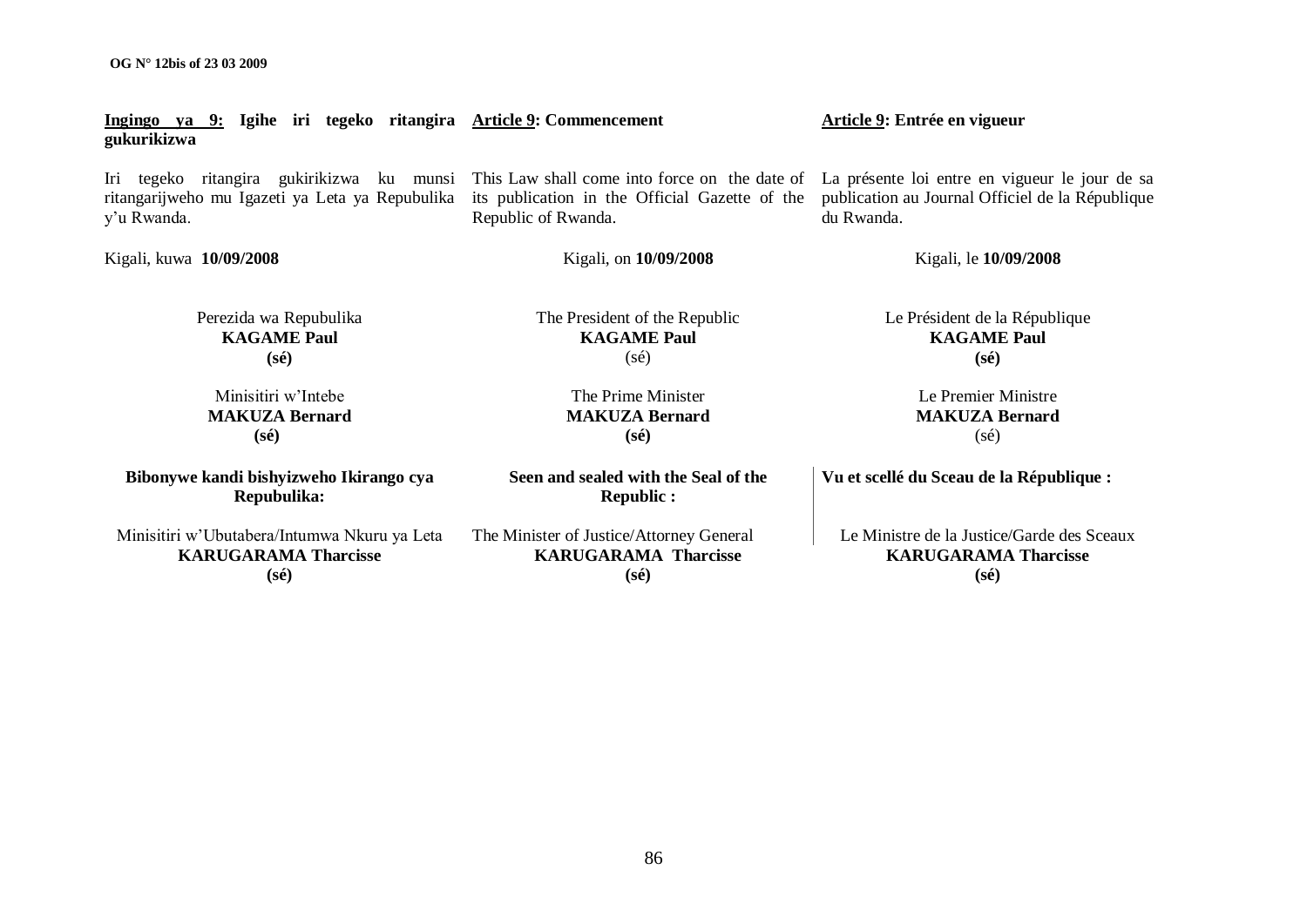**Ingingo ya 9: Igihe iri tegeko ritangira gukurikizwa**

Iri tegeko ritangira gukurikizwa ku munsi ritangarijweho mu Igazeti ya Leta ya Repubulika y'u Rwanda.

Kigali, kuwa **10/09/2008**

Perezida wa Repubulika
**KAGAME Paul**
**(sé)**

Minisitiri w'Intebe
**MAKUZA Bernard**
**(sé)**

**Bibonywe kandi bishyizweho Ikirango cya Repubulika:**

Minisitiri w'Ubutabera/Intumwa Nkuru ya Leta
**KARUGARAMA Tharcisse**
**(sé)**

**Article 9: Commencement**

This Law shall come into force on the date of its publication in the Official Gazette of the Republic of Rwanda.

Kigali, on **10/09/2008**

The President of the Republic
**KAGAME Paul**
(sé)

The Prime Minister
**MAKUZA Bernard**
**(sé)**

**Seen and sealed with the Seal of the Republic :**

The Minister of Justice/Attorney General
**KARUGARAMA Tharcisse**
**(sé)**

**Article 9: Entrée en vigueur**

La présente loi entre en vigueur le jour de sa publication au Journal Officiel de la République du Rwanda.

Kigali, le **10/09/2008**

Le Président de la République
**KAGAME Paul**
**(sé)**

Le Premier Ministre
**MAKUZA Bernard**
(sé)

**Vu et scellé du Sceau de la République :**

Le Ministre de la Justice/Garde des Sceaux
**KARUGARAMA Tharcisse**
**(sé)**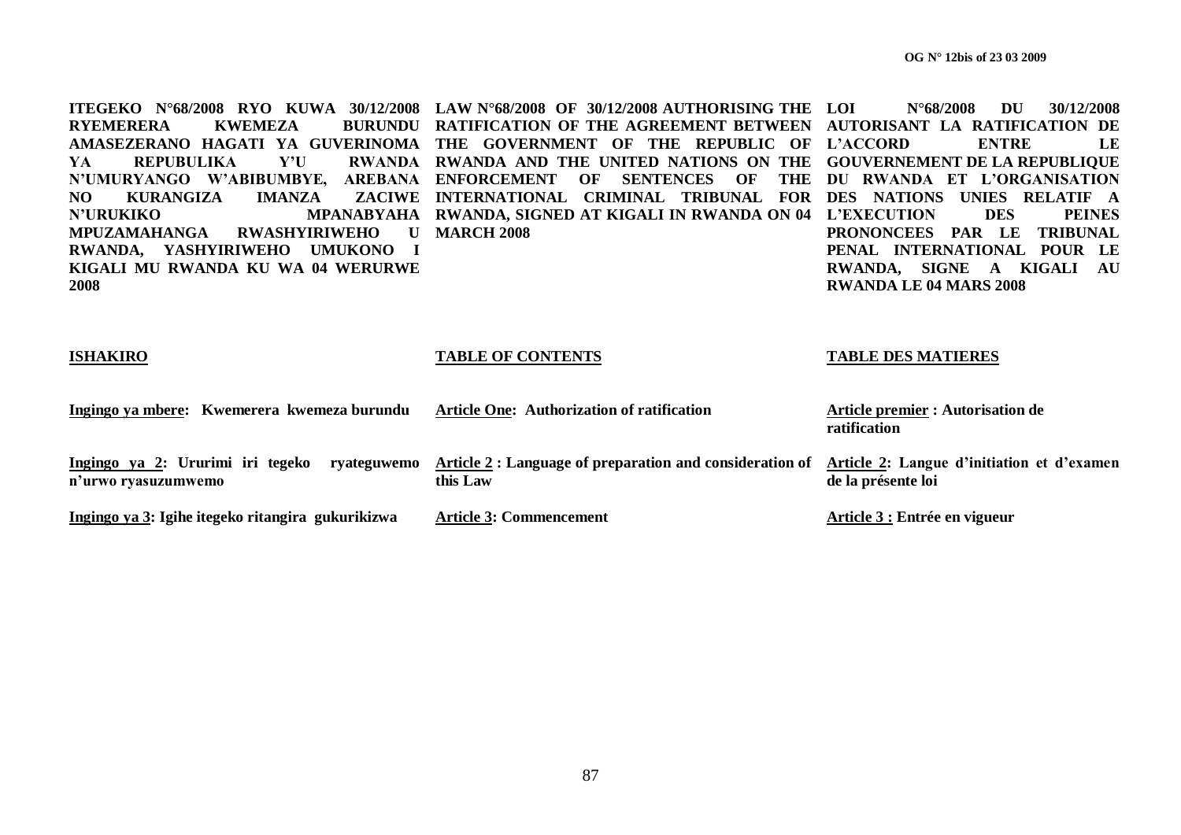**ITEGEKO N°68/2008 RYO KUWA 30/12/2008 RYEMERERA KWEMEZA BURUNDU AMASEZERANO HAGATI YA GUVERINOMA YA REPUBULIKA Y'U RWANDA N'UMURYANGO W'ABIBUMBYE, AREBANA NO KURANGIZA IMANZA ZACIWE N'URUKIKO MPANABYAHA MPUZAMAHANGA RWASHYIRIWEHO U RWANDA, YASHYIRIWEHO UMUKONO I KIGALI MU RWANDA KU WA 04 WERURWE 2008**

**LAW N°68/2008 OF 30/12/2008 AUTHORISING THE RATIFICATION OF THE AGREEMENT BETWEEN THE GOVERNMENT OF THE REPUBLIC OF RWANDA AND THE UNITED NATIONS ON THE ENFORCEMENT OF SENTENCES OF THE INTERNATIONAL CRIMINAL TRIBUNAL FOR RWANDA, SIGNED AT KIGALI IN RWANDA ON 04 MARCH 2008**

**LOI N°68/2008 DU 30/12/2008 AUTORISANT LA RATIFICATION DE L'ACCORD ENTRE LE GOUVERNEMENT DE LA REPUBLIQUE DU RWANDA ET L'ORGANISATION DES NATIONS UNIES RELATIF A L'EXECUTION DES PEINES PRONONCEES PAR LE TRIBUNAL PENAL INTERNATIONAL POUR LE RWANDA, SIGNE A KIGALI AU RWANDA LE 04 MARS 2008**

| **ISHAKIRO** | **TABLE OF CONTENTS** | **TABLE DES MATIERES** |
|---|---|---|
| **Ingingo ya mbere: Kwemerera kwemeza burundu** | **Article One: Authorization of ratification** | **Article premier : Autorisation de ratification** |
| **Ingingo ya 2: Ururimi iri tegeko ryateguwemo n'urwo ryasuzumwemo** | **Article 2 : Language of preparation and consideration of this Law** | **Article 2: Langue d'initiation et d'examen de la présente loi** |
| **Ingingo ya 3: Igihe itegeko ritangira gukurikizwa** | **Article 3: Commencement** | **Article 3 : Entrée en vigueur** |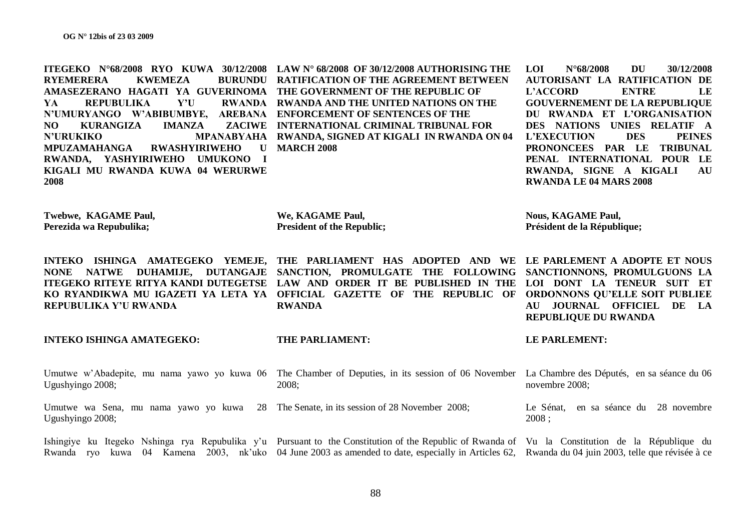**ITEGEKO N°68/2008 RYO KUWA 30/12/2008 RYEMERERA KWEMEZA BURUNDU AMASEZERANO HAGATI YA GUVERINOMA YA REPUBULIKA Y'U RWANDA N'UMURYANGO W'ABIBUMBYE, AREBANA NO KURANGIZA IMANZA ZACIWE N'URUKIKO MPANABYAHA MPUZAMAHANGA RWASHYIRIWEHO U RWANDA, YASHYIRIWEHO UMUKONO I KIGALI MU RWANDA KUWA 04 WERURWE 2008**

**Twebwe, KAGAME Paul,**
**Perezida wa Repubulika;**

**INTEKO ISHINGA AMATEGEKO YEMEJE, NONE NATWE DUHAMIJE, DUTANGAJE ITEGEKO RITEYE RITYA KANDI DUTEGETSE KO RYANDIKWA MU IGAZETI YA LETA YA REPUBULIKA Y'U RWANDA**

**INTEKO ISHINGA AMATEGEKO:**

Umutwe w'Abadepite, mu nama yawo yo kuwa 06 Ugushyingo 2008;

Umutwe wa Sena, mu nama yawo yo kuwa 28 Ugushyingo 2008;

Ishingiye ku Itegeko Nshinga rya Repubulika y'u Rwanda ryo kuwa 04 Kamena 2003, nk'uko

**LAW N° 68/2008 OF 30/12/2008 AUTHORISING THE RATIFICATION OF THE AGREEMENT BETWEEN THE GOVERNMENT OF THE REPUBLIC OF RWANDA AND THE UNITED NATIONS ON THE ENFORCEMENT OF SENTENCES OF THE INTERNATIONAL CRIMINAL TRIBUNAL FOR RWANDA, SIGNED AT KIGALI IN RWANDA ON 04 MARCH 2008**

**We, KAGAME Paul,**
**President of the Republic;**

**THE PARLIAMENT HAS ADOPTED AND WE SANCTION, PROMULGATE THE FOLLOWING LAW AND ORDER IT BE PUBLISHED IN THE OFFICIAL GAZETTE OF THE REPUBLIC OF RWANDA**

**THE PARLIAMENT:**

The Chamber of Deputies, in its session of 06 November 2008;

The Senate, in its session of 28 November 2008;

Pursuant to the Constitution of the Republic of Rwanda of 04 June 2003 as amended to date, especially in Articles 62,

**LOI N°68/2008 DU 30/12/2008 AUTORISANT LA RATIFICATION DE L'ACCORD ENTRE LE GOUVERNEMENT DE LA REPUBLIQUE DU RWANDA ET L'ORGANISATION DES NATIONS UNIES RELATIF A L'EXECUTION DES PEINES PRONONCEES PAR LE TRIBUNAL PENAL INTERNATIONAL POUR LE RWANDA, SIGNE A KIGALI AU RWANDA LE 04 MARS 2008**

**Nous, KAGAME Paul,**
**Président de la République;**

**LE PARLEMENT A ADOPTE ET NOUS SANCTIONNONS, PROMULGUONS LA LOI DONT LA TENEUR SUIT ET ORDONNONS QU'ELLE SOIT PUBLIEE AU JOURNAL OFFICIEL DE LA REPUBLIQUE DU RWANDA**

**LE PARLEMENT:**

La Chambre des Députés, en sa séance du 06 novembre 2008;

Le Sénat, en sa séance du 28 novembre 2008 ;

Vu la Constitution de la République du Rwanda du 04 juin 2003, telle que révisée à ce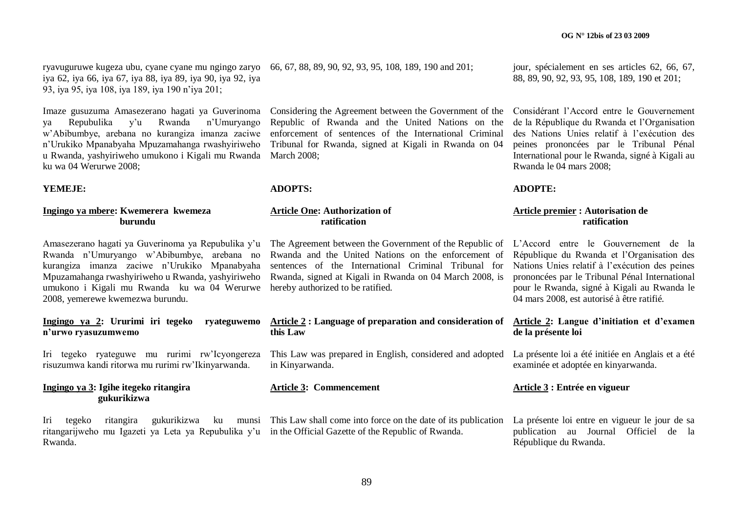ryavuguruwe kugeza ubu, cyane cyane mu ngingo zaryo iya 62, iya 66, iya 67, iya 88, iya 89, iya 90, iya 92, iya 93, iya 95, iya 108, iya 189, iya 190 n'iya 201;

Imaze gusuzuma Amasezerano hagati ya Guverinoma ya Repubulika y'u Rwanda n'Umuryango w'Abibumbye, arebana no kurangiza imanza zaciwe n'Urukiko Mpanabyaha Mpuzamahanga rwashyiriweho u Rwanda, yashyiriweho umukono i Kigali mu Rwanda ku wa 04 Werurwe 2008;

**YEMEJE:**

**Ingingo ya mbere: Kwemerera kwemeza burundu**

Amasezerano hagati ya Guverinoma ya Repubulika y'u Rwanda n'Umuryango w'Abibumbye, arebana no kurangiza imanza zaciwe n'Urukiko Mpanabyaha Mpuzamahanga rwashyiriweho u Rwanda, yashyiriweho umukono i Kigali mu Rwanda ku wa 04 Werurwe 2008, yemerewe kwemezwa burundu.

**Ingingo ya 2: Ururimi iri tegeko ryateguwemo n'urwo ryasuzumwemo**

Iri tegeko ryateguwe mu rurimi rw'Icyongereza risuzumwa kandi ritorwa mu rurimi rw'Ikinyarwanda.

**Ingingo ya 3: Igihe itegeko ritangira gukurikizwa**

Iri tegeko ritangira gukurikizwa ku munsi ritangarijweho mu Igazeti ya Leta ya Repubulika y'u Rwanda.

66, 67, 88, 89, 90, 92, 93, 95, 108, 189, 190 and 201;

Considering the Agreement between the Government of the Republic of Rwanda and the United Nations on the enforcement of sentences of the International Criminal Tribunal for Rwanda, signed at Kigali in Rwanda on 04 March 2008;

**ADOPTS:**

**Article One: Authorization of ratification**

The Agreement between the Government of the Republic of Rwanda and the United Nations on the enforcement of sentences of the International Criminal Tribunal for Rwanda, signed at Kigali in Rwanda on 04 March 2008, is hereby authorized to be ratified.

**Article 2 : Language of preparation and consideration of this Law**

This Law was prepared in English, considered and adopted in Kinyarwanda.

**Article 3: Commencement**

This Law shall come into force on the date of its publication in the Official Gazette of the Republic of Rwanda.

jour, spécialement en ses articles 62, 66, 67, 88, 89, 90, 92, 93, 95, 108, 189, 190 et 201;

Considérant l'Accord entre le Gouvernement de la République du Rwanda et l'Organisation des Nations Unies relatif à l'exécution des peines prononcées par le Tribunal Pénal International pour le Rwanda, signé à Kigali au Rwanda le 04 mars 2008;

**ADOPTE:**

**Article premier : Autorisation de ratification**

L'Accord entre le Gouvernement de la République du Rwanda et l'Organisation des Nations Unies relatif à l'exécution des peines prononcées par le Tribunal Pénal International pour le Rwanda, signé à Kigali au Rwanda le 04 mars 2008, est autorisé à être ratifié.

**Article 2: Langue d'initiation et d'examen de la présente loi**

La présente loi a été initiée en Anglais et a été examinée et adoptée en kinyarwanda.

**Article 3 : Entrée en vigueur**

La présente loi entre en vigueur le jour de sa publication au Journal Officiel de la République du Rwanda.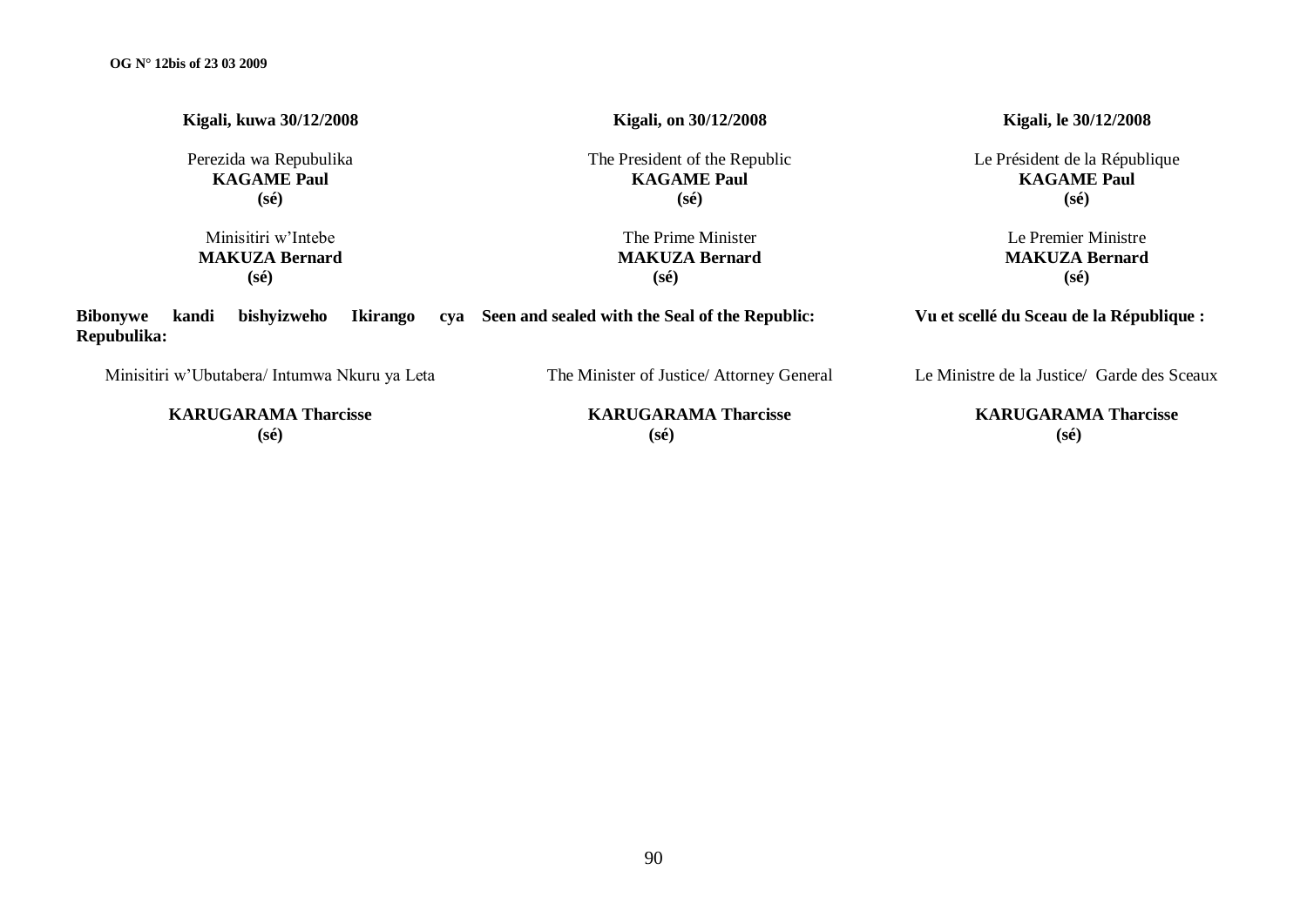**Kigali, kuwa 30/12/2008**

Perezida wa Repubulika
**KAGAME Paul**
**(sé)**

Minisitiri w'Intebe
**MAKUZA Bernard**
**(sé)**

**Bibonywe kandi bishyizweho Ikirango cya Repubulika:**

Minisitiri w'Ubutabera/ Intumwa Nkuru ya Leta

**KARUGARAMA Tharcisse**
**(sé)**

**Kigali, on 30/12/2008**

The President of the Republic
**KAGAME Paul**
**(sé)**

The Prime Minister
**MAKUZA Bernard**
**(sé)**

**Seen and sealed with the Seal of the Republic:**

The Minister of Justice/ Attorney General

**KARUGARAMA Tharcisse**
**(sé)**

**Kigali, le 30/12/2008**

Le Président de la République
**KAGAME Paul**
**(sé)**

Le Premier Ministre
**MAKUZA Bernard**
**(sé)**

**Vu et scellé du Sceau de la République :**

Le Ministre de la Justice/ Garde des Sceaux

**KARUGARAMA Tharcisse**
**(sé)**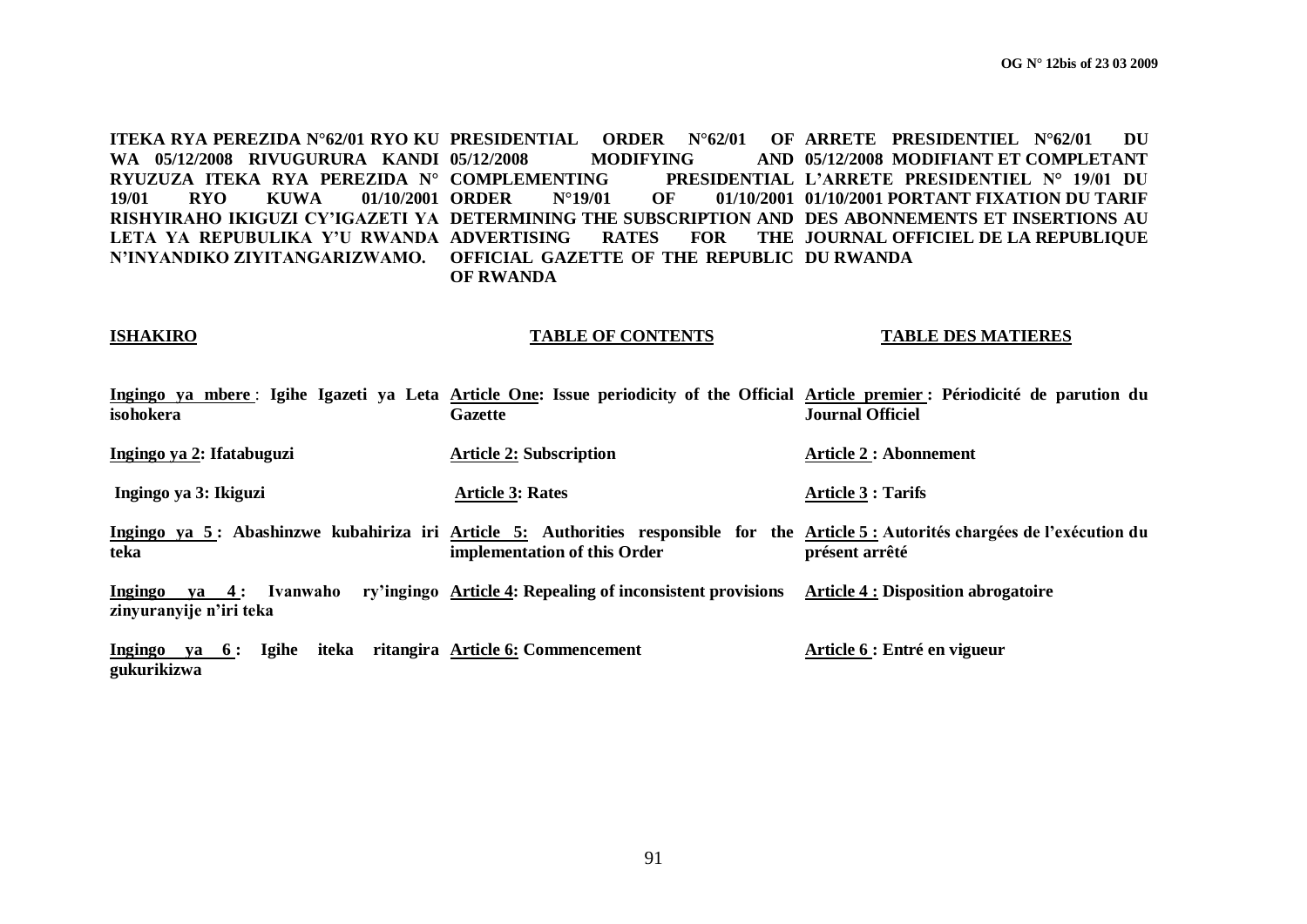**ITEKA RYA PEREZIDA N°62/01 RYO KU WA 05/12/2008 RIVUGURURA KANDI RYUZUZA ITEKA RYA PEREZIDA N° 19/01 RYO KUWA 01/10/2001 RISHYIRAHO IKIGUZI CY'IGAZETI YA LETA YA REPUBULIKA Y'U RWANDA N'INYANDIKO ZIYITANGARIZWAMO.**

**ISHAKIRO**

**Ingingo ya mbere** : **Igihe Igazeti ya Leta isohokera**

**Ingingo ya 2: Ifatabuguzi**

**Ingingo ya 3: Ikiguzi**

**Ingingo ya 5 : Abashinzwe kubahiriza iri teka**

**Ingingo ya 4 : Ivanwaho ry'ingingo zinyuranyije n'iri teka**

**Ingingo ya 6 : Igihe iteka ritangira gukurikizwa**

**PRESIDENTIAL ORDER N°62/01 OF 05/12/2008 MODIFYING AND COMPLEMENTING PRESIDENTIAL ORDER N°19/01 OF 01/10/2001 DETERMINING THE SUBSCRIPTION AND ADVERTISING RATES FOR THE OFFICIAL GAZETTE OF THE REPUBLIC OF RWANDA**

**TABLE OF CONTENTS**

**Article One: Issue periodicity of the Official Gazette**

**Article 2: Subscription**

**Article 3: Rates**

**Article 5: Authorities responsible for the implementation of this Order**

**Article 4: Repealing of inconsistent provisions**

**Article 6: Commencement**

**ARRETE PRESIDENTIEL N°62/01 DU 05/12/2008 MODIFIANT ET COMPLETANT L'ARRETE PRESIDENTIEL N° 19/01 DU 01/10/2001 PORTANT FIXATION DU TARIF DES ABONNEMENTS ET INSERTIONS AU JOURNAL OFFICIEL DE LA REPUBLIQUE DU RWANDA**

**TABLE DES MATIERES**

**Article premier : Périodicité de parution du Journal Officiel**

**Article 2 : Abonnement**

**Article 3 : Tarifs**

**Article 5 : Autorités chargées de l'exécution du présent arrêté**

**Article 4 : Disposition abrogatoire**

**Article 6 : Entré en vigueur**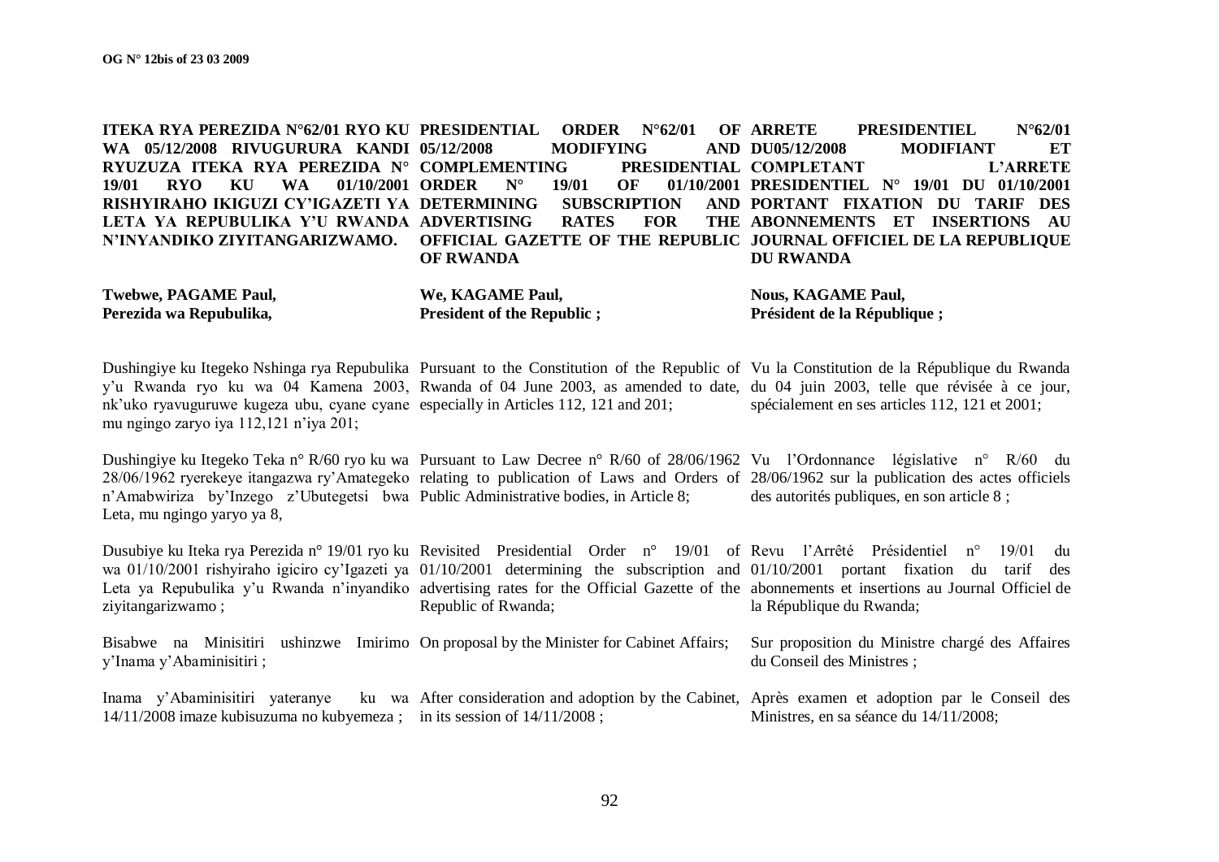**ITEKA RYA PEREZIDA N°62/01 RYO KU WA 05/12/2008 RIVUGURURA KANDI RYUZUZA ITEKA RYA PEREZIDA N° 19/01 RYO KU WA 01/10/2001 RISHYIRAHO IKIGUZI CY'IGAZETI YA LETA YA REPUBULIKA Y'U RWANDA N'INYANDIKO ZIYITANGARIZWAMO.**

**Twebwe, PAGAME Paul,**
**Perezida wa Repubulika,**

Dushingiye ku Itegeko Nshinga rya Repubulika y'u Rwanda ryo ku wa 04 Kamena 2003, nk'uko ryavuguruwe kugeza ubu, cyane cyane mu ngingo zaryo iya 112,121 n'iya 201;

Dushingiye ku Itegeko Teka n° R/60 ryo ku wa 28/06/1962 ryerekeye itangazwa ry'Amategeko n'Amabwiriza by'Inzego z'Ubutegetsi bwa Leta, mu ngingo yaryo ya 8,

Dusubiye ku Iteka rya Perezida n° 19/01 ryo ku wa 01/10/2001 rishyiraho igiciro cy'Igazeti ya Leta ya Repubulika y'u Rwanda n'inyandiko ziyitangarizwamo ;

Bisabwe na Minisitiri ushinzwe Imirimo y'Inama y'Abaminisitiri ;

Inama y'Abaminisitiri yateranye ku wa 14/11/2008 imaze kubisuzuma no kubyemeza ;

**PRESIDENTIAL ORDER N°62/01 OF 05/12/2008 MODIFYING AND COMPLEMENTING PRESIDENTIAL ORDER N° 19/01 OF 01/10/2001 DETERMINING SUBSCRIPTION AND ADVERTISING RATES FOR THE OFFICIAL GAZETTE OF THE REPUBLIC OF RWANDA**

**We, KAGAME Paul,**
**President of the Republic ;**

Pursuant to the Constitution of the Republic of Rwanda of 04 June 2003, as amended to date, especially in Articles 112, 121 and 201;

Pursuant to Law Decree n° R/60 of 28/06/1962 relating to publication of Laws and Orders of Public Administrative bodies, in Article 8;

Revisited Presidential Order n° 19/01 of 01/10/2001 determining the subscription and advertising rates for the Official Gazette of the Republic of Rwanda;

On proposal by the Minister for Cabinet Affairs;

After consideration and adoption by the Cabinet, in its session of 14/11/2008 ;

**ARRETE PRESIDENTIEL N°62/01 DU05/12/2008 MODIFIANT ET COMPLETANT L'ARRETE PRESIDENTIEL N° 19/01 DU 01/10/2001 PORTANT FIXATION DU TARIF DES ABONNEMENTS ET INSERTIONS AU JOURNAL OFFICIEL DE LA REPUBLIQUE DU RWANDA**

**Nous, KAGAME Paul,**
**Président de la République ;**

Vu la Constitution de la République du Rwanda du 04 juin 2003, telle que révisée à ce jour, spécialement en ses articles 112, 121 et 2001;

Vu l'Ordonnance législative n° R/60 du 28/06/1962 sur la publication des actes officiels des autorités publiques, en son article 8 ;

Revu l'Arrêté Présidentiel n° 19/01 du 01/10/2001 portant fixation du tarif des abonnements et insertions au Journal Officiel de la République du Rwanda;

Sur proposition du Ministre chargé des Affaires du Conseil des Ministres ;

Après examen et adoption par le Conseil des Ministres, en sa séance du 14/11/2008;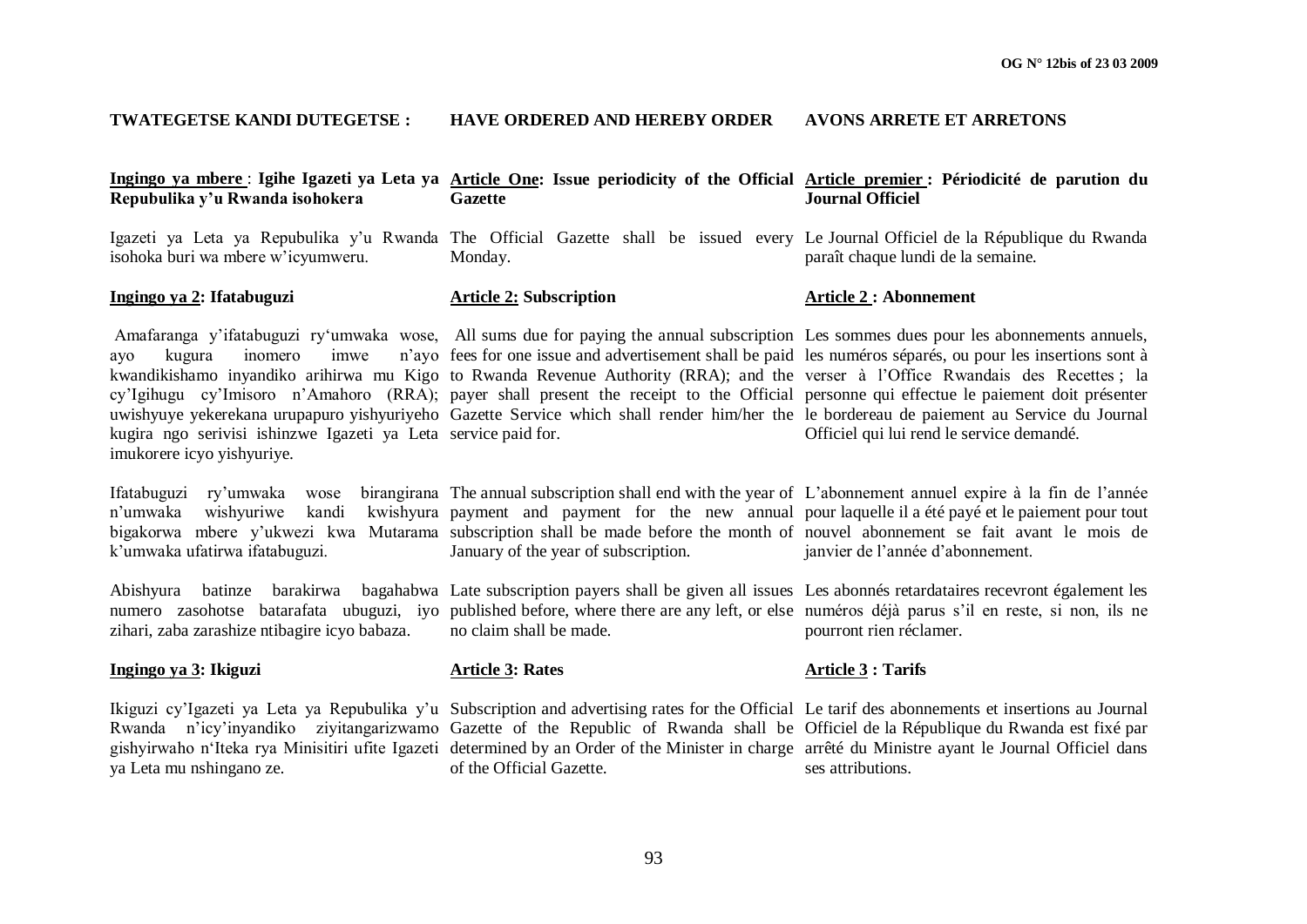**TWATEGETSE KANDI DUTEGETSE :**

**Ingingo ya mbere** : **Igihe Igazeti ya Leta ya Repubulika y'u Rwanda isohokera**

Igazeti ya Leta ya Repubulika y'u Rwanda isohoka buri wa mbere w'icyumweru.

**Ingingo ya 2: Ifatabuguzi**

Amafaranga y'ifatabuguzi ry'umwaka wose, ayo kugura inomero imwe n'ayo kwandikishamo inyandiko arihirwa mu Kigo cy'Igihugu cy'Imisoro n'Amahoro (RRA); uwishyuye yekerekana urupapuro yishyuriyeho kugira ngo serivisi ishinzwe Igazeti ya Leta imukorere icyo yishyuriye.

Ifatabuguzi ry'umwaka wose birangirana n'umwaka wishyuriwe kandi kwishyura bigakorwa mbere y'ukwezi kwa Mutarama k'umwaka ufatirwa ifatabuguzi.

Abishyura batinze barakirwa bagahabwa numero zasohotse batarafata ubuguzi, iyo zihari, zaba zarashize ntibagire icyo babaza.

**Ingingo ya 3: Ikiguzi**

Ikiguzi cy'Igazeti ya Leta ya Repubulika y'u Rwanda n'icy'inyandiko ziyitangarizwamo gishyirwaho n'Iteka rya Minisitiri ufite Igazeti ya Leta mu nshingano ze.

**HAVE ORDERED AND HEREBY ORDER**

**Article One: Issue periodicity of the Official Gazette**

The Official Gazette shall be issued every Monday.

**Article 2: Subscription**

All sums due for paying the annual subscription fees for one issue and advertisement shall be paid to Rwanda Revenue Authority (RRA); and the payer shall present the receipt to the Official Gazette Service which shall render him/her the service paid for.

The annual subscription shall end with the year of payment and payment for the new annual subscription shall be made before the month of January of the year of subscription.

Late subscription payers shall be given all issues published before, where there are any left, or else no claim shall be made.

**Article 3: Rates**

Subscription and advertising rates for the Official Gazette of the Republic of Rwanda shall be determined by an Order of the Minister in charge of the Official Gazette.

**AVONS ARRETE ET ARRETONS**

**Article premier : Périodicité de parution du Journal Officiel**

Le Journal Officiel de la République du Rwanda paraît chaque lundi de la semaine.

**Article 2 : Abonnement**

Les sommes dues pour les abonnements annuels, les numéros séparés, ou pour les insertions sont à verser à l'Office Rwandais des Recettes ; la personne qui effectue le paiement doit présenter le bordereau de paiement au Service du Journal Officiel qui lui rend le service demandé.

L'abonnement annuel expire à la fin de l'année pour laquelle il a été payé et le paiement pour tout nouvel abonnement se fait avant le mois de janvier de l'année d'abonnement.

Les abonnés retardataires recevront également les numéros déjà parus s'il en reste, si non, ils ne pourront rien réclamer.

**Article 3 : Tarifs**

Le tarif des abonnements et insertions au Journal Officiel de la République du Rwanda est fixé par arrêté du Ministre ayant le Journal Officiel dans ses attributions.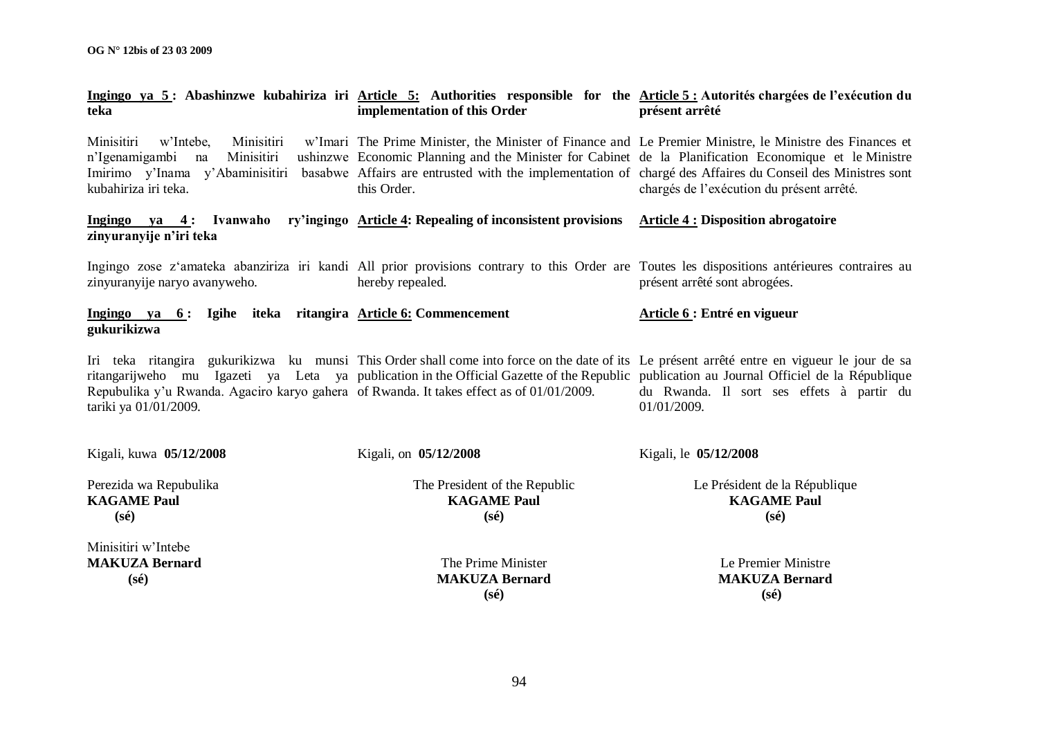**Ingingo ya 5 : Abashinzwe kubahiriza iri teka**

Minisitiri w'Intebe, Minisitiri w'Imari n'Igenamigambi na Minisitiri ushinzwe Imirimo y'Inama y'Abaminisitiri basabwe kubahiriza iri teka.

**Ingingo ya 4 : Ivanwaho ry'ingingo zinyuranyije n'iri teka**

Ingingo zose z'amateka abanziriza iri kandi zinyuranyije naryo avanyweho.

**Ingingo ya 6 : Igihe iteka ritangira gukurikizwa**

Iri teka ritangira gukurikizwa ku munsi ritangarijweho mu Igazeti ya Leta ya Repubulika y'u Rwanda. Agaciro karyo gahera tariki ya 01/01/2009.

Kigali, kuwa **05/12/2008**

Perezida wa Repubulika
**KAGAME Paul**
**(sé)**

Minisitiri w'Intebe
**MAKUZA Bernard**
**(sé)**

**Article 5: Authorities responsible for the implementation of this Order**

The Prime Minister, the Minister of Finance and Economic Planning and the Minister for Cabinet Affairs are entrusted with the implementation of this Order.

**Article 4: Repealing of inconsistent provisions**

All prior provisions contrary to this Order are hereby repealed.

**Article 6: Commencement**

This Order shall come into force on the date of its publication in the Official Gazette of the Republic of Rwanda. It takes effect as of 01/01/2009.

Kigali, on **05/12/2008**

The President of the Republic
**KAGAME Paul**
**(sé)**

The Prime Minister
**MAKUZA Bernard**
**(sé)**

**Article 5 : Autorités chargées de l'exécution du présent arrêté**

Le Premier Ministre, le Ministre des Finances et de la Planification Economique et le Ministre chargé des Affaires du Conseil des Ministres sont chargés de l'exécution du présent arrêté.

**Article 4 : Disposition abrogatoire**

Toutes les dispositions antérieures contraires au présent arrêté sont abrogées.

**Article 6 : Entré en vigueur**

Le présent arrêté entre en vigueur le jour de sa publication au Journal Officiel de la République du Rwanda. Il sort ses effets à partir du 01/01/2009.

Kigali, le **05/12/2008**

Le Président de la République
**KAGAME Paul**
**(sé)**

Le Premier Ministre
**MAKUZA Bernard**
**(sé)**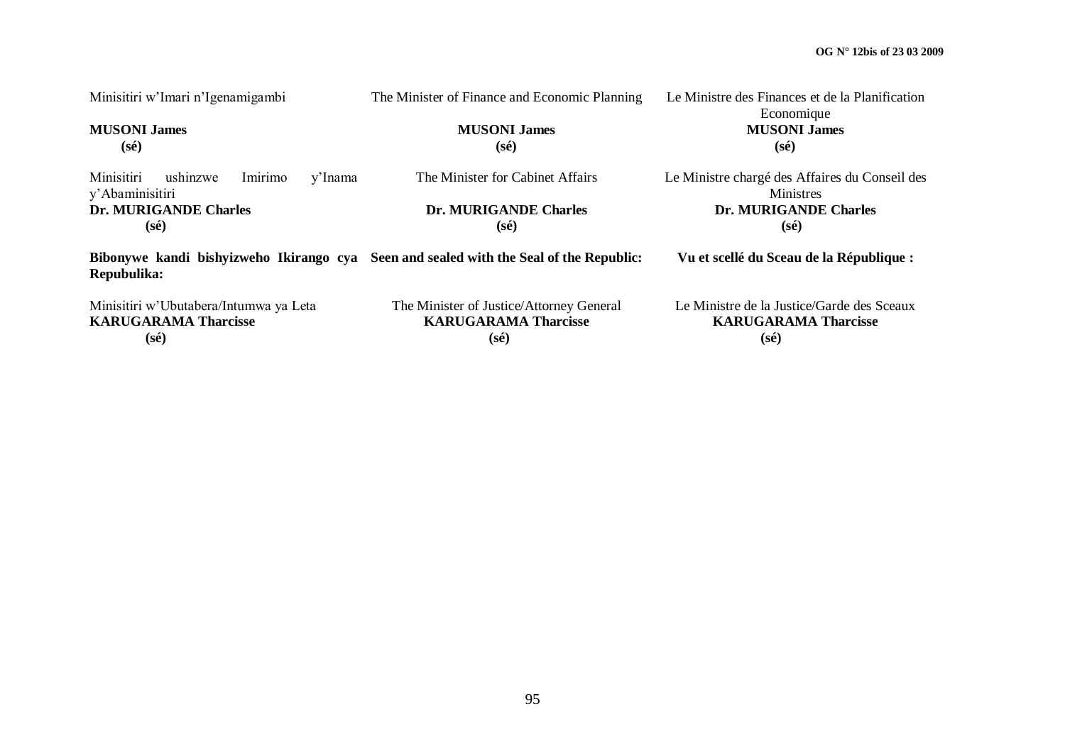Minisitiri w'Imari n'Igenamigambi

**MUSONI James**
**(sé)**

Minisitiri ushinzwe Imirimo y'Inama y'Abaminisitiri
**Dr. MURIGANDE Charles**
**(sé)**

**Bibonywe kandi bishyizweho Ikirango cya Repubulika:**

Minisitiri w'Ubutabera/Intumwa ya Leta
**KARUGARAMA Tharcisse**
**(sé)**

The Minister of Finance and Economic Planning

**MUSONI James**
**(sé)**

The Minister for Cabinet Affairs

**Dr. MURIGANDE Charles**
**(sé)**

**Seen and sealed with the Seal of the Republic:**

The Minister of Justice/Attorney General
**KARUGARAMA Tharcisse**
**(sé)**

Le Ministre des Finances et de la Planification Economique
**MUSONI James**
**(sé)**

Le Ministre chargé des Affaires du Conseil des Ministres
**Dr. MURIGANDE Charles**
**(sé)**

**Vu et scellé du Sceau de la République :**

Le Ministre de la Justice/Garde des Sceaux
**KARUGARAMA Tharcisse**
**(sé)**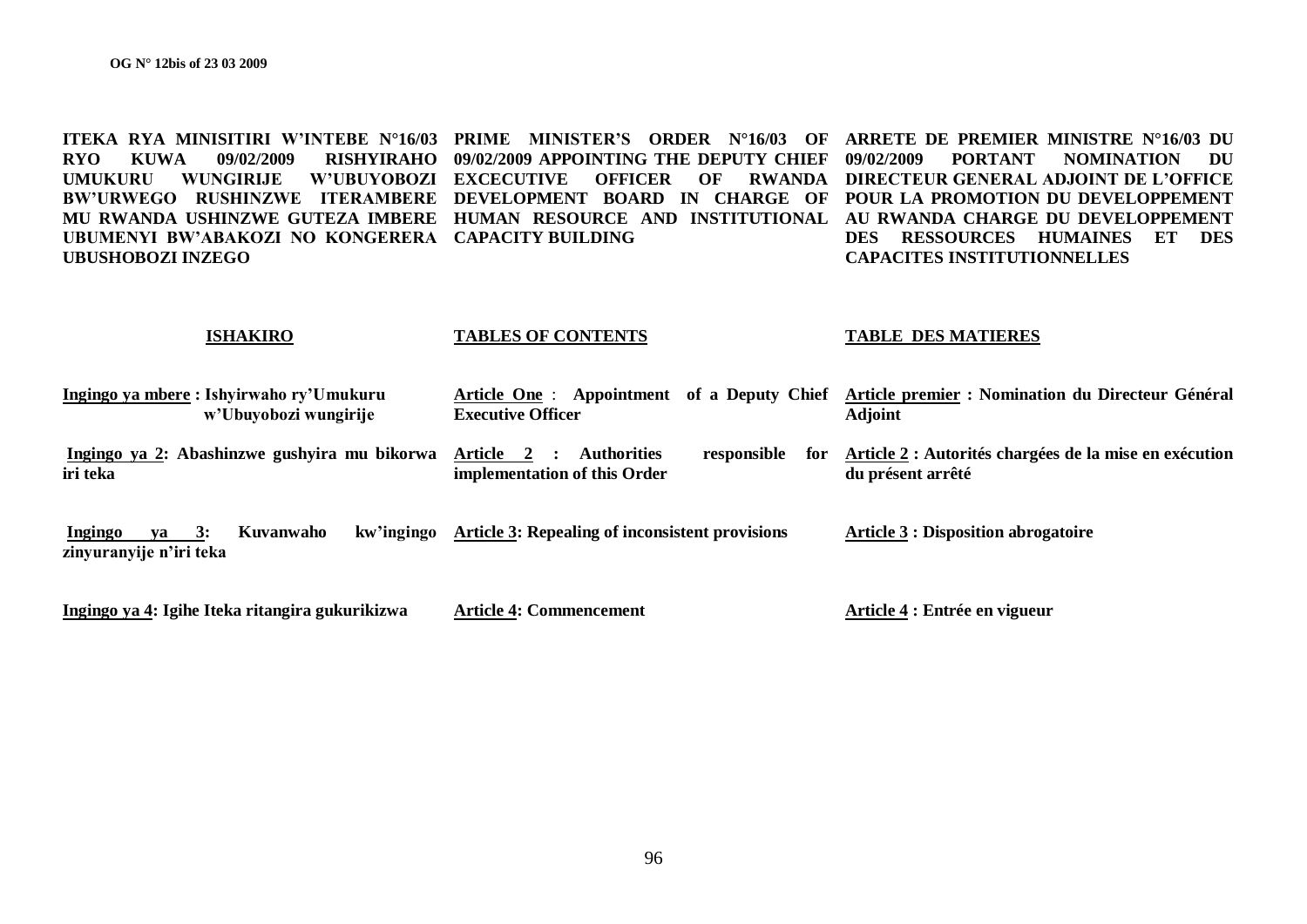**ITEKA RYA MINISITIRI W'INTEBE N°16/03 RYO KUWA 09/02/2009 RISHYIRAHO UMUKURU WUNGIRIJE W'UBUYOBOZI BW'URWEGO RUSHINZWE ITERAMBERE MU RWANDA USHINZWE GUTEZA IMBERE UBUMENYI BW'ABAKOZI NO KONGERERA UBUSHOBOZI INZEGO**

**ISHAKIRO**

**Ingingo ya mbere : Ishyirwaho ry'Umukuru w'Ubuyobozi wungirije**

**Ingingo ya 2: Abashinzwe gushyira mu bikorwa iri teka**

**Ingingo ya 3: Kuvanwaho kw'ingingo zinyuranyije n'iri teka**

**Ingingo ya 4: Igihe Iteka ritangira gukurikizwa**

**PRIME MINISTER'S ORDER N°16/03 OF 09/02/2009 APPOINTING THE DEPUTY CHIEF EXCECUTIVE OFFICER OF RWANDA DEVELOPMENT BOARD IN CHARGE OF HUMAN RESOURCE AND INSTITUTIONAL CAPACITY BUILDING**

**TABLES OF CONTENTS**

**Article One : Appointment of a Deputy Chief Executive Officer**

**Article 2 : Authorities responsible for implementation of this Order**

**Article 3: Repealing of inconsistent provisions**

**Article 4: Commencement**

**ARRETE DE PREMIER MINISTRE N°16/03 DU 09/02/2009 PORTANT NOMINATION DU DIRECTEUR GENERAL ADJOINT DE L'OFFICE POUR LA PROMOTION DU DEVELOPPEMENT AU RWANDA CHARGE DU DEVELOPPEMENT DES RESSOURCES HUMAINES ET DES CAPACITES INSTITUTIONNELLES**

**TABLE DES MATIERES**

**Article premier : Nomination du Directeur Général Adjoint**

**Article 2 : Autorités chargées de la mise en exécution du présent arrêté**

**Article 3 : Disposition abrogatoire**

**Article 4 : Entrée en vigueur**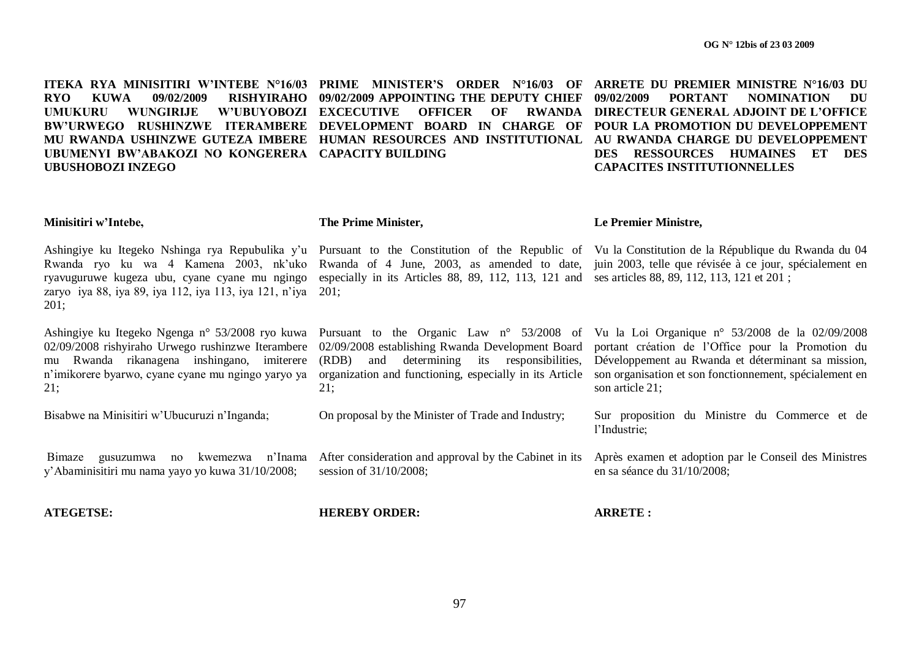**ITEKA RYA MINISITIRI W'INTEBE N°16/03 RYO KUWA 09/02/2009 RISHYIRAHO UMUKURU WUNGIRIJE W'UBUYOBOZI BW'URWEGO RUSHINZWE ITERAMBERE MU RWANDA USHINZWE GUTEZA IMBERE UBUMENYI BW'ABAKOZI NO KONGERERA UBUSHOBOZI INZEGO**

**Minisitiri w'Intebe,**

Ashingiye ku Itegeko Nshinga rya Repubulika y'u Rwanda ryo ku wa 4 Kamena 2003, nk'uko ryavuguruwe kugeza ubu, cyane cyane mu ngingo zaryo iya 88, iya 89, iya 112, iya 113, iya 121, n'iya 201;

Ashingiye ku Itegeko Ngenga n° 53/2008 ryo kuwa 02/09/2008 rishyiraho Urwego rushinzwe Iterambere mu Rwanda rikanagena inshingano, imiterere n'imikorere byarwo, cyane cyane mu ngingo yaryo ya 21;

Bisabwe na Minisitiri w'Ubucuruzi n'Inganda;

Bimaze gusuzumwa no kwemezwa n'Inama y'Abaminisitiri mu nama yayo yo kuwa 31/10/2008;

**ATEGETSE:**

**PRIME MINISTER'S ORDER N°16/03 OF 09/02/2009 APPOINTING THE DEPUTY CHIEF EXCECUTIVE OFFICER OF RWANDA DEVELOPMENT BOARD IN CHARGE OF HUMAN RESOURCES AND INSTITUTIONAL CAPACITY BUILDING**

**The Prime Minister,**

Pursuant to the Constitution of the Republic of Rwanda of 4 June, 2003, as amended to date, especially in its Articles 88, 89, 112, 113, 121 and 201;

Pursuant to the Organic Law n° 53/2008 of 02/09/2008 establishing Rwanda Development Board (RDB) and determining its responsibilities, organization and functioning, especially in its Article 21;

On proposal by the Minister of Trade and Industry;

After consideration and approval by the Cabinet in its session of 31/10/2008;

**HEREBY ORDER:**

**ARRETE DU PREMIER MINISTRE N°16/03 DU 09/02/2009 PORTANT NOMINATION DU DIRECTEUR GENERAL ADJOINT DE L'OFFICE POUR LA PROMOTION DU DEVELOPPEMENT AU RWANDA CHARGE DU DEVELOPPEMENT DES RESSOURCES HUMAINES ET DES CAPACITES INSTITUTIONNELLES**

**Le Premier Ministre,**

Vu la Constitution de la République du Rwanda du 04 juin 2003, telle que révisée à ce jour, spécialement en ses articles 88, 89, 112, 113, 121 et 201 ;

Vu la Loi Organique n° 53/2008 de la 02/09/2008 portant création de l'Office pour la Promotion du Développement au Rwanda et déterminant sa mission, son organisation et son fonctionnement, spécialement en son article 21;

Sur proposition du Ministre du Commerce et de l'Industrie;

Après examen et adoption par le Conseil des Ministres en sa séance du 31/10/2008;

**ARRETE :**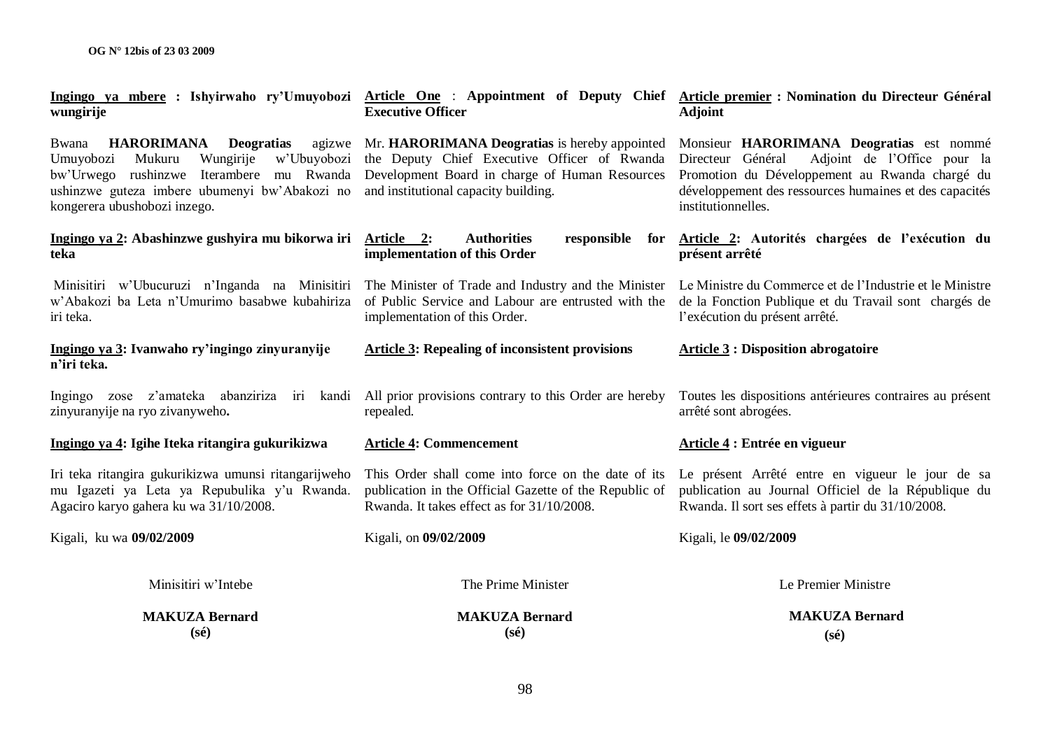**Ingingo ya mbere : Ishyirwaho ry'Umuyobozi wungirije**

Bwana **HARORIMANA Deogratias** agizwe Umuyobozi Mukuru Wungirije w'Ubuyobozi bw'Urwego rushinzwe Iterambere mu Rwanda ushinzwe guteza imbere ubumenyi bw'Abakozi no kongerera ubushobozi inzego.

**Ingingo ya 2: Abashinzwe gushyira mu bikorwa iri teka**

Minisitiri w'Ubucuruzi n'Inganda na Minisitiri w'Abakozi ba Leta n'Umurimo basabwe kubahiriza iri teka.

**Ingingo ya 3: Ivanwaho ry'ingingo zinyuranyije n'iri teka.**

Ingingo zose z'amateka abanziriza iri kandi zinyuranyije na ryo zivanyweho**.**

**Ingingo ya 4: Igihe Iteka ritangira gukurikizwa**

Iri teka ritangira gukurikizwa umunsi ritangarijweho mu Igazeti ya Leta ya Repubulika y'u Rwanda. Agaciro karyo gahera ku wa 31/10/2008.

Kigali, ku wa **09/02/2009**

Minisitiri w'Intebe

**MAKUZA Bernard**
**(sé)**

**Article One : Appointment of Deputy Chief Executive Officer**

Mr. **HARORIMANA Deogratias** is hereby appointed the Deputy Chief Executive Officer of Rwanda Development Board in charge of Human Resources and institutional capacity building.

**Article 2: Authorities responsible for implementation of this Order**

The Minister of Trade and Industry and the Minister of Public Service and Labour are entrusted with the implementation of this Order.

**Article 3: Repealing of inconsistent provisions**

All prior provisions contrary to this Order are hereby repealed.

**Article 4: Commencement**

This Order shall come into force on the date of its publication in the Official Gazette of the Republic of Rwanda. It takes effect as for 31/10/2008.

Kigali, on **09/02/2009**

The Prime Minister

**MAKUZA Bernard**
**(sé)**

**Article premier : Nomination du Directeur Général Adjoint**

Monsieur **HARORIMANA Deogratias** est nommé Directeur Général Adjoint de l'Office pour la Promotion du Développement au Rwanda chargé du développement des ressources humaines et des capacités institutionnelles.

**Article 2: Autorités chargées de l'exécution du présent arrêté**

Le Ministre du Commerce et de l'Industrie et le Ministre de la Fonction Publique et du Travail sont chargés de l'exécution du présent arrêté.

**Article 3 : Disposition abrogatoire**

Toutes les dispositions antérieures contraires au présent arrêté sont abrogées.

**Article 4 : Entrée en vigueur**

Le présent Arrêté entre en vigueur le jour de sa publication au Journal Officiel de la République du Rwanda. Il sort ses effets à partir du 31/10/2008.

Kigali, le **09/02/2009**

Le Premier Ministre

**MAKUZA Bernard**
**(sé)**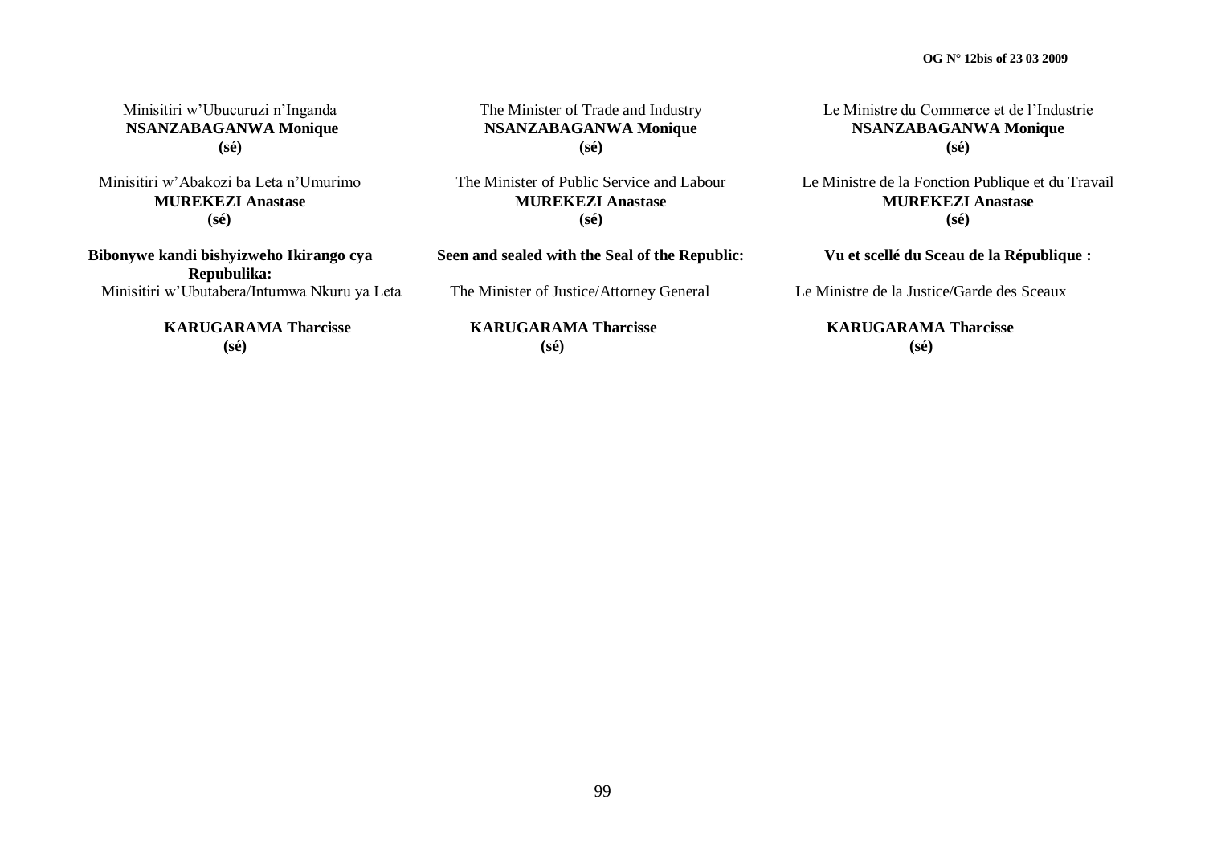Minisitiri w'Ubucuruzi n'Inganda
**NSANZABAGANWA Monique**
**(sé)**

Minisitiri w'Abakozi ba Leta n'Umurimo
**MUREKEZI Anastase**
**(sé)**

**Bibonywe kandi bishyizweho Ikirango cya Repubulika:**
Minisitiri w'Ubutabera/Intumwa Nkuru ya Leta

**KARUGARAMA Tharcisse**
**(sé)**

The Minister of Trade and Industry
**NSANZABAGANWA Monique**
**(sé)**

The Minister of Public Service and Labour
**MUREKEZI Anastase**
**(sé)**

**Seen and sealed with the Seal of the Republic:**

The Minister of Justice/Attorney General

**KARUGARAMA Tharcisse**
**(sé)**

Le Ministre du Commerce et de l'Industrie
**NSANZABAGANWA Monique**
**(sé)**

Le Ministre de la Fonction Publique et du Travail
**MUREKEZI Anastase**
**(sé)**

**Vu et scellé du Sceau de la République :**

Le Ministre de la Justice/Garde des Sceaux

**KARUGARAMA Tharcisse**
**(sé)**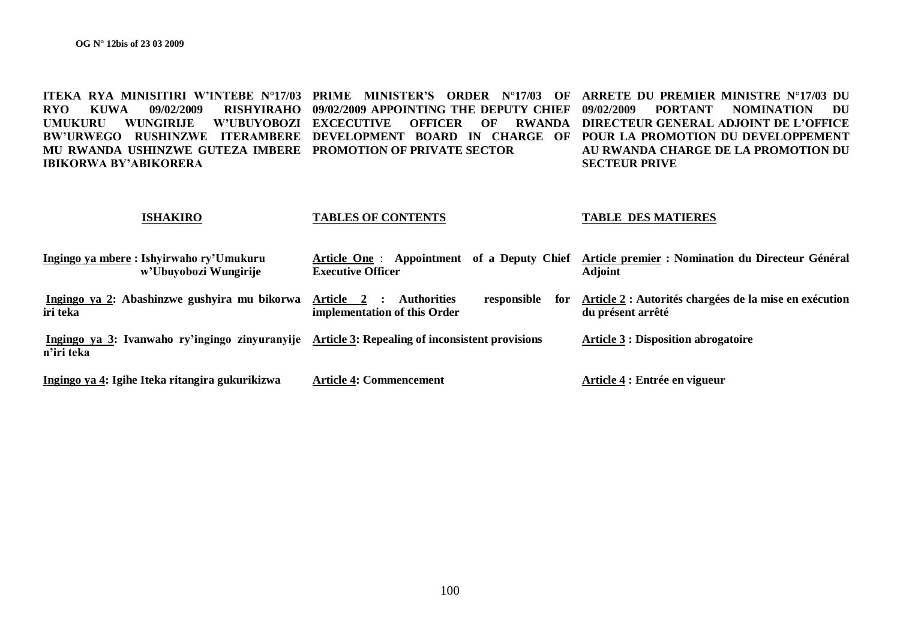**ITEKA RYA MINISITIRI W'INTEBE N°17/03 RYO KUWA 09/02/2009 RISHYIRAHO UMUKURU WUNGIRIJE W'UBUYOBOZI BW'URWEGO RUSHINZWE ITERAMBERE MU RWANDA USHINZWE GUTEZA IMBERE IBIKORWA BY'ABIKORERA**

**ISHAKIRO**

**Ingingo ya mbere : Ishyirwaho ry'Umukuru w'Ubuyobozi Wungirije**

**Ingingo ya 2: Abashinzwe gushyira mu bikorwa iri teka**

**Ingingo ya 3: Ivanwaho ry'ingingo zinyuranyije n'iri teka**

**Ingingo ya 4: Igihe Iteka ritangira gukurikizwa**

**PRIME MINISTER'S ORDER N°17/03 OF 09/02/2009 APPOINTING THE DEPUTY CHIEF EXCECUTIVE OFFICER OF RWANDA DEVELOPMENT BOARD IN CHARGE OF PROMOTION OF PRIVATE SECTOR**

**TABLES OF CONTENTS**

**Article One : Appointment of a Deputy Chief Executive Officer**

**Article 2 : Authorities responsible for implementation of this Order**

**Article 3: Repealing of inconsistent provisions**

**Article 4: Commencement**

**ARRETE DU PREMIER MINISTRE N°17/03 DU 09/02/2009 PORTANT NOMINATION DU DIRECTEUR GENERAL ADJOINT DE L'OFFICE POUR LA PROMOTION DU DEVELOPPEMENT AU RWANDA CHARGE DE LA PROMOTION DU SECTEUR PRIVE**

**TABLE DES MATIERES**

**Article premier : Nomination du Directeur Général Adjoint**

**Article 2 : Autorités chargées de la mise en exécution du présent arrêté**

**Article 3 : Disposition abrogatoire**

**Article 4 : Entrée en vigueur**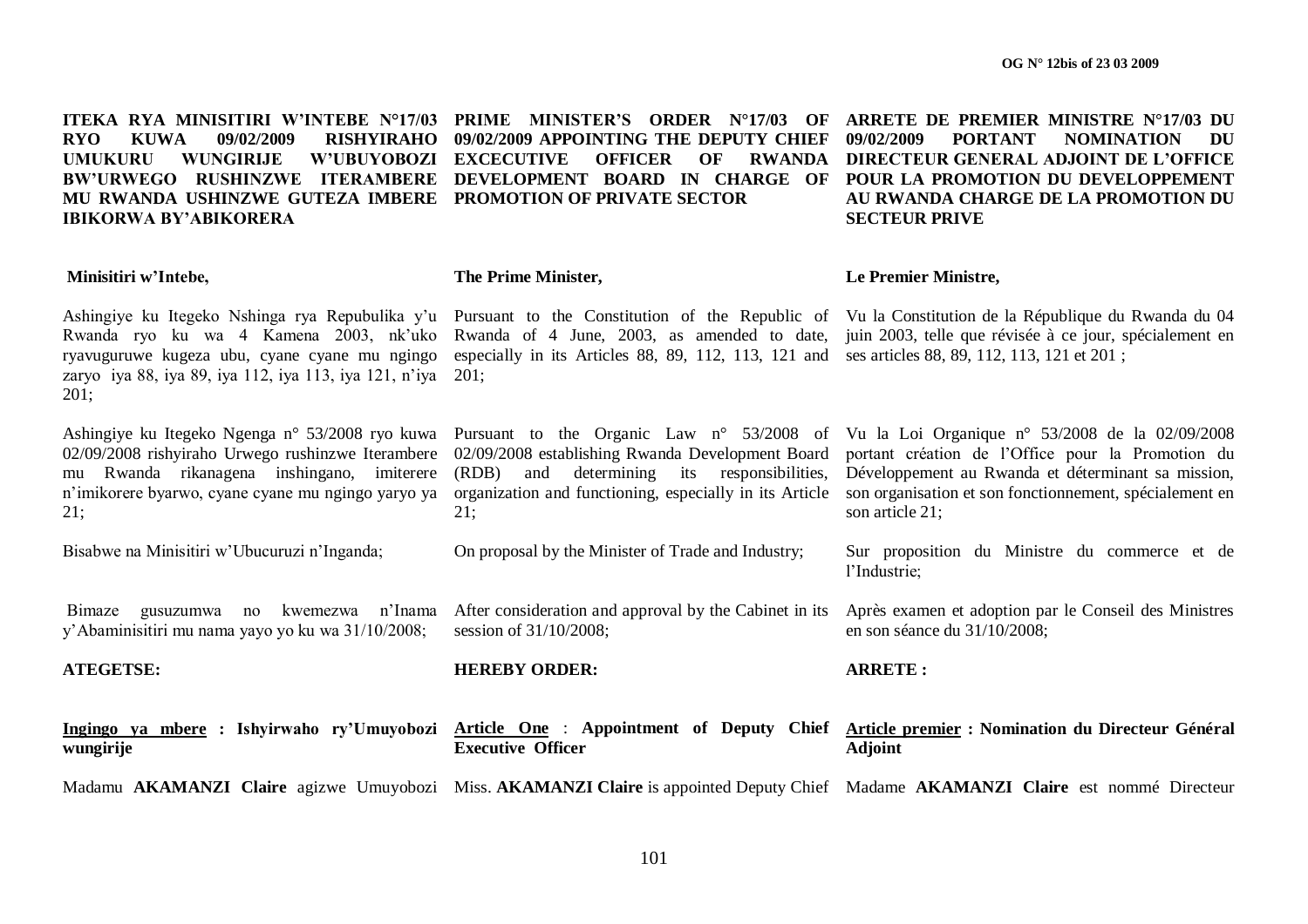**ITEKA RYA MINISITIRI W'INTEBE N°17/03 RYO KUWA 09/02/2009 RISHYIRAHO UMUKURU WUNGIRIJE W'UBUYOBOZI BW'URWEGO RUSHINZWE ITERAMBERE MU RWANDA USHINZWE GUTEZA IMBERE IBIKORWA BY'ABIKORERA**

**Minisitiri w'Intebe,**

Ashingiye ku Itegeko Nshinga rya Repubulika y'u Rwanda ryo ku wa 4 Kamena 2003, nk'uko ryavuguruwe kugeza ubu, cyane cyane mu ngingo zaryo iya 88, iya 89, iya 112, iya 113, iya 121, n'iya 201;

Ashingiye ku Itegeko Ngenga n° 53/2008 ryo kuwa 02/09/2008 rishyiraho Urwego rushinzwe Iterambere mu Rwanda rikanagena inshingano, imiterere n'imikorere byarwo, cyane cyane mu ngingo yaryo ya 21;

Bisabwe na Minisitiri w'Ubucuruzi n'Inganda;

Bimaze gusuzumwa no kwemezwa n'Inama y'Abaminisitiri mu nama yayo yo ku wa 31/10/2008;

**ATEGETSE:**

**Ingingo ya mbere : Ishyirwaho ry'Umuyobozi wungirije**

Madamu **AKAMANZI Claire** agizwe Umuyobozi

**PRIME MINISTER'S ORDER N°17/03 OF 09/02/2009 APPOINTING THE DEPUTY CHIEF EXCECUTIVE OFFICER OF RWANDA DEVELOPMENT BOARD IN CHARGE OF PROMOTION OF PRIVATE SECTOR**

**The Prime Minister,**

Pursuant to the Constitution of the Republic of Rwanda of 4 June, 2003, as amended to date, especially in its Articles 88, 89, 112, 113, 121 and 201;

Pursuant to the Organic Law n° 53/2008 of 02/09/2008 establishing Rwanda Development Board (RDB) and determining its responsibilities, organization and functioning, especially in its Article 21;

On proposal by the Minister of Trade and Industry;

After consideration and approval by the Cabinet in its session of 31/10/2008;

**HEREBY ORDER:**

**Article One : Appointment of Deputy Chief Executive Officer**

Miss. **AKAMANZI Claire** is appointed Deputy Chief

**ARRETE DE PREMIER MINISTRE N°17/03 DU 09/02/2009 PORTANT NOMINATION DU DIRECTEUR GENERAL ADJOINT DE L'OFFICE POUR LA PROMOTION DU DEVELOPPEMENT AU RWANDA CHARGE DE LA PROMOTION DU SECTEUR PRIVE**

**Le Premier Ministre,**

Vu la Constitution de la République du Rwanda du 04 juin 2003, telle que révisée à ce jour, spécialement en ses articles 88, 89, 112, 113, 121 et 201 ;

Vu la Loi Organique n° 53/2008 de la 02/09/2008 portant création de l'Office pour la Promotion du Développement au Rwanda et déterminant sa mission, son organisation et son fonctionnement, spécialement en son article 21;

Sur proposition du Ministre du commerce et de l'Industrie;

Après examen et adoption par le Conseil des Ministres en son séance du 31/10/2008;

**ARRETE :**

**Article premier : Nomination du Directeur Général Adjoint**

Madame **AKAMANZI Claire** est nommé Directeur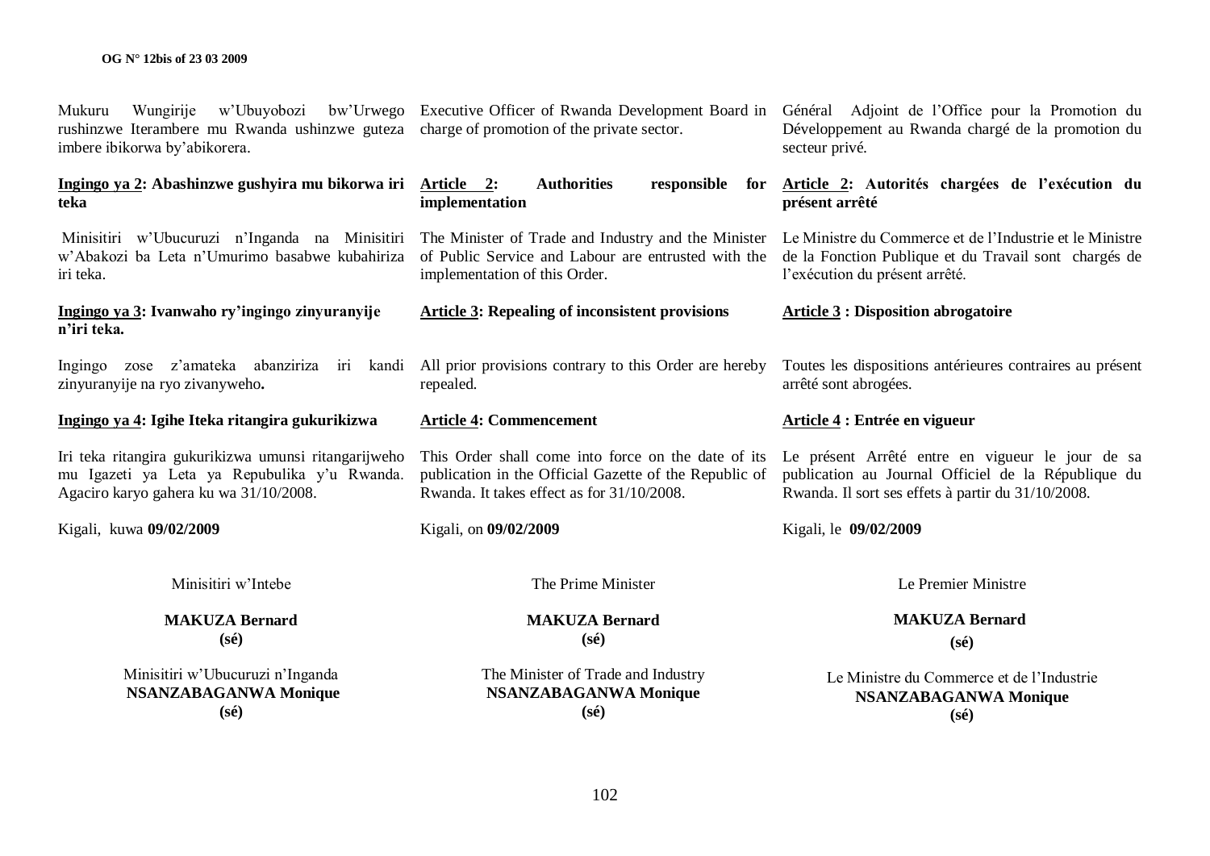Mukuru Wungirije w'Ubuyobozi bw'Urwego rushinzwe Iterambere mu Rwanda ushinzwe guteza imbere ibikorwa by'abikorera.

**Ingingo ya 2: Abashinzwe gushyira mu bikorwa iri teka**

Minisitiri w'Ubucuruzi n'Inganda na Minisitiri w'Abakozi ba Leta n'Umurimo basabwe kubahiriza iri teka.

**Ingingo ya 3: Ivanwaho ry'ingingo zinyuranyije n'iri teka.**

Ingingo zose z'amateka abanziriza iri kandi zinyuranyije na ryo zivanyweho**.**

**Ingingo ya 4: Igihe Iteka ritangira gukurikizwa**

Iri teka ritangira gukurikizwa umunsi ritangarijweho mu Igazeti ya Leta ya Repubulika y'u Rwanda. Agaciro karyo gahera ku wa 31/10/2008.

Kigali, kuwa **09/02/2009**

Minisitiri w'Intebe

**MAKUZA Bernard**
**(sé)**

Minisitiri w'Ubucuruzi n'Inganda
**NSANZABAGANWA Monique**
**(sé)**

Executive Officer of Rwanda Development Board in charge of promotion of the private sector.

**Article 2: Authorities responsible for implementation**

The Minister of Trade and Industry and the Minister of Public Service and Labour are entrusted with the implementation of this Order.

**Article 3: Repealing of inconsistent provisions**

All prior provisions contrary to this Order are hereby repealed.

**Article 4: Commencement**

This Order shall come into force on the date of its publication in the Official Gazette of the Republic of Rwanda. It takes effect as for 31/10/2008.

Kigali, on **09/02/2009**

The Prime Minister

**MAKUZA Bernard**
**(sé)**

The Minister of Trade and Industry
**NSANZABAGANWA Monique**
**(sé)**

Général Adjoint de l'Office pour la Promotion du Développement au Rwanda chargé de la promotion du secteur privé.

**Article 2: Autorités chargées de l'exécution du présent arrêté**

Le Ministre du Commerce et de l'Industrie et le Ministre de la Fonction Publique et du Travail sont chargés de l'exécution du présent arrêté.

**Article 3 : Disposition abrogatoire**

Toutes les dispositions antérieures contraires au présent arrêté sont abrogées.

**Article 4 : Entrée en vigueur**

Le présent Arrêté entre en vigueur le jour de sa publication au Journal Officiel de la République du Rwanda. Il sort ses effets à partir du 31/10/2008.

Kigali, le **09/02/2009**

Le Premier Ministre

**MAKUZA Bernard**
**(sé)**

Le Ministre du Commerce et de l'Industrie
**NSANZABAGANWA Monique**
**(sé)**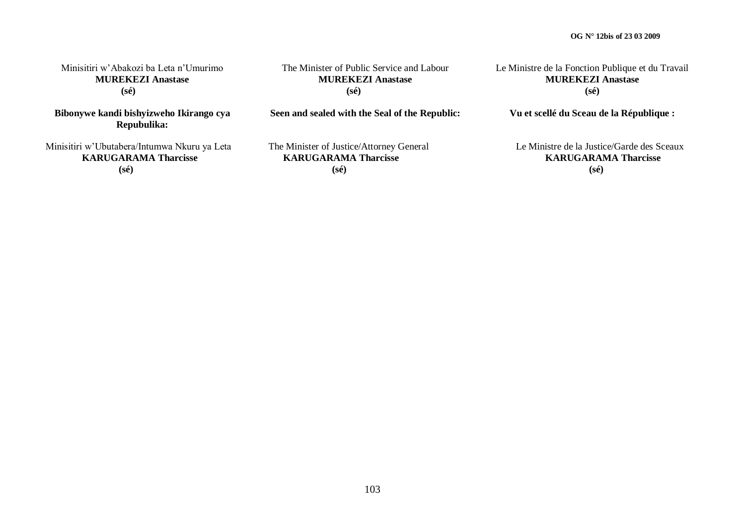Minisitiri w'Abakozi ba Leta n'Umurimo
**MUREKEZI Anastase**
**(sé)**

**Bibonywe kandi bishyizweho Ikirango cya Repubulika:**

Minisitiri w'Ubutabera/Intumwa Nkuru ya Leta
**KARUGARAMA Tharcisse**
**(sé)**

The Minister of Public Service and Labour
**MUREKEZI Anastase**
**(sé)**

**Seen and sealed with the Seal of the Republic:**

The Minister of Justice/Attorney General
**KARUGARAMA Tharcisse**
**(sé)**

Le Ministre de la Fonction Publique et du Travail
**MUREKEZI Anastase**
**(sé)**

**Vu et scellé du Sceau de la République :**

Le Ministre de la Justice/Garde des Sceaux
**KARUGARAMA Tharcisse**
**(sé)**